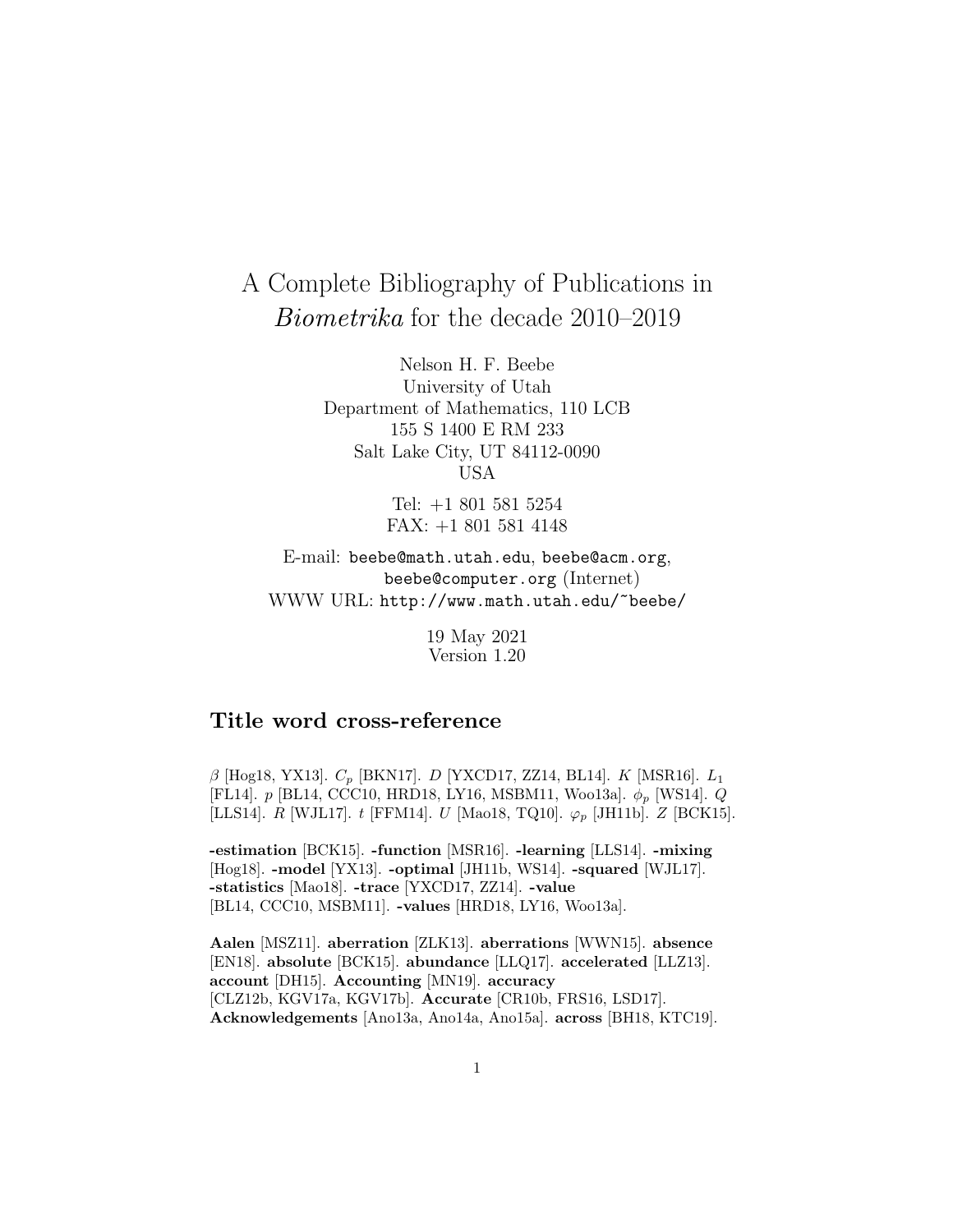# A Complete Bibliography of Publications in *Biometrika* for the decade 2010–2019

Nelson H. F. Beebe
University of Utah
Department of Mathematics, 110 LCB
155 S 1400 E RM 233
Salt Lake City, UT 84112-0090
USA

Tel: +1 801 581 5254
FAX: +1 801 581 4148

E-mail: `beebe@math.utah.edu`, `beebe@acm.org`, `beebe@computer.org` (Internet)
WWW URL: `http://www.math.utah.edu/~beebe/`

19 May 2021
Version 1.20

## Title word cross-reference

$\beta$ [Hog18, YX13]. $C_p$ [BKN17]. $D$ [YXCD17, ZZ14, BL14]. $K$ [MSR16]. $L_1$ [FL14]. $p$ [BL14, CCC10, HRD18, LY16, MSBM11, Woo13a]. $\phi_p$ [WS14]. $Q$ [LLS14]. $R$ [WJL17]. $t$ [FFM14]. $U$ [Mao18, TQ10]. $\varphi_p$ [JH11b]. $Z$ [BCK15].

**-estimation** [BCK15]. **-function** [MSR16]. **-learning** [LLS14]. **-mixing** [Hog18]. **-model** [YX13]. **-optimal** [JH11b, WS14]. **-squared** [WJL17]. **-statistics** [Mao18]. **-trace** [YXCD17, ZZ14]. **-value** [BL14, CCC10, MSBM11]. **-values** [HRD18, LY16, Woo13a].

**Aalen** [MSZ11]. **aberration** [ZLK13]. **aberrations** [WWN15]. **absence** [EN18]. **absolute** [BCK15]. **abundance** [LLQ17]. **accelerated** [LLZ13]. **account** [DH15]. **Accounting** [MN19]. **accuracy** [CLZ12b, KGV17a, KGV17b]. **Accurate** [CR10b, FRS16, LSD17]. **Acknowledgements** [Ano13a, Ano14a, Ano15a]. **across** [BH18, KTC19].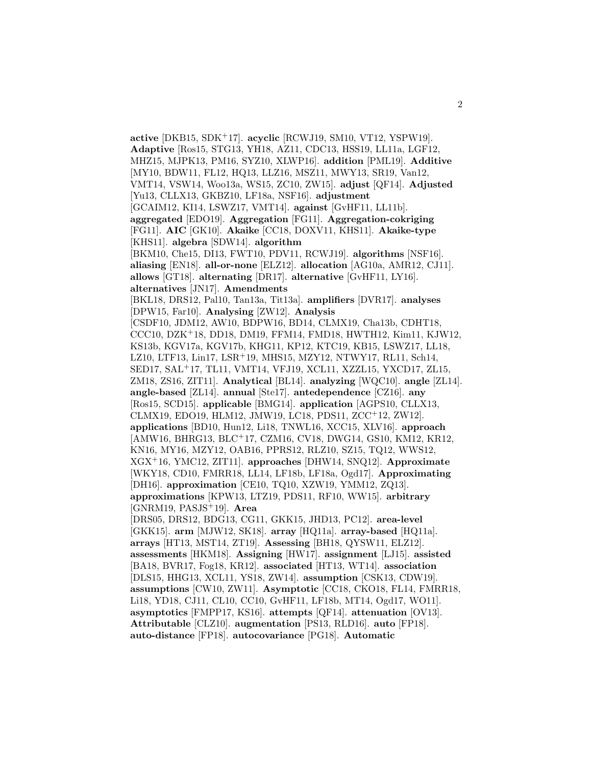**active** [DKB15, SDK[+]17]. **acyclic** [RCWJ19, SM10, VT12, YSPW19]. **Adaptive** [Ros15, STG13, YH18, AZ11, CDC13, HSS19, LL11a, LGF12, MHZ15, MJPK13, PM16, SYZ10, XLWP16]. **addition** [PML19]. **Additive** [MY10, BDW11, FL12, HQ13, LLZ16, MSZ11, MWY13, SR19, Van12, VMT14, VSW14, Woo13a, WS15, ZC10, ZW15]. **adjust** [QF14]. **Adjusted** [Yu13, CLLX13, GKBZ10, LF18a, NSF16]. **adjustment** [GCAIM12, KI14, LSWZ17, VMT14]. **against** [GvHF11, LL11b]. **aggregated** [EDO19]. **Aggregation** [FG11]. **Aggregation-cokriging** [FG11]. **AIC** [GK10]. **Akaike** [CC18, DOXV11, KHS11]. **Akaike-type** [KHS11]. **algebra** [SDW14]. **algorithm** [BKM10, Che15, DI13, FWT10, PDV11, RCWJ19]. **algorithms** [NSF16]. **aliasing** [EN18]. **all-or-none** [ELZ12]. **allocation** [AG10a, AMR12, CJ11]. **allows** [GT18]. **alternating** [DR17]. **alternative** [GvHF11, LY16]. **alternatives** [JN17]. **Amendments** [BKL18, DRS12, Pal10, Tan13a, Tit13a]. **amplifiers** [DVR17]. **analyses** [DPW15, Far10]. **Analysing** [ZW12]. **Analysis** [CSDF10, JDM12, AW10, BDPW16, BD14, CLMX19, Cha13b, CDHT18, CCC10, DZK[+]18, DD18, DM19, FFM14, FMD18, HWTH12, Kim11, KJW12, KS13b, KGV17a, KGV17b, KHG11, KP12, KTC19, KB15, LSWZ17, LL18, LZ10, LTF13, Lin17, LSR[+]19, MHS15, MZY12, NTWY17, RL11, Sch14, SED17, SAL[+]17, TL11, VMT14, VFJ19, XCL11, XZZL15, YXCD17, ZL15, ZM18, ZS16, ZIT11]. **Analytical** [BL14]. **analyzing** [WQC10]. **angle** [ZL14]. **angle-based** [ZL14]. **annual** [Ste17]. **antedependence** [CZ16]. **any** [Ros15, SCD15]. **applicable** [BMG14]. **application** [AGPS10, CLLX13, CLMX19, EDO19, HLM12, JMW19, LC18, PDS11, ZCC[+]12, ZW12]. **applications** [BD10, Hun12, Li18, TNWL16, XCC15, XLV16]. **approach** [AMW16, BHRG13, BLC[+]17, CZM16, CV18, DWG14, GS10, KM12, KR12, KN16, MY16, MZY12, OAB16, PPRS12, RLZ10, SZ15, TQ12, WWS12, XGX[+]16, YMC12, ZIT11]. **approaches** [DHW14, SNQ12]. **Approximate** [WKY18, CD10, FMRR18, LL14, LF18b, LF18a, Ogd17]. **Approximating** [DH16]. **approximation** [CE10, TQ10, XZW19, YMM12, ZQ13]. **approximations** [KPW13, LTZ19, PDS11, RF10, WW15]. **arbitrary** [GNRM19, PASJS[+]19]. **Area** [DRS05, DRS12, BDG13, CG11, GKK15, JHD13, PC12]. **area-level** [GKK15]. **arm** [MJW12, SK18]. **array** [HQ11a]. **array-based** [HQ11a]. **arrays** [HT13, MST14, ZT19]. **Assessing** [BH18, QYSW11, ELZ12]. **assessments** [HKM18]. **Assigning** [HW17]. **assignment** [LJ15]. **assisted** [BA18, BVR17, Fog18, KR12]. **associated** [HT13, WT14]. **association** [DLS15, HHG13, XCL11, YS18, ZW14]. **assumption** [CSK13, CDW19]. **assumptions** [CW10, ZW11]. **Asymptotic** [CC18, CKO18, FL14, FMRR18, Li18, YD18, CJ11, CL10, CC10, GvHF11, LF18b, MT14, Ogd17, WO11]. **asymptotics** [FMPP17, KS16]. **attempts** [QF14]. **attenuation** [OV13]. **Attributable** [CLZ10]. **augmentation** [PS13, RLD16]. **auto** [FP18]. **auto-distance** [FP18]. **autocovariance** [PG18]. **Automatic**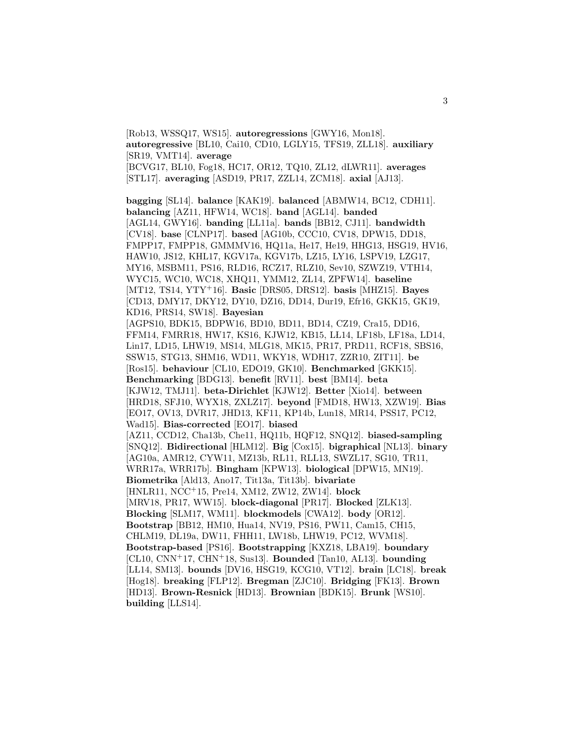[Rob13, WSSQ17, WS15]. **autoregressions** [GWY16, Mon18]. **autoregressive** [BL10, Cai10, CD10, LGLY15, TFS19, ZLL18]. **auxiliary** [SR19, VMT14]. **average** [BCVG17, BL10, Fog18, HC17, OR12, TQ10, ZL12, dLWR11]. **averages** [STL17]. **averaging** [ASD19, PR17, ZZL14, ZCM18]. **axial** [AJ13].

**bagging** [SL14]. **balance** [KAK19]. **balanced** [ABMW14, BC12, CDH11]. **balancing** [AZ11, HFW14, WC18]. **band** [AGL14]. **banded** [AGL14, GWY16]. **banding** [LL11a]. **bands** [BB12, CJ11]. **bandwidth** [CV18]. **base** [CLNP17]. **based** [AG10b, CCC10, CV18, DPW15, DD18, FMPP17, FMPP18, GMMMV16, HQ11a, He17, He19, HHG13, HSG19, HV16, HAW10, JS12, KHL17, KGV17a, KGV17b, LZ15, LY16, LSPV19, LZG17, MY16, MSBM11, PS16, RLD16, RCZ17, RLZ10, Sev10, SZWZ19, VTH14, WYC15, WC10, WC18, XHQ11, YMM12, ZL14, ZPFW14]. **baseline** [MT12, TS14, YTY+16]. **Basic** [DRS05, DRS12]. **basis** [MHZ15]. **Bayes** [CD13, DMY17, DKY12, DY10, DZ16, DD14, Dur19, Efr16, GKK15, GK19, KD16, PRS14, SW18]. **Bayesian** [AGPS10, BDK15, BDPW16, BD10, BD11, BD14, CZ19, Cra15, DD16, FFM14, FMRR18, HW17, KS16, KJW12, KB15, LL14, LF18b, LF18a, LD14, Lin17, LD15, LHW19, MS14, MLG18, MK15, PR17, PRD11, RCF18, SBS16, SSW15, STG13, SHM16, WD11, WKY18, WDH17, ZZR10, ZIT11]. **be** [Ros15]. **behaviour** [CL10, EDO19, GK10]. **Benchmarked** [GKK15]. **Benchmarking** [BDG13]. **benefit** [RV11]. **best** [BM14]. **beta** [KJW12, TMJ11]. **beta-Dirichlet** [KJW12]. **Better** [Xio14]. **between** [HRD18, SFJ10, WYX18, ZXLZ17]. **beyond** [FMD18, HW13, XZW19]. **Bias** [EO17, OV13, DVR17, JHD13, KF11, KP14b, Lun18, MR14, PSS17, PC12, Wad15]. **Bias-corrected** [EO17]. **biased** [AZ11, CCD12, Cha13b, Che11, HQ11b, HQF12, SNQ12]. **biased-sampling** [SNQ12]. **Bidirectional** [HLM12]. **Big** [Cox15]. **bigraphical** [NL13]. **binary** [AG10a, AMR12, CYW11, MZ13b, RL11, RLL13, SWZL17, SG10, TR11, WRR17a, WRR17b]. **Bingham** [KPW13]. **biological** [DPW15, MN19]. **Biometrika** [Ald13, Ano17, Tit13a, Tit13b]. **bivariate** [HNLR11, NCC+15, Pre14, XM12, ZW12, ZW14]. **block** [MRV18, PR17, WW15]. **block-diagonal** [PR17]. **Blocked** [ZLK13]. **Blocking** [SLM17, WM11]. **blockmodels** [CWA12]. **body** [OR12]. **Bootstrap** [BB12, HM10, Hua14, NV19, PS16, PW11, Cam15, CH15, CHLM19, DL19a, DW11, FHH11, LW18b, LHW19, PC12, WVM18]. **Bootstrap-based** [PS16]. **Bootstrapping** [KXZ18, LBA19]. **boundary** [CL10, CNN+17, CHN+18, Sus13]. **Bounded** [Tan10, AL13]. **bounding** [LL14, SM13]. **bounds** [DV16, HSG19, KCG10, VT12]. **brain** [LC18]. **break** [Hog18]. **breaking** [FLP12]. **Bregman** [ZJC10]. **Bridging** [FK13]. **Brown** [HD13]. **Brown-Resnick** [HD13]. **Brownian** [BDK15]. **Brunk** [WS10]. **building** [LLS14].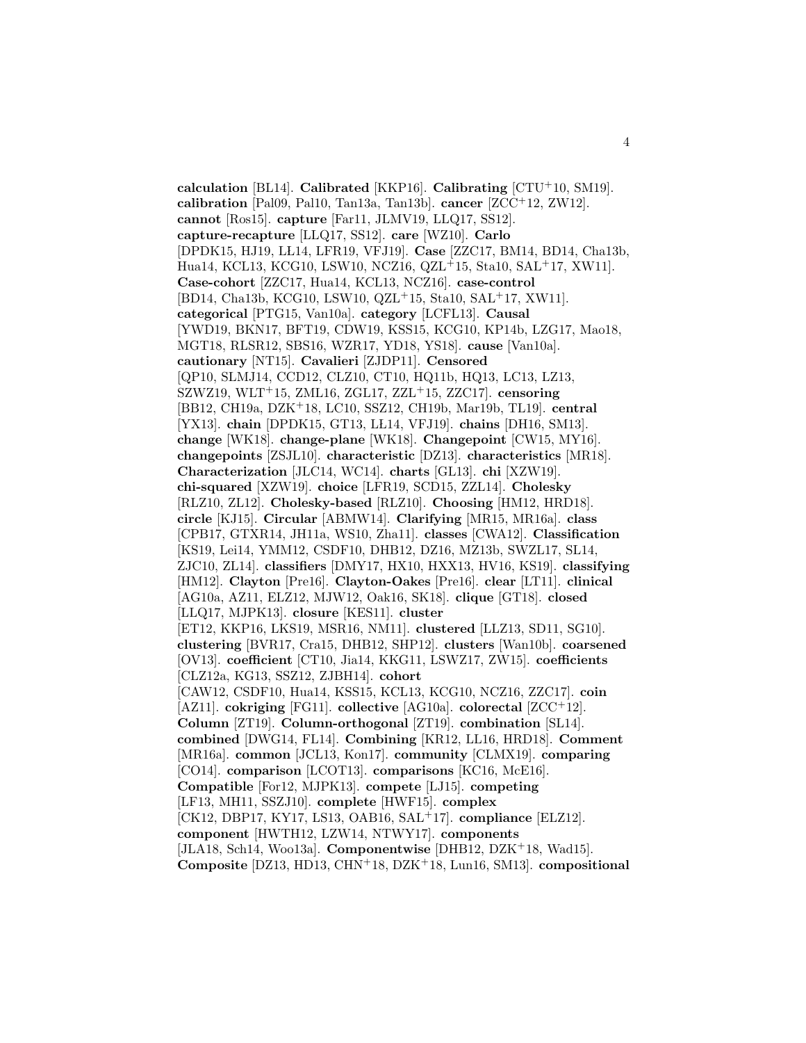**calculation** [BL14]. **Calibrated** [KKP16]. **Calibrating** [CTU+10, SM19]. **calibration** [Pal09, Pal10, Tan13a, Tan13b]. **cancer** [ZCC+12, ZW12]. **cannot** [Ros15]. **capture** [Far11, JLMV19, LLQ17, SS12]. **capture-recapture** [LLQ17, SS12]. **care** [WZ10]. **Carlo** [DPDK15, HJ19, LŁ14, LFR19, VFJ19]. **Case** [ZZC17, BM14, BD14, Cha13b, Hua14, KCL13, KCG10, LSW10, NCZ16, QZL+15, Sta10, SAL+17, XW11]. **Case-cohort** [ZZC17, Hua14, KCL13, NCZ16]. **case-control** [BD14, Cha13b, KCG10, LSW10, QZL+15, Sta10, SAL+17, XW11]. **categorical** [PTG15, Van10a]. **category** [LCFL13]. **Causal** [YWD19, BKN17, BFT19, CDW19, KSS15, KCG10, KP14b, LZG17, Mao18, MGT18, RLSR12, SBS16, WZR17, YD18, YS18]. **cause** [Van10a]. **cautionary** [NT15]. **Cavalieri** [ZJDP11]. **Censored** [QP10, SLMJ14, CCD12, CLZ10, CT10, HQ11b, HQ13, LC13, LZ13, SZWZ19, WLT+15, ZML16, ZGL17, ZZL+15, ZZC17]. **censoring** [BB12, CH19a, DZK+18, LC10, SSZ12, CH19b, Mar19b, TL19]. **central** [YX13]. **chain** [DPDK15, GT13, LŁ14, VFJ19]. **chains** [DH16, SM13]. **change** [WK18]. **change-plane** [WK18]. **Changepoint** [CW15, MY16]. **changepoints** [ZSJL10]. **characteristic** [DZ13]. **characteristics** [MR18]. **Characterization** [JLC14, WC14]. **charts** [GL13]. **chi** [XZW19]. **chi-squared** [XZW19]. **choice** [LFR19, SCD15, ZZL14]. **Cholesky** [RLZ10, ZL12]. **Cholesky-based** [RLZ10]. **Choosing** [HM12, HRD18]. **circle** [KJ15]. **Circular** [ABMW14]. **Clarifying** [MR15, MR16a]. **class** [CPB17, GTXR14, JH11a, WS10, Zha11]. **classes** [CWA12]. **Classification** [KS19, Lei14, YMM12, CSDF10, DHB12, DZ16, MZ13b, SWZL17, SL14, ZJC10, ZL14]. **classifiers** [DMY17, HX10, HXX13, HV16, KS19]. **classifying** [HM12]. **Clayton** [Pre16]. **Clayton-Oakes** [Pre16]. **clear** [LT11]. **clinical** [AG10a, AZ11, ELZ12, MJW12, Oak16, SK18]. **clique** [GT18]. **closed** [LLQ17, MJPK13]. **closure** [KES11]. **cluster** [ET12, KKP16, LKS19, MSR16, NM11]. **clustered** [LLZ13, SD11, SG10]. **clustering** [BVR17, Cra15, DHB12, SHP12]. **clusters** [Wan10b]. **coarsened** [OV13]. **coefficient** [CT10, Jia14, KKG11, LSWZ17, ZW15]. **coefficients** [CLZ12a, KG13, SSZ12, ZJBH14]. **cohort** [CAW12, CSDF10, Hua14, KSS15, KCL13, KCG10, NCZ16, ZZC17]. **coin** [AZ11]. **cokriging** [FG11]. **collective** [AG10a]. **colorectal** [ZCC+12]. **Column** [ZT19]. **Column-orthogonal** [ZT19]. **combination** [SL14]. **combined** [DWG14, FL14]. **Combining** [KR12, LL16, HRD18]. **Comment** [MR16a]. **common** [JCL13, Kon17]. **community** [CLMX19]. **comparing** [CO14]. **comparison** [LCOT13]. **comparisons** [KC16, McE16]. **Compatible** [For12, MJPK13]. **compete** [LJ15]. **competing** [LF13, MH11, SSZJ10]. **complete** [HWF15]. **complex** [CK12, DBP17, KY17, LS13, OAB16, SAL+17]. **compliance** [ELZ12]. **component** [HWTH12, LZW14, NTWY17]. **components** [JLA18, Sch14, Woo13a]. **Componentwise** [DHB12, DZK+18, Wad15]. **Composite** [DZ13, HD13, CHN+18, DZK+18, Lun16, SM13]. **compositional**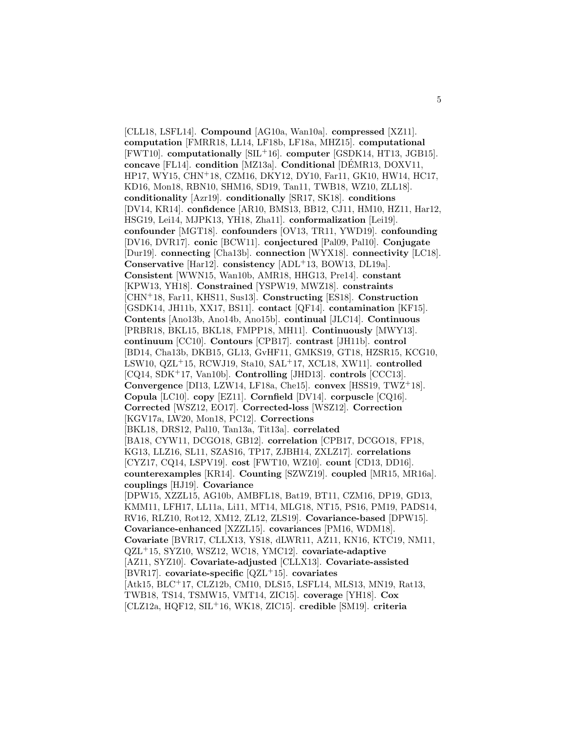[CLL18, LSFL14]. **Compound** [AG10a, Wan10a]. **compressed** [XZ11]. **computation** [FMRR18, LL14, LF18b, LF18a, MHZ15]. **computational** [FWT10]. **computationally** [SIL[+]16]. **computer** [GSDK14, HT13, JGB15]. **concave** [FL14]. **condition** [MZ13a]. **Conditional** [DÉMR13, DOXV11, HP17, WY15, CHN[+]18, CZM16, DKY12, DY10, Far11, GK10, HW14, HC17, KD16, Mon18, RBN10, SHM16, SD19, Tan11, TWB18, WZ10, ZLL18]. **conditionality** [Azr19]. **conditionally** [SR17, SK18]. **conditions** [DV14, KR14]. **confidence** [AR10, BMS13, BB12, CJ11, HM10, HZ11, Har12, HSG19, Lei14, MJPK13, YH18, Zha11]. **conformalization** [Lei19]. **confounder** [MGT18]. **confounders** [OV13, TR11, YWD19]. **confounding** [DV16, DVR17]. **conic** [BCW11]. **conjectured** [Pal09, Pal10]. **Conjugate** [Dur19]. **connecting** [Cha13b]. **connection** [WYX18]. **connectivity** [LC18]. **Conservative** [Har12]. **consistency** [ADL[+]13, BOW13, DL19a]. **Consistent** [WWN15, Wan10b, AMR18, HHG13, Pre14]. **constant** [KPW13, YH18]. **Constrained** [YSPW19, MWZ18]. **constraints** [CHN[+]18, Far11, KHS11, Sus13]. **Constructing** [ES18]. **Construction** [GSDK14, JH11b, XX17, BS11]. **contact** [QF14]. **contamination** [KF15]. **Contents** [Ano13b, Ano14b, Ano15b]. **continual** [JLC14]. **Continuous** [PRBR18, BKL15, BKL18, FMPP18, MH11]. **Continuously** [MWY13]. **continuum** [CC10]. **Contours** [CPB17]. **contrast** [JH11b]. **control** [BD14, Cha13b, DKB15, GL13, GvHF11, GMKS19, GT18, HZSR15, KCG10, LSW10, QZL[+]15, RCWJ19, Sta10, SAL[+]17, XCL18, XW11]. **controlled** [CQ14, SDK[+]17, Van10b]. **Controlling** [JHD13]. **controls** [CCC13]. **Convergence** [DI13, LZW14, LF18a, Che15]. **convex** [HSS19, TWZ[+]18]. **Copula** [LC10]. **copy** [EZ11]. **Cornfield** [DV14]. **corpuscle** [CQ16]. **Corrected** [WSZ12, EO17]. **Corrected-loss** [WSZ12]. **Correction** [KGV17a, LW20, Mon18, PC12]. **Corrections** [BKL18, DRS12, Pal10, Tan13a, Tit13a]. **correlated** [BA18, CYW11, DCGO18, GB12]. **correlation** [CPB17, DCGO18, FP18, KG13, LLZ16, SL11, SZAS16, TP17, ZJBH14, ZXLZ17]. **correlations** [CYZ17, CQ14, LSPV19]. **cost** [FWT10, WZ10]. **count** [CD13, DD16]. **counterexamples** [KR14]. **Counting** [SZWZ19]. **coupled** [MR15, MR16a]. **couplings** [HJ19]. **Covariance** [DPW15, XZZL15, AG10b, AMBFL18, Bat19, BT11, CZM16, DP19, GD13, KMM11, LFH17, LL11a, Li11, MT14, MLG18, NT15, PS16, PM19, PADS14, RV16, RLZ10, Rot12, XM12, ZL12, ZLS19]. **Covariance-based** [DPW15]. **Covariance-enhanced** [XZZL15]. **covariances** [PM16, WDM18]. **Covariate** [BVR17, CLLX13, YS18, dLWR11, AZ11, KN16, KTC19, NM11, QZL[+]15, SYZ10, WSZ12, WC18, YMC12]. **covariate-adaptive** [AZ11, SYZ10]. **Covariate-adjusted** [CLLX13]. **Covariate-assisted** [BVR17]. **covariate-specific** [QZL[+]15]. **covariates** [Atk15, BLC[+]17, CLZ12b, CM10, DLS15, LSFL14, MLS13, MN19, Rat13, TWB18, TS14, TSMW15, VMT14, ZIC15]. **coverage** [YH18]. **Cox** [CLZ12a, HQF12, SIL[+]16, WK18, ZIC15]. **credible** [SM19]. **criteria**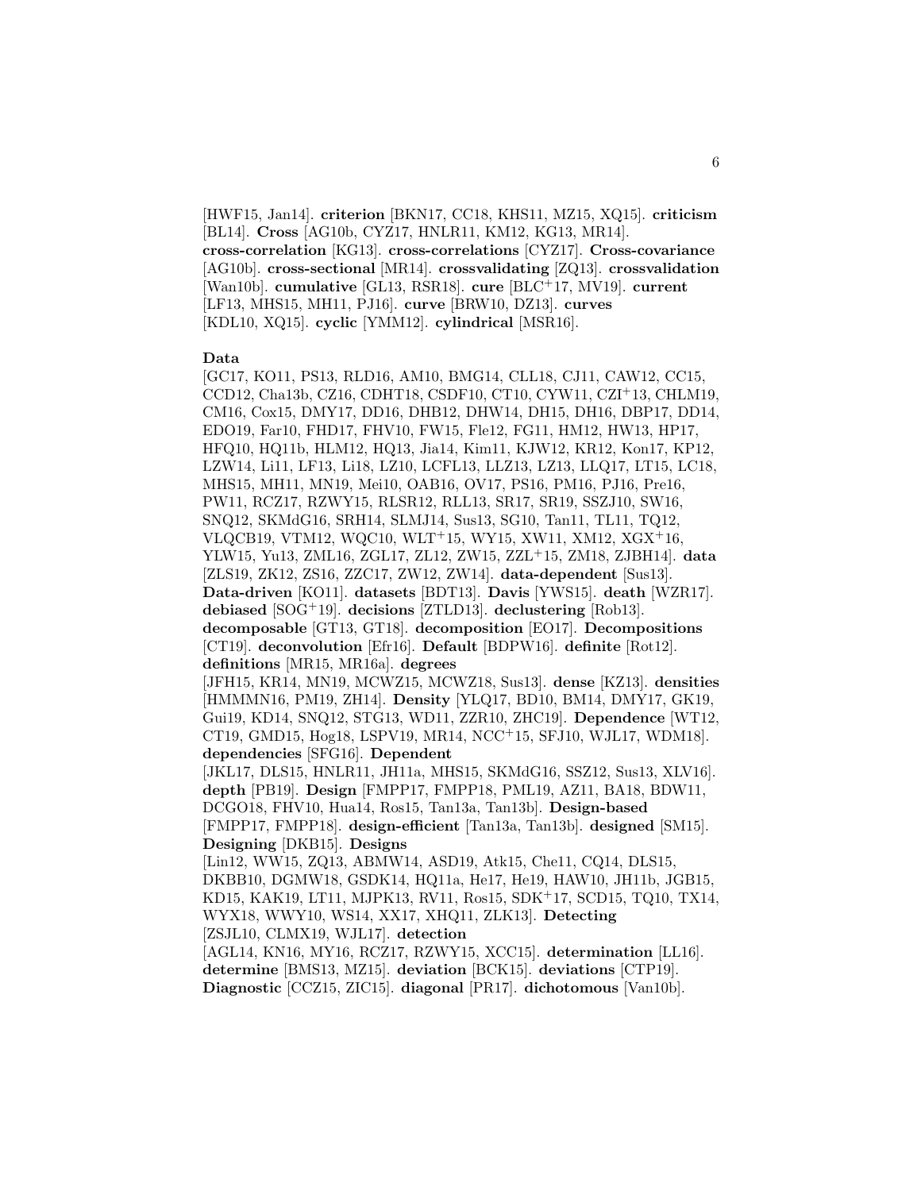[HWF15, Jan14]. **criterion** [BKN17, CC18, KHS11, MZ15, XQ15]. **criticism** [BL14]. **Cross** [AG10b, CYZ17, HNLR11, KM12, KG13, MR14]. **cross-correlation** [KG13]. **cross-correlations** [CYZ17]. **Cross-covariance** [AG10b]. **cross-sectional** [MR14]. **crossvalidating** [ZQ13]. **crossvalidation** [Wan10b]. **cumulative** [GL13, RSR18]. **cure** [BLC+17, MV19]. **current** [LF13, MHS15, MH11, PJ16]. **curve** [BRW10, DZ13]. **curves** [KDL10, XQ15]. **cyclic** [YMM12]. **cylindrical** [MSR16].

**Data**

[GC17, KO11, PS13, RLD16, AM10, BMG14, CLL18, CJ11, CAW12, CC15, CCD12, Cha13b, CZ16, CDHT18, CSDF10, CT10, CYW11, CZI+13, CHLM19, CM16, Cox15, DMY17, DD16, DHB12, DHW14, DH15, DH16, DBP17, DD14, EDO19, Far10, FHD17, FHV10, FW15, Fle12, FG11, HM12, HW13, HP17, HFQ10, HQ11b, HLM12, HQ13, Jia14, Kim11, KJW12, KR12, Kon17, KP12, LZW14, Li11, LF13, Li18, LZ10, LCFL13, LLZ13, LZ13, LLQ17, LT15, LC18, MHS15, MH11, MN19, Mei10, OAB16, OV17, PS16, PM16, PJ16, Pre16, PW11, RCZ17, RZWY15, RLSR12, RLL13, SR17, SR19, SSZJ10, SW16, SNQ12, SKMdG16, SRH14, SLMJ14, Sus13, SG10, Tan11, TL11, TQ12, VLQCB19, VTM12, WQC10, WLT+15, WY15, XW11, XM12, XGX+16, YLW15, Yu13, ZML16, ZGL17, ZL12, ZW15, ZZL+15, ZM18, ZJBH14]. **data** [ZLS19, ZK12, ZS16, ZZC17, ZW12, ZW14]. **data-dependent** [Sus13]. **Data-driven** [KO11]. **datasets** [BDT13]. **Davis** [YWS15]. **death** [WZR17]. **debiased** [SOG+19]. **decisions** [ZTLD13]. **declustering** [Rob13]. **decomposable** [GT13, GT18]. **decomposition** [EO17]. **Decompositions** [CT19]. **deconvolution** [Efr16]. **Default** [BDPW16]. **definite** [Rot12]. **definitions** [MR15, MR16a]. **degrees** [JFH15, KR14, MN19, MCWZ15, MCWZ18, Sus13]. **dense** [KZ13]. **densities** [HMMMN16, PM19, ZH14]. **Density** [YLQ17, BD10, BM14, DMY17, GK19, Gui19, KD14, SNQ12, STG13, WD11, ZZR10, ZHC19]. **Dependence** [WT12, CT19, GMD15, Hog18, LSPV19, MR14, NCC+15, SFJ10, WJL17, WDM18]. **dependencies** [SFG16]. **Dependent** [JKL17, DLS15, HNLR11, JH11a, MHS15, SKMdG16, SSZ12, Sus13, XLV16]. **depth** [PB19]. **Design** [FMPP17, FMPP18, PML19, AZ11, BA18, BDW11, DCGO18, FHV10, Hua14, Ros15, Tan13a, Tan13b]. **Design-based** [FMPP17, FMPP18]. **design-efficient** [Tan13a, Tan13b]. **designed** [SM15]. **Designing** [DKB15]. **Designs** [Lin12, WW15, ZQ13, ABMW14, ASD19, Atk15, Che11, CQ14, DLS15, DKBB10, DGMW18, GSDK14, HQ11a, He17, He19, HAW10, JH11b, JGB15, KD15, KAK19, LT11, MJPK13, RV11, Ros15, SDK+17, SCD15, TQ10, TX14, WYX18, WWY10, WS14, XX17, XHQ11, ZLK13]. **Detecting** [ZSJL10, CLMX19, WJL17]. **detection** [AGL14, KN16, MY16, RCZ17, RZWY15, XCC15]. **determination** [LL16]. **determine** [BMS13, MZ15]. **deviation** [BCK15]. **deviations** [CTP19]. **Diagnostic** [CCZ15, ZIC15]. **diagonal** [PR17]. **dichotomous** [Van10b].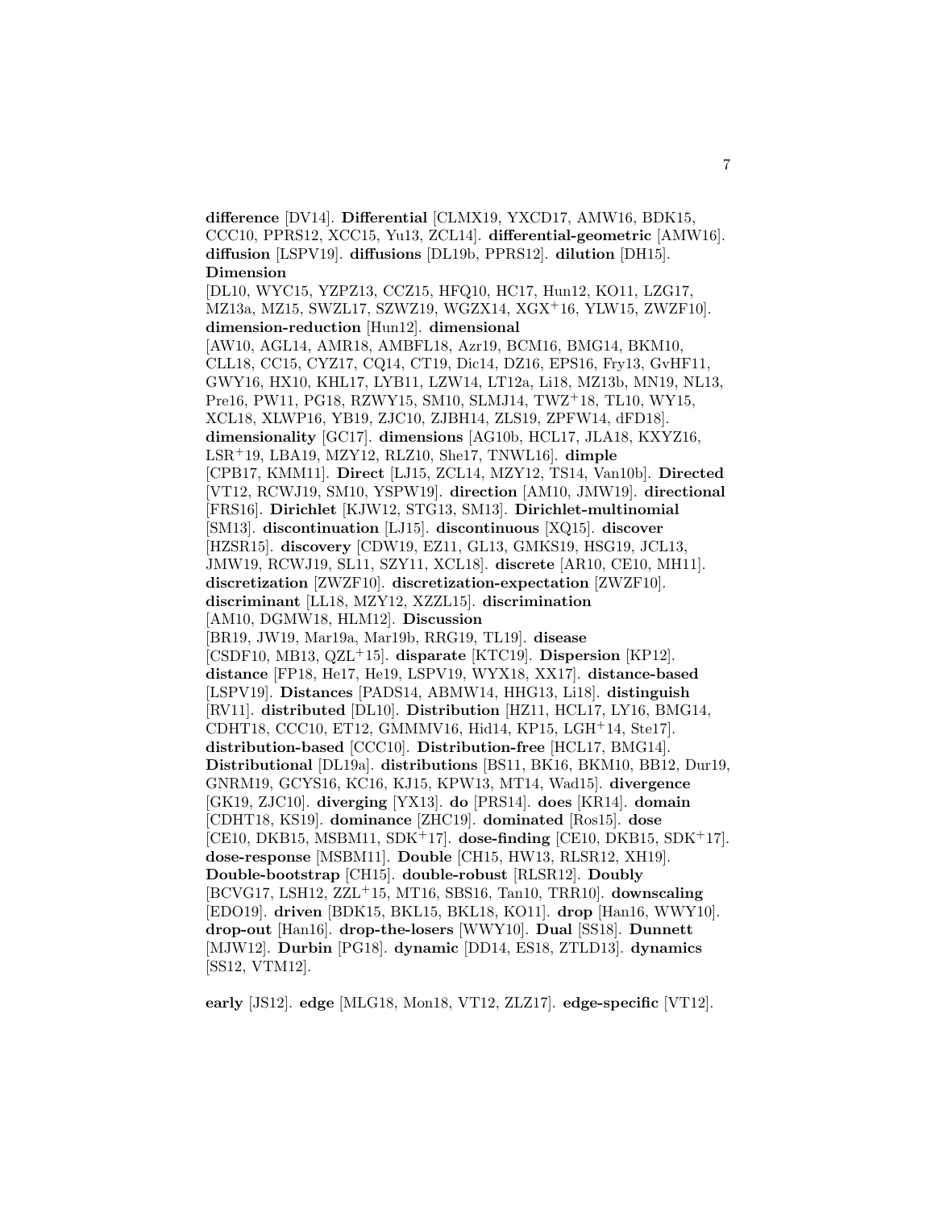**difference** [DV14]. **Differential** [CLMX19, YXCD17, AMW16, BDK15, CCC10, PPRS12, XCC15, Yu13, ZCL14]. **differential-geometric** [AMW16]. **diffusion** [LSPV19]. **diffusions** [DL19b, PPRS12]. **dilution** [DH15]. **Dimension** [DL10, WYC15, YZPZ13, CCZ15, HFQ10, HC17, Hun12, KO11, LZG17, MZ13a, MZ15, SWZL17, SZWZ19, WGZX14, XGX+16, YLW15, ZWZF10]. **dimension-reduction** [Hun12]. **dimensional** [AW10, AGL14, AMR18, AMBFL18, Azr19, BCM16, BMG14, BKM10, CLL18, CC15, CYZ17, CQ14, CT19, Dic14, DZ16, EPS16, Fry13, GvHF11, GWY16, HX10, KHL17, LYB11, LZW14, LT12a, Li18, MZ13b, MN19, NL13, Pre16, PW11, PG18, RZWY15, SM10, SLMJ14, TWZ+18, TL10, WY15, XCL18, XLWP16, YB19, ZJC10, ZJBH14, ZLS19, ZPFW14, dFD18]. **dimensionality** [GC17]. **dimensions** [AG10b, HCL17, JLA18, KXYZ16, LSR+19, LBA19, MZY12, RLZ10, She17, TNWL16]. **dimple** [CPB17, KMM11]. **Direct** [LJ15, ZCL14, MZY12, TS14, Van10b]. **Directed** [VT12, RCWJ19, SM10, YSPW19]. **direction** [AM10, JMW19]. **directional** [FRS16]. **Dirichlet** [KJW12, STG13, SM13]. **Dirichlet-multinomial** [SM13]. **discontinuation** [LJ15]. **discontinuous** [XQ15]. **discover** [HZSR15]. **discovery** [CDW19, EZ11, GL13, GMKS19, HSG19, JCL13, JMW19, RCWJ19, SL11, SZY11, XCL18]. **discrete** [AR10, CE10, MH11]. **discretization** [ZWZF10]. **discretization-expectation** [ZWZF10]. **discriminant** [LL18, MZY12, XZZL15]. **discrimination** [AM10, DGMW18, HLM12]. **Discussion** [BR19, JW19, Mar19a, Mar19b, RRG19, TL19]. **disease** [CSDF10, MB13, QZL+15]. **disparate** [KTC19]. **Dispersion** [KP12]. **distance** [FP18, He17, He19, LSPV19, WYX18, XX17]. **distance-based** [LSPV19]. **Distances** [PADS14, ABMW14, HHG13, Li18]. **distinguish** [RV11]. **distributed** [DL10]. **Distribution** [HZ11, HCL17, LY16, BMG14, CDHT18, CCC10, ET12, GMMMV16, Hid14, KP15, LGH+14, Ste17]. **distribution-based** [CCC10]. **Distribution-free** [HCL17, BMG14]. **Distributional** [DL19a]. **distributions** [BS11, BK16, BKM10, BB12, Dur19, GNRM19, GCYS16, KC16, KJ15, KPW13, MT14, Wad15]. **divergence** [GK19, ZJC10]. **diverging** [YX13]. **do** [PRS14]. **does** [KR14]. **domain** [CDHT18, KS19]. **dominance** [ZHC19]. **dominated** [Ros15]. **dose** [CE10, DKB15, MSBM11, SDK+17]. **dose-finding** [CE10, DKB15, SDK+17]. **dose-response** [MSBM11]. **Double** [CH15, HW13, RLSR12, XH19]. **Double-bootstrap** [CH15]. **double-robust** [RLSR12]. **Doubly** [BCVG17, LSH12, ZZL+15, MT16, SBS16, Tan10, TRR10]. **downscaling** [EDO19]. **driven** [BDK15, BKL15, BKL18, KO11]. **drop** [Han16, WWY10]. **drop-out** [Han16]. **drop-the-losers** [WWY10]. **Dual** [SS18]. **Dunnett** [MJW12]. **Durbin** [PG18]. **dynamic** [DD14, ES18, ZTLD13]. **dynamics** [SS12, VTM12].

**early** [JS12]. **edge** [MLG18, Mon18, VT12, ZLZ17]. **edge-specific** [VT12].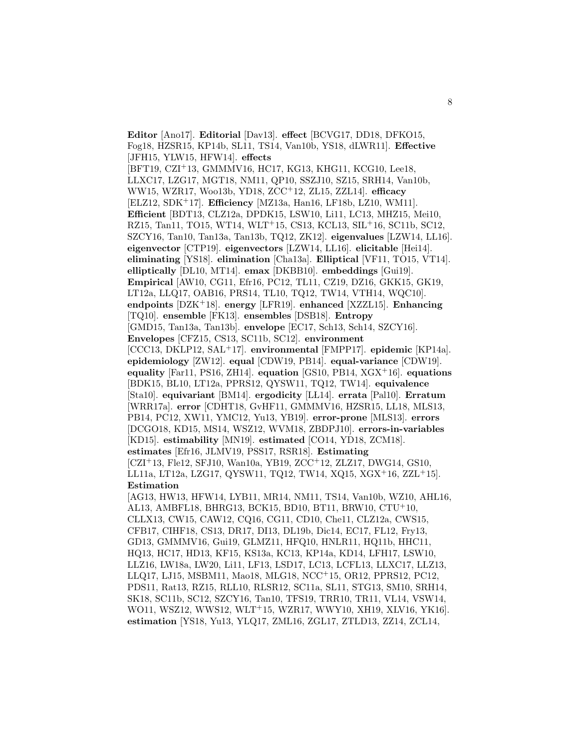**Editor** [Ano17]. **Editorial** [Dav13]. **effect** [BCVG17, DD18, DFKO15, Fog18, HZSR15, KP14b, SL11, TS14, Van10b, YS18, dLWR11]. **Effective** [JFH15, YLW15, HFW14]. **effects** [BFT19, CZI+13, GMMMV16, HC17, KG13, KHG11, KCG10, Lee18, LLXC17, LZG17, MGT18, NM11, QP10, SSZJ10, SZ15, SRH14, Van10b, WW15, WZR17, Woo13b, YD18, ZCC+12, ZL15, ZZL14]. **efficacy** [ELZ12, SDK+17]. **Efficiency** [MZ13a, Han16, LF18b, LZ10, WM11]. **Efficient** [BDT13, CLZ12a, DPDK15, LSW10, Li11, LC13, MHZ15, Mei10, RZ15, Tan11, TO15, WT14, WLT+15, CS13, KCL13, SIL+16, SC11b, SC12, SZCY16, Tan10, Tan13a, Tan13b, TQ12, ZK12]. **eigenvalues** [LZW14, LL16]. **eigenvector** [CTP19]. **eigenvectors** [LZW14, LL16]. **elicitable** [Hei14]. **eliminating** [YS18]. **elimination** [Cha13a]. **Elliptical** [VF11, TO15, VT14]. **elliptically** [DL10, MT14]. **emax** [DKBB10]. **embeddings** [Gui19]. **Empirical** [AW10, CG11, Efr16, PC12, TL11, CZ19, DZ16, GKK15, GK19, LT12a, LLQ17, OAB16, PRS14, TL10, TQ12, TW14, VTH14, WQC10]. **endpoints** [DZK+18]. **energy** [LFR19]. **enhanced** [XZZL15]. **Enhancing** [TQ10]. **ensemble** [FK13]. **ensembles** [DSB18]. **Entropy** [GMD15, Tan13a, Tan13b]. **envelope** [EC17, Sch13, Sch14, SZCY16]. **Envelopes** [CFZ15, CS13, SC11b, SC12]. **environment** [CCC13, DKLP12, SAL+17]. **environmental** [FMPP17]. **epidemic** [KP14a]. **epidemiology** [ZW12]. **equal** [CDW19, PB14]. **equal-variance** [CDW19]. **equality** [Far11, PS16, ZH14]. **equation** [GS10, PB14, XGX+16]. **equations** [BDK15, BL10, LT12a, PPRS12, QYSW11, TQ12, TW14]. **equivalence** [Sta10]. **equivariant** [BM14]. **ergodicity** [LL14]. **errata** [Pal10]. **Erratum** [WRR17a]. **error** [CDHT18, GvHF11, GMMMV16, HZSR15, LL18, MLS13, PB14, PC12, XW11, YMC12, Yu13, YB19]. **error-prone** [MLS13]. **errors** [DCGO18, KD15, MS14, WSZ12, WVM18, ZBDPJ10]. **errors-in-variables** [KD15]. **estimability** [MN19]. **estimated** [CO14, YD18, ZCM18]. **estimates** [Efr16, JLMV19, PSS17, RSR18]. **Estimating** [CZI+13, Fle12, SFJ10, Wan10a, YB19, ZCC+12, ZLZ17, DWG14, GS10, LL11a, LT12a, LZG17, QYSW11, TQ12, TW14, XQ15, XGX+16, ZZL+15]. **Estimation** [AG13, HW13, HFW14, LYB11, MR14, NM11, TS14, Van10b, WZ10, AHL16, AL13, AMBFL18, BHRG13, BCK15, BD10, BT11, BRW10, CTU+10, CLLX13, CW15, CAW12, CQ16, CG11, CD10, Che11, CLZ12a, CWS15, CFB17, CIHF18, CS13, DR17, DI13, DL19b, Dic14, EC17, FL12, Fry13, GD13, GMMMV16, Gui19, GLMZ11, HFQ10, HNLR11, HQ11b, HHC11, HQ13, HC17, HD13, KF15, KS13a, KC13, KP14a, KD14, LFH17, LSW10, LLZ16, LW18a, LW20, Li11, LF13, LSD17, LC13, LCFL13, LLXC17, LLZ13, LLQ17, LJ15, MSBM11, Mao18, MLG18, NCC+15, OR12, PPRS12, PC12, PDS11, Rat13, RZ15, RLL10, RLSR12, SC11a, SL11, STG13, SM10, SRH14, SK18, SC11b, SC12, SZCY16, Tan10, TFS19, TRR10, TR11, VL14, VSW14, WO11, WSZ12, WWS12, WLT+15, WZR17, WWY10, XH19, XLV16, YK16]. **estimation** [YS18, Yu13, YLQ17, ZML16, ZGL17, ZTLD13, ZZ14, ZCL14,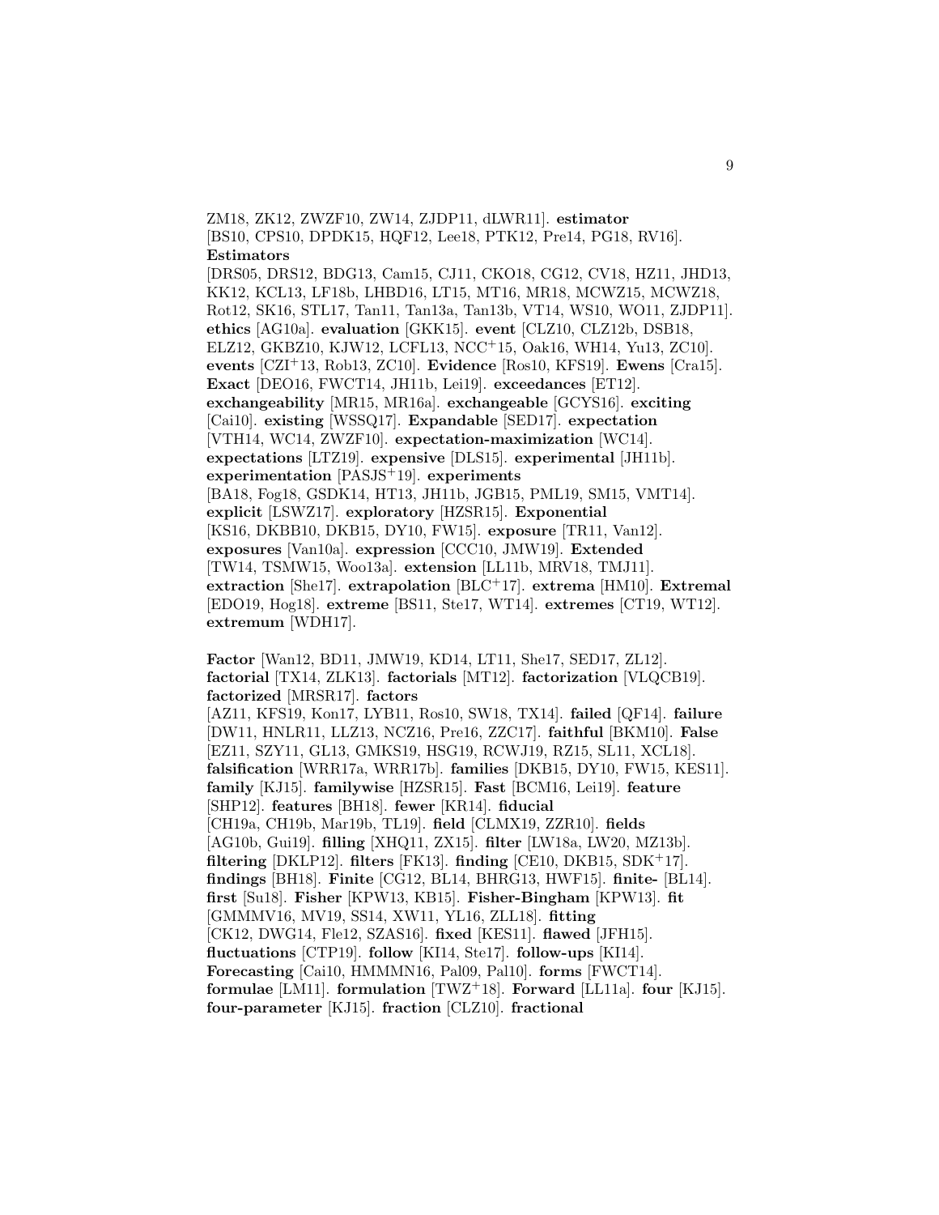ZM18, ZK12, ZWZF10, ZW14, ZJDP11, dLWR11]. **estimator** [BS10, CPS10, DPDK15, HQF12, Lee18, PTK12, Pre14, PG18, RV16]. **Estimators** [DRS05, DRS12, BDG13, Cam15, CJ11, CKO18, CG12, CV18, HZ11, JHD13, KK12, KCL13, LF18b, LHBD16, LT15, MT16, MR18, MCWZ15, MCWZ18, Rot12, SK16, STL17, Tan11, Tan13a, Tan13b, VT14, WS10, WO11, ZJDP11]. **ethics** [AG10a]. **evaluation** [GKK15]. **event** [CLZ10, CLZ12b, DSB18, ELZ12, GKBZ10, KJW12, LCFL13, NCC+15, Oak16, WH14, Yu13, ZC10]. **events** [CZI+13, Rob13, ZC10]. **Evidence** [Ros10, KFS19]. **Ewens** [Cra15]. **Exact** [DEO16, FWCT14, JH11b, Lei19]. **exceedances** [ET12]. **exchangeability** [MR15, MR16a]. **exchangeable** [GCYS16]. **exciting** [Cai10]. **existing** [WSSQ17]. **Expandable** [SED17]. **expectation** [VTH14, WC14, ZWZF10]. **expectation-maximization** [WC14]. **expectations** [LTZ19]. **expensive** [DLS15]. **experimental** [JH11b]. **experimentation** [PASJS+19]. **experiments** [BA18, Fog18, GSDK14, HT13, JH11b, JGB15, PML19, SM15, VMT14]. **explicit** [LSWZ17]. **exploratory** [HZSR15]. **Exponential** [KS16, DKBB10, DKB15, DY10, FW15]. **exposure** [TR11, Van12]. **exposures** [Van10a]. **expression** [CCC10, JMW19]. **Extended** [TW14, TSMW15, Woo13a]. **extension** [LL11b, MRV18, TMJ11]. **extraction** [She17]. **extrapolation** [BLC+17]. **extrema** [HM10]. **Extremal** [EDO19, Hog18]. **extreme** [BS11, Ste17, WT14]. **extremes** [CT19, WT12]. **extremum** [WDH17].

**Factor** [Wan12, BD11, JMW19, KD14, LT11, She17, SED17, ZL12]. **factorial** [TX14, ZLK13]. **factorials** [MT12]. **factorization** [VLQCB19]. **factorized** [MRSR17]. **factors** [AZ11, KFS19, Kon17, LYB11, Ros10, SW18, TX14]. **failed** [QF14]. **failure** [DW11, HNLR11, LLZ13, NCZ16, Pre16, ZZC17]. **faithful** [BKM10]. **False** [EZ11, SZY11, GL13, GMKS19, HSG19, RCWJ19, RZ15, SL11, XCL18]. **falsification** [WRR17a, WRR17b]. **families** [DKB15, DY10, FW15, KES11]. **family** [KJ15]. **familywise** [HZSR15]. **Fast** [BCM16, Lei19]. **feature** [SHP12]. **features** [BH18]. **fewer** [KR14]. **fiducial** [CH19a, CH19b, Mar19b, TL19]. **field** [CLMX19, ZZR10]. **fields** [AG10b, Gui19]. **filling** [XHQ11, ZX15]. **filter** [LW18a, LW20, MZ13b]. **filtering** [DKLP12]. **filters** [FK13]. **finding** [CE10, DKB15, SDK+17]. **findings** [BH18]. **Finite** [CG12, BL14, BHRG13, HWF15]. **finite-** [BL14]. **first** [Su18]. **Fisher** [KPW13, KB15]. **Fisher-Bingham** [KPW13]. **fit** [GMMMV16, MV19, SS14, XW11, YL16, ZLL18]. **fitting** [CK12, DWG14, Fle12, SZAS16]. **fixed** [KES11]. **flawed** [JFH15]. **fluctuations** [CTP19]. **follow** [KI14, Ste17]. **follow-ups** [KI14]. **Forecasting** [Cai10, HMMMN16, Pal09, Pal10]. **forms** [FWCT14]. **formulae** [LM11]. **formulation** [TWZ+18]. **Forward** [LL11a]. **four** [KJ15]. **four-parameter** [KJ15]. **fraction** [CLZ10]. **fractional**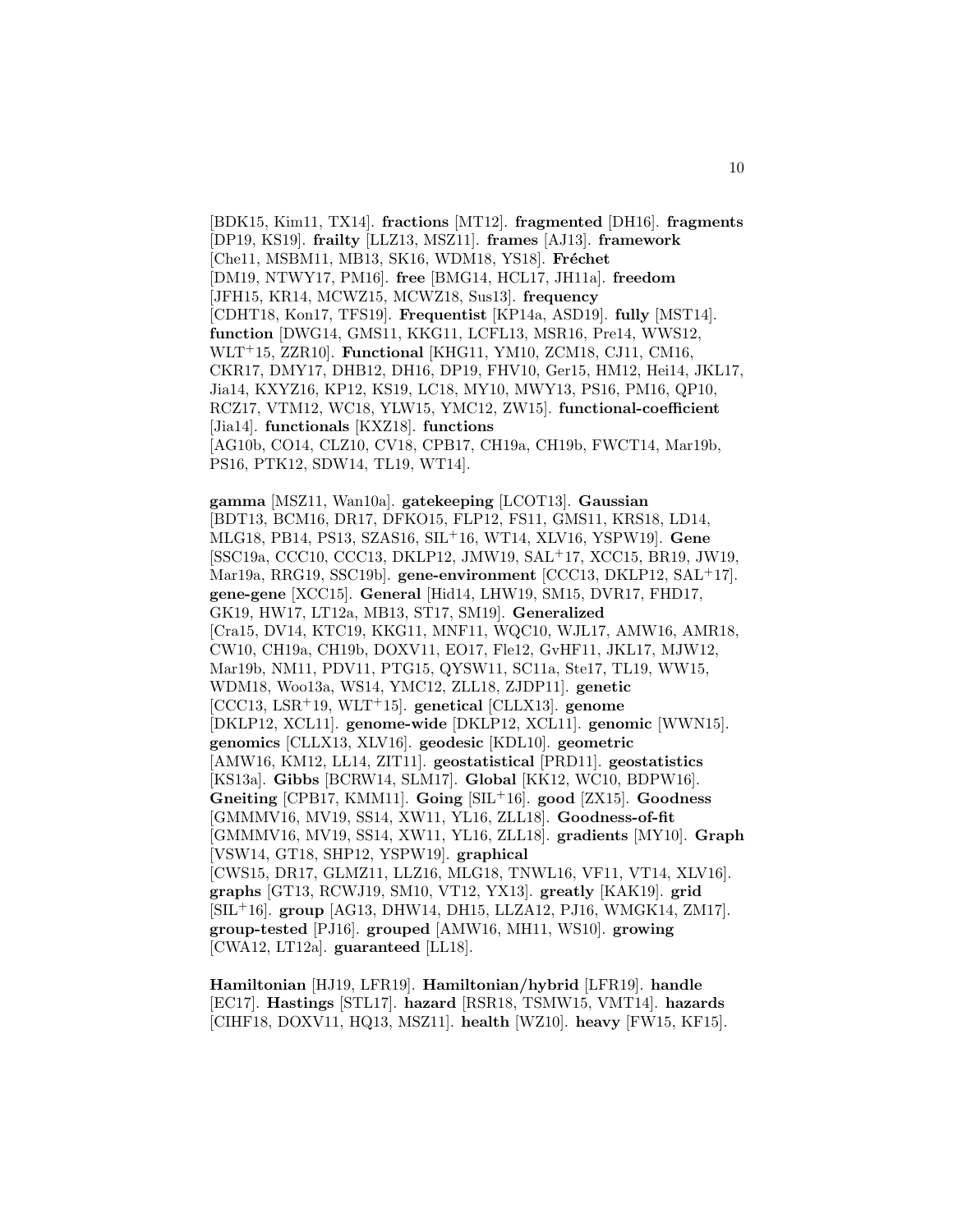[BDK15, Kim11, TX14]. **fractions** [MT12]. **fragmented** [DH16]. **fragments** [DP19, KS19]. **frailty** [LLZ13, MSZ11]. **frames** [AJ13]. **framework** [Che11, MSBM11, MB13, SK16, WDM18, YS18]. **Fréchet** [DM19, NTWY17, PM16]. **free** [BMG14, HCL17, JH11a]. **freedom** [JFH15, KR14, MCWZ15, MCWZ18, Sus13]. **frequency** [CDHT18, Kon17, TFS19]. **Frequentist** [KP14a, ASD19]. **fully** [MST14]. **function** [DWG14, GMS11, KKG11, LCFL13, MSR16, Pre14, WWS12, WLT+15, ZZR10]. **Functional** [KHG11, YM10, ZCM18, CJ11, CM16, CKR17, DMY17, DHB12, DH16, DP19, FHV10, Ger15, HM12, Hei14, JKL17, Jia14, KXYZ16, KP12, KS19, LC18, MY10, MWY13, PS16, PM16, QP10, RCZ17, VTM12, WC18, YLW15, YMC12, ZW15]. **functional-coefficient** [Jia14]. **functionals** [KXZ18]. **functions** [AG10b, CO14, CLZ10, CV18, CPB17, CH19a, CH19b, FWCT14, Mar19b, PS16, PTK12, SDW14, TL19, WT14].

**gamma** [MSZ11, Wan10a]. **gatekeeping** [LCOT13]. **Gaussian** [BDT13, BCM16, DR17, DFKO15, FLP12, FS11, GMS11, KRS18, LD14, MLG18, PB14, PS13, SZAS16, SIL+16, WT14, XLV16, YSPW19]. **Gene** [SSC19a, CCC10, CCC13, DKLP12, JMW19, SAL+17, XCC15, BR19, JW19, Mar19a, RRG19, SSC19b]. **gene-environment** [CCC13, DKLP12, SAL+17]. **gene-gene** [XCC15]. **General** [Hid14, LHW19, SM15, DVR17, FHD17, GK19, HW17, LT12a, MB13, ST17, SM19]. **Generalized** [Cra15, DV14, KTC19, KKG11, MNF11, WQC10, WJL17, AMW16, AMR18, CW10, CH19a, CH19b, DOXV11, EO17, Fle12, GvHF11, JKL17, MJW12, Mar19b, NM11, PDV11, PTG15, QYSW11, SC11a, Ste17, TL19, WW15, WDM18, Woo13a, WS14, YMC12, ZLL18, ZJDP11]. **genetic** [CCC13, LSR+19, WLT+15]. **genetical** [CLLX13]. **genome** [DKLP12, XCL11]. **genome-wide** [DKLP12, XCL11]. **genomic** [WWN15]. **genomics** [CLLX13, XLV16]. **geodesic** [KDL10]. **geometric** [AMW16, KM12, LL14, ZIT11]. **geostatistical** [PRD11]. **geostatistics** [KS13a]. **Gibbs** [BCRW14, SLM17]. **Global** [KK12, WC10, BDPW16]. **Gneiting** [CPB17, KMM11]. **Going** [SIL+16]. **good** [ZX15]. **Goodness** [GMMMV16, MV19, SS14, XW11, YL16, ZLL18]. **Goodness-of-fit** [GMMMV16, MV19, SS14, XW11, YL16, ZLL18]. **gradients** [MY10]. **Graph** [VSW14, GT18, SHP12, YSPW19]. **graphical** [CWS15, DR17, GLMZ11, LLZ16, MLG18, TNWL16, VF11, VT14, XLV16]. **graphs** [GT13, RCWJ19, SM10, VT12, YX13]. **greatly** [KAK19]. **grid** [SIL+16]. **group** [AG13, DHW14, DH15, LLZA12, PJ16, WMGK14, ZM17]. **group-tested** [PJ16]. **grouped** [AMW16, MH11, WS10]. **growing** [CWA12, LT12a]. **guaranteed** [LL18].

**Hamiltonian** [HJ19, LFR19]. **Hamiltonian/hybrid** [LFR19]. **handle** [EC17]. **Hastings** [STL17]. **hazard** [RSR18, TSMW15, VMT14]. **hazards** [CIHF18, DOXV11, HQ13, MSZ11]. **health** [WZ10]. **heavy** [FW15, KF15].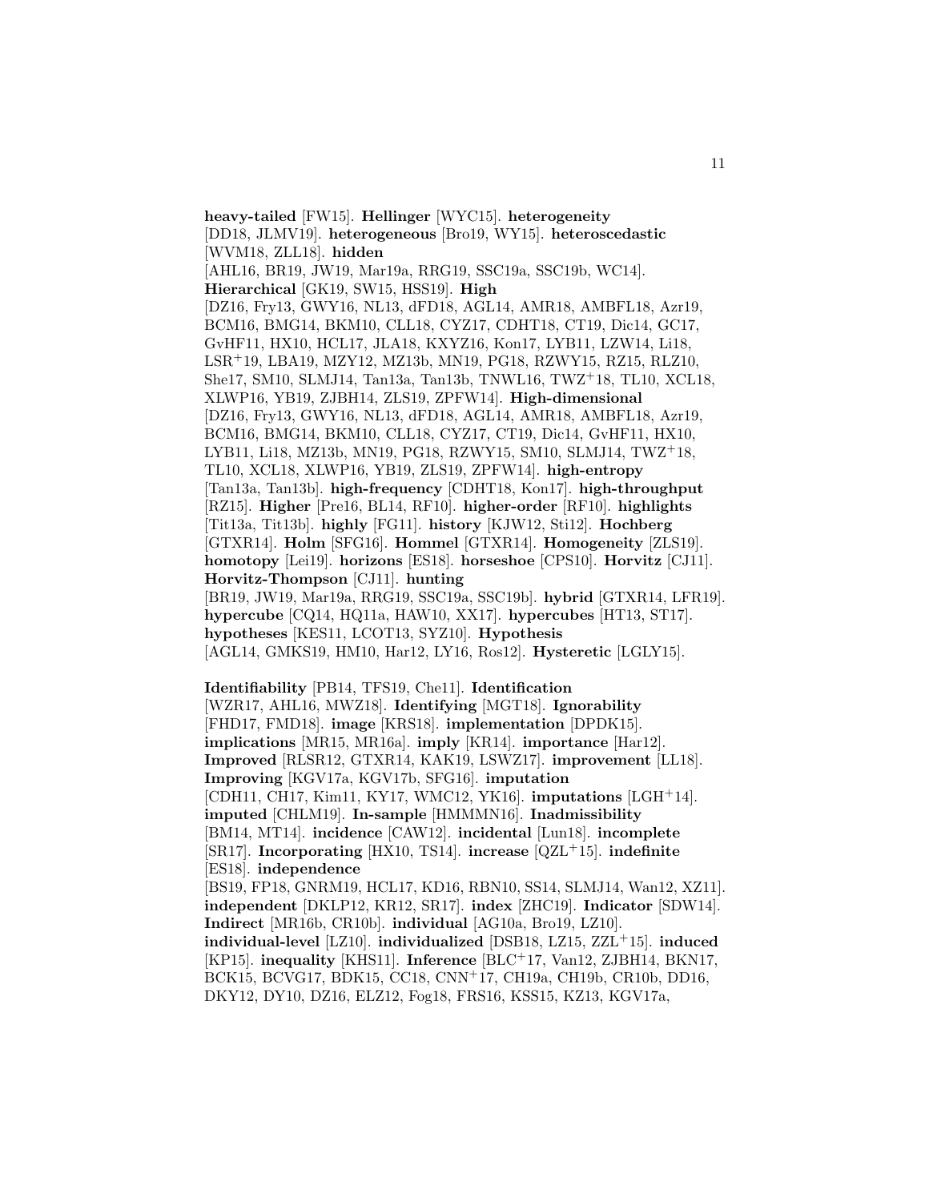**heavy-tailed** [FW15]. **Hellinger** [WYC15]. **heterogeneity** [DD18, JLMV19]. **heterogeneous** [Bro19, WY15]. **heteroscedastic** [WVM18, ZLL18]. **hidden** [AHL16, BR19, JW19, Mar19a, RRG19, SSC19a, SSC19b, WC14]. **Hierarchical** [GK19, SW15, HSS19]. **High** [DZ16, Fry13, GWY16, NL13, dFD18, AGL14, AMR18, AMBFL18, Azr19, BCM16, BMG14, BKM10, CLL18, CYZ17, CDHT18, CT19, Dic14, GC17, GvHF11, HX10, HCL17, JLA18, KXYZ16, Kon17, LYB11, LZW14, Li18, LSR+19, LBA19, MZY12, MZ13b, MN19, PG18, RZWY15, RZ15, RLZ10, She17, SM10, SLMJ14, Tan13a, Tan13b, TNWL16, TWZ+18, TL10, XCL18, XLWP16, YB19, ZJBH14, ZLS19, ZPFW14]. **High-dimensional** [DZ16, Fry13, GWY16, NL13, dFD18, AGL14, AMR18, AMBFL18, Azr19, BCM16, BMG14, BKM10, CLL18, CYZ17, CT19, Dic14, GvHF11, HX10, LYB11, Li18, MZ13b, MN19, PG18, RZWY15, SM10, SLMJ14, TWZ+18, TL10, XCL18, XLWP16, YB19, ZLS19, ZPFW14]. **high-entropy** [Tan13a, Tan13b]. **high-frequency** [CDHT18, Kon17]. **high-throughput** [RZ15]. **Higher** [Pre16, BL14, RF10]. **higher-order** [RF10]. **highlights** [Tit13a, Tit13b]. **highly** [FG11]. **history** [KJW12, Sti12]. **Hochberg** [GTXR14]. **Holm** [SFG16]. **Hommel** [GTXR14]. **Homogeneity** [ZLS19]. **homotopy** [Lei19]. **horizons** [ES18]. **horseshoe** [CPS10]. **Horvitz** [CJ11]. **Horvitz-Thompson** [CJ11]. **hunting** [BR19, JW19, Mar19a, RRG19, SSC19a, SSC19b]. **hybrid** [GTXR14, LFR19]. **hypercube** [CQ14, HQ11a, HAW10, XX17]. **hypercubes** [HT13, ST17]. **hypotheses** [KES11, LCOT13, SYZ10]. **Hypothesis** [AGL14, GMKS19, HM10, Har12, LY16, Ros12]. **Hysteretic** [LGLY15].

**Identifiability** [PB14, TFS19, Che11]. **Identification** [WZR17, AHL16, MWZ18]. **Identifying** [MGT18]. **Ignorability** [FHD17, FMD18]. **image** [KRS18]. **implementation** [DPDK15]. **implications** [MR15, MR16a]. **imply** [KR14]. **importance** [Har12]. **Improved** [RLSR12, GTXR14, KAK19, LSWZ17]. **improvement** [LL18]. **Improving** [KGV17a, KGV17b, SFG16]. **imputation** [CDH11, CH17, Kim11, KY17, WMC12, YK16]. **imputations** [LGH+14]. **imputed** [CHLM19]. **In-sample** [HMMMN16]. **Inadmissibility** [BM14, MT14]. **incidence** [CAW12]. **incidental** [Lun18]. **incomplete** [SR17]. **Incorporating** [HX10, TS14]. **increase** [QZL+15]. **indefinite** [ES18]. **independence** [BS19, FP18, GNRM19, HCL17, KD16, RBN10, SS14, SLMJ14, Wan12, XZ11]. **independent** [DKLP12, KR12, SR17]. **index** [ZHC19]. **Indicator** [SDW14]. **Indirect** [MR16b, CR10b]. **individual** [AG10a, Bro19, LZ10]. **individual-level** [LZ10]. **individualized** [DSB18, LZ15, ZZL+15]. **induced** [KP15]. **inequality** [KHS11]. **Inference** [BLC+17, Van12, ZJBH14, BKN17, BCK15, BCVG17, BDK15, CC18, CNN+17, CH19a, CH19b, CR10b, DD16, DKY12, DY10, DZ16, ELZ12, Fog18, FRS16, KSS15, KZ13, KGV17a,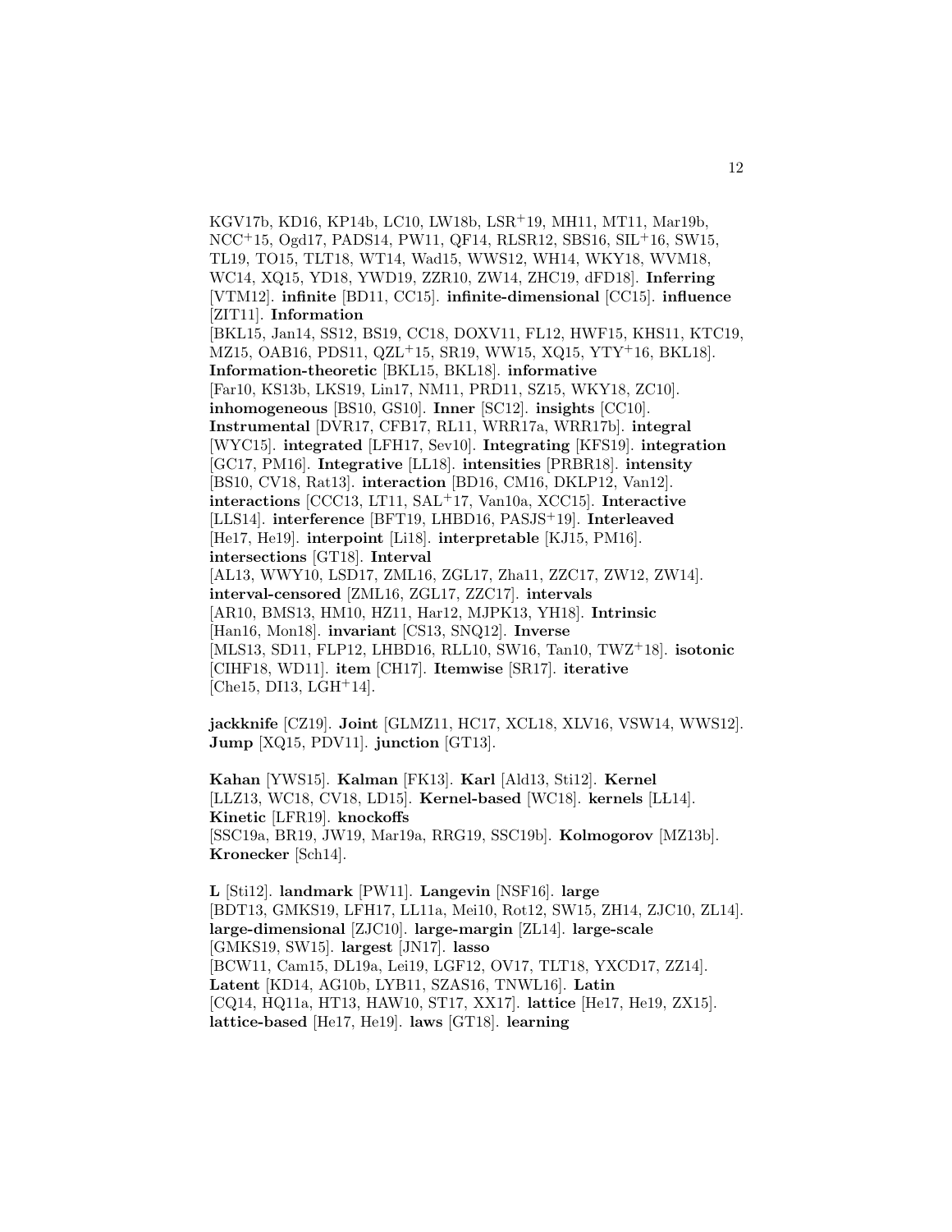KGV17b, KD16, KP14b, LC10, LW18b, LSR+19, MH11, MT11, Mar19b, NCC+15, Ogd17, PADS14, PW11, QF14, RLSR12, SBS16, SIL+16, SW15, TL19, TO15, TLT18, WT14, Wad15, WWS12, WH14, WKY18, WVM18, WC14, XQ15, YD18, YWD19, ZZR10, ZW14, ZHC19, dFD18]. **Inferring** [VTM12]. **infinite** [BD11, CC15]. **infinite-dimensional** [CC15]. **influence** [ZIT11]. **Information** [BKL15, Jan14, SS12, BS19, CC18, DOXV11, FL12, HWF15, KHS11, KTC19, MZ15, OAB16, PDS11, QZL+15, SR19, WW15, XQ15, YTY+16, BKL18]. **Information-theoretic** [BKL15, BKL18]. **informative** [Far10, KS13b, LKS19, Lin17, NM11, PRD11, SZ15, WKY18, ZC10]. **inhomogeneous** [BS10, GS10]. **Inner** [SC12]. **insights** [CC10]. **Instrumental** [DVR17, CFB17, RL11, WRR17a, WRR17b]. **integral** [WYC15]. **integrated** [LFH17, Sev10]. **Integrating** [KFS19]. **integration** [GC17, PM16]. **Integrative** [LL18]. **intensities** [PRBR18]. **intensity** [BS10, CV18, Rat13]. **interaction** [BD16, CM16, DKLP12, Van12]. **interactions** [CCC13, LT11, SAL+17, Van10a, XCC15]. **Interactive** [LLS14]. **interference** [BFT19, LHBD16, PASJS+19]. **Interleaved** [He17, He19]. **interpoint** [Li18]. **interpretable** [KJ15, PM16]. **intersections** [GT18]. **Interval** [AL13, WWY10, LSD17, ZML16, ZGL17, Zha11, ZZC17, ZW12, ZW14]. **interval-censored** [ZML16, ZGL17, ZZC17]. **intervals** [AR10, BMS13, HM10, HZ11, Har12, MJPK13, YH18]. **Intrinsic** [Han16, Mon18]. **invariant** [CS13, SNQ12]. **Inverse** [MLS13, SD11, FLP12, LHBD16, RLL10, SW16, Tan10, TWZ+18]. **isotonic** [CIHF18, WD11]. **item** [CH17]. **Itemwise** [SR17]. **iterative** [Che15, DI13, LGH+14].

**jackknife** [CZ19]. **Joint** [GLMZ11, HC17, XCL18, XLV16, VSW14, WWS12]. **Jump** [XQ15, PDV11]. **junction** [GT13].

**Kahan** [YWS15]. **Kalman** [FK13]. **Karl** [Ald13, Sti12]. **Kernel** [LLZ13, WC18, CV18, LD15]. **Kernel-based** [WC18]. **kernels** [LL14]. **Kinetic** [LFR19]. **knockoffs** [SSC19a, BR19, JW19, Mar19a, RRG19, SSC19b]. **Kolmogorov** [MZ13b]. **Kronecker** [Sch14].

**L** [Sti12]. **landmark** [PW11]. **Langevin** [NSF16]. **large** [BDT13, GMKS19, LFH17, LL11a, Mei10, Rot12, SW15, ZH14, ZJC10, ZL14]. **large-dimensional** [ZJC10]. **large-margin** [ZL14]. **large-scale** [GMKS19, SW15]. **largest** [JN17]. **lasso** [BCW11, Cam15, DL19a, Lei19, LGF12, OV17, TLT18, YXCD17, ZZ14]. **Latent** [KD14, AG10b, LYB11, SZAS16, TNWL16]. **Latin** [CQ14, HQ11a, HT13, HAW10, ST17, XX17]. **lattice** [He17, He19, ZX15]. **lattice-based** [He17, He19]. **laws** [GT18]. **learning**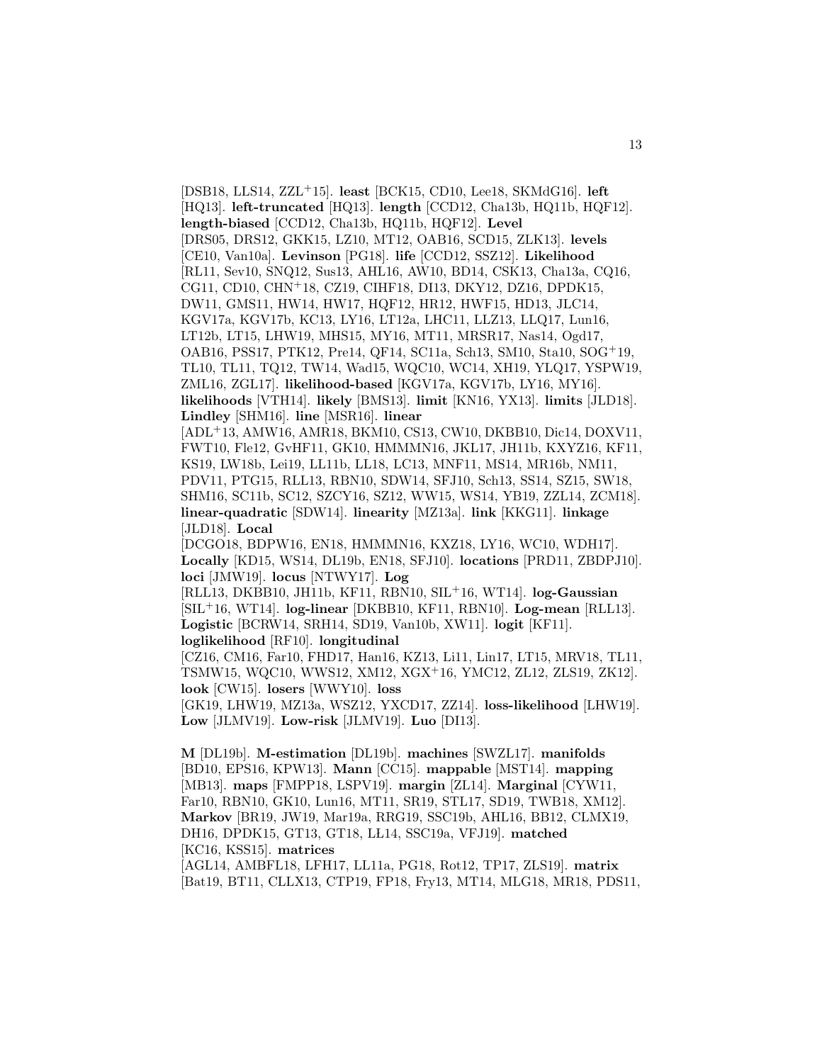[DSB18, LLS14, ZZL$^{+}$15]. **least** [BCK15, CD10, Lee18, SKMdG16]. **left** [HQ13]. **left-truncated** [HQ13]. **length** [CCD12, Cha13b, HQ11b, HQF12]. **length-biased** [CCD12, Cha13b, HQ11b, HQF12]. **Level** [DRS05, DRS12, GKK15, LZ10, MT12, OAB16, SCD15, ZLK13]. **levels** [CE10, Van10a]. **Levinson** [PG18]. **life** [CCD12, SSZ12]. **Likelihood** [RL11, Sev10, SNQ12, Sus13, AHL16, AW10, BD14, CSK13, Cha13a, CQ16, CG11, CD10, CHN$^{+}$18, CZ19, CIHF18, DI13, DKY12, DZ16, DPDK15, DW11, GMS11, HW14, HW17, HQF12, HR12, HWF15, HD13, JLC14, KGV17a, KGV17b, KC13, LY16, LT12a, LHC11, LLZ13, LLQ17, Lun16, LT12b, LT15, LHW19, MHS15, MY16, MT11, MRSR17, Nas14, Ogd17, OAB16, PSS17, PTK12, Pre14, QF14, SC11a, Sch13, SM10, Sta10, SOG$^{+}$19, TL10, TL11, TQ12, TW14, Wad15, WQC10, WC14, XH19, YLQ17, YSPW19, ZML16, ZGL17]. **likelihood-based** [KGV17a, KGV17b, LY16, MY16]. **likelihoods** [VTH14]. **likely** [BMS13]. **limit** [KN16, YX13]. **limits** [JLD18]. **Lindley** [SHM16]. **line** [MSR16]. **linear** [ADL$^{+}$13, AMW16, AMR18, BKM10, CS13, CW10, DKBB10, Dic14, DOXV11, FWT10, Fle12, GvHF11, GK10, HMMMN16, JKL17, JH11b, KXYZ16, KF11, KS19, LW18b, Lei19, LL11b, LL18, LC13, MNF11, MS14, MR16b, NM11, PDV11, PTG15, RLL13, RBN10, SDW14, SFJ10, Sch13, SS14, SZ15, SW18, SHM16, SC11b, SC12, SZCY16, SZ12, WW15, WS14, YB19, ZZL14, ZCM18]. **linear-quadratic** [SDW14]. **linearity** [MZ13a]. **link** [KKG11]. **linkage** [JLD18]. **Local** [DCGO18, BDPW16, EN18, HMMMN16, KXZ18, LY16, WC10, WDH17]. **Locally** [KD15, WS14, DL19b, EN18, SFJ10]. **locations** [PRD11, ZBDPJ10]. **loci** [JMW19]. **locus** [NTWY17]. **Log** [RLL13, DKBB10, JH11b, KF11, RBN10, SIL$^{+}$16, WT14]. **log-Gaussian** [SIL$^{+}$16, WT14]. **log-linear** [DKBB10, KF11, RBN10]. **Log-mean** [RLL13]. **Logistic** [BCRW14, SRH14, SD19, Van10b, XW11]. **logit** [KF11]. **loglikelihood** [RF10]. **longitudinal** [CZ16, CM16, Far10, FHD17, Han16, KZ13, Li11, Lin17, LT15, MRV18, TL11, TSMW15, WQC10, WWS12, XM12, XGX$^{+}$16, YMC12, ZL12, ZLS19, ZK12]. **look** [CW15]. **losers** [WWY10]. **loss** [GK19, LHW19, MZ13a, WSZ12, YXCD17, ZZ14]. **loss-likelihood** [LHW19]. **Low** [JLMV19]. **Low-risk** [JLMV19]. **Luo** [DI13].

**M** [DL19b]. **M-estimation** [DL19b]. **machines** [SWZL17]. **manifolds** [BD10, EPS16, KPW13]. **Mann** [CC15]. **mappable** [MST14]. **mapping** [MB13]. **maps** [FMPP18, LSPV19]. **margin** [ZL14]. **Marginal** [CYW11, Far10, RBN10, GK10, Lun16, MT11, SR19, STL17, SD19, TWB18, XM12]. **Markov** [BR19, JW19, Mar19a, RRG19, SSC19b, AHL16, BB12, CLMX19, DH16, DPDK15, GT13, GT18, LL14, SSC19a, VFJ19]. **matched** [KC16, KSS15]. **matrices** [AGL14, AMBFL18, LFH17, LL11a, PG18, Rot12, TP17, ZLS19]. **matrix** [Bat19, BT11, CLLX13, CTP19, FP18, Fry13, MT14, MLG18, MR18, PDS11,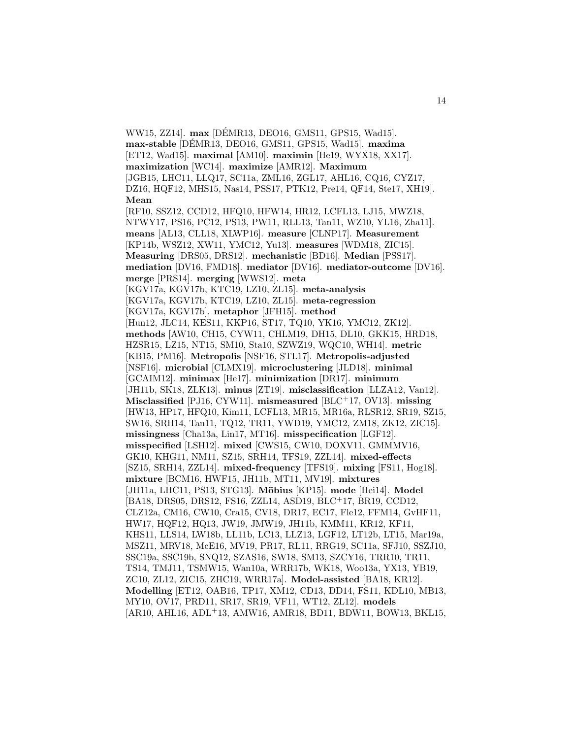WW15, ZZ14]. **max** [DÉMR13, DEO16, GMS11, GPS15, Wad15]. **max-stable** [DÉMR13, DEO16, GMS11, GPS15, Wad15]. **maxima** [ET12, Wad15]. **maximal** [AM10]. **maximin** [He19, WYX18, XX17]. **maximization** [WC14]. **maximize** [AMR12]. **Maximum** [JGB15, LHC11, LLQ17, SC11a, ZML16, ZGL17, AHL16, CQ16, CYZ17, DZ16, HQF12, MHS15, Nas14, PSS17, PTK12, Pre14, QF14, Ste17, XH19]. **Mean** [RF10, SSZ12, CCD12, HFQ10, HFW14, HR12, LCFL13, LJ15, MWZ18, NTWY17, PS16, PC12, PS13, PW11, RLL13, Tan11, WZ10, YL16, Zha11]. **means** [AL13, CLL18, XLWP16]. **measure** [CLNP17]. **Measurement** [KP14b, WSZ12, XW11, YMC12, Yu13]. **measures** [WDM18, ZIC15]. **Measuring** [DRS05, DRS12]. **mechanistic** [BD16]. **Median** [PSS17]. **mediation** [DV16, FMD18]. **mediator** [DV16]. **mediator-outcome** [DV16]. **merge** [PRS14]. **merging** [WWS12]. **meta** [KGV17a, KGV17b, KTC19, LZ10, ZL15]. **meta-analysis** [KGV17a, KGV17b, KTC19, LZ10, ZL15]. **meta-regression** [KGV17a, KGV17b]. **metaphor** [JFH15]. **method** [Hun12, JLC14, KES11, KKP16, ST17, TQ10, YK16, YMC12, ZK12]. **methods** [AW10, CH15, CYW11, CHLM19, DH15, DL10, GKK15, HRD18, HZSR15, LZ15, NT15, SM10, Sta10, SZWZ19, WQC10, WH14]. **metric** [KB15, PM16]. **Metropolis** [NSF16, STL17]. **Metropolis-adjusted** [NSF16]. **microbial** [CLMX19]. **microclustering** [JLD18]. **minimal** [GCAIM12]. **minimax** [He17]. **minimization** [DR17]. **minimum** [JH11b, SK18, ZLK13]. **minus** [ZT19]. **misclassification** [LLZA12, Van12]. **Misclassified** [PJ16, CYW11]. **mismeasured** [BLC+17, OV13]. **missing** [HW13, HP17, HFQ10, Kim11, LCFL13, MR15, MR16a, RLSR12, SR19, SZ15, SW16, SRH14, Tan11, TQ12, TR11, YWD19, YMC12, ZM18, ZK12, ZIC15]. **missingness** [Cha13a, Lin17, MT16]. **misspecification** [LGF12]. **misspecified** [LSH12]. **mixed** [CWS15, CW10, DOXV11, GMMMV16, GK10, KHG11, NM11, SZ15, SRH14, TFS19, ZZL14]. **mixed-effects** [SZ15, SRH14, ZZL14]. **mixed-frequency** [TFS19]. **mixing** [FS11, Hog18]. **mixture** [BCM16, HWF15, JH11b, MT11, MV19]. **mixtures** [JH11a, LHC11, PS13, STG13]. **Möbius** [KP15]. **mode** [Hei14]. **Model** [BA18, DRS05, DRS12, FS16, ZZL14, ASD19, BLC+17, BR19, CCD12, CLZ12a, CM16, CW10, Cra15, CV18, DR17, EC17, Fle12, FFM14, GvHF11, HW17, HQF12, HQ13, JW19, JMW19, JH11b, KMM11, KR12, KF11, KHS11, LLS14, LW18b, LL11b, LC13, LLZ13, LGF12, LT12b, LT15, Mar19a, MSZ11, MRV18, McE16, MV19, PR17, RL11, RRG19, SC11a, SFJ10, SSZJ10, SSC19a, SSC19b, SNQ12, SZAS16, SW18, SM13, SZCY16, TRR10, TR11, TS14, TMJ11, TSMW15, Wan10a, WRR17b, WK18, Woo13a, YX13, YB19, ZC10, ZL12, ZIC15, ZHC19, WRR17a]. **Model-assisted** [BA18, KR12]. **Modelling** [ET12, OAB16, TP17, XM12, CD13, DD14, FS11, KDL10, MB13, MY10, OV17, PRD11, SR17, SR19, VF11, WT12, ZL12]. **models** [AR10, AHL16, ADL+13, AMW16, AMR18, BD11, BDW11, BOW13, BKL15,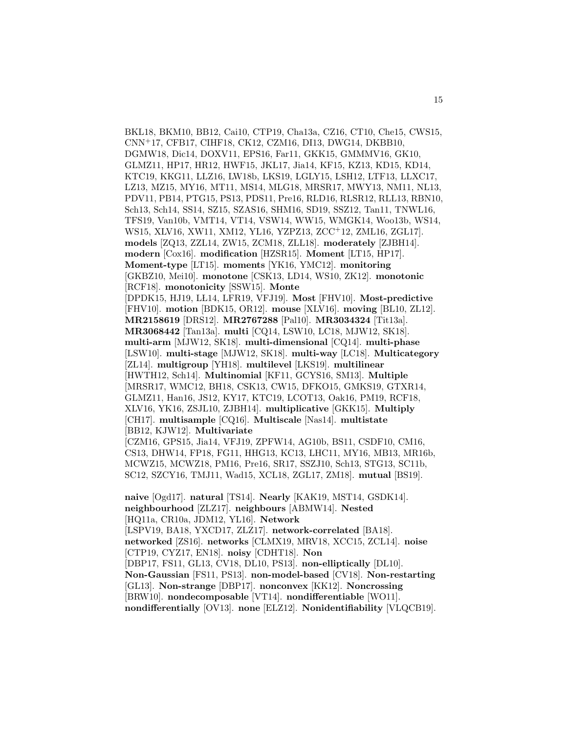BKL18, BKM10, BB12, Cai10, CTP19, Cha13a, CZ16, CT10, Che15, CWS15, CNN+17, CFB17, CIHF18, CK12, CZM16, DI13, DWG14, DKBB10, DGMW18, Dic14, DOXV11, EPS16, Far11, GKK15, GMMMV16, GK10, GLMZ11, HP17, HR12, HWF15, JKL17, Jia14, KF15, KZ13, KD15, KD14, KTC19, KKG11, LLZ16, LW18b, LKS19, LGLY15, LSH12, LTF13, LLXC17, LZ13, MZ15, MY16, MT11, MS14, MLG18, MRSR17, MWY13, NM11, NL13, PDV11, PB14, PTG15, PS13, PDS11, Pre16, RLD16, RLSR12, RLL13, RBN10, Sch13, Sch14, SS14, SZ15, SZAS16, SHM16, SD19, SSZ12, Tan11, TNWL16, TFS19, Van10b, VMT14, VT14, VSW14, WW15, WMGK14, Woo13b, WS14, WS15, XLV16, XW11, XM12, YL16, YZPZ13, ZCC+12, ZML16, ZGL17]. **models** [ZQ13, ZZL14, ZW15, ZCM18, ZLL18]. **moderately** [ZJBH14]. **modern** [Cox16]. **modification** [HZSR15]. **Moment** [LT15, HP17]. **Moment-type** [LT15]. **moments** [YK16, YMC12]. **monitoring** [GKBZ10, Mei10]. **monotone** [CSK13, LD14, WS10, ZK12]. **monotonic** [RCF18]. **monotonicity** [SSW15]. **Monte** [DPDK15, HJ19, LL14, LFR19, VFJ19]. **Most** [FHV10]. **Most-predictive** [FHV10]. **motion** [BDK15, OR12]. **mouse** [XLV16]. **moving** [BL10, ZL12]. **MR2158619** [DRS12]. **MR2767288** [Pal10]. **MR3034324** [Tit13a]. **MR3068442** [Tan13a]. **multi** [CQ14, LSW10, LC18, MJW12, SK18]. **multi-arm** [MJW12, SK18]. **multi-dimensional** [CQ14]. **multi-phase** [LSW10]. **multi-stage** [MJW12, SK18]. **multi-way** [LC18]. **Multicategory** [ZL14]. **multigroup** [YH18]. **multilevel** [LKS19]. **multilinear** [HWTH12, Sch14]. **Multinomial** [KF11, GCYS16, SM13]. **Multiple** [MRSR17, WMC12, BH18, CSK13, CW15, DFKO15, GMKS19, GTXR14, GLMZ11, Han16, JS12, KY17, KTC19, LCOT13, Oak16, PM19, RCF18, XLV16, YK16, ZSJL10, ZJBH14]. **multiplicative** [GKK15]. **Multiply** [CH17]. **multisample** [CQ16]. **Multiscale** [Nas14]. **multistate** [BB12, KJW12]. **Multivariate** [CZM16, GPS15, Jia14, VFJ19, ZPFW14, AG10b, BS11, CSDF10, CM16, CS13, DHW14, FP18, FG11, HHG13, KC13, LHC11, MY16, MB13, MR16b, MCWZ15, MCWZ18, PM16, Pre16, SR17, SSZJ10, Sch13, STG13, SC11b, SC12, SZCY16, TMJ11, Wad15, XCL18, ZGL17, ZM18]. **mutual** [BS19].

**naive** [Ogd17]. **natural** [TS14]. **Nearly** [KAK19, MST14, GSDK14]. **neighbourhood** [ZLZ17]. **neighbours** [ABMW14]. **Nested** [HQ11a, CR10a, JDM12, YL16]. **Network** [LSPV19, BA18, YXCD17, ZLZ17]. **network-correlated** [BA18]. **networked** [ZS16]. **networks** [CLMX19, MRV18, XCC15, ZCL14]. **noise** [CTP19, CYZ17, EN18]. **noisy** [CDHT18]. **Non** [DBP17, FS11, GL13, CV18, DL10, PS13]. **non-elliptically** [DL10]. **Non-Gaussian** [FS11, PS13]. **non-model-based** [CV18]. **Non-restarting** [GL13]. **Non-strange** [DBP17]. **nonconvex** [KK12]. **Noncrossing** [BRW10]. **nondecomposable** [VT14]. **nondifferentiable** [WO11]. **nondifferentially** [OV13]. **none** [ELZ12]. **Nonidentifiability** [VLQCB19].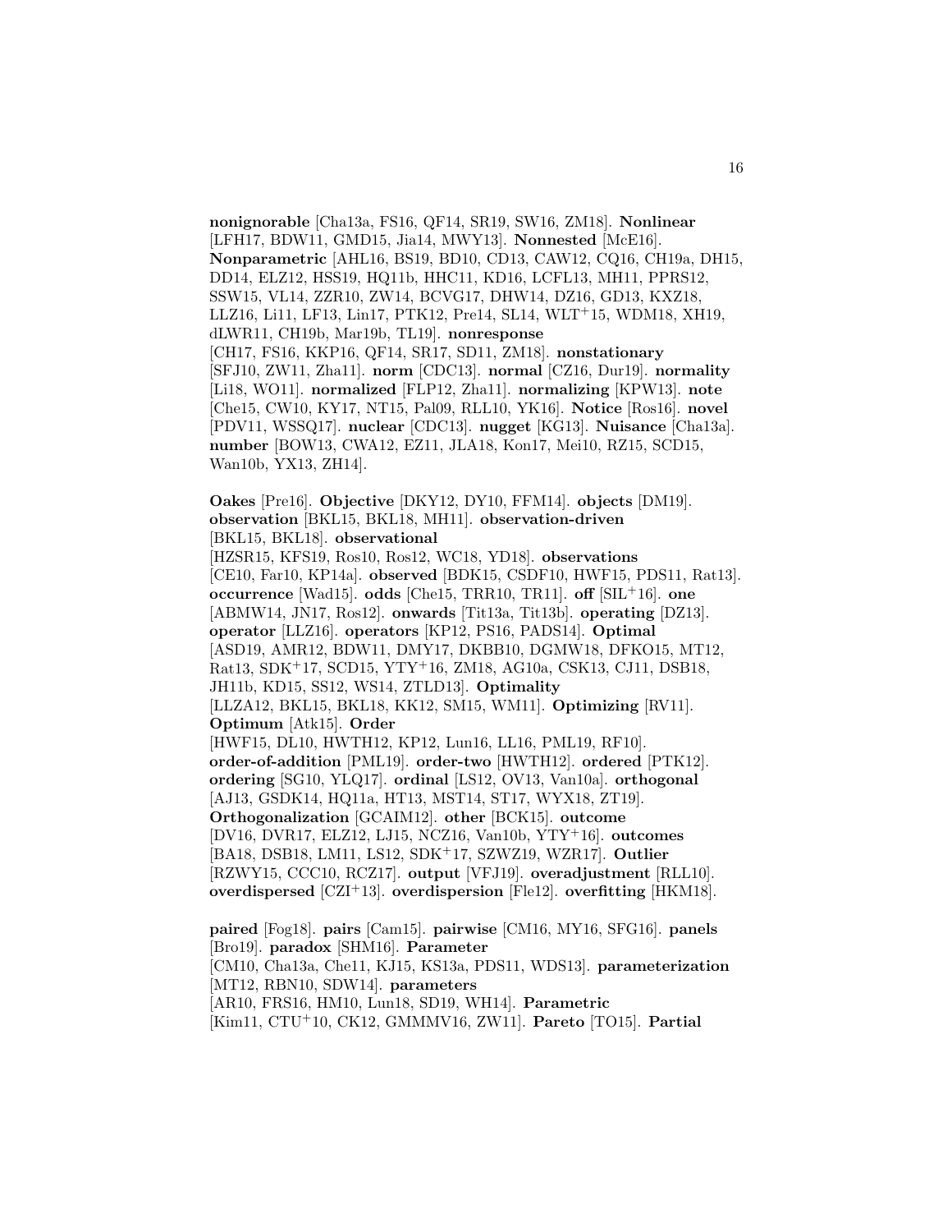**nonignorable** [Cha13a, FS16, QF14, SR19, SW16, ZM18]. **Nonlinear** [LFH17, BDW11, GMD15, Jia14, MWY13]. **Nonnested** [McE16]. **Nonparametric** [AHL16, BS19, BD10, CD13, CAW12, CQ16, CH19a, DH15, DD14, ELZ12, HSS19, HQ11b, HHC11, KD16, LCFL13, MH11, PPRS12, SSW15, VL14, ZZR10, ZW14, BCVG17, DHW14, DZ16, GD13, KXZ18, LLZ16, Li11, LF13, Lin17, PTK12, Pre14, SL14, WLT[+]15, WDM18, XH19, dLWR11, CH19b, Mar19b, TL19]. **nonresponse** [CH17, FS16, KKP16, QF14, SR17, SD11, ZM18]. **nonstationary** [SFJ10, ZW11, Zha11]. **norm** [CDC13]. **normal** [CZ16, Dur19]. **normality** [Li18, WO11]. **normalized** [FLP12, Zha11]. **normalizing** [KPW13]. **note** [Che15, CW10, KY17, NT15, Pal09, RLL10, YK16]. **Notice** [Ros16]. **novel** [PDV11, WSSQ17]. **nuclear** [CDC13]. **nugget** [KG13]. **Nuisance** [Cha13a]. **number** [BOW13, CWA12, EZ11, JLA18, Kon17, Mei10, RZ15, SCD15, Wan10b, YX13, ZH14].

**Oakes** [Pre16]. **Objective** [DKY12, DY10, FFM14]. **objects** [DM19]. **observation** [BKL15, BKL18, MH11]. **observation-driven** [BKL15, BKL18]. **observational** [HZSR15, KFS19, Ros10, Ros12, WC18, YD18]. **observations** [CE10, Far10, KP14a]. **observed** [BDK15, CSDF10, HWF15, PDS11, Rat13]. **occurrence** [Wad15]. **odds** [Che15, TRR10, TR11]. **off** [SIL[+]16]. **one** [ABMW14, JN17, Ros12]. **onwards** [Tit13a, Tit13b]. **operating** [DZ13]. **operator** [LLZ16]. **operators** [KP12, PS16, PADS14]. **Optimal** [ASD19, AMR12, BDW11, DMY17, DKBB10, DGMW18, DFKO15, MT12, Rat13, SDK[+]17, SCD15, YTY[+]16, ZM18, AG10a, CSK13, CJ11, DSB18, JH11b, KD15, SS12, WS14, ZTLD13]. **Optimality** [LLZA12, BKL15, BKL18, KK12, SM15, WM11]. **Optimizing** [RV11]. **Optimum** [Atk15]. **Order** [HWF15, DL10, HWTH12, KP12, Lun16, LL16, PML19, RF10]. **order-of-addition** [PML19]. **order-two** [HWTH12]. **ordered** [PTK12]. **ordering** [SG10, YLQ17]. **ordinal** [LS12, OV13, Van10a]. **orthogonal** [AJ13, GSDK14, HQ11a, HT13, MST14, ST17, WYX18, ZT19]. **Orthogonalization** [GCAIM12]. **other** [BCK15]. **outcome** [DV16, DVR17, ELZ12, LJ15, NCZ16, Van10b, YTY[+]16]. **outcomes** [BA18, DSB18, LM11, LS12, SDK[+]17, SZWZ19, WZR17]. **Outlier** [RZWY15, CCC10, RCZ17]. **output** [VFJ19]. **overadjustment** [RLL10]. **overdispersed** [CZI[+]13]. **overdispersion** [Fle12]. **overfitting** [HKM18].

**paired** [Fog18]. **pairs** [Cam15]. **pairwise** [CM16, MY16, SFG16]. **panels** [Bro19]. **paradox** [SHM16]. **Parameter** [CM10, Cha13a, Che11, KJ15, KS13a, PDS11, WDS13]. **parameterization** [MT12, RBN10, SDW14]. **parameters** [AR10, FRS16, HM10, Lun18, SD19, WH14]. **Parametric** [Kim11, CTU[+]10, CK12, GMMMV16, ZW11]. **Pareto** [TO15]. **Partial**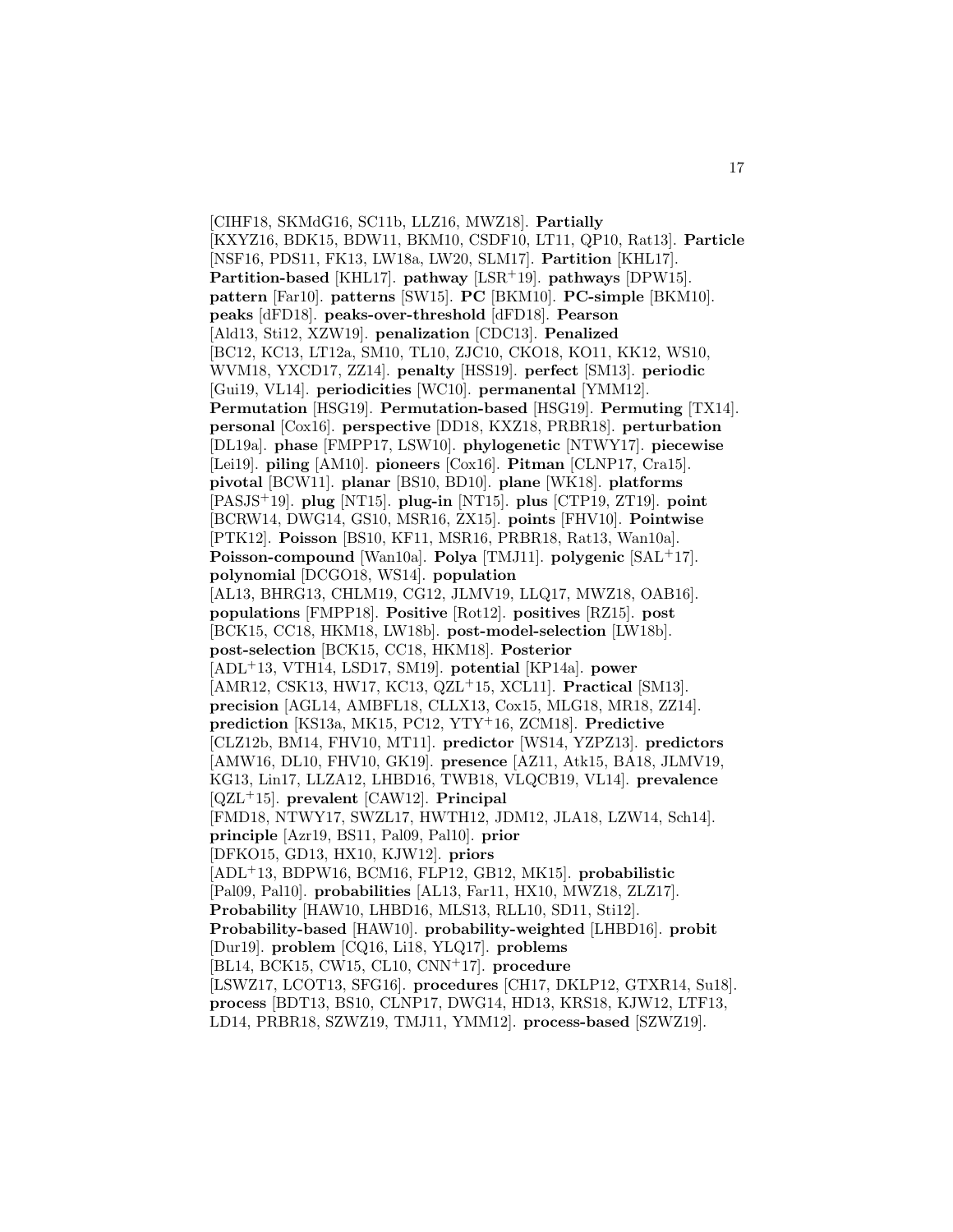[CIHF18, SKMdG16, SC11b, LLZ16, MWZ18]. **Partially** [KXYZ16, BDK15, BDW11, BKM10, CSDF10, LT11, QP10, Rat13]. **Particle** [NSF16, PDS11, FK13, LW18a, LW20, SLM17]. **Partition** [KHL17]. **Partition-based** [KHL17]. **pathway** [LSR+19]. **pathways** [DPW15]. **pattern** [Far10]. **patterns** [SW15]. **PC** [BKM10]. **PC-simple** [BKM10]. **peaks** [dFD18]. **peaks-over-threshold** [dFD18]. **Pearson** [Ald13, Sti12, XZW19]. **penalization** [CDC13]. **Penalized** [BC12, KC13, LT12a, SM10, TL10, ZJC10, CKO18, KO11, KK12, WS10, WVM18, YXCD17, ZZ14]. **penalty** [HSS19]. **perfect** [SM13]. **periodic** [Gui19, VL14]. **periodicities** [WC10]. **permanental** [YMM12]. **Permutation** [HSG19]. **Permutation-based** [HSG19]. **Permuting** [TX14]. **personal** [Cox16]. **perspective** [DD18, KXZ18, PRBR18]. **perturbation** [DL19a]. **phase** [FMPP17, LSW10]. **phylogenetic** [NTWY17]. **piecewise** [Lei19]. **piling** [AM10]. **pioneers** [Cox16]. **Pitman** [CLNP17, Cra15]. **pivotal** [BCW11]. **planar** [BS10, BD10]. **plane** [WK18]. **platforms** [PASJS+19]. **plug** [NT15]. **plug-in** [NT15]. **plus** [CTP19, ZT19]. **point** [BCRW14, DWG14, GS10, MSR16, ZX15]. **points** [FHV10]. **Pointwise** [PTK12]. **Poisson** [BS10, KF11, MSR16, PRBR18, Rat13, Wan10a]. **Poisson-compound** [Wan10a]. **Polya** [TMJ11]. **polygenic** [SAL+17]. **polynomial** [DCGO18, WS14]. **population** [AL13, BHRG13, CHLM19, CG12, JLMV19, LLQ17, MWZ18, OAB16]. **populations** [FMPP18]. **Positive** [Rot12]. **positives** [RZ15]. **post** [BCK15, CC18, HKM18, LW18b]. **post-model-selection** [LW18b]. **post-selection** [BCK15, CC18, HKM18]. **Posterior** [ADL+13, VTH14, LSD17, SM19]. **potential** [KP14a]. **power** [AMR12, CSK13, HW17, KC13, QZL+15, XCL11]. **Practical** [SM13]. **precision** [AGL14, AMBFL18, CLLX13, Cox15, MLG18, MR18, ZZ14]. **prediction** [KS13a, MK15, PC12, YTY+16, ZCM18]. **Predictive** [CLZ12b, BM14, FHV10, MT11]. **predictor** [WS14, YZPZ13]. **predictors** [AMW16, DL10, FHV10, GK19]. **presence** [AZ11, Atk15, BA18, JLMV19, KG13, Lin17, LLZA12, LHBD16, TWB18, VLQCB19, VL14]. **prevalence** [QZL+15]. **prevalent** [CAW12]. **Principal** [FMD18, NTWY17, SWZL17, HWTH12, JDM12, JLA18, LZW14, Sch14]. **principle** [Azr19, BS11, Pal09, Pal10]. **prior** [DFKO15, GD13, HX10, KJW12]. **priors** [ADL+13, BDPW16, BCM16, FLP12, GB12, MK15]. **probabilistic** [Pal09, Pal10]. **probabilities** [AL13, Far11, HX10, MWZ18, ZLZ17]. **Probability** [HAW10, LHBD16, MLS13, RLL10, SD11, Sti12]. **Probability-based** [HAW10]. **probability-weighted** [LHBD16]. **probit** [Dur19]. **problem** [CQ16, Li18, YLQ17]. **problems** [BL14, BCK15, CW15, CL10, CNN+17]. **procedure** [LSWZ17, LCOT13, SFG16]. **procedures** [CH17, DKLP12, GTXR14, Su18]. **process** [BDT13, BS10, CLNP17, DWG14, HD13, KRS18, KJW12, LTF13, LD14, PRBR18, SZWZ19, TMJ11, YMM12]. **process-based** [SZWZ19].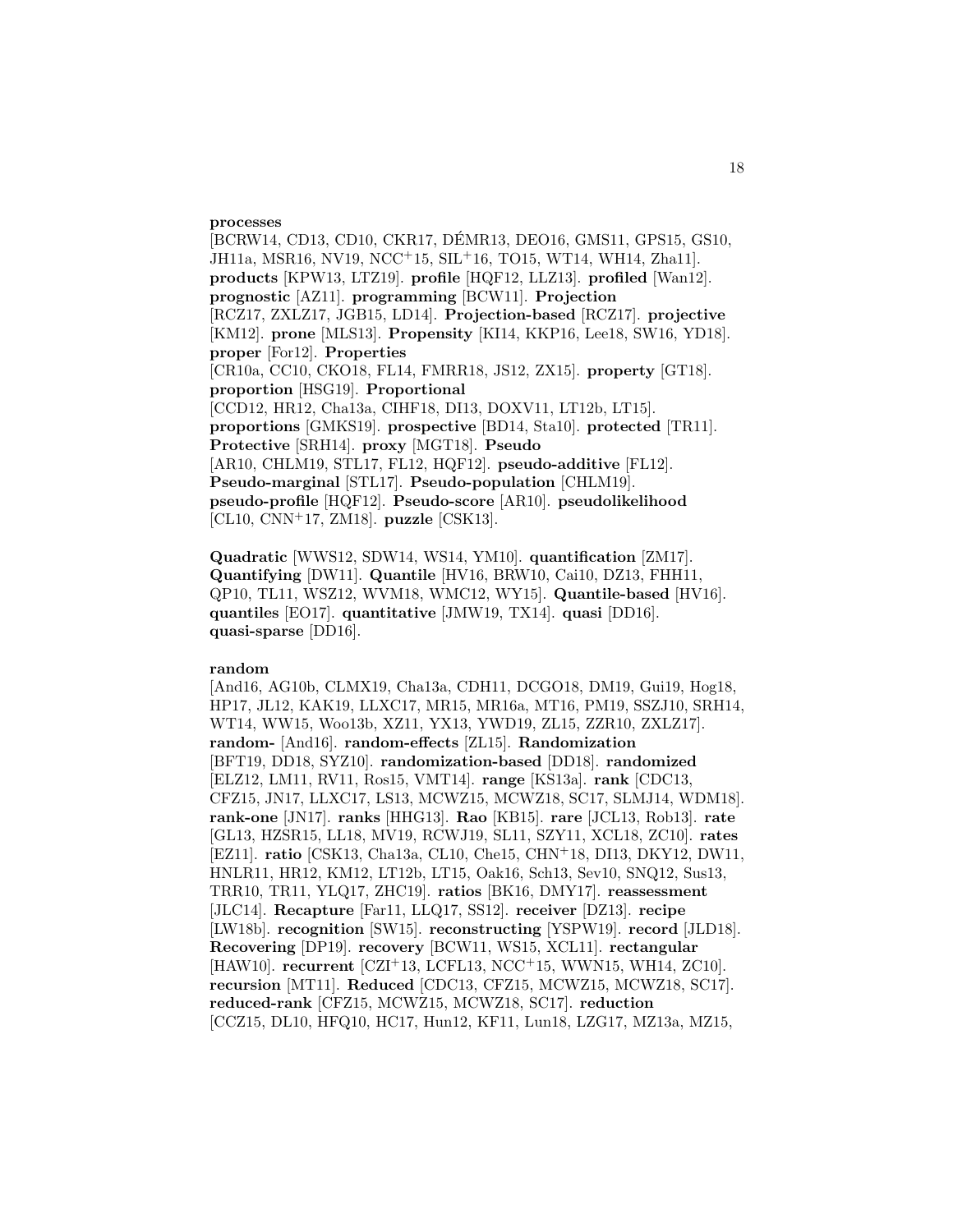**processes** [BCRW14, CD13, CD10, CKR17, DÉMR13, DEO16, GMS11, GPS15, GS10, JH11a, MSR16, NV19, NCC[+]15, SIL[+]16, TO15, WT14, WH14, Zha11]. **products** [KPW13, LTZ19]. **profile** [HQF12, LLZ13]. **profiled** [Wan12]. **prognostic** [AZ11]. **programming** [BCW11]. **Projection** [RCZ17, ZXLZ17, JGB15, LD14]. **Projection-based** [RCZ17]. **projective** [KM12]. **prone** [MLS13]. **Propensity** [KI14, KKP16, Lee18, SW16, YD18]. **proper** [For12]. **Properties** [CR10a, CC10, CKO18, FL14, FMRR18, JS12, ZX15]. **property** [GT18]. **proportion** [HSG19]. **Proportional** [CCD12, HR12, Cha13a, CIHF18, DI13, DOXV11, LT12b, LT15]. **proportions** [GMKS19]. **prospective** [BD14, Sta10]. **protected** [TR11]. **Protective** [SRH14]. **proxy** [MGT18]. **Pseudo** [AR10, CHLM19, STL17, FL12, HQF12]. **pseudo-additive** [FL12]. **Pseudo-marginal** [STL17]. **Pseudo-population** [CHLM19]. **pseudo-profile** [HQF12]. **Pseudo-score** [AR10]. **pseudolikelihood** [CL10, CNN[+]17, ZM18]. **puzzle** [CSK13].

**Quadratic** [WWS12, SDW14, WS14, YM10]. **quantification** [ZM17]. **Quantifying** [DW11]. **Quantile** [HV16, BRW10, Cai10, DZ13, FHH11, QP10, TL11, WSZ12, WVM18, WMC12, WY15]. **Quantile-based** [HV16]. **quantiles** [EO17]. **quantitative** [JMW19, TX14]. **quasi** [DD16]. **quasi-sparse** [DD16].

**random** [And16, AG10b, CLMX19, Cha13a, CDH11, DCGO18, DM19, Gui19, Hog18, HP17, JL12, KAK19, LLXC17, MR15, MR16a, MT16, PM19, SSZJ10, SRH14, WT14, WW15, Woo13b, XZ11, YX13, YWD19, ZL15, ZZR10, ZXLZ17]. **random-** [And16]. **random-effects** [ZL15]. **Randomization** [BFT19, DD18, SYZ10]. **randomization-based** [DD18]. **randomized** [ELZ12, LM11, RV11, Ros15, VMT14]. **range** [KS13a]. **rank** [CDC13, CFZ15, JN17, LLXC17, LS13, MCWZ15, MCWZ18, SC17, SLMJ14, WDM18]. **rank-one** [JN17]. **ranks** [HHG13]. **Rao** [KB15]. **rare** [JCL13, Rob13]. **rate** [GL13, HZSR15, LL18, MV19, RCWJ19, SL11, SZY11, XCL18, ZC10]. **rates** [EZ11]. **ratio** [CSK13, Cha13a, CL10, Che15, CHN[+]18, DI13, DKY12, DW11, HNLR11, HR12, KM12, LT12b, LT15, Oak16, Sch13, Sev10, SNQ12, Sus13, TRR10, TR11, YLQ17, ZHC19]. **ratios** [BK16, DMY17]. **reassessment** [JLC14]. **Recapture** [Far11, LLQ17, SS12]. **receiver** [DZ13]. **recipe** [LW18b]. **recognition** [SW15]. **reconstructing** [YSPW19]. **record** [JLD18]. **Recovering** [DP19]. **recovery** [BCW11, WS15, XCL11]. **rectangular** [HAW10]. **recurrent** [CZI[+]13, LCFL13, NCC[+]15, WWN15, WH14, ZC10]. **recursion** [MT11]. **Reduced** [CDC13, CFZ15, MCWZ15, MCWZ18, SC17]. **reduced-rank** [CFZ15, MCWZ15, MCWZ18, SC17]. **reduction** [CCZ15, DL10, HFQ10, HC17, Hun12, KF11, Lun18, LZG17, MZ13a, MZ15,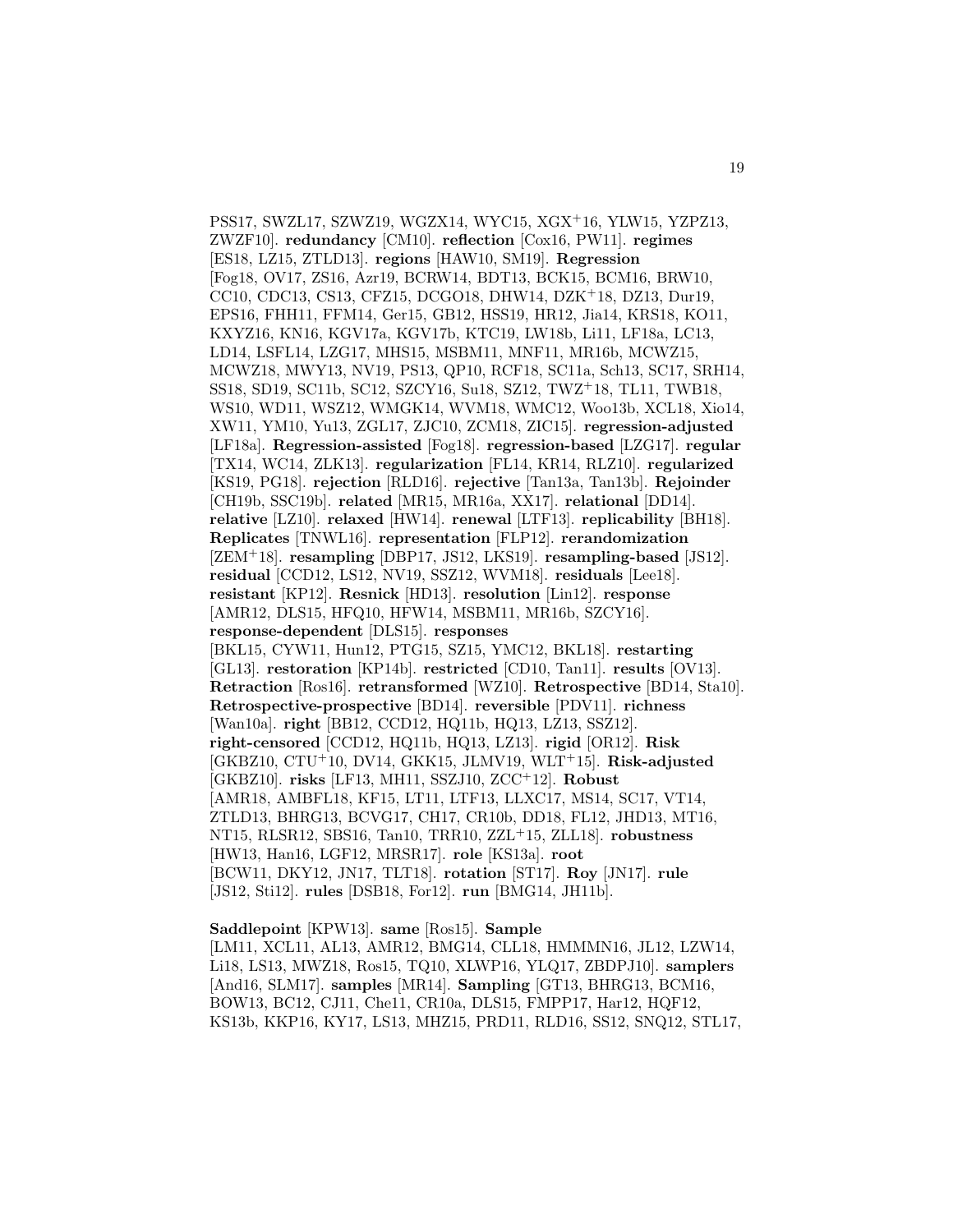PSS17, SWZL17, SZWZ19, WGZX14, WYC15, XGX+16, YLW15, YZPZ13, ZWZF10]. **redundancy** [CM10]. **reflection** [Cox16, PW11]. **regimes** [ES18, LZ15, ZTLD13]. **regions** [HAW10, SM19]. **Regression** [Fog18, OV17, ZS16, Azr19, BCRW14, BDT13, BCK15, BCM16, BRW10, CC10, CDC13, CS13, CFZ15, DCGO18, DHW14, DZK+18, DZ13, Dur19, EPS16, FHH11, FFM14, Ger15, GB12, HSS19, HR12, Jia14, KRS18, KO11, KXYZ16, KN16, KGV17a, KGV17b, KTC19, LW18b, Li11, LF18a, LC13, LD14, LSFL14, LZG17, MHS15, MSBM11, MNF11, MR16b, MCWZ15, MCWZ18, MWY13, NV19, PS13, QP10, RCF18, SC11a, Sch13, SC17, SRH14, SS18, SD19, SC11b, SC12, SZCY16, Su18, SZ12, TWZ+18, TL11, TWB18, WS10, WD11, WSZ12, WMGK14, WVM18, WMC12, Woo13b, XCL18, Xio14, XW11, YM10, Yu13, ZGL17, ZJC10, ZCM18, ZIC15]. **regression-adjusted** [LF18a]. **Regression-assisted** [Fog18]. **regression-based** [LZG17]. **regular** [TX14, WC14, ZLK13]. **regularization** [FL14, KR14, RLZ10]. **regularized** [KS19, PG18]. **rejection** [RLD16]. **rejective** [Tan13a, Tan13b]. **Rejoinder** [CH19b, SSC19b]. **related** [MR15, MR16a, XX17]. **relational** [DD14]. **relative** [LZ10]. **relaxed** [HW14]. **renewal** [LTF13]. **replicability** [BH18]. **Replicates** [TNWL16]. **representation** [FLP12]. **rerandomization** [ZEM+18]. **resampling** [DBP17, JS12, LKS19]. **resampling-based** [JS12]. **residual** [CCD12, LS12, NV19, SSZ12, WVM18]. **residuals** [Lee18]. **resistant** [KP12]. **Resnick** [HD13]. **resolution** [Lin12]. **response** [AMR12, DLS15, HFQ10, HFW14, MSBM11, MR16b, SZCY16]. **response-dependent** [DLS15]. **responses** [BKL15, CYW11, Hun12, PTG15, SZ15, YMC12, BKL18]. **restarting** [GL13]. **restoration** [KP14b]. **restricted** [CD10, Tan11]. **results** [OV13]. **Retraction** [Ros16]. **retransformed** [WZ10]. **Retrospective** [BD14, Sta10]. **Retrospective-prospective** [BD14]. **reversible** [PDV11]. **richness** [Wan10a]. **right** [BB12, CCD12, HQ11b, HQ13, LZ13, SSZ12]. **right-censored** [CCD12, HQ11b, HQ13, LZ13]. **rigid** [OR12]. **Risk** [GKBZ10, CTU+10, DV14, GKK15, JLMV19, WLT+15]. **Risk-adjusted** [GKBZ10]. **risks** [LF13, MH11, SSZJ10, ZCC+12]. **Robust** [AMR18, AMBFL18, KF15, LT11, LTF13, LLXC17, MS14, SC17, VT14, ZTLD13, BHRG13, BCVG17, CH17, CR10b, DD18, FL12, JHD13, MT16, NT15, RLSR12, SBS16, Tan10, TRR10, ZZL+15, ZLL18]. **robustness** [HW13, Han16, LGF12, MRSR17]. **role** [KS13a]. **root** [BCW11, DKY12, JN17, TLT18]. **rotation** [ST17]. **Roy** [JN17]. **rule** [JS12, Sti12]. **rules** [DSB18, For12]. **run** [BMG14, JH11b].

**Saddlepoint** [KPW13]. **same** [Ros15]. **Sample** [LM11, XCL11, AL13, AMR12, BMG14, CLL18, HMMMN16, JL12, LZW14, Li18, LS13, MWZ18, Ros15, TQ10, XLWP16, YLQ17, ZBDPJ10]. **samplers** [And16, SLM17]. **samples** [MR14]. **Sampling** [GT13, BHRG13, BCM16, BOW13, BC12, CJ11, Che11, CR10a, DLS15, FMPP17, Har12, HQF12, KS13b, KKP16, KY17, LS13, MHZ15, PRD11, RLD16, SS12, SNQ12, STL17,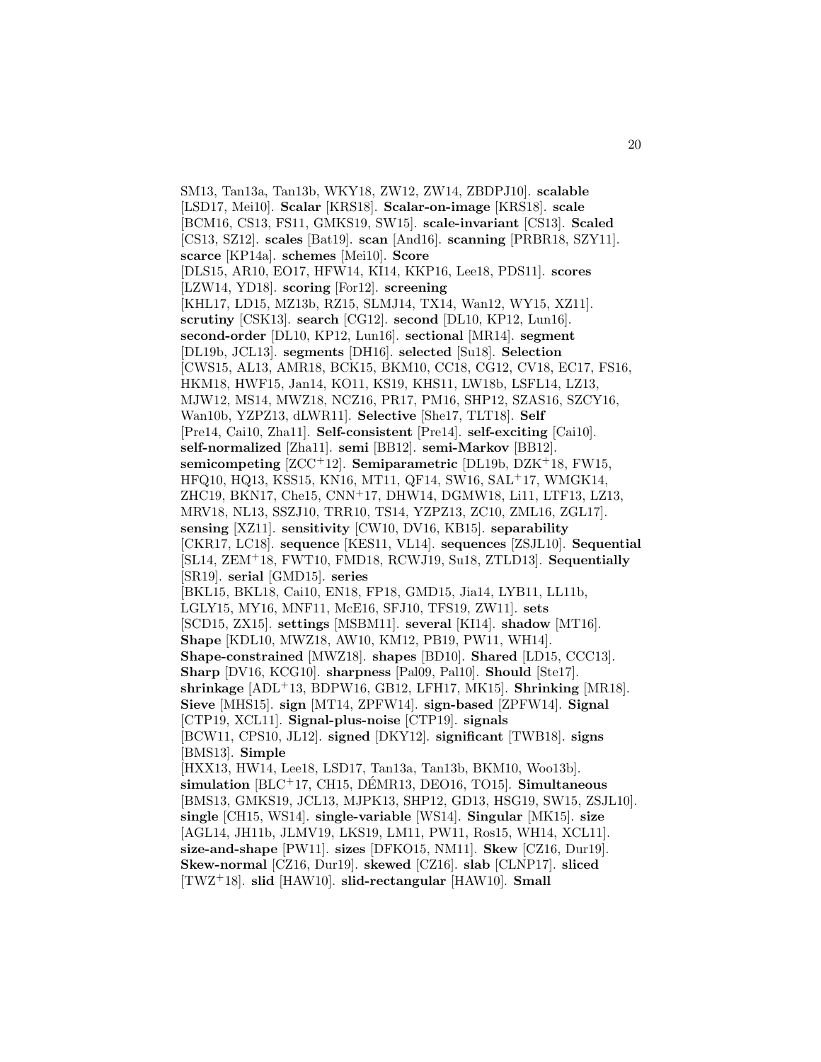SM13, Tan13a, Tan13b, WKY18, ZW12, ZW14, ZBDPJ10]. **scalable** [LSD17, Mei10]. **Scalar** [KRS18]. **Scalar-on-image** [KRS18]. **scale** [BCM16, CS13, FS11, GMKS19, SW15]. **scale-invariant** [CS13]. **Scaled** [CS13, SZ12]. **scales** [Bat19]. **scan** [And16]. **scanning** [PRBR18, SZY11]. **scarce** [KP14a]. **schemes** [Mei10]. **Score** [DLS15, AR10, EO17, HFW14, KI14, KKP16, Lee18, PDS11]. **scores** [LZW14, YD18]. **scoring** [For12]. **screening** [KHL17, LD15, MZ13b, RZ15, SLMJ14, TX14, Wan12, WY15, XZ11]. **scrutiny** [CSK13]. **search** [CG12]. **second** [DL10, KP12, Lun16]. **second-order** [DL10, KP12, Lun16]. **sectional** [MR14]. **segment** [DL19b, JCL13]. **segments** [DH16]. **selected** [Su18]. **Selection** [CWS15, AL13, AMR18, BCK15, BKM10, CC18, CG12, CV18, EC17, FS16, HKM18, HWF15, Jan14, KO11, KS19, KHS11, LW18b, LSFL14, LZ13, MJW12, MS14, MWZ18, NCZ16, PR17, PM16, SHP12, SZAS16, SZCY16, Wan10b, YZPZ13, dLWR11]. **Selective** [She17, TLT18]. **Self** [Pre14, Cai10, Zha11]. **Self-consistent** [Pre14]. **self-exciting** [Cai10]. **self-normalized** [Zha11]. **semi** [BB12]. **semi-Markov** [BB12]. **semicompeting** [ZCC+12]. **Semiparametric** [DL19b, DZK+18, FW15, HFQ10, HQ13, KSS15, KN16, MT11, QF14, SW16, SAL+17, WMGK14, ZHC19, BKN17, Che15, CNN+17, DHW14, DGMW18, Li11, LTF13, LZ13, MRV18, NL13, SSZJ10, TRR10, TS14, YZPZ13, ZC10, ZML16, ZGL17]. **sensing** [XZ11]. **sensitivity** [CW10, DV16, KB15]. **separability** [CKR17, LC18]. **sequence** [KES11, VL14]. **sequences** [ZSJL10]. **Sequential** [SL14, ZEM+18, FWT10, FMD18, RCWJ19, Su18, ZTLD13]. **Sequentially** [SR19]. **serial** [GMD15]. **series** [BKL15, BKL18, Cai10, EN18, FP18, GMD15, Jia14, LYB11, LL11b, LGLY15, MY16, MNF11, McE16, SFJ10, TFS19, ZW11]. **sets** [SCD15, ZX15]. **settings** [MSBM11]. **several** [KI14]. **shadow** [MT16]. **Shape** [KDL10, MWZ18, AW10, KM12, PB19, PW11, WH14]. **Shape-constrained** [MWZ18]. **shapes** [BD10]. **Shared** [LD15, CCC13]. **Sharp** [DV16, KCG10]. **sharpness** [Pal09, Pal10]. **Should** [Ste17]. **shrinkage** [ADL+13, BDPW16, GB12, LFH17, MK15]. **Shrinking** [MR18]. **Sieve** [MHS15]. **sign** [MT14, ZPFW14]. **sign-based** [ZPFW14]. **Signal** [CTP19, XCL11]. **Signal-plus-noise** [CTP19]. **signals** [BCW11, CPS10, JL12]. **signed** [DKY12]. **significant** [TWB18]. **signs** [BMS13]. **Simple** [HXX13, HW14, Lee18, LSD17, Tan13a, Tan13b, BKM10, Woo13b]. **simulation** [BLC+17, CH15, DÉMR13, DEO16, TO15]. **Simultaneous** [BMS13, GMKS19, JCL13, MJPK13, SHP12, GD13, HSG19, SW15, ZSJL10]. **single** [CH15, WS14]. **single-variable** [WS14]. **Singular** [MK15]. **size** [AGL14, JH11b, JLMV19, LKS19, LM11, PW11, Ros15, WH14, XCL11]. **size-and-shape** [PW11]. **sizes** [DFKO15, NM11]. **Skew** [CZ16, Dur19]. **Skew-normal** [CZ16, Dur19]. **skewed** [CZ16]. **slab** [CLNP17]. **sliced** [TWZ+18]. **slid** [HAW10]. **slid-rectangular** [HAW10]. **Small**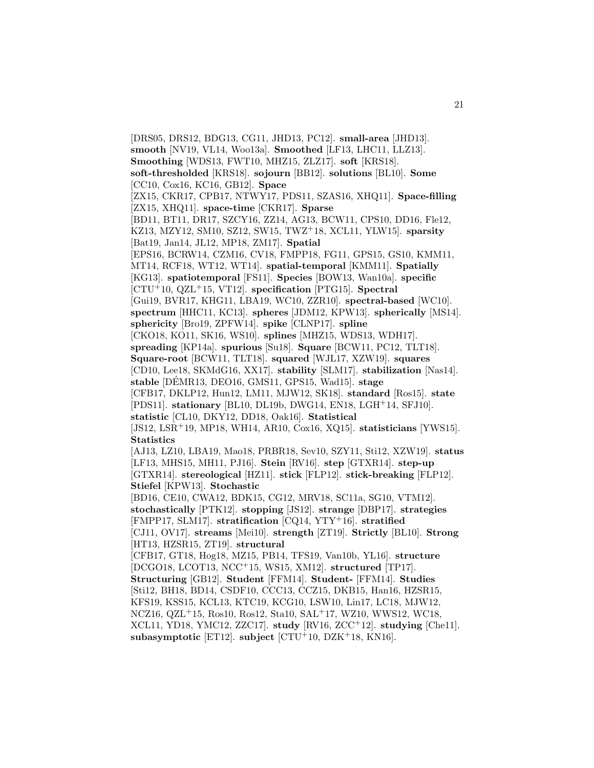[DRS05, DRS12, BDG13, CG11, JHD13, PC12]. **small-area** [JHD13]. **smooth** [NV19, VL14, Woo13a]. **Smoothed** [LF13, LHC11, LLZ13]. **Smoothing** [WDS13, FWT10, MHZ15, ZLZ17]. **soft** [KRS18]. **soft-thresholded** [KRS18]. **sojourn** [BB12]. **solutions** [BL10]. **Some** [CC10, Cox16, KC16, GB12]. **Space** [ZX15, CKR17, CPB17, NTWY17, PDS11, SZAS16, XHQ11]. **Space-filling** [ZX15, XHQ11]. **space-time** [CKR17]. **Sparse** [BD11, BT11, DR17, SZCY16, ZZ14, AG13, BCW11, CPS10, DD16, Fle12, KZ13, MZY12, SM10, SZ12, SW15, TWZ+18, XCL11, YLW15]. **sparsity** [Bat19, Jan14, JL12, MP18, ZM17]. **Spatial** [EPS16, BCRW14, CZM16, CV18, FMPP18, FG11, GPS15, GS10, KMM11, MT14, RCF18, WT12, WT14]. **spatial-temporal** [KMM11]. **Spatially** [KG13]. **spatiotemporal** [FS11]. **Species** [BOW13, Wan10a]. **specific** [CTU+10, QZL+15, VT12]. **specification** [PTG15]. **Spectral** [Gui19, BVR17, KHG11, LBA19, WC10, ZZR10]. **spectral-based** [WC10]. **spectrum** [HHC11, KC13]. **spheres** [JDM12, KPW13]. **spherically** [MS14]. **sphericity** [Bro19, ZPFW14]. **spike** [CLNP17]. **spline** [CKO18, KO11, SK16, WS10]. **splines** [MHZ15, WDS13, WDH17]. **spreading** [KP14a]. **spurious** [Su18]. **Square** [BCW11, PC12, TLT18]. **Square-root** [BCW11, TLT18]. **squared** [WJL17, XZW19]. **squares** [CD10, Lee18, SKMdG16, XX17]. **stability** [SLM17]. **stabilization** [Nas14]. **stable** [DÉMR13, DEO16, GMS11, GPS15, Wad15]. **stage** [CFB17, DKLP12, Hun12, LM11, MJW12, SK18]. **standard** [Ros15]. **state** [PDS11]. **stationary** [BL10, DL19b, DWG14, EN18, LGH+14, SFJ10]. **statistic** [CL10, DKY12, DD18, Oak16]. **Statistical** [JS12, LSR+19, MP18, WH14, AR10, Cox16, XQ15]. **statisticians** [YWS15]. **Statistics** [AJ13, LZ10, LBA19, Mao18, PRBR18, Sev10, SZY11, Sti12, XZW19]. **status** [LF13, MHS15, MH11, PJ16]. **Stein** [RV16]. **step** [GTXR14]. **step-up** [GTXR14]. **stereological** [HZ11]. **stick** [FLP12]. **stick-breaking** [FLP12]. **Stiefel** [KPW13]. **Stochastic** [BD16, CE10, CWA12, BDK15, CG12, MRV18, SC11a, SG10, VTM12]. **stochastically** [PTK12]. **stopping** [JS12]. **strange** [DBP17]. **strategies** [FMPP17, SLM17]. **stratification** [CQ14, YTY+16]. **stratified** [CJ11, OV17]. **streams** [Mei10]. **strength** [ZT19]. **Strictly** [BL10]. **Strong** [HT13, HZSR15, ZT19]. **structural** [CFB17, GT18, Hog18, MZ15, PB14, TFS19, Van10b, YL16]. **structure** [DCGO18, LCOT13, NCC+15, WS15, XM12]. **structured** [TP17]. **Structuring** [GB12]. **Student** [FFM14]. **Student-** [FFM14]. **Studies** [Sti12, BH18, BD14, CSDF10, CCC13, CCZ15, DKB15, Han16, HZSR15, KFS19, KSS15, KCL13, KTC19, KCG10, LSW10, Lin17, LC18, MJW12, NCZ16, QZL+15, Ros10, Ros12, Sta10, SAL+17, WZ10, WWS12, WC18, XCL11, YD18, YMC12, ZZC17]. **study** [RV16, ZCC+12]. **studying** [Che11]. **subasymptotic** [ET12]. **subject** [CTU+10, DZK+18, KN16].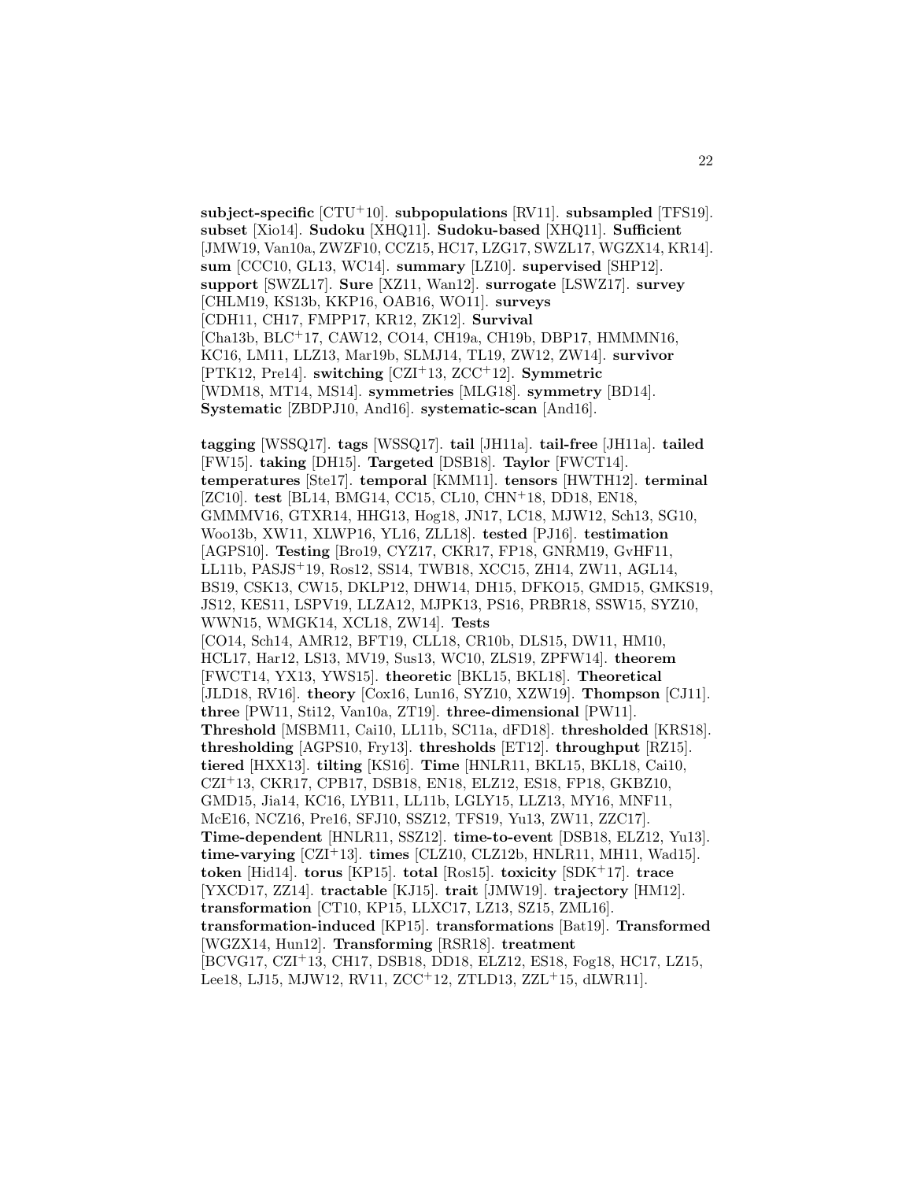**subject-specific** [CTU+10]. **subpopulations** [RV11]. **subsampled** [TFS19]. **subset** [Xio14]. **Sudoku** [XHQ11]. **Sudoku-based** [XHQ11]. **Sufficient** [JMW19, Van10a, ZWZF10, CCZ15, HC17, LZG17, SWZL17, WGZX14, KR14]. **sum** [CCC10, GL13, WC14]. **summary** [LZ10]. **supervised** [SHP12]. **support** [SWZL17]. **Sure** [XZ11, Wan12]. **surrogate** [LSWZ17]. **survey** [CHLM19, KS13b, KKP16, OAB16, WO11]. **surveys** [CDH11, CH17, FMPP17, KR12, ZK12]. **Survival** [Cha13b, BLC+17, CAW12, CO14, CH19a, CH19b, DBP17, HMMMN16, KC16, LM11, LLZ13, Mar19b, SLMJ14, TL19, ZW12, ZW14]. **survivor** [PTK12, Pre14]. **switching** [CZI+13, ZCC+12]. **Symmetric** [WDM18, MT14, MS14]. **symmetries** [MLG18]. **symmetry** [BD14]. **Systematic** [ZBDPJ10, And16]. **systematic-scan** [And16].

**tagging** [WSSQ17]. **tags** [WSSQ17]. **tail** [JH11a]. **tail-free** [JH11a]. **tailed** [FW15]. **taking** [DH15]. **Targeted** [DSB18]. **Taylor** [FWCT14]. **temperatures** [Ste17]. **temporal** [KMM11]. **tensors** [HWTH12]. **terminal** [ZC10]. **test** [BL14, BMG14, CC15, CL10, CHN+18, DD18, EN18, GMMMV16, GTXR14, HHG13, Hog18, JN17, LC18, MJW12, Sch13, SG10, Woo13b, XW11, XLWP16, YL16, ZLL18]. **tested** [PJ16]. **testimation** [AGPS10]. **Testing** [Bro19, CYZ17, CKR17, FP18, GNRM19, GvHF11, LL11b, PASJS+19, Ros12, SS14, TWB18, XCC15, ZH14, ZW11, AGL14, BS19, CSK13, CW15, DKLP12, DHW14, DH15, DFKO15, GMD15, GMKS19, JS12, KES11, LSPV19, LLZA12, MJPK13, PS16, PRBR18, SSW15, SYZ10, WWN15, WMGK14, XCL18, ZW14]. **Tests** [CO14, Sch14, AMR12, BFT19, CLL18, CR10b, DLS15, DW11, HM10, HCL17, Har12, LS13, MV19, Sus13, WC10, ZLS19, ZPFW14]. **theorem** [FWCT14, YX13, YWS15]. **theoretic** [BKL15, BKL18]. **Theoretical** [JLD18, RV16]. **theory** [Cox16, Lun16, SYZ10, XZW19]. **Thompson** [CJ11]. **three** [PW11, Sti12, Van10a, ZT19]. **three-dimensional** [PW11]. **Threshold** [MSBM11, Cai10, LL11b, SC11a, dFD18]. **thresholded** [KRS18]. **thresholding** [AGPS10, Fry13]. **thresholds** [ET12]. **throughput** [RZ15]. **tiered** [HXX13]. **tilting** [KS16]. **Time** [HNLR11, BKL15, BKL18, Cai10, CZI+13, CKR17, CPB17, DSB18, EN18, ELZ12, ES18, FP18, GKBZ10, GMD15, Jia14, KC16, LYB11, LL11b, LGLY15, LLZ13, MY16, MNF11, McE16, NCZ16, Pre16, SFJ10, SSZ12, TFS19, Yu13, ZW11, ZZC17]. **Time-dependent** [HNLR11, SSZ12]. **time-to-event** [DSB18, ELZ12, Yu13]. **time-varying** [CZI+13]. **times** [CLZ10, CLZ12b, HNLR11, MH11, Wad15]. **token** [Hid14]. **torus** [KP15]. **total** [Ros15]. **toxicity** [SDK+17]. **trace** [YXCD17, ZZ14]. **tractable** [KJ15]. **trait** [JMW19]. **trajectory** [HM12]. **transformation** [CT10, KP15, LLXC17, LZ13, SZ15, ZML16]. **transformation-induced** [KP15]. **transformations** [Bat19]. **Transformed** [WGZX14, Hun12]. **Transforming** [RSR18]. **treatment** [BCVG17, CZI+13, CH17, DSB18, DD18, ELZ12, ES18, Fog18, HC17, LZ15, Lee18, LJ15, MJW12, RV11, ZCC+12, ZTLD13, ZZL+15, dLWR11].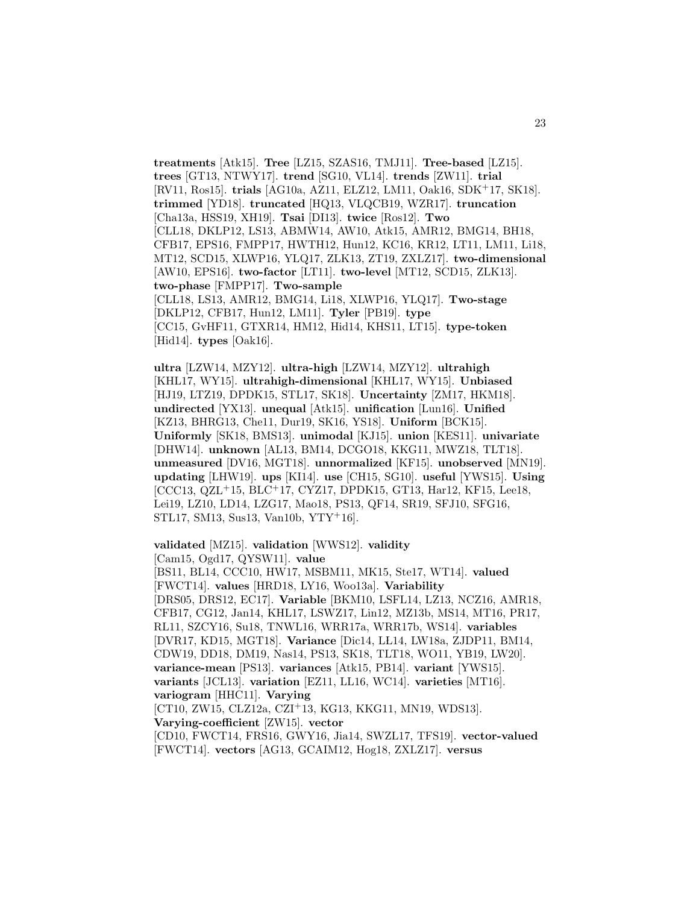**treatments** [Atk15]. **Tree** [LZ15, SZAS16, TMJ11]. **Tree-based** [LZ15]. **trees** [GT13, NTWY17]. **trend** [SG10, VL14]. **trends** [ZW11]. **trial** [RV11, Ros15]. **trials** [AG10a, AZ11, ELZ12, LM11, Oak16, SDK$^{+}$17, SK18]. **trimmed** [YD18]. **truncated** [HQ13, VLQCB19, WZR17]. **truncation** [Cha13a, HSS19, XH19]. **Tsai** [DI13]. **twice** [Ros12]. **Two** [CLL18, DKLP12, LS13, ABMW14, AW10, Atk15, AMR12, BMG14, BH18, CFB17, EPS16, FMPP17, HWTH12, Hun12, KC16, KR12, LT11, LM11, Li18, MT12, SCD15, XLWP16, YLQ17, ZLK13, ZT19, ZXLZ17]. **two-dimensional** [AW10, EPS16]. **two-factor** [LT11]. **two-level** [MT12, SCD15, ZLK13]. **two-phase** [FMPP17]. **Two-sample** [CLL18, LS13, AMR12, BMG14, Li18, XLWP16, YLQ17]. **Two-stage** [DKLP12, CFB17, Hun12, LM11]. **Tyler** [PB19]. **type** [CC15, GvHF11, GTXR14, HM12, Hid14, KHS11, LT15]. **type-token** [Hid14]. **types** [Oak16].

**ultra** [LZW14, MZY12]. **ultra-high** [LZW14, MZY12]. **ultrahigh** [KHL17, WY15]. **ultrahigh-dimensional** [KHL17, WY15]. **Unbiased** [HJ19, LTZ19, DPDK15, STL17, SK18]. **Uncertainty** [ZM17, HKM18]. **undirected** [YX13]. **unequal** [Atk15]. **unification** [Lun16]. **Unified** [KZ13, BHRG13, Che11, Dur19, SK16, YS18]. **Uniform** [BCK15]. **Uniformly** [SK18, BMS13]. **unimodal** [KJ15]. **union** [KES11]. **univariate** [DHW14]. **unknown** [AL13, BM14, DCGO18, KKG11, MWZ18, TLT18]. **unmeasured** [DV16, MGT18]. **unnormalized** [KF15]. **unobserved** [MN19]. **updating** [LHW19]. **ups** [KI14]. **use** [CH15, SG10]. **useful** [YWS15]. **Using** [CCC13, QZL$^{+}$15, BLC$^{+}$17, CYZ17, DPDK15, GT13, Har12, KF15, Lee18, Lei19, LZ10, LD14, LZG17, Mao18, PS13, QF14, SR19, SFJ10, SFG16, STL17, SM13, Sus13, Van10b, YTY$^{+}$16].

**validated** [MZ15]. **validation** [WWS12]. **validity** [Cam15, Ogd17, QYSW11]. **value** [BS11, BL14, CCC10, HW17, MSBM11, MK15, Ste17, WT14]. **valued** [FWCT14]. **values** [HRD18, LY16, Woo13a]. **Variability** [DRS05, DRS12, EC17]. **Variable** [BKM10, LSFL14, LZ13, NCZ16, AMR18, CFB17, CG12, Jan14, KHL17, LSWZ17, Lin12, MZ13b, MS14, MT16, PR17, RL11, SZCY16, Su18, TNWL16, WRR17a, WRR17b, WS14]. **variables** [DVR17, KD15, MGT18]. **Variance** [Dic14, LL14, LW18a, ZJDP11, BM14, CDW19, DD18, DM19, Nas14, PS13, SK18, TLT18, WO11, YB19, LW20]. **variance-mean** [PS13]. **variances** [Atk15, PB14]. **variant** [YWS15]. **variants** [JCL13]. **variation** [EZ11, LL16, WC14]. **varieties** [MT16]. **variogram** [HHC11]. **Varying** [CT10, ZW15, CLZ12a, CZI$^{+}$13, KG13, KKG11, MN19, WDS13]. **Varying-coefficient** [ZW15]. **vector** [CD10, FWCT14, FRS16, GWY16, Jia14, SWZL17, TFS19]. **vector-valued** [FWCT14]. **vectors** [AG13, GCAIM12, Hog18, ZXLZ17]. **versus**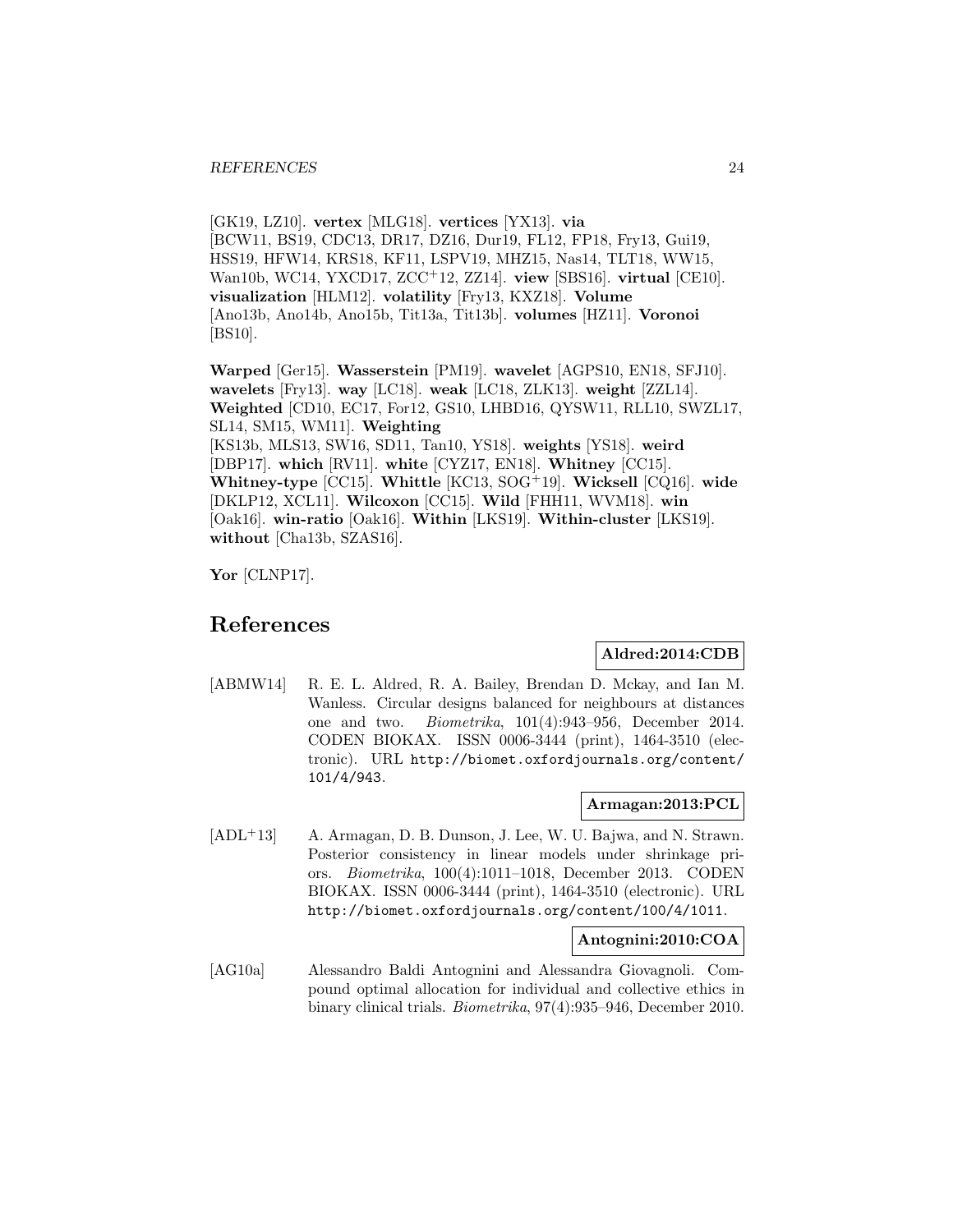[GK19, LZ10]. **vertex** [MLG18]. **vertices** [YX13]. **via** [BCW11, BS19, CDC13, DR17, DZ16, Dur19, FL12, FP18, Fry13, Gui19, HSS19, HFW14, KRS18, KF11, LSPV19, MHZ15, Nas14, TLT18, WW15, Wan10b, WC14, YXCD17, ZCC[+]12, ZZ14]. **view** [SBS16]. **virtual** [CE10]. **visualization** [HLM12]. **volatility** [Fry13, KXZ18]. **Volume** [Ano13b, Ano14b, Ano15b, Tit13a, Tit13b]. **volumes** [HZ11]. **Voronoi** [BS10].

**Warped** [Ger15]. **Wasserstein** [PM19]. **wavelet** [AGPS10, EN18, SFJ10]. **wavelets** [Fry13]. **way** [LC18]. **weak** [LC18, ZLK13]. **weight** [ZZL14]. **Weighted** [CD10, EC17, For12, GS10, LHBD16, QYSW11, RLL10, SWZL17, SL14, SM15, WM11]. **Weighting** [KS13b, MLS13, SW16, SD11, Tan10, YS18]. **weights** [YS18]. **weird** [DBP17]. **which** [RV11]. **white** [CYZ17, EN18]. **Whitney** [CC15]. **Whitney-type** [CC15]. **Whittle** [KC13, SOG[+]19]. **Wicksell** [CQ16]. **wide** [DKLP12, XCL11]. **Wilcoxon** [CC15]. **Wild** [FHH11, WVM18]. **win** [Oak16]. **win-ratio** [Oak16]. **Within** [LKS19]. **Within-cluster** [LKS19]. **without** [Cha13b, SZAS16].

**Yor** [CLNP17].

# References

**Aldred:2014:CDB**

[ABMW14] R. E. L. Aldred, R. A. Bailey, Brendan D. Mckay, and Ian M. Wanless. Circular designs balanced for neighbours at distances one and two. *Biometrika*, 101(4):943–956, December 2014. CODEN BIOKAX. ISSN 0006-3444 (print), 1464-3510 (electronic). URL http://biomet.oxfordjournals.org/content/101/4/943.

**Armagan:2013:PCL**

[ADL[+]13] A. Armagan, D. B. Dunson, J. Lee, W. U. Bajwa, and N. Strawn. Posterior consistency in linear models under shrinkage priors. *Biometrika*, 100(4):1011–1018, December 2013. CODEN BIOKAX. ISSN 0006-3444 (print), 1464-3510 (electronic). URL http://biomet.oxfordjournals.org/content/100/4/1011.

**Antognini:2010:COA**

[AG10a] Alessandro Baldi Antognini and Alessandra Giovagnoli. Compound optimal allocation for individual and collective ethics in binary clinical trials. *Biometrika*, 97(4):935–946, December 2010.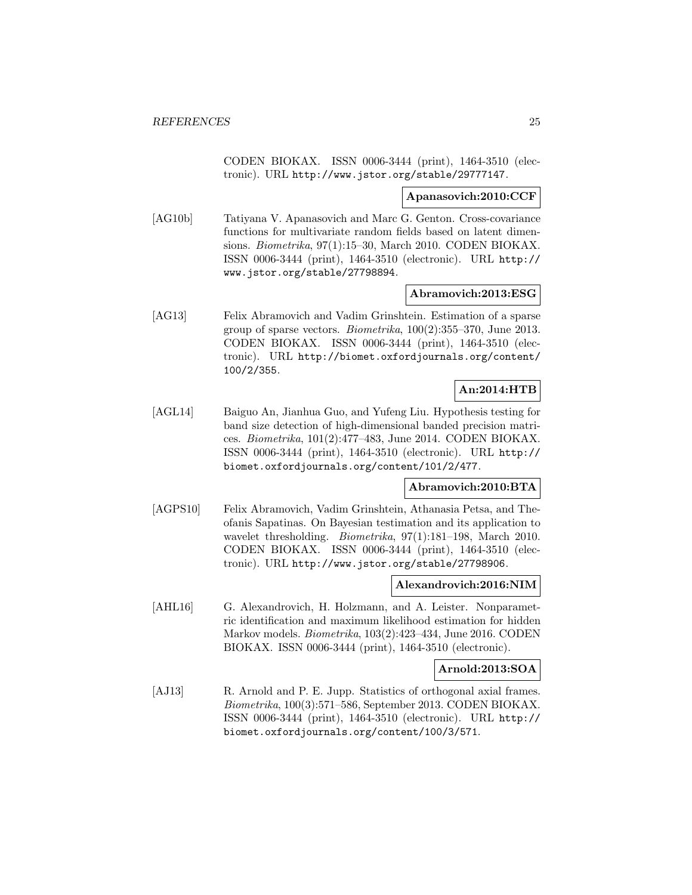CODEN BIOKAX. ISSN 0006-3444 (print), 1464-3510 (electronic). URL http://www.jstor.org/stable/29777147.

**Apanasovich:2010:CCF**

[AG10b] Tatiyana V. Apanasovich and Marc G. Genton. Cross-covariance functions for multivariate random fields based on latent dimensions. *Biometrika*, 97(1):15–30, March 2010. CODEN BIOKAX. ISSN 0006-3444 (print), 1464-3510 (electronic). URL http://www.jstor.org/stable/27798894.

**Abramovich:2013:ESG**

[AG13] Felix Abramovich and Vadim Grinshtein. Estimation of a sparse group of sparse vectors. *Biometrika*, 100(2):355–370, June 2013. CODEN BIOKAX. ISSN 0006-3444 (print), 1464-3510 (electronic). URL http://biomet.oxfordjournals.org/content/100/2/355.

**An:2014:HTB**

[AGL14] Baiguo An, Jianhua Guo, and Yufeng Liu. Hypothesis testing for band size detection of high-dimensional banded precision matrices. *Biometrika*, 101(2):477–483, June 2014. CODEN BIOKAX. ISSN 0006-3444 (print), 1464-3510 (electronic). URL http://biomet.oxfordjournals.org/content/101/2/477.

**Abramovich:2010:BTA**

[AGPS10] Felix Abramovich, Vadim Grinshtein, Athanasia Petsa, and Theofanis Sapatinas. On Bayesian testimation and its application to wavelet thresholding. *Biometrika*, 97(1):181–198, March 2010. CODEN BIOKAX. ISSN 0006-3444 (print), 1464-3510 (electronic). URL http://www.jstor.org/stable/27798906.

**Alexandrovich:2016:NIM**

[AHL16] G. Alexandrovich, H. Holzmann, and A. Leister. Nonparametric identification and maximum likelihood estimation for hidden Markov models. *Biometrika*, 103(2):423–434, June 2016. CODEN BIOKAX. ISSN 0006-3444 (print), 1464-3510 (electronic).

**Arnold:2013:SOA**

[AJ13] R. Arnold and P. E. Jupp. Statistics of orthogonal axial frames. *Biometrika*, 100(3):571–586, September 2013. CODEN BIOKAX. ISSN 0006-3444 (print), 1464-3510 (electronic). URL http://biomet.oxfordjournals.org/content/100/3/571.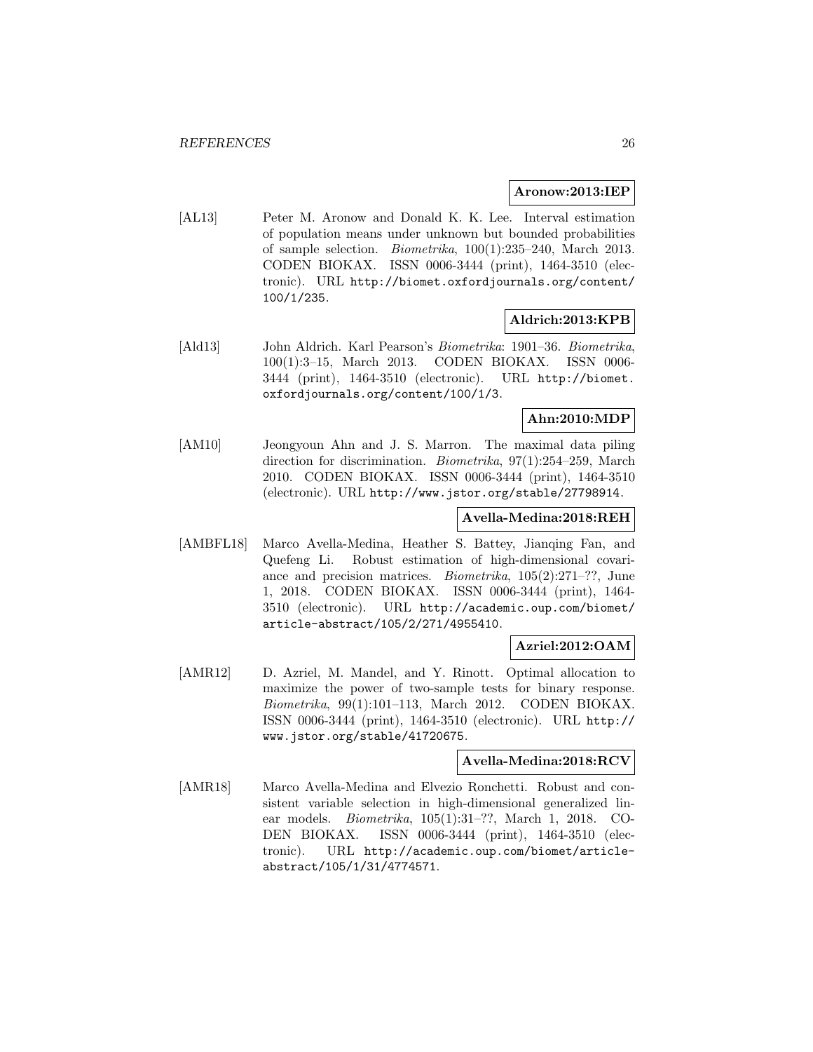**Aronow:2013:IEP**

[AL13] Peter M. Aronow and Donald K. K. Lee. Interval estimation of population means under unknown but bounded probabilities of sample selection. *Biometrika*, 100(1):235–240, March 2013. CODEN BIOKAX. ISSN 0006-3444 (print), 1464-3510 (electronic). URL http://biomet.oxfordjournals.org/content/100/1/235.

**Aldrich:2013:KPB**

[Ald13] John Aldrich. Karl Pearson's *Biometrika*: 1901–36. *Biometrika*, 100(1):3–15, March 2013. CODEN BIOKAX. ISSN 0006-3444 (print), 1464-3510 (electronic). URL http://biomet.oxfordjournals.org/content/100/1/3.

**Ahn:2010:MDP**

[AM10] Jeongyoun Ahn and J. S. Marron. The maximal data piling direction for discrimination. *Biometrika*, 97(1):254–259, March 2010. CODEN BIOKAX. ISSN 0006-3444 (print), 1464-3510 (electronic). URL http://www.jstor.org/stable/27798914.

**Avella-Medina:2018:REH**

[AMBFL18] Marco Avella-Medina, Heather S. Battey, Jianqing Fan, and Quefeng Li. Robust estimation of high-dimensional covariance and precision matrices. *Biometrika*, 105(2):271–??, June 1, 2018. CODEN BIOKAX. ISSN 0006-3444 (print), 1464-3510 (electronic). URL http://academic.oup.com/biomet/article-abstract/105/2/271/4955410.

**Azriel:2012:OAM**

[AMR12] D. Azriel, M. Mandel, and Y. Rinott. Optimal allocation to maximize the power of two-sample tests for binary response. *Biometrika*, 99(1):101–113, March 2012. CODEN BIOKAX. ISSN 0006-3444 (print), 1464-3510 (electronic). URL http://www.jstor.org/stable/41720675.

**Avella-Medina:2018:RCV**

[AMR18] Marco Avella-Medina and Elvezio Ronchetti. Robust and consistent variable selection in high-dimensional generalized linear models. *Biometrika*, 105(1):31–??, March 1, 2018. CODEN BIOKAX. ISSN 0006-3444 (print), 1464-3510 (electronic). URL http://academic.oup.com/biomet/article-abstract/105/1/31/4774571.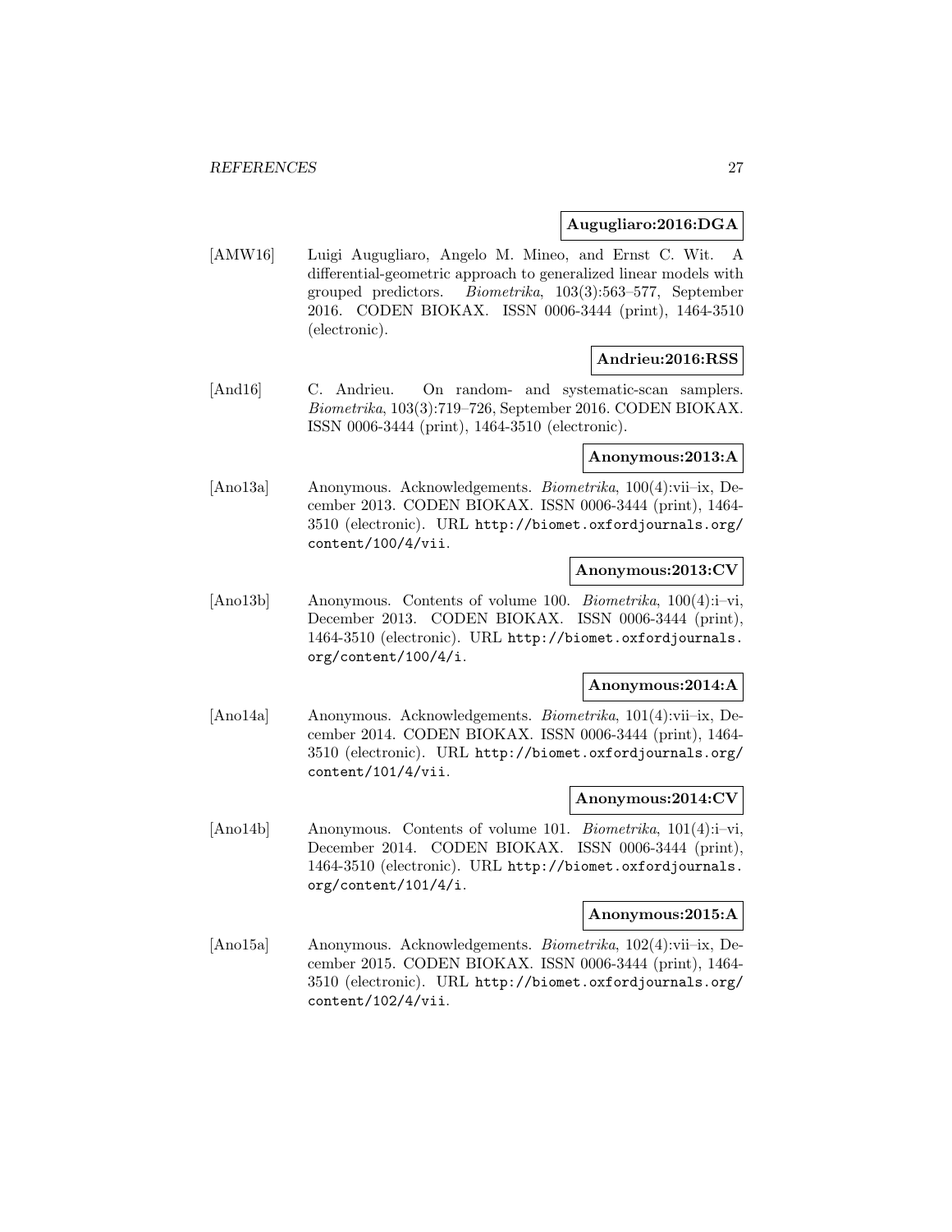**Augugliaro:2016:DGA**

[AMW16] Luigi Augugliaro, Angelo M. Mineo, and Ernst C. Wit. A differential-geometric approach to generalized linear models with grouped predictors. *Biometrika*, 103(3):563–577, September 2016. CODEN BIOKAX. ISSN 0006-3444 (print), 1464-3510 (electronic).

**Andrieu:2016:RSS**

[And16] C. Andrieu. On random- and systematic-scan samplers. *Biometrika*, 103(3):719–726, September 2016. CODEN BIOKAX. ISSN 0006-3444 (print), 1464-3510 (electronic).

**Anonymous:2013:A**

[Ano13a] Anonymous. Acknowledgements. *Biometrika*, 100(4):vii–ix, December 2013. CODEN BIOKAX. ISSN 0006-3444 (print), 1464-3510 (electronic). URL `http://biomet.oxfordjournals.org/content/100/4/vii`.

**Anonymous:2013:CV**

[Ano13b] Anonymous. Contents of volume 100. *Biometrika*, 100(4):i–vi, December 2013. CODEN BIOKAX. ISSN 0006-3444 (print), 1464-3510 (electronic). URL `http://biomet.oxfordjournals.org/content/100/4/i`.

**Anonymous:2014:A**

[Ano14a] Anonymous. Acknowledgements. *Biometrika*, 101(4):vii–ix, December 2014. CODEN BIOKAX. ISSN 0006-3444 (print), 1464-3510 (electronic). URL `http://biomet.oxfordjournals.org/content/101/4/vii`.

**Anonymous:2014:CV**

[Ano14b] Anonymous. Contents of volume 101. *Biometrika*, 101(4):i–vi, December 2014. CODEN BIOKAX. ISSN 0006-3444 (print), 1464-3510 (electronic). URL `http://biomet.oxfordjournals.org/content/101/4/i`.

**Anonymous:2015:A**

[Ano15a] Anonymous. Acknowledgements. *Biometrika*, 102(4):vii–ix, December 2015. CODEN BIOKAX. ISSN 0006-3444 (print), 1464-3510 (electronic). URL `http://biomet.oxfordjournals.org/content/102/4/vii`.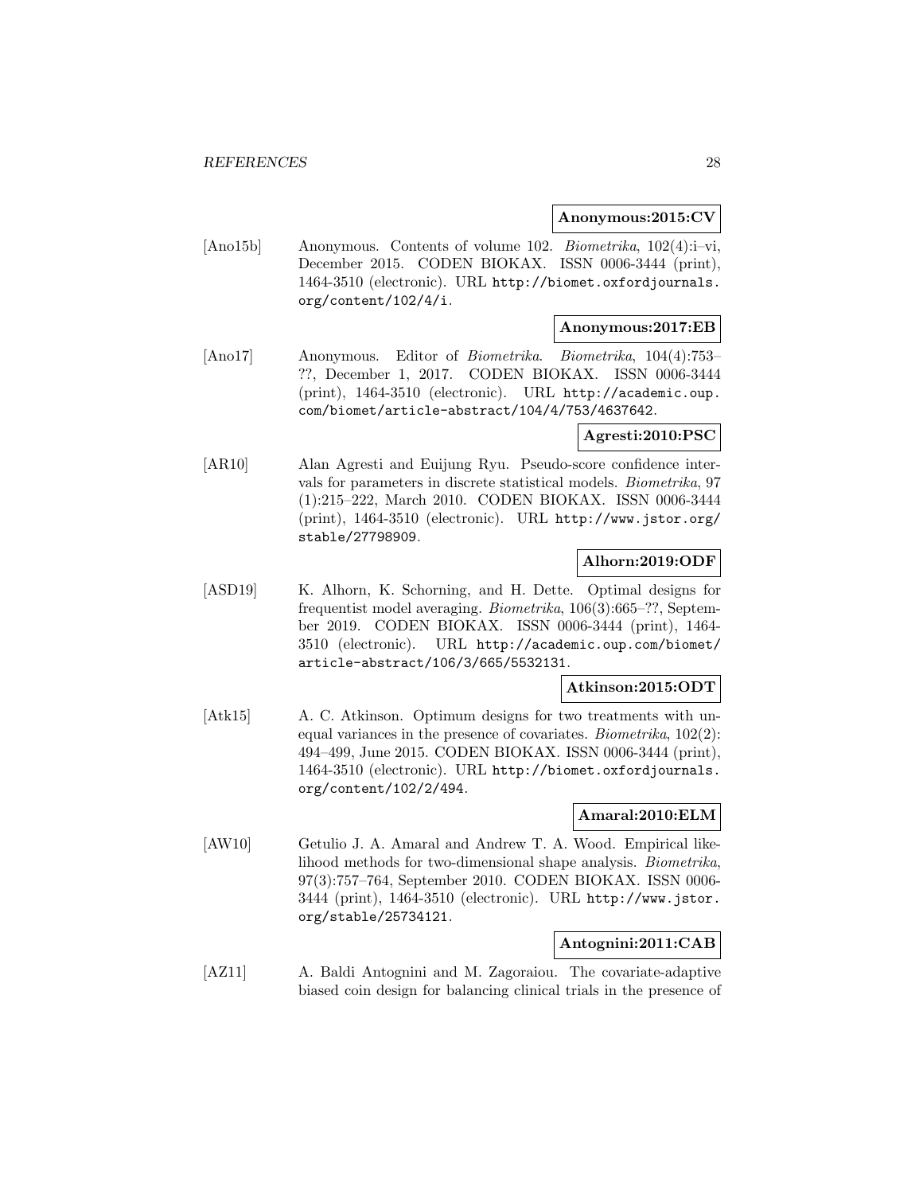**Anonymous:2015:CV**

[Ano15b] Anonymous. Contents of volume 102. *Biometrika*, 102(4):i–vi, December 2015. CODEN BIOKAX. ISSN 0006-3444 (print), 1464-3510 (electronic). URL http://biomet.oxfordjournals.org/content/102/4/i.

**Anonymous:2017:EB**

[Ano17] Anonymous. Editor of *Biometrika*. *Biometrika*, 104(4):753–??, December 1, 2017. CODEN BIOKAX. ISSN 0006-3444 (print), 1464-3510 (electronic). URL http://academic.oup.com/biomet/article-abstract/104/4/753/4637642.

**Agresti:2010:PSC**

[AR10] Alan Agresti and Euijung Ryu. Pseudo-score confidence intervals for parameters in discrete statistical models. *Biometrika*, 97 (1):215–222, March 2010. CODEN BIOKAX. ISSN 0006-3444 (print), 1464-3510 (electronic). URL http://www.jstor.org/stable/27798909.

**Alhorn:2019:ODF**

[ASD19] K. Alhorn, K. Schorning, and H. Dette. Optimal designs for frequentist model averaging. *Biometrika*, 106(3):665–??, September 2019. CODEN BIOKAX. ISSN 0006-3444 (print), 1464-3510 (electronic). URL http://academic.oup.com/biomet/article-abstract/106/3/665/5532131.

**Atkinson:2015:ODT**

[Atk15] A. C. Atkinson. Optimum designs for two treatments with unequal variances in the presence of covariates. *Biometrika*, 102(2): 494–499, June 2015. CODEN BIOKAX. ISSN 0006-3444 (print), 1464-3510 (electronic). URL http://biomet.oxfordjournals.org/content/102/2/494.

**Amaral:2010:ELM**

[AW10] Getulio J. A. Amaral and Andrew T. A. Wood. Empirical likelihood methods for two-dimensional shape analysis. *Biometrika*, 97(3):757–764, September 2010. CODEN BIOKAX. ISSN 0006-3444 (print), 1464-3510 (electronic). URL http://www.jstor.org/stable/25734121.

**Antognini:2011:CAB**

[AZ11] A. Baldi Antognini and M. Zagoraiou. The covariate-adaptive biased coin design for balancing clinical trials in the presence of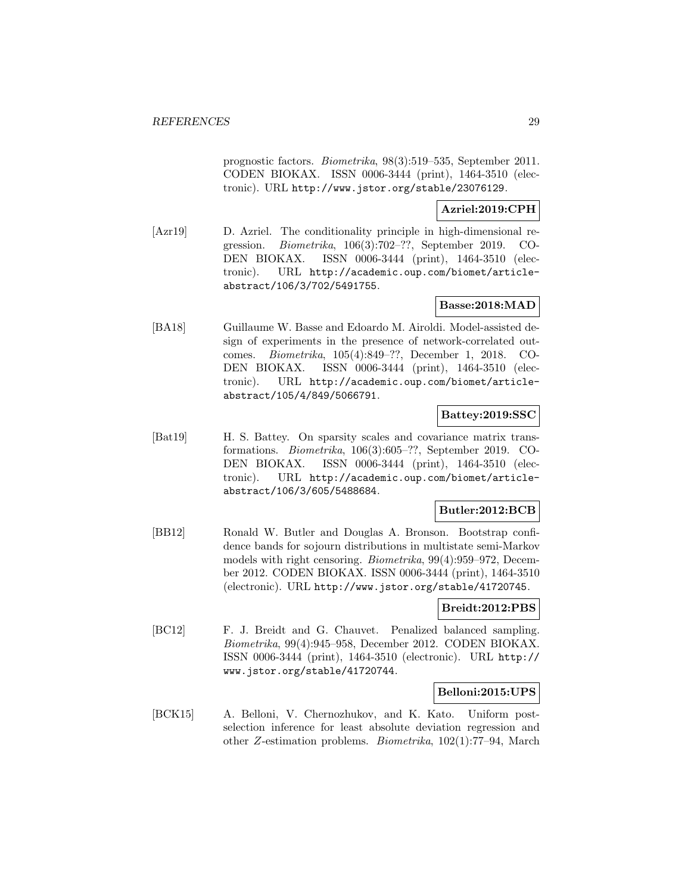prognostic factors. *Biometrika*, 98(3):519–535, September 2011. CODEN BIOKAX. ISSN 0006-3444 (print), 1464-3510 (electronic). URL http://www.jstor.org/stable/23076129.

**Azriel:2019:CPH**

[Azr19] D. Azriel. The conditionality principle in high-dimensional regression. *Biometrika*, 106(3):702–??, September 2019. CODEN BIOKAX. ISSN 0006-3444 (print), 1464-3510 (electronic). URL http://academic.oup.com/biomet/article-abstract/106/3/702/5491755.

**Basse:2018:MAD**

[BA18] Guillaume W. Basse and Edoardo M. Airoldi. Model-assisted design of experiments in the presence of network-correlated outcomes. *Biometrika*, 105(4):849–??, December 1, 2018. CODEN BIOKAX. ISSN 0006-3444 (print), 1464-3510 (electronic). URL http://academic.oup.com/biomet/article-abstract/105/4/849/5066791.

**Battey:2019:SSC**

[Bat19] H. S. Battey. On sparsity scales and covariance matrix transformations. *Biometrika*, 106(3):605–??, September 2019. CODEN BIOKAX. ISSN 0006-3444 (print), 1464-3510 (electronic). URL http://academic.oup.com/biomet/article-abstract/106/3/605/5488684.

**Butler:2012:BCB**

[BB12] Ronald W. Butler and Douglas A. Bronson. Bootstrap confidence bands for sojourn distributions in multistate semi-Markov models with right censoring. *Biometrika*, 99(4):959–972, December 2012. CODEN BIOKAX. ISSN 0006-3444 (print), 1464-3510 (electronic). URL http://www.jstor.org/stable/41720745.

**Breidt:2012:PBS**

[BC12] F. J. Breidt and G. Chauvet. Penalized balanced sampling. *Biometrika*, 99(4):945–958, December 2012. CODEN BIOKAX. ISSN 0006-3444 (print), 1464-3510 (electronic). URL http://www.jstor.org/stable/41720744.

**Belloni:2015:UPS**

[BCK15] A. Belloni, V. Chernozhukov, and K. Kato. Uniform post-selection inference for least absolute deviation regression and other $Z$-estimation problems. *Biometrika*, 102(1):77–94, March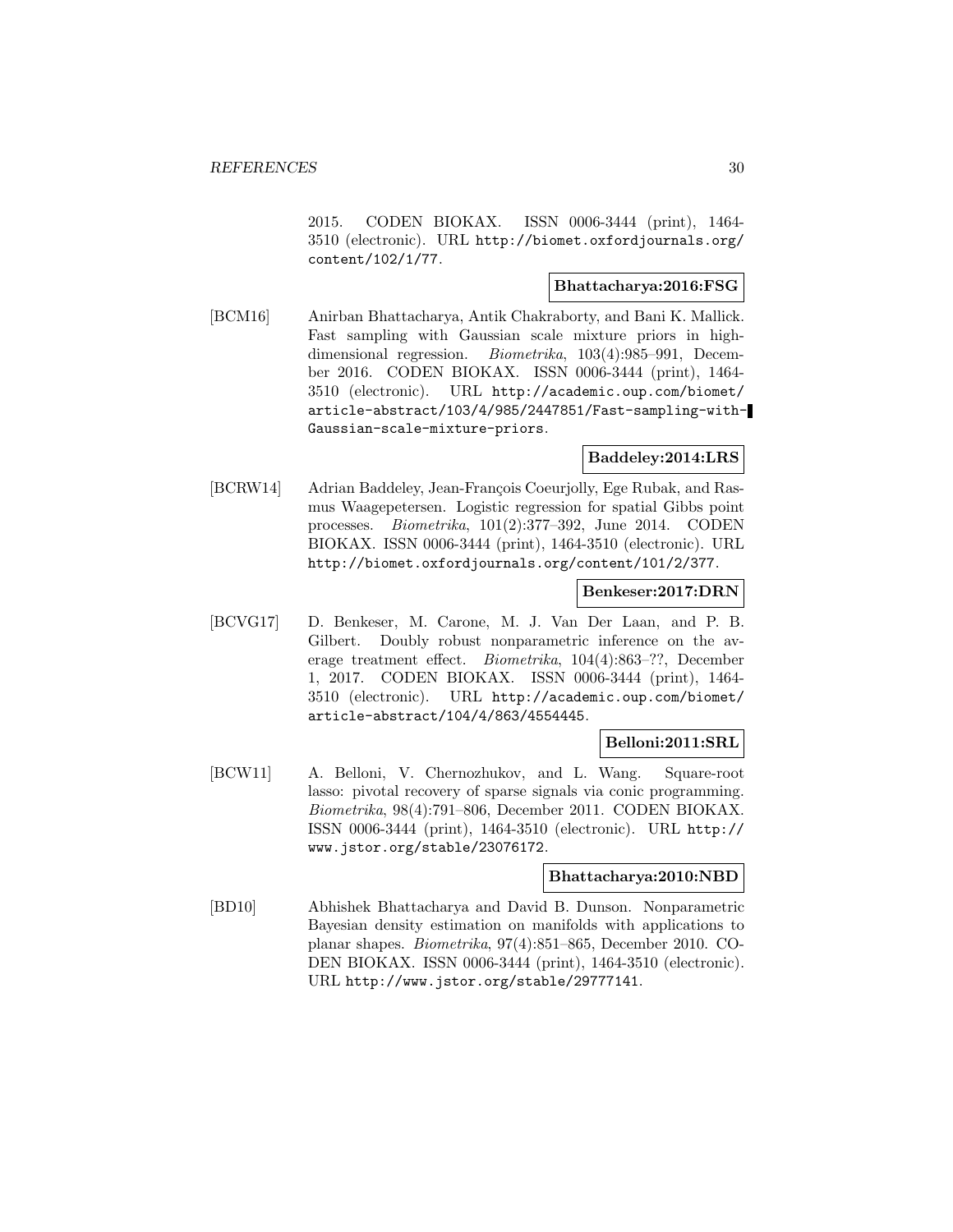2015. CODEN BIOKAX. ISSN 0006-3444 (print), 1464-3510 (electronic). URL http://biomet.oxfordjournals.org/content/102/1/77.

**Bhattacharya:2016:FSG**

[BCM16] Anirban Bhattacharya, Antik Chakraborty, and Bani K. Mallick. Fast sampling with Gaussian scale mixture priors in high-dimensional regression. *Biometrika*, 103(4):985–991, December 2016. CODEN BIOKAX. ISSN 0006-3444 (print), 1464-3510 (electronic). URL http://academic.oup.com/biomet/article-abstract/103/4/985/2447851/Fast-sampling-with-Gaussian-scale-mixture-priors.

**Baddeley:2014:LRS**

[BCRW14] Adrian Baddeley, Jean-François Coeurjolly, Ege Rubak, and Rasmus Waagepetersen. Logistic regression for spatial Gibbs point processes. *Biometrika*, 101(2):377–392, June 2014. CODEN BIOKAX. ISSN 0006-3444 (print), 1464-3510 (electronic). URL http://biomet.oxfordjournals.org/content/101/2/377.

**Benkeser:2017:DRN**

[BCVG17] D. Benkeser, M. Carone, M. J. Van Der Laan, and P. B. Gilbert. Doubly robust nonparametric inference on the average treatment effect. *Biometrika*, 104(4):863–??, December 1, 2017. CODEN BIOKAX. ISSN 0006-3444 (print), 1464-3510 (electronic). URL http://academic.oup.com/biomet/article-abstract/104/4/863/4554445.

**Belloni:2011:SRL**

[BCW11] A. Belloni, V. Chernozhukov, and L. Wang. Square-root lasso: pivotal recovery of sparse signals via conic programming. *Biometrika*, 98(4):791–806, December 2011. CODEN BIOKAX. ISSN 0006-3444 (print), 1464-3510 (electronic). URL http://www.jstor.org/stable/23076172.

**Bhattacharya:2010:NBD**

[BD10] Abhishek Bhattacharya and David B. Dunson. Nonparametric Bayesian density estimation on manifolds with applications to planar shapes. *Biometrika*, 97(4):851–865, December 2010. CODEN BIOKAX. ISSN 0006-3444 (print), 1464-3510 (electronic). URL http://www.jstor.org/stable/29777141.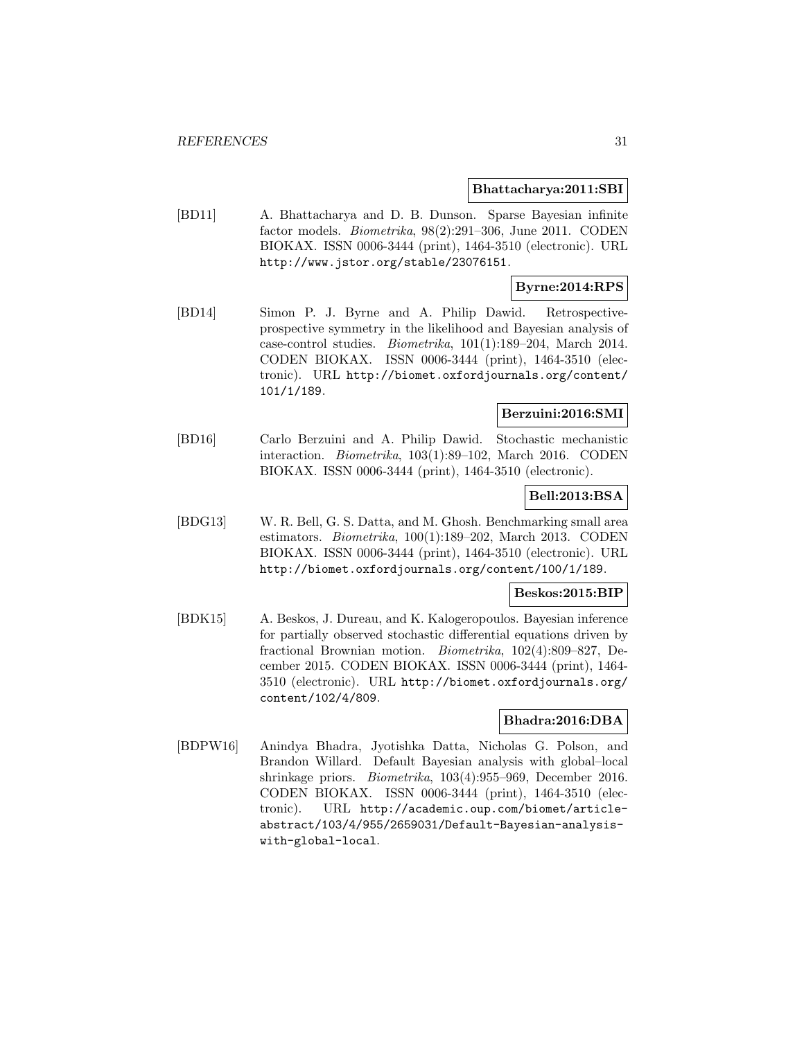**Bhattacharya:2011:SBI**

[BD11] A. Bhattacharya and D. B. Dunson. Sparse Bayesian infinite factor models. *Biometrika*, 98(2):291–306, June 2011. CODEN BIOKAX. ISSN 0006-3444 (print), 1464-3510 (electronic). URL http://www.jstor.org/stable/23076151.

**Byrne:2014:RPS**

[BD14] Simon P. J. Byrne and A. Philip Dawid. Retrospective-prospective symmetry in the likelihood and Bayesian analysis of case-control studies. *Biometrika*, 101(1):189–204, March 2014. CODEN BIOKAX. ISSN 0006-3444 (print), 1464-3510 (electronic). URL http://biomet.oxfordjournals.org/content/101/1/189.

**Berzuini:2016:SMI**

[BD16] Carlo Berzuini and A. Philip Dawid. Stochastic mechanistic interaction. *Biometrika*, 103(1):89–102, March 2016. CODEN BIOKAX. ISSN 0006-3444 (print), 1464-3510 (electronic).

**Bell:2013:BSA**

[BDG13] W. R. Bell, G. S. Datta, and M. Ghosh. Benchmarking small area estimators. *Biometrika*, 100(1):189–202, March 2013. CODEN BIOKAX. ISSN 0006-3444 (print), 1464-3510 (electronic). URL http://biomet.oxfordjournals.org/content/100/1/189.

**Beskos:2015:BIP**

[BDK15] A. Beskos, J. Dureau, and K. Kalogeropoulos. Bayesian inference for partially observed stochastic differential equations driven by fractional Brownian motion. *Biometrika*, 102(4):809–827, December 2015. CODEN BIOKAX. ISSN 0006-3444 (print), 1464-3510 (electronic). URL http://biomet.oxfordjournals.org/content/102/4/809.

**Bhadra:2016:DBA**

[BDPW16] Anindya Bhadra, Jyotishka Datta, Nicholas G. Polson, and Brandon Willard. Default Bayesian analysis with global–local shrinkage priors. *Biometrika*, 103(4):955–969, December 2016. CODEN BIOKAX. ISSN 0006-3444 (print), 1464-3510 (electronic). URL http://academic.oup.com/biomet/article-abstract/103/4/955/2659031/Default-Bayesian-analysis-with-global-local.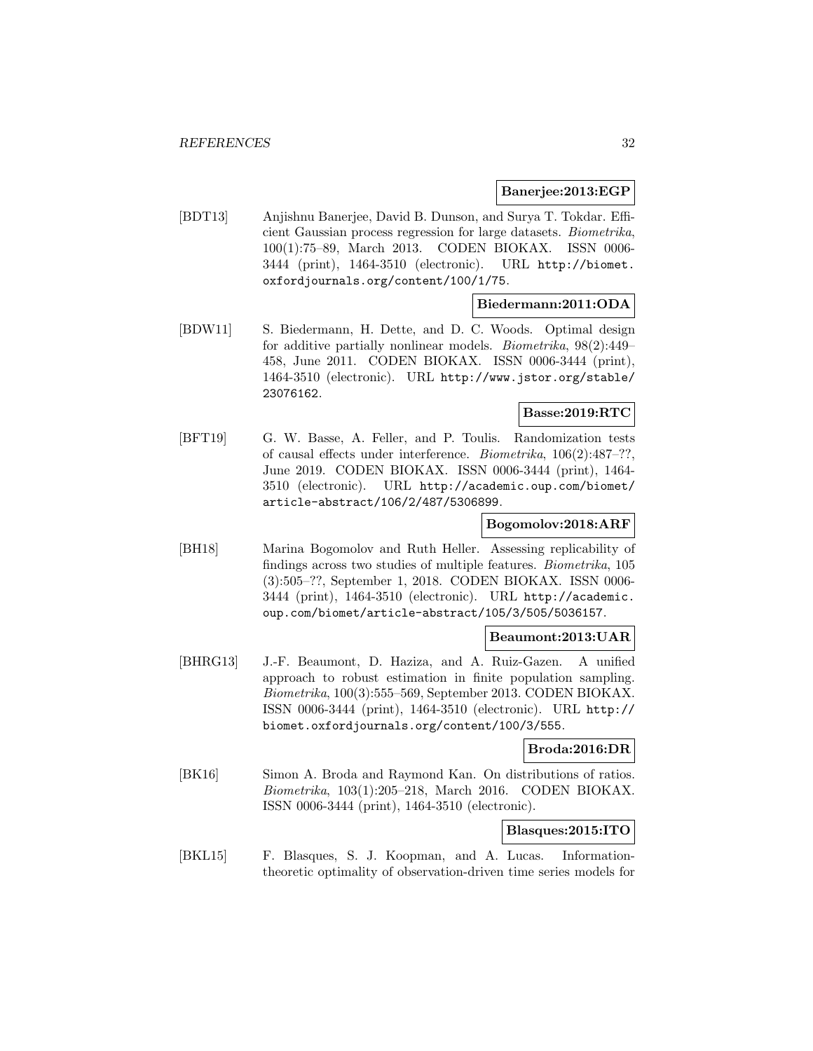**Banerjee:2013:EGP**

[BDT13] Anjishnu Banerjee, David B. Dunson, and Surya T. Tokdar. Efficient Gaussian process regression for large datasets. *Biometrika*, 100(1):75–89, March 2013. CODEN BIOKAX. ISSN 0006-3444 (print), 1464-3510 (electronic). URL http://biomet.oxfordjournals.org/content/100/1/75.

**Biedermann:2011:ODA**

[BDW11] S. Biedermann, H. Dette, and D. C. Woods. Optimal design for additive partially nonlinear models. *Biometrika*, 98(2):449–458, June 2011. CODEN BIOKAX. ISSN 0006-3444 (print), 1464-3510 (electronic). URL http://www.jstor.org/stable/23076162.

**Basse:2019:RTC**

[BFT19] G. W. Basse, A. Feller, and P. Toulis. Randomization tests of causal effects under interference. *Biometrika*, 106(2):487–??, June 2019. CODEN BIOKAX. ISSN 0006-3444 (print), 1464-3510 (electronic). URL http://academic.oup.com/biomet/article-abstract/106/2/487/5306899.

**Bogomolov:2018:ARF**

[BH18] Marina Bogomolov and Ruth Heller. Assessing replicability of findings across two studies of multiple features. *Biometrika*, 105 (3):505–??, September 1, 2018. CODEN BIOKAX. ISSN 0006-3444 (print), 1464-3510 (electronic). URL http://academic.oup.com/biomet/article-abstract/105/3/505/5036157.

**Beaumont:2013:UAR**

[BHRG13] J.-F. Beaumont, D. Haziza, and A. Ruiz-Gazen. A unified approach to robust estimation in finite population sampling. *Biometrika*, 100(3):555–569, September 2013. CODEN BIOKAX. ISSN 0006-3444 (print), 1464-3510 (electronic). URL http://biomet.oxfordjournals.org/content/100/3/555.

**Broda:2016:DR**

[BK16] Simon A. Broda and Raymond Kan. On distributions of ratios. *Biometrika*, 103(1):205–218, March 2016. CODEN BIOKAX. ISSN 0006-3444 (print), 1464-3510 (electronic).

**Blasques:2015:ITO**

[BKL15] F. Blasques, S. J. Koopman, and A. Lucas. Information-theoretic optimality of observation-driven time series models for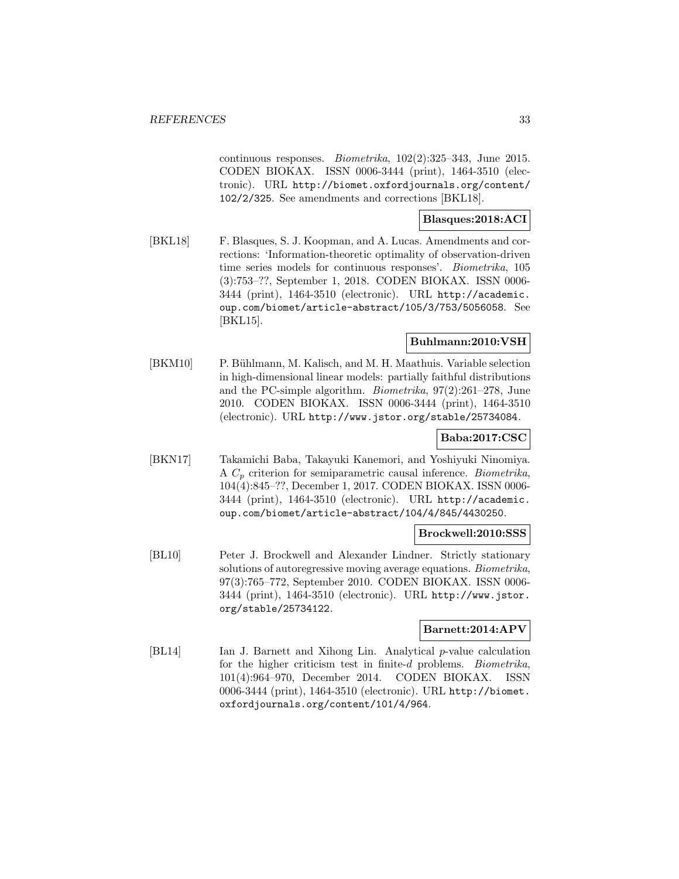continuous responses. *Biometrika*, 102(2):325–343, June 2015. CODEN BIOKAX. ISSN 0006-3444 (print), 1464-3510 (electronic). URL http://biomet.oxfordjournals.org/content/102/2/325. See amendments and corrections [BKL18].

**Blasques:2018:ACI**

[BKL18] F. Blasques, S. J. Koopman, and A. Lucas. Amendments and corrections: 'Information-theoretic optimality of observation-driven time series models for continuous responses'. *Biometrika*, 105 (3):753–??, September 1, 2018. CODEN BIOKAX. ISSN 0006-3444 (print), 1464-3510 (electronic). URL http://academic.oup.com/biomet/article-abstract/105/3/753/5056058. See [BKL15].

**Buhlmann:2010:VSH**

[BKM10] P. Bühlmann, M. Kalisch, and M. H. Maathuis. Variable selection in high-dimensional linear models: partially faithful distributions and the PC-simple algorithm. *Biometrika*, 97(2):261–278, June 2010. CODEN BIOKAX. ISSN 0006-3444 (print), 1464-3510 (electronic). URL http://www.jstor.org/stable/25734084.

**Baba:2017:CSC**

[BKN17] Takamichi Baba, Takayuki Kanemori, and Yoshiyuki Ninomiya. A $C_p$ criterion for semiparametric causal inference. *Biometrika*, 104(4):845–??, December 1, 2017. CODEN BIOKAX. ISSN 0006-3444 (print), 1464-3510 (electronic). URL http://academic.oup.com/biomet/article-abstract/104/4/845/4430250.

**Brockwell:2010:SSS**

[BL10] Peter J. Brockwell and Alexander Lindner. Strictly stationary solutions of autoregressive moving average equations. *Biometrika*, 97(3):765–772, September 2010. CODEN BIOKAX. ISSN 0006-3444 (print), 1464-3510 (electronic). URL http://www.jstor.org/stable/25734122.

**Barnett:2014:APV**

[BL14] Ian J. Barnett and Xihong Lin. Analytical $p$-value calculation for the higher criticism test in finite-$d$ problems. *Biometrika*, 101(4):964–970, December 2014. CODEN BIOKAX. ISSN 0006-3444 (print), 1464-3510 (electronic). URL http://biomet.oxfordjournals.org/content/101/4/964.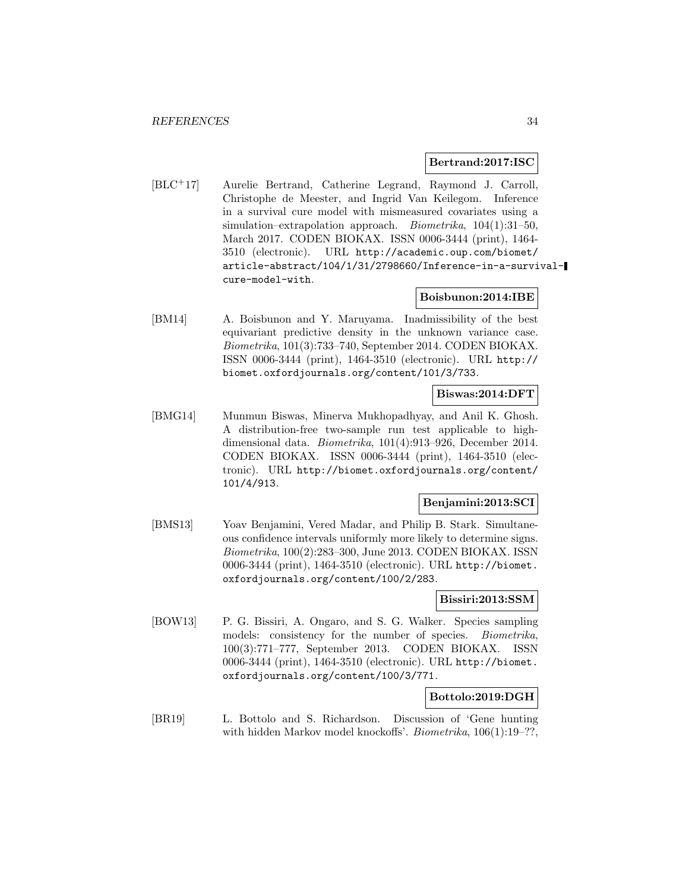**Bertrand:2017:ISC**

[BLC+17] Aurelie Bertrand, Catherine Legrand, Raymond J. Carroll, Christophe de Meester, and Ingrid Van Keilegom. Inference in a survival cure model with mismeasured covariates using a simulation–extrapolation approach. *Biometrika*, 104(1):31–50, March 2017. CODEN BIOKAX. ISSN 0006-3444 (print), 1464-3510 (electronic). URL `http://academic.oup.com/biomet/article-abstract/104/1/31/2798660/Inference-in-a-survival-cure-model-with`.

**Boisbunon:2014:IBE**

[BM14] A. Boisbunon and Y. Maruyama. Inadmissibility of the best equivariant predictive density in the unknown variance case. *Biometrika*, 101(3):733–740, September 2014. CODEN BIOKAX. ISSN 0006-3444 (print), 1464-3510 (electronic). URL `http://biomet.oxfordjournals.org/content/101/3/733`.

**Biswas:2014:DFT**

[BMG14] Munmun Biswas, Minerva Mukhopadhyay, and Anil K. Ghosh. A distribution-free two-sample run test applicable to high-dimensional data. *Biometrika*, 101(4):913–926, December 2014. CODEN BIOKAX. ISSN 0006-3444 (print), 1464-3510 (electronic). URL `http://biomet.oxfordjournals.org/content/101/4/913`.

**Benjamini:2013:SCI**

[BMS13] Yoav Benjamini, Vered Madar, and Philip B. Stark. Simultaneous confidence intervals uniformly more likely to determine signs. *Biometrika*, 100(2):283–300, June 2013. CODEN BIOKAX. ISSN 0006-3444 (print), 1464-3510 (electronic). URL `http://biomet.oxfordjournals.org/content/100/2/283`.

**Bissiri:2013:SSM**

[BOW13] P. G. Bissiri, A. Ongaro, and S. G. Walker. Species sampling models: consistency for the number of species. *Biometrika*, 100(3):771–777, September 2013. CODEN BIOKAX. ISSN 0006-3444 (print), 1464-3510 (electronic). URL `http://biomet.oxfordjournals.org/content/100/3/771`.

**Bottolo:2019:DGH**

[BR19] L. Bottolo and S. Richardson. Discussion of 'Gene hunting with hidden Markov model knockoffs'. *Biometrika*, 106(1):19–??,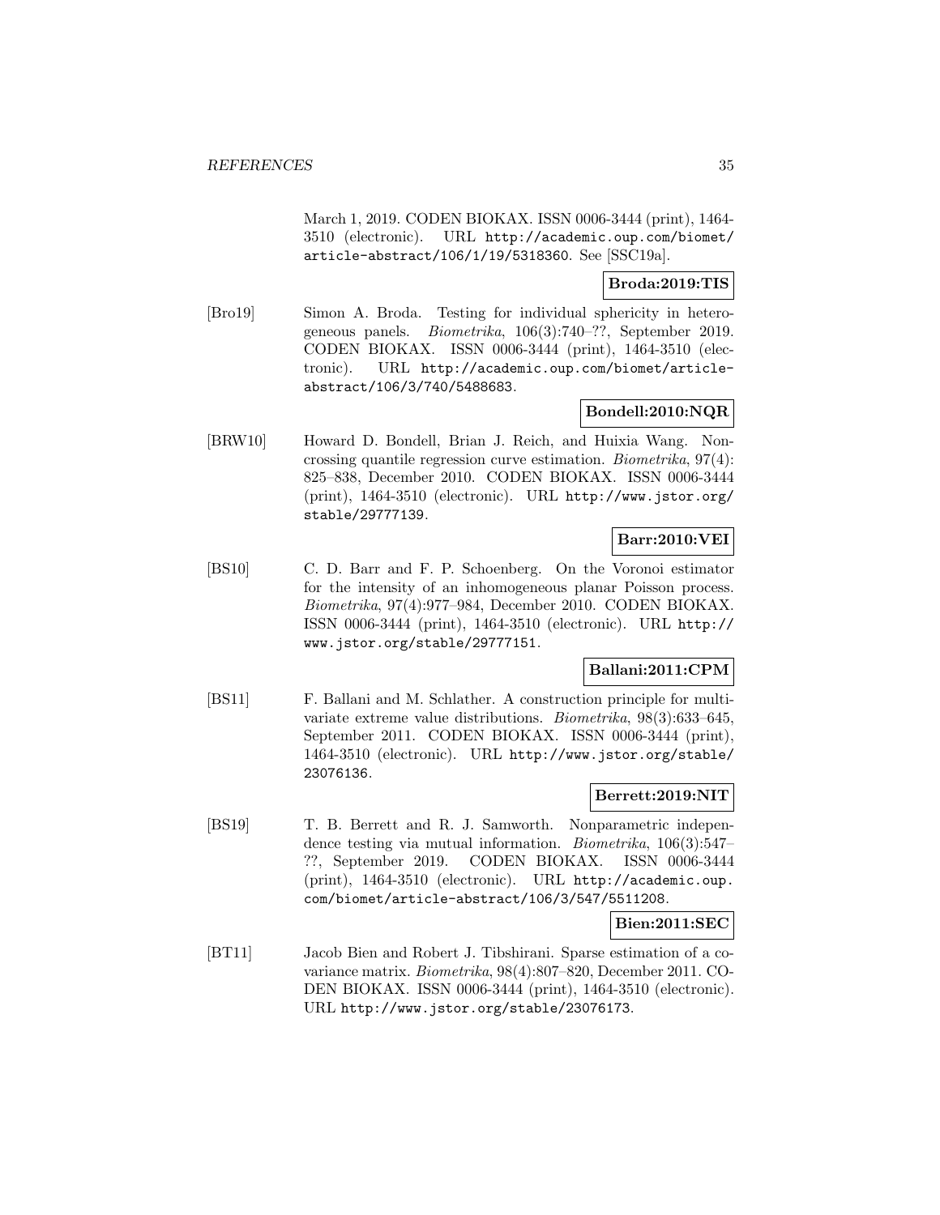March 1, 2019. CODEN BIOKAX. ISSN 0006-3444 (print), 1464-3510 (electronic). URL http://academic.oup.com/biomet/article-abstract/106/1/19/5318360. See [SSC19a].

**Broda:2019:TIS**

[Bro19] Simon A. Broda. Testing for individual sphericity in heterogeneous panels. *Biometrika*, 106(3):740–??, September 2019. CODEN BIOKAX. ISSN 0006-3444 (print), 1464-3510 (electronic). URL http://academic.oup.com/biomet/article-abstract/106/3/740/5488683.

**Bondell:2010:NQR**

[BRW10] Howard D. Bondell, Brian J. Reich, and Huixia Wang. Noncrossing quantile regression curve estimation. *Biometrika*, 97(4): 825–838, December 2010. CODEN BIOKAX. ISSN 0006-3444 (print), 1464-3510 (electronic). URL http://www.jstor.org/stable/29777139.

**Barr:2010:VEI**

[BS10] C. D. Barr and F. P. Schoenberg. On the Voronoi estimator for the intensity of an inhomogeneous planar Poisson process. *Biometrika*, 97(4):977–984, December 2010. CODEN BIOKAX. ISSN 0006-3444 (print), 1464-3510 (electronic). URL http://www.jstor.org/stable/29777151.

**Ballani:2011:CPM**

[BS11] F. Ballani and M. Schlather. A construction principle for multivariate extreme value distributions. *Biometrika*, 98(3):633–645, September 2011. CODEN BIOKAX. ISSN 0006-3444 (print), 1464-3510 (electronic). URL http://www.jstor.org/stable/23076136.

**Berrett:2019:NIT**

[BS19] T. B. Berrett and R. J. Samworth. Nonparametric independence testing via mutual information. *Biometrika*, 106(3):547–??, September 2019. CODEN BIOKAX. ISSN 0006-3444 (print), 1464-3510 (electronic). URL http://academic.oup.com/biomet/article-abstract/106/3/547/5511208.

**Bien:2011:SEC**

[BT11] Jacob Bien and Robert J. Tibshirani. Sparse estimation of a covariance matrix. *Biometrika*, 98(4):807–820, December 2011. CODEN BIOKAX. ISSN 0006-3444 (print), 1464-3510 (electronic). URL http://www.jstor.org/stable/23076173.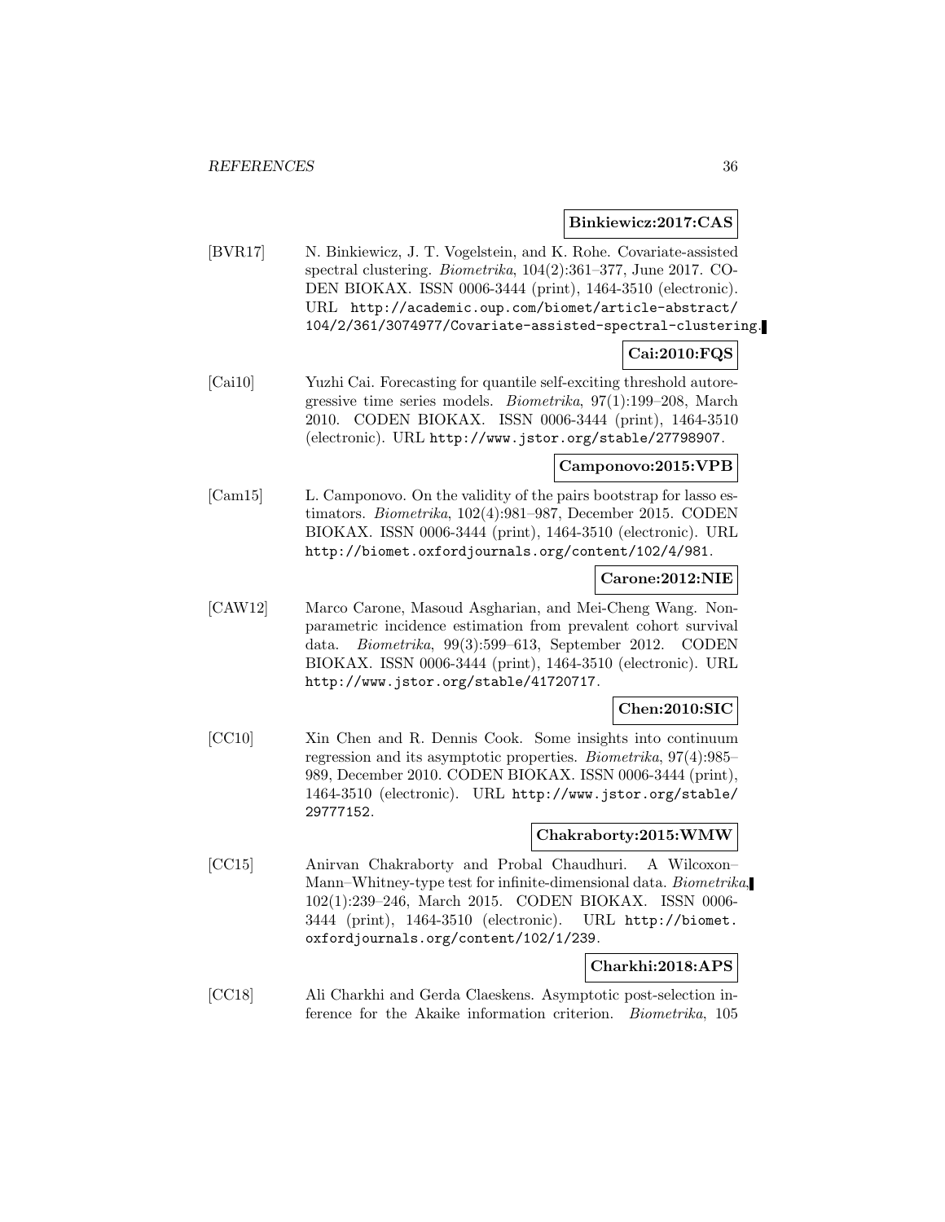**Binkiewicz:2017:CAS**

[BVR17] N. Binkiewicz, J. T. Vogelstein, and K. Rohe. Covariate-assisted spectral clustering. *Biometrika*, 104(2):361–377, June 2017. CODEN BIOKAX. ISSN 0006-3444 (print), 1464-3510 (electronic). URL http://academic.oup.com/biomet/article-abstract/104/2/361/3074977/Covariate-assisted-spectral-clustering.

**Cai:2010:FQS**

[Cai10] Yuzhi Cai. Forecasting for quantile self-exciting threshold autoregressive time series models. *Biometrika*, 97(1):199–208, March 2010. CODEN BIOKAX. ISSN 0006-3444 (print), 1464-3510 (electronic). URL http://www.jstor.org/stable/27798907.

**Camponovo:2015:VPB**

[Cam15] L. Camponovo. On the validity of the pairs bootstrap for lasso estimators. *Biometrika*, 102(4):981–987, December 2015. CODEN BIOKAX. ISSN 0006-3444 (print), 1464-3510 (electronic). URL http://biomet.oxfordjournals.org/content/102/4/981.

**Carone:2012:NIE**

[CAW12] Marco Carone, Masoud Asgharian, and Mei-Cheng Wang. Nonparametric incidence estimation from prevalent cohort survival data. *Biometrika*, 99(3):599–613, September 2012. CODEN BIOKAX. ISSN 0006-3444 (print), 1464-3510 (electronic). URL http://www.jstor.org/stable/41720717.

**Chen:2010:SIC**

[CC10] Xin Chen and R. Dennis Cook. Some insights into continuum regression and its asymptotic properties. *Biometrika*, 97(4):985–989, December 2010. CODEN BIOKAX. ISSN 0006-3444 (print), 1464-3510 (electronic). URL http://www.jstor.org/stable/29777152.

**Chakraborty:2015:WMW**

[CC15] Anirvan Chakraborty and Probal Chaudhuri. A Wilcoxon–Mann–Whitney-type test for infinite-dimensional data. *Biometrika*, 102(1):239–246, March 2015. CODEN BIOKAX. ISSN 0006-3444 (print), 1464-3510 (electronic). URL http://biomet.oxfordjournals.org/content/102/1/239.

**Charkhi:2018:APS**

[CC18] Ali Charkhi and Gerda Claeskens. Asymptotic post-selection inference for the Akaike information criterion. *Biometrika*, 105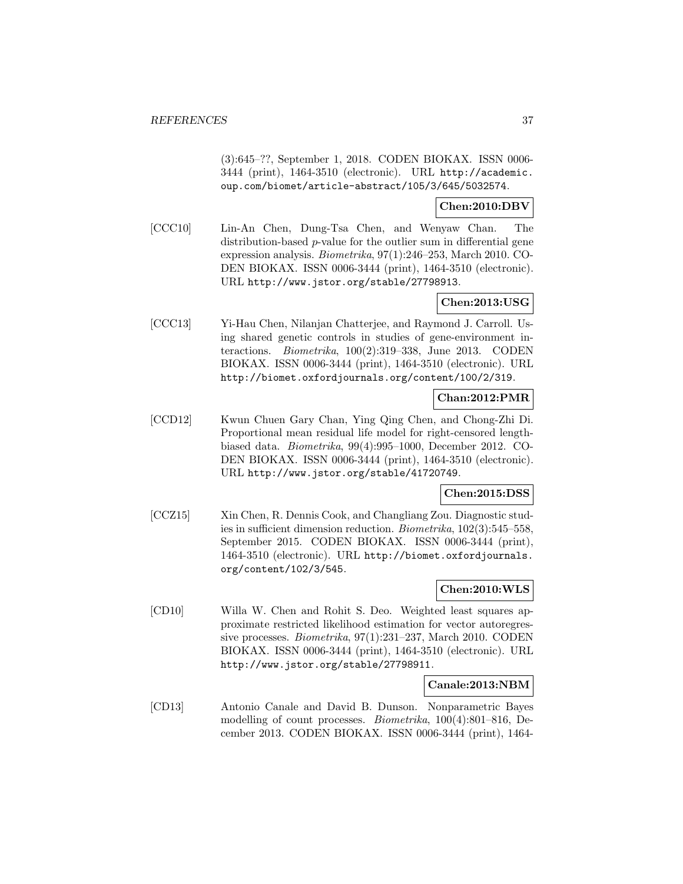(3):645–??, September 1, 2018. CODEN BIOKAX. ISSN 0006-3444 (print), 1464-3510 (electronic). URL http://academic.oup.com/biomet/article-abstract/105/3/645/5032574.

**Chen:2010:DBV**

[CCC10] Lin-An Chen, Dung-Tsa Chen, and Wenyaw Chan. The distribution-based $p$-value for the outlier sum in differential gene expression analysis. *Biometrika*, 97(1):246–253, March 2010. CODEN BIOKAX. ISSN 0006-3444 (print), 1464-3510 (electronic). URL http://www.jstor.org/stable/27798913.

**Chen:2013:USG**

[CCC13] Yi-Hau Chen, Nilanjan Chatterjee, and Raymond J. Carroll. Using shared genetic controls in studies of gene-environment interactions. *Biometrika*, 100(2):319–338, June 2013. CODEN BIOKAX. ISSN 0006-3444 (print), 1464-3510 (electronic). URL http://biomet.oxfordjournals.org/content/100/2/319.

**Chan:2012:PMR**

[CCD12] Kwun Chuen Gary Chan, Ying Qing Chen, and Chong-Zhi Di. Proportional mean residual life model for right-censored length-biased data. *Biometrika*, 99(4):995–1000, December 2012. CODEN BIOKAX. ISSN 0006-3444 (print), 1464-3510 (electronic). URL http://www.jstor.org/stable/41720749.

**Chen:2015:DSS**

[CCZ15] Xin Chen, R. Dennis Cook, and Changliang Zou. Diagnostic studies in sufficient dimension reduction. *Biometrika*, 102(3):545–558, September 2015. CODEN BIOKAX. ISSN 0006-3444 (print), 1464-3510 (electronic). URL http://biomet.oxfordjournals.org/content/102/3/545.

**Chen:2010:WLS**

[CD10] Willa W. Chen and Rohit S. Deo. Weighted least squares approximate restricted likelihood estimation for vector autoregressive processes. *Biometrika*, 97(1):231–237, March 2010. CODEN BIOKAX. ISSN 0006-3444 (print), 1464-3510 (electronic). URL http://www.jstor.org/stable/27798911.

**Canale:2013:NBM**

[CD13] Antonio Canale and David B. Dunson. Nonparametric Bayes modelling of count processes. *Biometrika*, 100(4):801–816, December 2013. CODEN BIOKAX. ISSN 0006-3444 (print), 1464-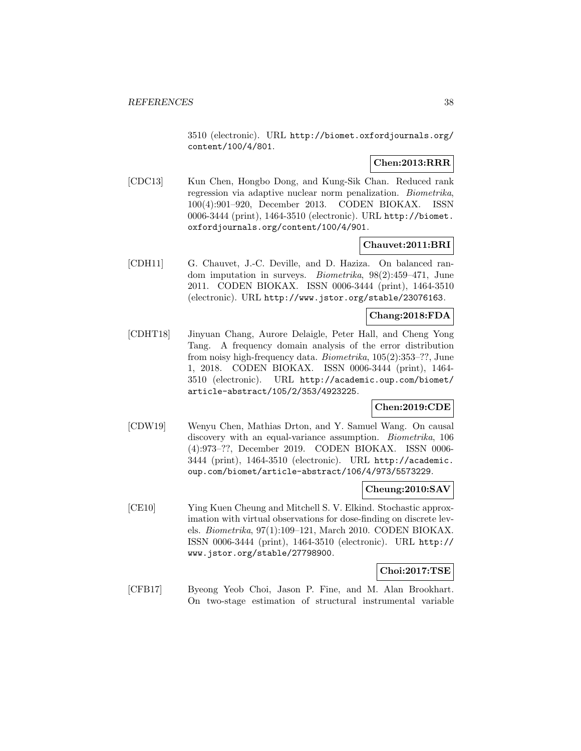3510 (electronic). URL http://biomet.oxfordjournals.org/content/100/4/801.

**Chen:2013:RRR**

[CDC13] Kun Chen, Hongbo Dong, and Kung-Sik Chan. Reduced rank regression via adaptive nuclear norm penalization. *Biometrika*, 100(4):901–920, December 2013. CODEN BIOKAX. ISSN 0006-3444 (print), 1464-3510 (electronic). URL http://biomet.oxfordjournals.org/content/100/4/901.

**Chauvet:2011:BRI**

[CDH11] G. Chauvet, J.-C. Deville, and D. Haziza. On balanced random imputation in surveys. *Biometrika*, 98(2):459–471, June 2011. CODEN BIOKAX. ISSN 0006-3444 (print), 1464-3510 (electronic). URL http://www.jstor.org/stable/23076163.

**Chang:2018:FDA**

[CDHT18] Jinyuan Chang, Aurore Delaigle, Peter Hall, and Cheng Yong Tang. A frequency domain analysis of the error distribution from noisy high-frequency data. *Biometrika*, 105(2):353–??, June 1, 2018. CODEN BIOKAX. ISSN 0006-3444 (print), 1464-3510 (electronic). URL http://academic.oup.com/biomet/article-abstract/105/2/353/4923225.

**Chen:2019:CDE**

[CDW19] Wenyu Chen, Mathias Drton, and Y. Samuel Wang. On causal discovery with an equal-variance assumption. *Biometrika*, 106 (4):973–??, December 2019. CODEN BIOKAX. ISSN 0006-3444 (print), 1464-3510 (electronic). URL http://academic.oup.com/biomet/article-abstract/106/4/973/5573229.

**Cheung:2010:SAV**

[CE10] Ying Kuen Cheung and Mitchell S. V. Elkind. Stochastic approximation with virtual observations for dose-finding on discrete levels. *Biometrika*, 97(1):109–121, March 2010. CODEN BIOKAX. ISSN 0006-3444 (print), 1464-3510 (electronic). URL http://www.jstor.org/stable/27798900.

**Choi:2017:TSE**

[CFB17] Byeong Yeob Choi, Jason P. Fine, and M. Alan Brookhart. On two-stage estimation of structural instrumental variable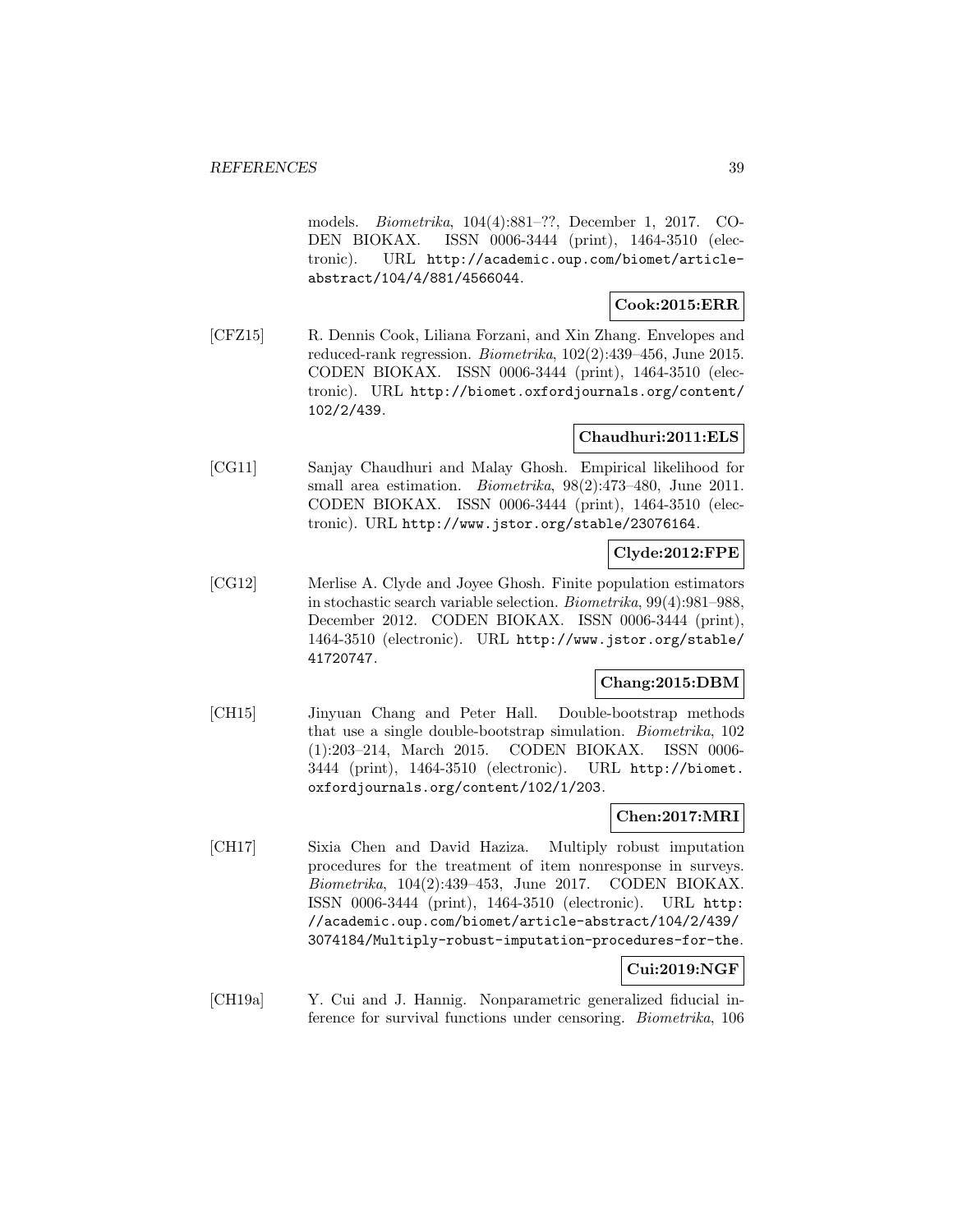models. *Biometrika*, 104(4):881–??, December 1, 2017. CODEN BIOKAX. ISSN 0006-3444 (print), 1464-3510 (electronic). URL http://academic.oup.com/biomet/article-abstract/104/4/881/4566044.

**Cook:2015:ERR**

[CFZ15] R. Dennis Cook, Liliana Forzani, and Xin Zhang. Envelopes and reduced-rank regression. *Biometrika*, 102(2):439–456, June 2015. CODEN BIOKAX. ISSN 0006-3444 (print), 1464-3510 (electronic). URL http://biomet.oxfordjournals.org/content/102/2/439.

**Chaudhuri:2011:ELS**

[CG11] Sanjay Chaudhuri and Malay Ghosh. Empirical likelihood for small area estimation. *Biometrika*, 98(2):473–480, June 2011. CODEN BIOKAX. ISSN 0006-3444 (print), 1464-3510 (electronic). URL http://www.jstor.org/stable/23076164.

**Clyde:2012:FPE**

[CG12] Merlise A. Clyde and Joyee Ghosh. Finite population estimators in stochastic search variable selection. *Biometrika*, 99(4):981–988, December 2012. CODEN BIOKAX. ISSN 0006-3444 (print), 1464-3510 (electronic). URL http://www.jstor.org/stable/41720747.

**Chang:2015:DBM**

[CH15] Jinyuan Chang and Peter Hall. Double-bootstrap methods that use a single double-bootstrap simulation. *Biometrika*, 102 (1):203–214, March 2015. CODEN BIOKAX. ISSN 0006-3444 (print), 1464-3510 (electronic). URL http://biomet.oxfordjournals.org/content/102/1/203.

**Chen:2017:MRI**

[CH17] Sixia Chen and David Haziza. Multiply robust imputation procedures for the treatment of item nonresponse in surveys. *Biometrika*, 104(2):439–453, June 2017. CODEN BIOKAX. ISSN 0006-3444 (print), 1464-3510 (electronic). URL http://academic.oup.com/biomet/article-abstract/104/2/439/3074184/Multiply-robust-imputation-procedures-for-the.

**Cui:2019:NGF**

[CH19a] Y. Cui and J. Hannig. Nonparametric generalized fiducial inference for survival functions under censoring. *Biometrika*, 106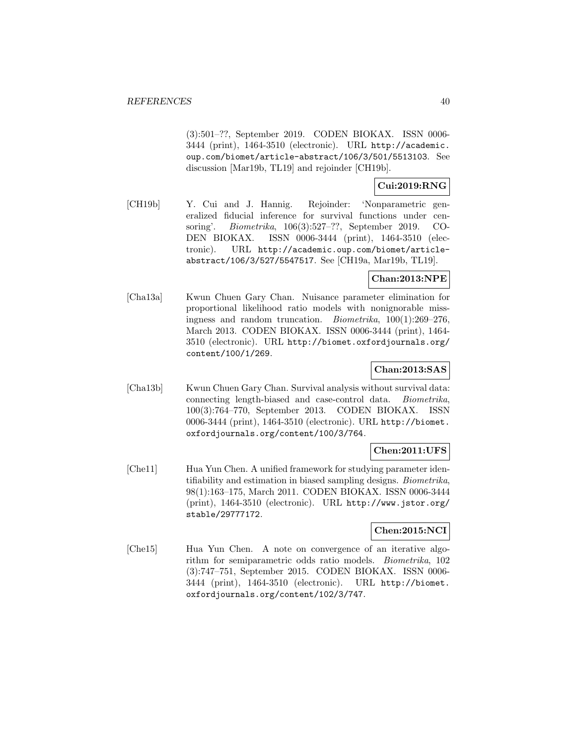(3):501–??, September 2019. CODEN BIOKAX. ISSN 0006-3444 (print), 1464-3510 (electronic). URL http://academic.oup.com/biomet/article-abstract/106/3/501/5513103. See discussion [Mar19b, TL19] and rejoinder [CH19b].

**Cui:2019:RNG**

[CH19b] Y. Cui and J. Hannig. Rejoinder: 'Nonparametric generalized fiducial inference for survival functions under censoring'. *Biometrika*, 106(3):527–??, September 2019. CODEN BIOKAX. ISSN 0006-3444 (print), 1464-3510 (electronic). URL http://academic.oup.com/biomet/article-abstract/106/3/527/5547517. See [CH19a, Mar19b, TL19].

**Chan:2013:NPE**

[Cha13a] Kwun Chuen Gary Chan. Nuisance parameter elimination for proportional likelihood ratio models with nonignorable missingness and random truncation. *Biometrika*, 100(1):269–276, March 2013. CODEN BIOKAX. ISSN 0006-3444 (print), 1464-3510 (electronic). URL http://biomet.oxfordjournals.org/content/100/1/269.

**Chan:2013:SAS**

[Cha13b] Kwun Chuen Gary Chan. Survival analysis without survival data: connecting length-biased and case-control data. *Biometrika*, 100(3):764–770, September 2013. CODEN BIOKAX. ISSN 0006-3444 (print), 1464-3510 (electronic). URL http://biomet.oxfordjournals.org/content/100/3/764.

**Chen:2011:UFS**

[Che11] Hua Yun Chen. A unified framework for studying parameter identifiability and estimation in biased sampling designs. *Biometrika*, 98(1):163–175, March 2011. CODEN BIOKAX. ISSN 0006-3444 (print), 1464-3510 (electronic). URL http://www.jstor.org/stable/29777172.

**Chen:2015:NCI**

[Che15] Hua Yun Chen. A note on convergence of an iterative algorithm for semiparametric odds ratio models. *Biometrika*, 102 (3):747–751, September 2015. CODEN BIOKAX. ISSN 0006-3444 (print), 1464-3510 (electronic). URL http://biomet.oxfordjournals.org/content/102/3/747.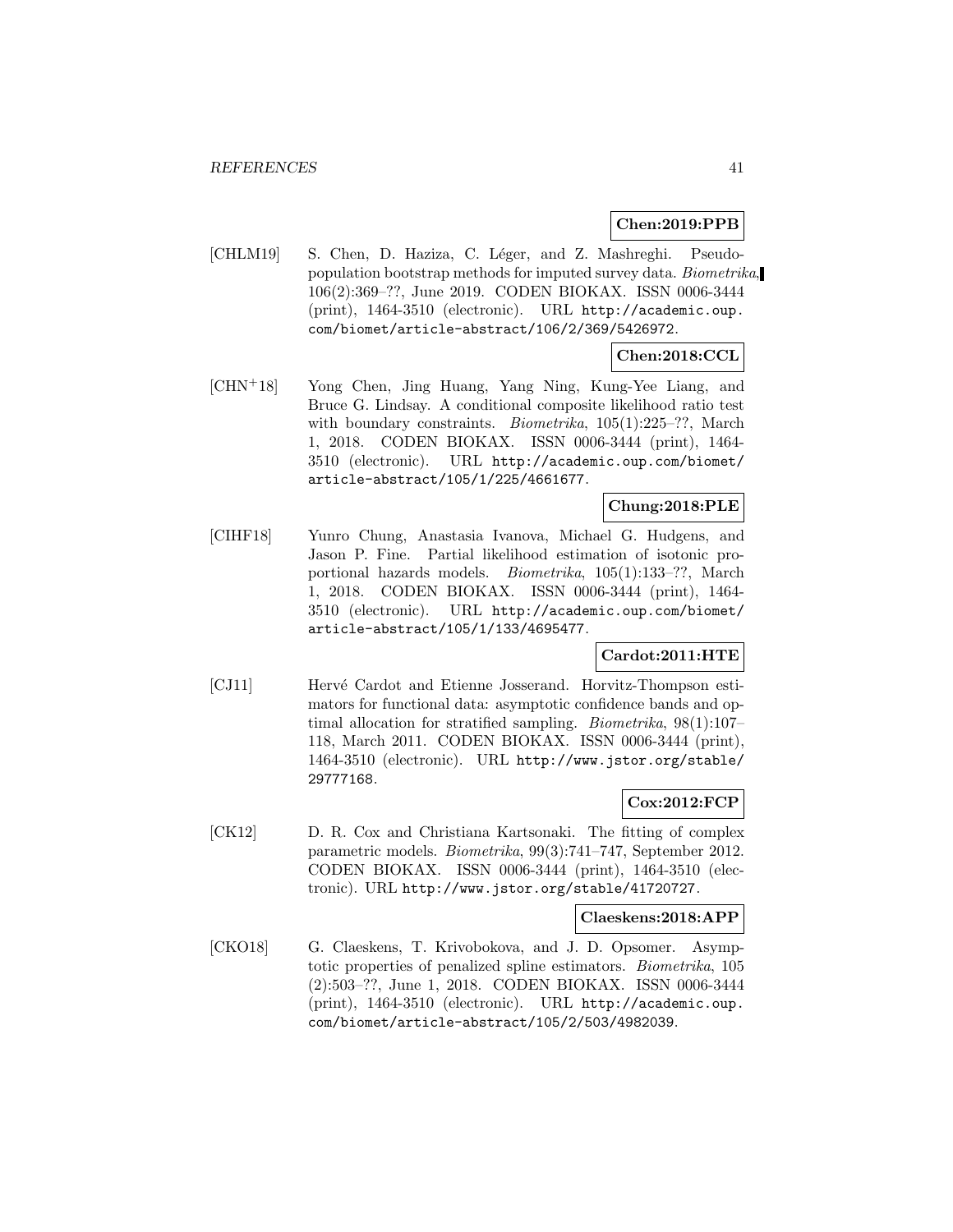**Chen:2019:PPB**

[CHLM19] S. Chen, D. Haziza, C. Léger, and Z. Mashreghi. Pseudo-population bootstrap methods for imputed survey data. *Biometrika*, 106(2):369–??, June 2019. CODEN BIOKAX. ISSN 0006-3444 (print), 1464-3510 (electronic). URL http://academic.oup.com/biomet/article-abstract/106/2/369/5426972.

**Chen:2018:CCL**

[CHN+18] Yong Chen, Jing Huang, Yang Ning, Kung-Yee Liang, and Bruce G. Lindsay. A conditional composite likelihood ratio test with boundary constraints. *Biometrika*, 105(1):225–??, March 1, 2018. CODEN BIOKAX. ISSN 0006-3444 (print), 1464-3510 (electronic). URL http://academic.oup.com/biomet/article-abstract/105/1/225/4661677.

**Chung:2018:PLE**

[CIHF18] Yunro Chung, Anastasia Ivanova, Michael G. Hudgens, and Jason P. Fine. Partial likelihood estimation of isotonic proportional hazards models. *Biometrika*, 105(1):133–??, March 1, 2018. CODEN BIOKAX. ISSN 0006-3444 (print), 1464-3510 (electronic). URL http://academic.oup.com/biomet/article-abstract/105/1/133/4695477.

**Cardot:2011:HTE**

[CJ11] Hervé Cardot and Etienne Josserand. Horvitz-Thompson estimators for functional data: asymptotic confidence bands and optimal allocation for stratified sampling. *Biometrika*, 98(1):107–118, March 2011. CODEN BIOKAX. ISSN 0006-3444 (print), 1464-3510 (electronic). URL http://www.jstor.org/stable/29777168.

**Cox:2012:FCP**

[CK12] D. R. Cox and Christiana Kartsonaki. The fitting of complex parametric models. *Biometrika*, 99(3):741–747, September 2012. CODEN BIOKAX. ISSN 0006-3444 (print), 1464-3510 (electronic). URL http://www.jstor.org/stable/41720727.

**Claeskens:2018:APP**

[CKO18] G. Claeskens, T. Krivobokova, and J. D. Opsomer. Asymptotic properties of penalized spline estimators. *Biometrika*, 105 (2):503–??, June 1, 2018. CODEN BIOKAX. ISSN 0006-3444 (print), 1464-3510 (electronic). URL http://academic.oup.com/biomet/article-abstract/105/2/503/4982039.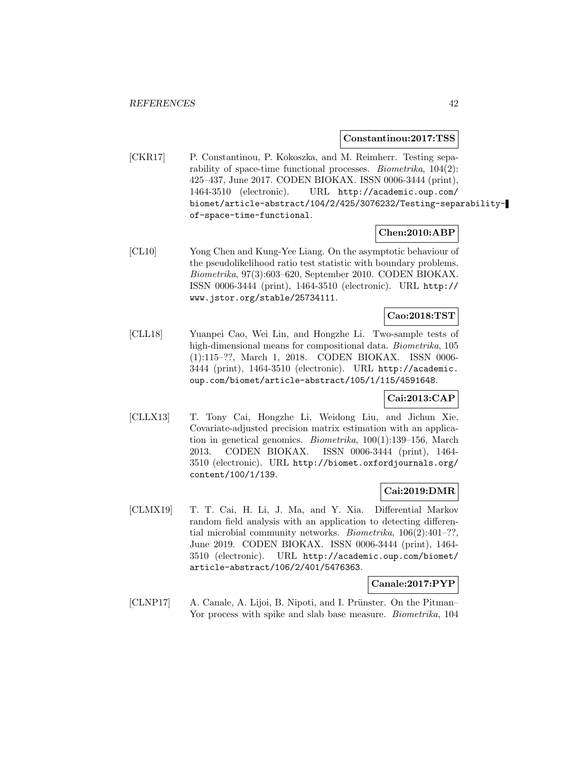**Constantinou:2017:TSS**

[CKR17] P. Constantinou, P. Kokoszka, and M. Reimherr. Testing separability of space-time functional processes. *Biometrika*, 104(2): 425–437, June 2017. CODEN BIOKAX. ISSN 0006-3444 (print), 1464-3510 (electronic). URL `http://academic.oup.com/biomet/article-abstract/104/2/425/3076232/Testing-separability-of-space-time-functional`.

**Chen:2010:ABP**

[CL10] Yong Chen and Kung-Yee Liang. On the asymptotic behaviour of the pseudolikelihood ratio test statistic with boundary problems. *Biometrika*, 97(3):603–620, September 2010. CODEN BIOKAX. ISSN 0006-3444 (print), 1464-3510 (electronic). URL `http://www.jstor.org/stable/25734111`.

**Cao:2018:TST**

[CLL18] Yuanpei Cao, Wei Lin, and Hongzhe Li. Two-sample tests of high-dimensional means for compositional data. *Biometrika*, 105 (1):115–??, March 1, 2018. CODEN BIOKAX. ISSN 0006-3444 (print), 1464-3510 (electronic). URL `http://academic.oup.com/biomet/article-abstract/105/1/115/4591648`.

**Cai:2013:CAP**

[CLLX13] T. Tony Cai, Hongzhe Li, Weidong Liu, and Jichun Xie. Covariate-adjusted precision matrix estimation with an application in genetical genomics. *Biometrika*, 100(1):139–156, March 2013. CODEN BIOKAX. ISSN 0006-3444 (print), 1464-3510 (electronic). URL `http://biomet.oxfordjournals.org/content/100/1/139`.

**Cai:2019:DMR**

[CLMX19] T. T. Cai, H. Li, J. Ma, and Y. Xia. Differential Markov random field analysis with an application to detecting differential microbial community networks. *Biometrika*, 106(2):401–??, June 2019. CODEN BIOKAX. ISSN 0006-3444 (print), 1464-3510 (electronic). URL `http://academic.oup.com/biomet/article-abstract/106/2/401/5476363`.

**Canale:2017:PYP**

[CLNP17] A. Canale, A. Lijoi, B. Nipoti, and I. Prünster. On the Pitman–Yor process with spike and slab base measure. *Biometrika*, 104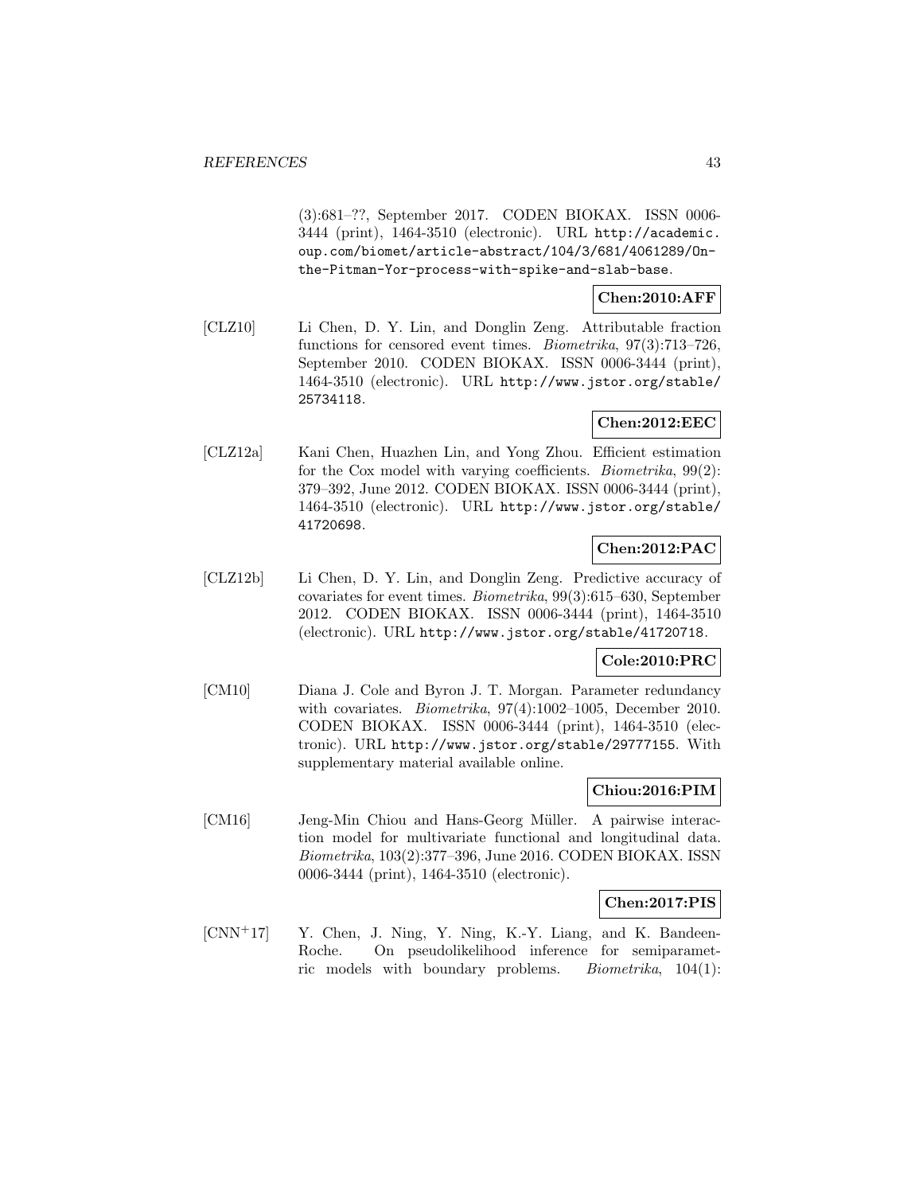(3):681–??, September 2017. CODEN BIOKAX. ISSN 0006-3444 (print), 1464-3510 (electronic). URL http://academic.oup.com/biomet/article-abstract/104/3/681/4061289/On-the-Pitman-Yor-process-with-spike-and-slab-base.

**Chen:2010:AFF**

[CLZ10] Li Chen, D. Y. Lin, and Donglin Zeng. Attributable fraction functions for censored event times. *Biometrika*, 97(3):713–726, September 2010. CODEN BIOKAX. ISSN 0006-3444 (print), 1464-3510 (electronic). URL http://www.jstor.org/stable/25734118.

**Chen:2012:EEC**

[CLZ12a] Kani Chen, Huazhen Lin, and Yong Zhou. Efficient estimation for the Cox model with varying coefficients. *Biometrika*, 99(2): 379–392, June 2012. CODEN BIOKAX. ISSN 0006-3444 (print), 1464-3510 (electronic). URL http://www.jstor.org/stable/41720698.

**Chen:2012:PAC**

[CLZ12b] Li Chen, D. Y. Lin, and Donglin Zeng. Predictive accuracy of covariates for event times. *Biometrika*, 99(3):615–630, September 2012. CODEN BIOKAX. ISSN 0006-3444 (print), 1464-3510 (electronic). URL http://www.jstor.org/stable/41720718.

**Cole:2010:PRC**

[CM10] Diana J. Cole and Byron J. T. Morgan. Parameter redundancy with covariates. *Biometrika*, 97(4):1002–1005, December 2010. CODEN BIOKAX. ISSN 0006-3444 (print), 1464-3510 (electronic). URL http://www.jstor.org/stable/29777155. With supplementary material available online.

**Chiou:2016:PIM**

[CM16] Jeng-Min Chiou and Hans-Georg Müller. A pairwise interaction model for multivariate functional and longitudinal data. *Biometrika*, 103(2):377–396, June 2016. CODEN BIOKAX. ISSN 0006-3444 (print), 1464-3510 (electronic).

**Chen:2017:PIS**

[CNN+17] Y. Chen, J. Ning, Y. Ning, K.-Y. Liang, and K. Bandeen-Roche. On pseudolikelihood inference for semiparametric models with boundary problems. *Biometrika*, 104(1):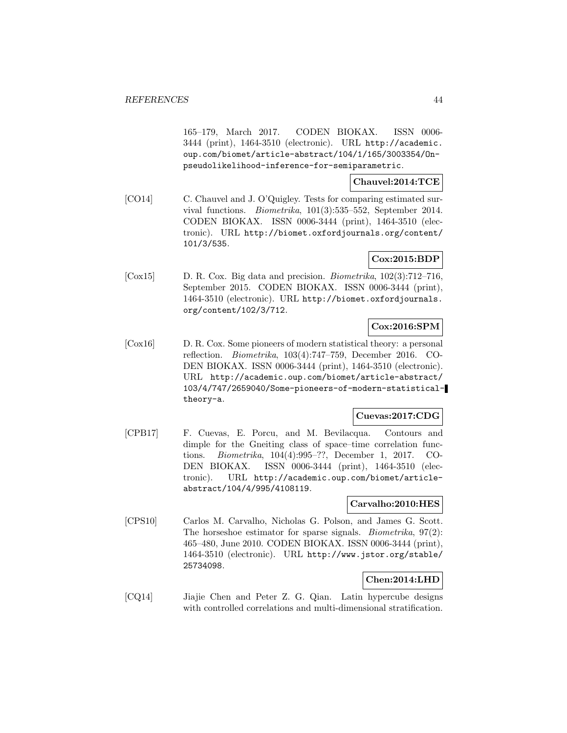165–179, March 2017. CODEN BIOKAX. ISSN 0006-3444 (print), 1464-3510 (electronic). URL http://academic.oup.com/biomet/article-abstract/104/1/165/3003354/On-pseudolikelihood-inference-for-semiparametric.

**Chauvel:2014:TCE**

[CO14] C. Chauvel and J. O'Quigley. Tests for comparing estimated survival functions. *Biometrika*, 101(3):535–552, September 2014. CODEN BIOKAX. ISSN 0006-3444 (print), 1464-3510 (electronic). URL http://biomet.oxfordjournals.org/content/101/3/535.

**Cox:2015:BDP**

[Cox15] D. R. Cox. Big data and precision. *Biometrika*, 102(3):712–716, September 2015. CODEN BIOKAX. ISSN 0006-3444 (print), 1464-3510 (electronic). URL http://biomet.oxfordjournals.org/content/102/3/712.

**Cox:2016:SPM**

[Cox16] D. R. Cox. Some pioneers of modern statistical theory: a personal reflection. *Biometrika*, 103(4):747–759, December 2016. CODEN BIOKAX. ISSN 0006-3444 (print), 1464-3510 (electronic). URL http://academic.oup.com/biomet/article-abstract/103/4/747/2659040/Some-pioneers-of-modern-statistical-theory-a.

**Cuevas:2017:CDG**

[CPB17] F. Cuevas, E. Porcu, and M. Bevilacqua. Contours and dimple for the Gneiting class of space–time correlation functions. *Biometrika*, 104(4):995–??, December 1, 2017. CODEN BIOKAX. ISSN 0006-3444 (print), 1464-3510 (electronic). URL http://academic.oup.com/biomet/article-abstract/104/4/995/4108119.

**Carvalho:2010:HES**

[CPS10] Carlos M. Carvalho, Nicholas G. Polson, and James G. Scott. The horseshoe estimator for sparse signals. *Biometrika*, 97(2): 465–480, June 2010. CODEN BIOKAX. ISSN 0006-3444 (print), 1464-3510 (electronic). URL http://www.jstor.org/stable/25734098.

**Chen:2014:LHD**

[CQ14] Jiajie Chen and Peter Z. G. Qian. Latin hypercube designs with controlled correlations and multi-dimensional stratification.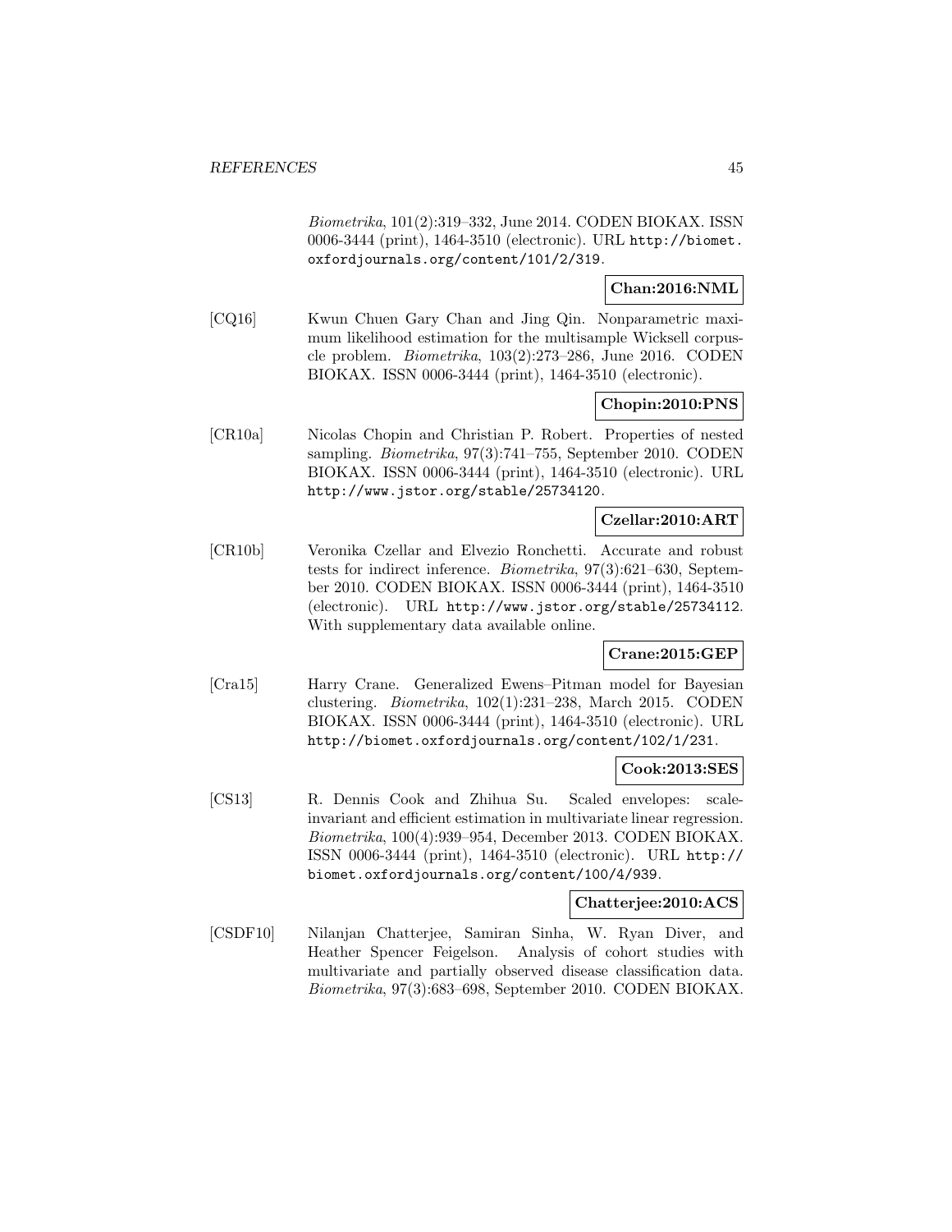*Biometrika*, 101(2):319–332, June 2014. CODEN BIOKAX. ISSN 0006-3444 (print), 1464-3510 (electronic). URL http://biomet.oxfordjournals.org/content/101/2/319.

**Chan:2016:NML**

[CQ16] Kwun Chuen Gary Chan and Jing Qin. Nonparametric maximum likelihood estimation for the multisample Wicksell corpuscle problem. *Biometrika*, 103(2):273–286, June 2016. CODEN BIOKAX. ISSN 0006-3444 (print), 1464-3510 (electronic).

**Chopin:2010:PNS**

[CR10a] Nicolas Chopin and Christian P. Robert. Properties of nested sampling. *Biometrika*, 97(3):741–755, September 2010. CODEN BIOKAX. ISSN 0006-3444 (print), 1464-3510 (electronic). URL http://www.jstor.org/stable/25734120.

**Czellar:2010:ART**

[CR10b] Veronika Czellar and Elvezio Ronchetti. Accurate and robust tests for indirect inference. *Biometrika*, 97(3):621–630, September 2010. CODEN BIOKAX. ISSN 0006-3444 (print), 1464-3510 (electronic). URL http://www.jstor.org/stable/25734112. With supplementary data available online.

**Crane:2015:GEP**

[Cra15] Harry Crane. Generalized Ewens–Pitman model for Bayesian clustering. *Biometrika*, 102(1):231–238, March 2015. CODEN BIOKAX. ISSN 0006-3444 (print), 1464-3510 (electronic). URL http://biomet.oxfordjournals.org/content/102/1/231.

**Cook:2013:SES**

[CS13] R. Dennis Cook and Zhihua Su. Scaled envelopes: scale-invariant and efficient estimation in multivariate linear regression. *Biometrika*, 100(4):939–954, December 2013. CODEN BIOKAX. ISSN 0006-3444 (print), 1464-3510 (electronic). URL http://biomet.oxfordjournals.org/content/100/4/939.

**Chatterjee:2010:ACS**

[CSDF10] Nilanjan Chatterjee, Samiran Sinha, W. Ryan Diver, and Heather Spencer Feigelson. Analysis of cohort studies with multivariate and partially observed disease classification data. *Biometrika*, 97(3):683–698, September 2010. CODEN BIOKAX.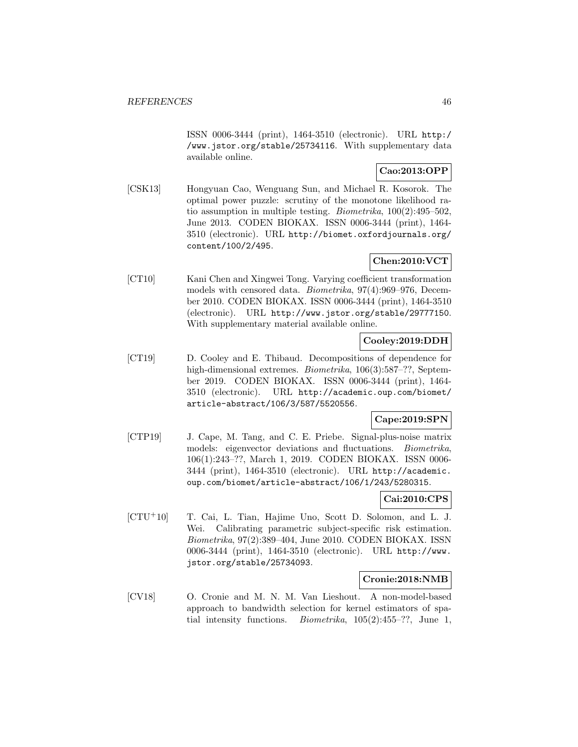ISSN 0006-3444 (print), 1464-3510 (electronic). URL http://www.jstor.org/stable/25734116. With supplementary data available online.

**Cao:2013:OPP**

[CSK13] Hongyuan Cao, Wenguang Sun, and Michael R. Kosorok. The optimal power puzzle: scrutiny of the monotone likelihood ratio assumption in multiple testing. *Biometrika*, 100(2):495–502, June 2013. CODEN BIOKAX. ISSN 0006-3444 (print), 1464-3510 (electronic). URL http://biomet.oxfordjournals.org/content/100/2/495.

**Chen:2010:VCT**

[CT10] Kani Chen and Xingwei Tong. Varying coefficient transformation models with censored data. *Biometrika*, 97(4):969–976, December 2010. CODEN BIOKAX. ISSN 0006-3444 (print), 1464-3510 (electronic). URL http://www.jstor.org/stable/29777150. With supplementary material available online.

**Cooley:2019:DDH**

[CT19] D. Cooley and E. Thibaud. Decompositions of dependence for high-dimensional extremes. *Biometrika*, 106(3):587–??, September 2019. CODEN BIOKAX. ISSN 0006-3444 (print), 1464-3510 (electronic). URL http://academic.oup.com/biomet/article-abstract/106/3/587/5520556.

**Cape:2019:SPN**

[CTP19] J. Cape, M. Tang, and C. E. Priebe. Signal-plus-noise matrix models: eigenvector deviations and fluctuations. *Biometrika*, 106(1):243–??, March 1, 2019. CODEN BIOKAX. ISSN 0006-3444 (print), 1464-3510 (electronic). URL http://academic.oup.com/biomet/article-abstract/106/1/243/5280315.

**Cai:2010:CPS**

[CTU+10] T. Cai, L. Tian, Hajime Uno, Scott D. Solomon, and L. J. Wei. Calibrating parametric subject-specific risk estimation. *Biometrika*, 97(2):389–404, June 2010. CODEN BIOKAX. ISSN 0006-3444 (print), 1464-3510 (electronic). URL http://www.jstor.org/stable/25734093.

**Cronie:2018:NMB**

[CV18] O. Cronie and M. N. M. Van Lieshout. A non-model-based approach to bandwidth selection for kernel estimators of spatial intensity functions. *Biometrika*, 105(2):455–??, June 1,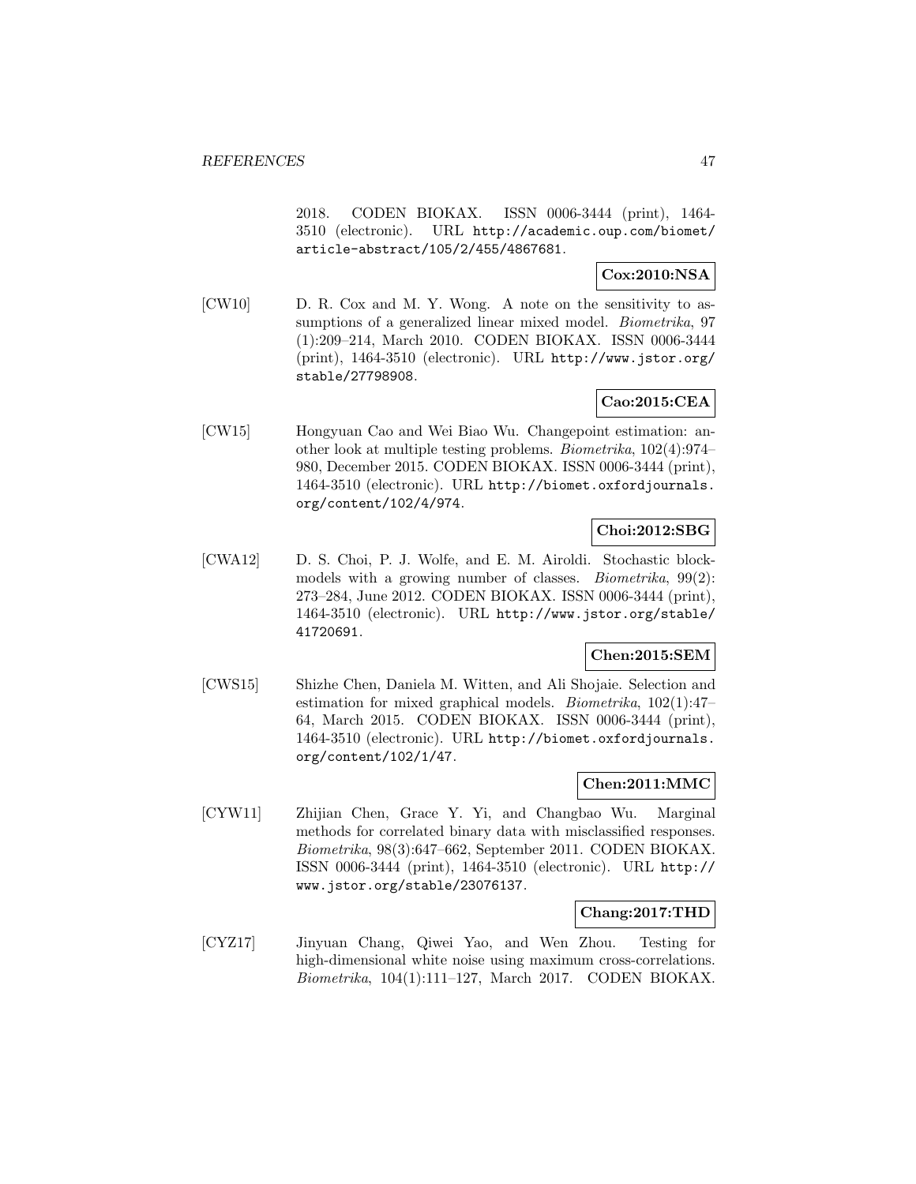2018. CODEN BIOKAX. ISSN 0006-3444 (print), 1464-3510 (electronic). URL http://academic.oup.com/biomet/article-abstract/105/2/455/4867681.

**Cox:2010:NSA**

[CW10] D. R. Cox and M. Y. Wong. A note on the sensitivity to assumptions of a generalized linear mixed model. *Biometrika*, 97 (1):209–214, March 2010. CODEN BIOKAX. ISSN 0006-3444 (print), 1464-3510 (electronic). URL http://www.jstor.org/stable/27798908.

**Cao:2015:CEA**

[CW15] Hongyuan Cao and Wei Biao Wu. Changepoint estimation: another look at multiple testing problems. *Biometrika*, 102(4):974–980, December 2015. CODEN BIOKAX. ISSN 0006-3444 (print), 1464-3510 (electronic). URL http://biomet.oxfordjournals.org/content/102/4/974.

**Choi:2012:SBG**

[CWA12] D. S. Choi, P. J. Wolfe, and E. M. Airoldi. Stochastic blockmodels with a growing number of classes. *Biometrika*, 99(2): 273–284, June 2012. CODEN BIOKAX. ISSN 0006-3444 (print), 1464-3510 (electronic). URL http://www.jstor.org/stable/41720691.

**Chen:2015:SEM**

[CWS15] Shizhe Chen, Daniela M. Witten, and Ali Shojaie. Selection and estimation for mixed graphical models. *Biometrika*, 102(1):47–64, March 2015. CODEN BIOKAX. ISSN 0006-3444 (print), 1464-3510 (electronic). URL http://biomet.oxfordjournals.org/content/102/1/47.

**Chen:2011:MMC**

[CYW11] Zhijian Chen, Grace Y. Yi, and Changbao Wu. Marginal methods for correlated binary data with misclassified responses. *Biometrika*, 98(3):647–662, September 2011. CODEN BIOKAX. ISSN 0006-3444 (print), 1464-3510 (electronic). URL http://www.jstor.org/stable/23076137.

**Chang:2017:THD**

[CYZ17] Jinyuan Chang, Qiwei Yao, and Wen Zhou. Testing for high-dimensional white noise using maximum cross-correlations. *Biometrika*, 104(1):111–127, March 2017. CODEN BIOKAX.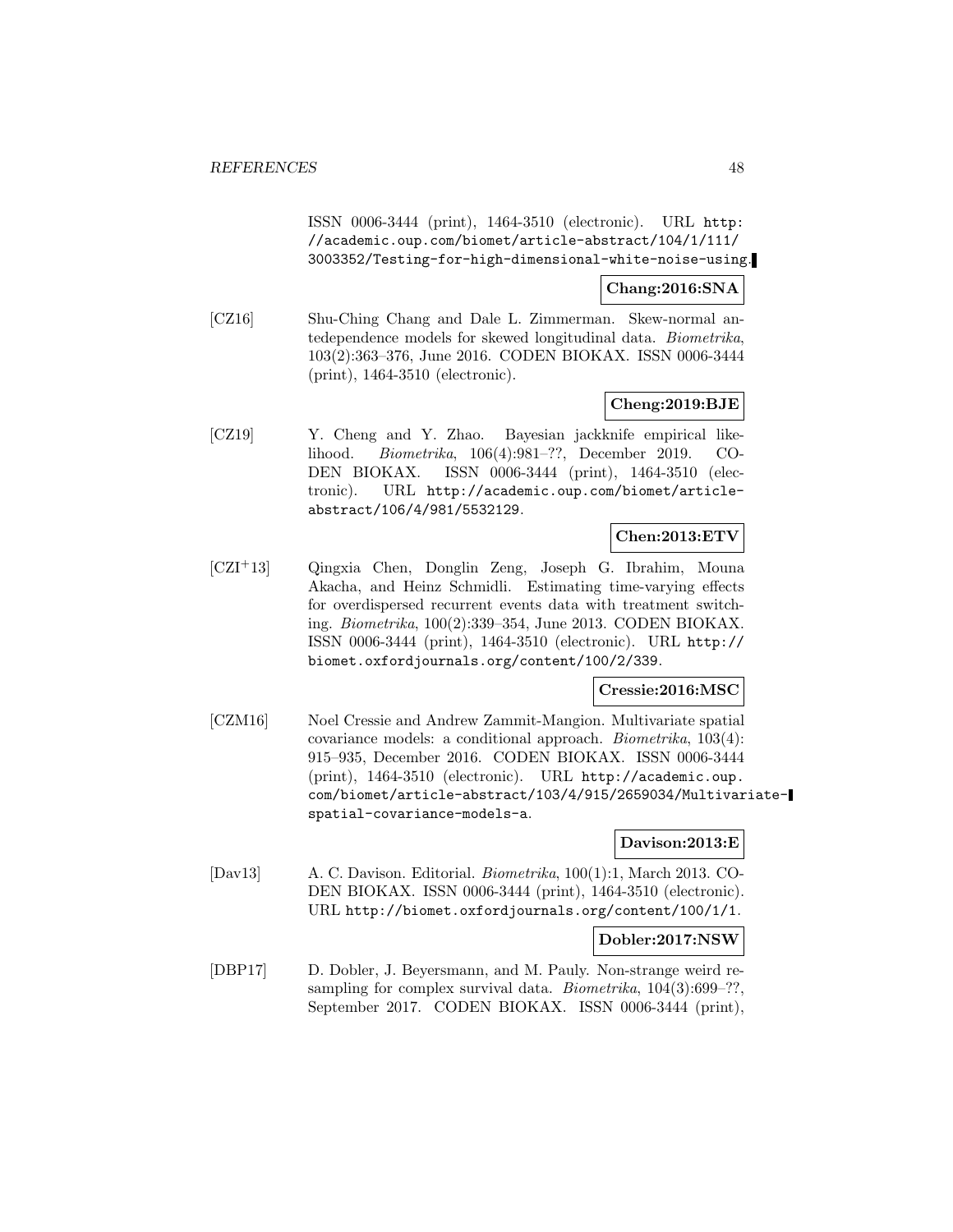ISSN 0006-3444 (print), 1464-3510 (electronic). URL http://academic.oup.com/biomet/article-abstract/104/1/111/3003352/Testing-for-high-dimensional-white-noise-using.

**Chang:2016:SNA**

[CZ16] Shu-Ching Chang and Dale L. Zimmerman. Skew-normal antedependence models for skewed longitudinal data. *Biometrika*, 103(2):363–376, June 2016. CODEN BIOKAX. ISSN 0006-3444 (print), 1464-3510 (electronic).

**Cheng:2019:BJE**

[CZ19] Y. Cheng and Y. Zhao. Bayesian jackknife empirical likelihood. *Biometrika*, 106(4):981–??, December 2019. CODEN BIOKAX. ISSN 0006-3444 (print), 1464-3510 (electronic). URL http://academic.oup.com/biomet/article-abstract/106/4/981/5532129.

**Chen:2013:ETV**

[CZI+13] Qingxia Chen, Donglin Zeng, Joseph G. Ibrahim, Mouna Akacha, and Heinz Schmidli. Estimating time-varying effects for overdispersed recurrent events data with treatment switching. *Biometrika*, 100(2):339–354, June 2013. CODEN BIOKAX. ISSN 0006-3444 (print), 1464-3510 (electronic). URL http://biomet.oxfordjournals.org/content/100/2/339.

**Cressie:2016:MSC**

[CZM16] Noel Cressie and Andrew Zammit-Mangion. Multivariate spatial covariance models: a conditional approach. *Biometrika*, 103(4): 915–935, December 2016. CODEN BIOKAX. ISSN 0006-3444 (print), 1464-3510 (electronic). URL http://academic.oup.com/biomet/article-abstract/103/4/915/2659034/Multivariate-spatial-covariance-models-a.

**Davison:2013:E**

[Dav13] A. C. Davison. Editorial. *Biometrika*, 100(1):1, March 2013. CODEN BIOKAX. ISSN 0006-3444 (print), 1464-3510 (electronic). URL http://biomet.oxfordjournals.org/content/100/1/1.

**Dobler:2017:NSW**

[DBP17] D. Dobler, J. Beyersmann, and M. Pauly. Non-strange weird resampling for complex survival data. *Biometrika*, 104(3):699–??, September 2017. CODEN BIOKAX. ISSN 0006-3444 (print),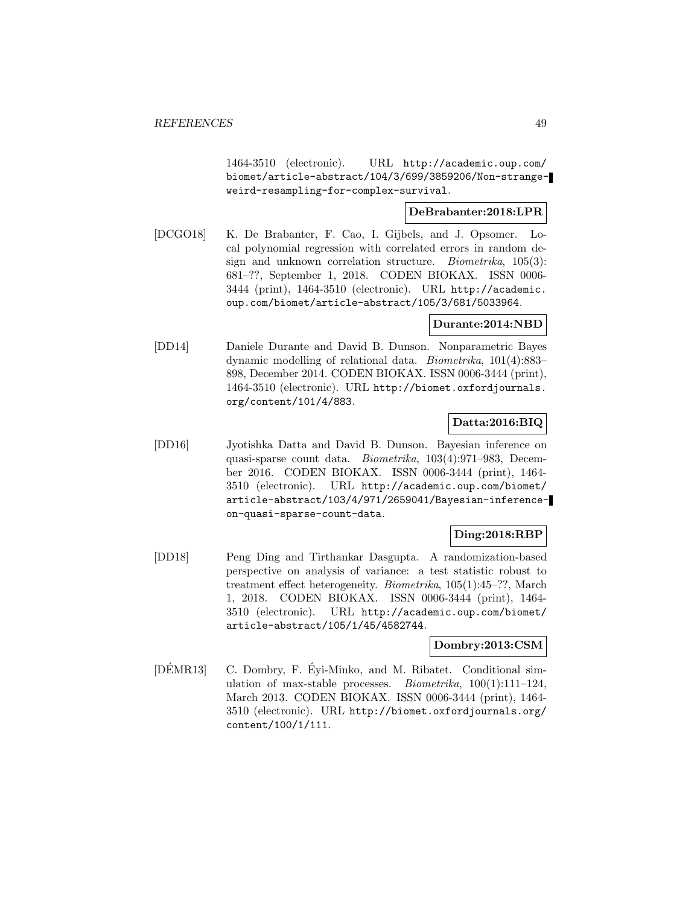1464-3510 (electronic). URL http://academic.oup.com/biomet/article-abstract/104/3/699/3859206/Non-strange-weird-resampling-for-complex-survival.

**DeBrabanter:2018:LPR**

[DCGO18] K. De Brabanter, F. Cao, I. Gijbels, and J. Opsomer. Local polynomial regression with correlated errors in random design and unknown correlation structure. *Biometrika*, 105(3): 681–??, September 1, 2018. CODEN BIOKAX. ISSN 0006-3444 (print), 1464-3510 (electronic). URL http://academic.oup.com/biomet/article-abstract/105/3/681/5033964.

**Durante:2014:NBD**

[DD14] Daniele Durante and David B. Dunson. Nonparametric Bayes dynamic modelling of relational data. *Biometrika*, 101(4):883–898, December 2014. CODEN BIOKAX. ISSN 0006-3444 (print), 1464-3510 (electronic). URL http://biomet.oxfordjournals.org/content/101/4/883.

**Datta:2016:BIQ**

[DD16] Jyotishka Datta and David B. Dunson. Bayesian inference on quasi-sparse count data. *Biometrika*, 103(4):971–983, December 2016. CODEN BIOKAX. ISSN 0006-3444 (print), 1464-3510 (electronic). URL http://academic.oup.com/biomet/article-abstract/103/4/971/2659041/Bayesian-inference-on-quasi-sparse-count-data.

**Ding:2018:RBP**

[DD18] Peng Ding and Tirthankar Dasgupta. A randomization-based perspective on analysis of variance: a test statistic robust to treatment effect heterogeneity. *Biometrika*, 105(1):45–??, March 1, 2018. CODEN BIOKAX. ISSN 0006-3444 (print), 1464-3510 (electronic). URL http://academic.oup.com/biomet/article-abstract/105/1/45/4582744.

**Dombry:2013:CSM**

[DÉMR13] C. Dombry, F. Éyi-Minko, and M. Ribatet. Conditional simulation of max-stable processes. *Biometrika*, 100(1):111–124, March 2013. CODEN BIOKAX. ISSN 0006-3444 (print), 1464-3510 (electronic). URL http://biomet.oxfordjournals.org/content/100/1/111.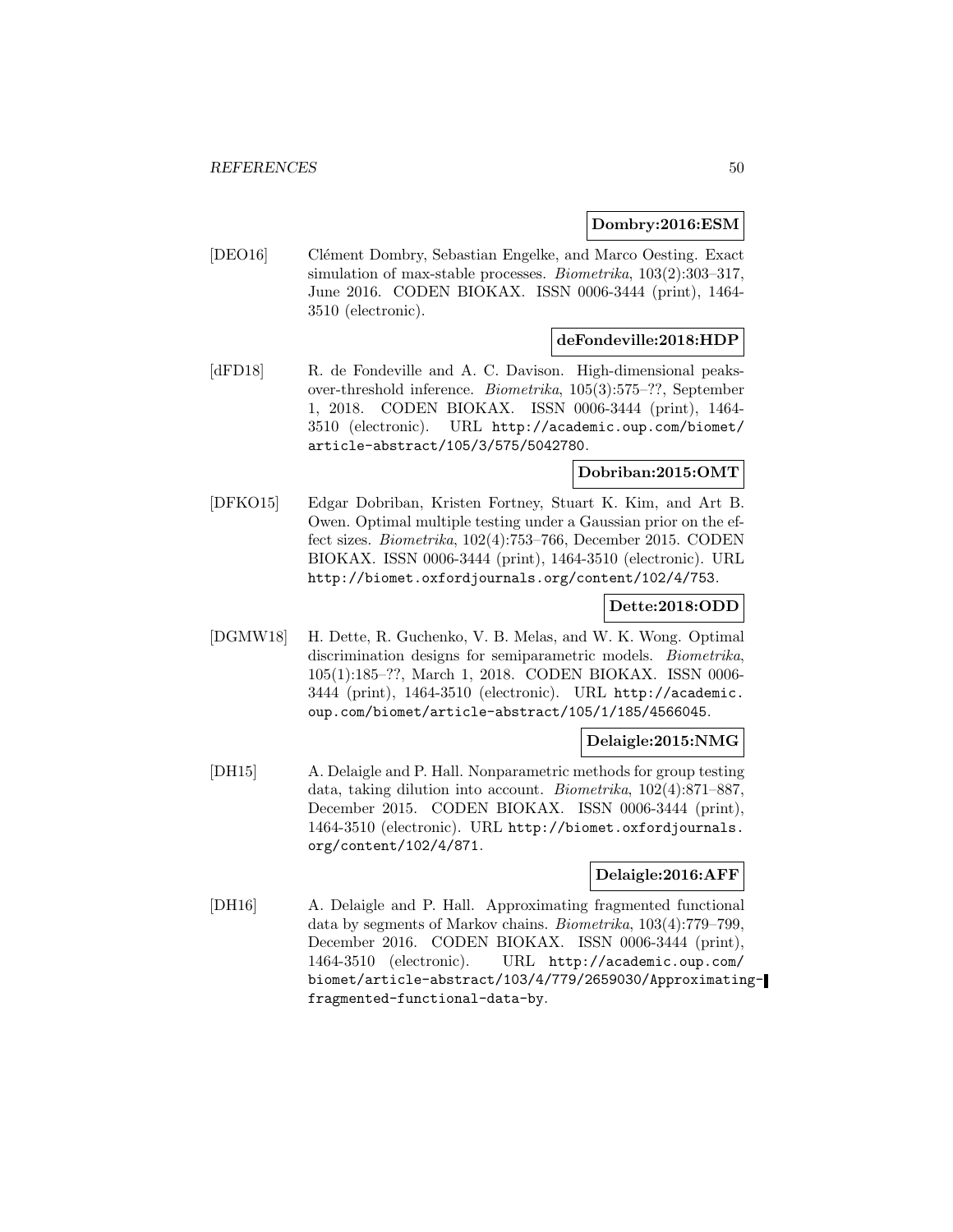**Dombry:2016:ESM**

[DEO16] Clément Dombry, Sebastian Engelke, and Marco Oesting. Exact simulation of max-stable processes. *Biometrika*, 103(2):303–317, June 2016. CODEN BIOKAX. ISSN 0006-3444 (print), 1464-3510 (electronic).

**deFondeville:2018:HDP**

[dFD18] R. de Fondeville and A. C. Davison. High-dimensional peaks-over-threshold inference. *Biometrika*, 105(3):575–??, September 1, 2018. CODEN BIOKAX. ISSN 0006-3444 (print), 1464-3510 (electronic). URL `http://academic.oup.com/biomet/article-abstract/105/3/575/5042780`.

**Dobriban:2015:OMT**

[DFKO15] Edgar Dobriban, Kristen Fortney, Stuart K. Kim, and Art B. Owen. Optimal multiple testing under a Gaussian prior on the effect sizes. *Biometrika*, 102(4):753–766, December 2015. CODEN BIOKAX. ISSN 0006-3444 (print), 1464-3510 (electronic). URL `http://biomet.oxfordjournals.org/content/102/4/753`.

**Dette:2018:ODD**

[DGMW18] H. Dette, R. Guchenko, V. B. Melas, and W. K. Wong. Optimal discrimination designs for semiparametric models. *Biometrika*, 105(1):185–??, March 1, 2018. CODEN BIOKAX. ISSN 0006-3444 (print), 1464-3510 (electronic). URL `http://academic.oup.com/biomet/article-abstract/105/1/185/4566045`.

**Delaigle:2015:NMG**

[DH15] A. Delaigle and P. Hall. Nonparametric methods for group testing data, taking dilution into account. *Biometrika*, 102(4):871–887, December 2015. CODEN BIOKAX. ISSN 0006-3444 (print), 1464-3510 (electronic). URL `http://biomet.oxfordjournals.org/content/102/4/871`.

**Delaigle:2016:AFF**

[DH16] A. Delaigle and P. Hall. Approximating fragmented functional data by segments of Markov chains. *Biometrika*, 103(4):779–799, December 2016. CODEN BIOKAX. ISSN 0006-3444 (print), 1464-3510 (electronic). URL `http://academic.oup.com/biomet/article-abstract/103/4/779/2659030/Approximating-fragmented-functional-data-by`.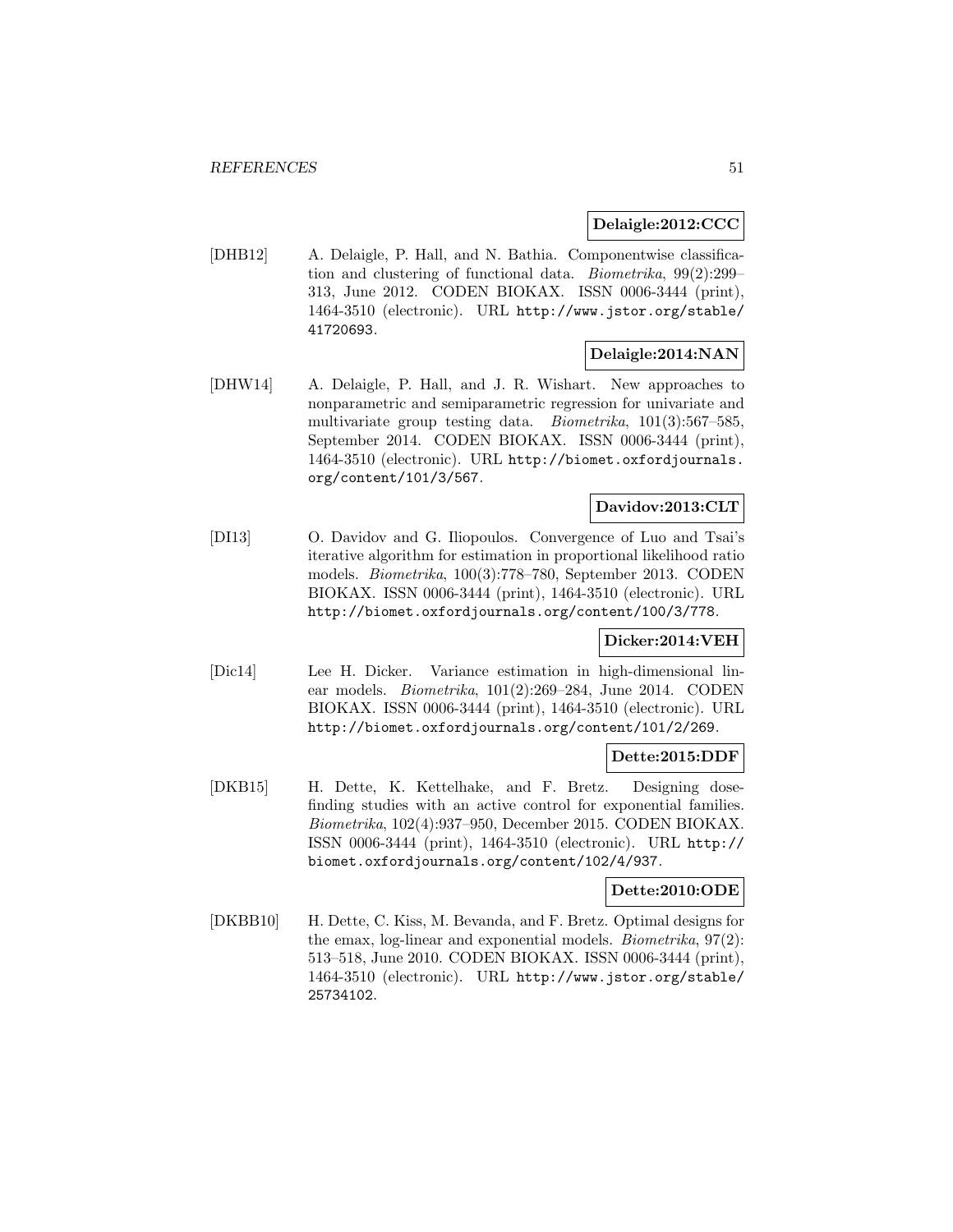**Delaigle:2012:CCC**

[DHB12] A. Delaigle, P. Hall, and N. Bathia. Componentwise classification and clustering of functional data. *Biometrika*, 99(2):299–313, June 2012. CODEN BIOKAX. ISSN 0006-3444 (print), 1464-3510 (electronic). URL `http://www.jstor.org/stable/41720693`.

**Delaigle:2014:NAN**

[DHW14] A. Delaigle, P. Hall, and J. R. Wishart. New approaches to nonparametric and semiparametric regression for univariate and multivariate group testing data. *Biometrika*, 101(3):567–585, September 2014. CODEN BIOKAX. ISSN 0006-3444 (print), 1464-3510 (electronic). URL `http://biomet.oxfordjournals.org/content/101/3/567`.

**Davidov:2013:CLT**

[DI13] O. Davidov and G. Iliopoulos. Convergence of Luo and Tsai's iterative algorithm for estimation in proportional likelihood ratio models. *Biometrika*, 100(3):778–780, September 2013. CODEN BIOKAX. ISSN 0006-3444 (print), 1464-3510 (electronic). URL `http://biomet.oxfordjournals.org/content/100/3/778`.

**Dicker:2014:VEH**

[Dic14] Lee H. Dicker. Variance estimation in high-dimensional linear models. *Biometrika*, 101(2):269–284, June 2014. CODEN BIOKAX. ISSN 0006-3444 (print), 1464-3510 (electronic). URL `http://biomet.oxfordjournals.org/content/101/2/269`.

**Dette:2015:DDF**

[DKB15] H. Dette, K. Kettelhake, and F. Bretz. Designing dose-finding studies with an active control for exponential families. *Biometrika*, 102(4):937–950, December 2015. CODEN BIOKAX. ISSN 0006-3444 (print), 1464-3510 (electronic). URL `http://biomet.oxfordjournals.org/content/102/4/937`.

**Dette:2010:ODE**

[DKBB10] H. Dette, C. Kiss, M. Bevanda, and F. Bretz. Optimal designs for the emax, log-linear and exponential models. *Biometrika*, 97(2):513–518, June 2010. CODEN BIOKAX. ISSN 0006-3444 (print), 1464-3510 (electronic). URL `http://www.jstor.org/stable/25734102`.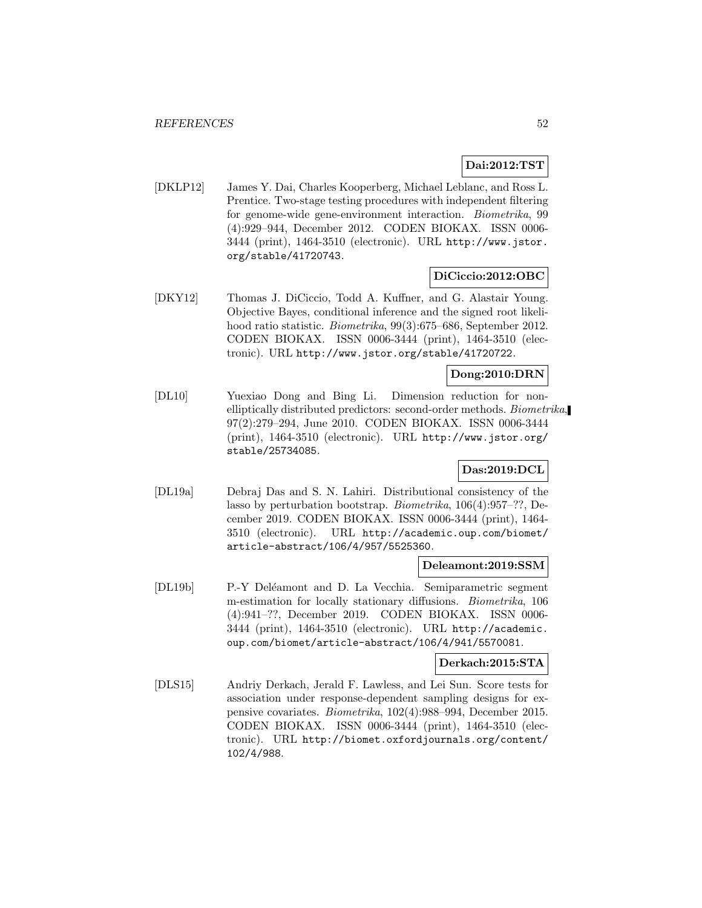**Dai:2012:TST**

[DKLP12] James Y. Dai, Charles Kooperberg, Michael Leblanc, and Ross L. Prentice. Two-stage testing procedures with independent filtering for genome-wide gene-environment interaction. *Biometrika*, 99 (4):929–944, December 2012. CODEN BIOKAX. ISSN 0006-3444 (print), 1464-3510 (electronic). URL `http://www.jstor.org/stable/41720743`.

**DiCiccio:2012:OBC**

[DKY12] Thomas J. DiCiccio, Todd A. Kuffner, and G. Alastair Young. Objective Bayes, conditional inference and the signed root likelihood ratio statistic. *Biometrika*, 99(3):675–686, September 2012. CODEN BIOKAX. ISSN 0006-3444 (print), 1464-3510 (electronic). URL `http://www.jstor.org/stable/41720722`.

**Dong:2010:DRN**

[DL10] Yuexiao Dong and Bing Li. Dimension reduction for non-elliptically distributed predictors: second-order methods. *Biometrika*, 97(2):279–294, June 2010. CODEN BIOKAX. ISSN 0006-3444 (print), 1464-3510 (electronic). URL `http://www.jstor.org/stable/25734085`.

**Das:2019:DCL**

[DL19a] Debraj Das and S. N. Lahiri. Distributional consistency of the lasso by perturbation bootstrap. *Biometrika*, 106(4):957–??, December 2019. CODEN BIOKAX. ISSN 0006-3444 (print), 1464-3510 (electronic). URL `http://academic.oup.com/biomet/article-abstract/106/4/957/5525360`.

**Deleamont:2019:SSM**

[DL19b] P.-Y Deléamont and D. La Vecchia. Semiparametric segment m-estimation for locally stationary diffusions. *Biometrika*, 106 (4):941–??, December 2019. CODEN BIOKAX. ISSN 0006-3444 (print), 1464-3510 (electronic). URL `http://academic.oup.com/biomet/article-abstract/106/4/941/5570081`.

**Derkach:2015:STA**

[DLS15] Andriy Derkach, Jerald F. Lawless, and Lei Sun. Score tests for association under response-dependent sampling designs for expensive covariates. *Biometrika*, 102(4):988–994, December 2015. CODEN BIOKAX. ISSN 0006-3444 (print), 1464-3510 (electronic). URL `http://biomet.oxfordjournals.org/content/102/4/988`.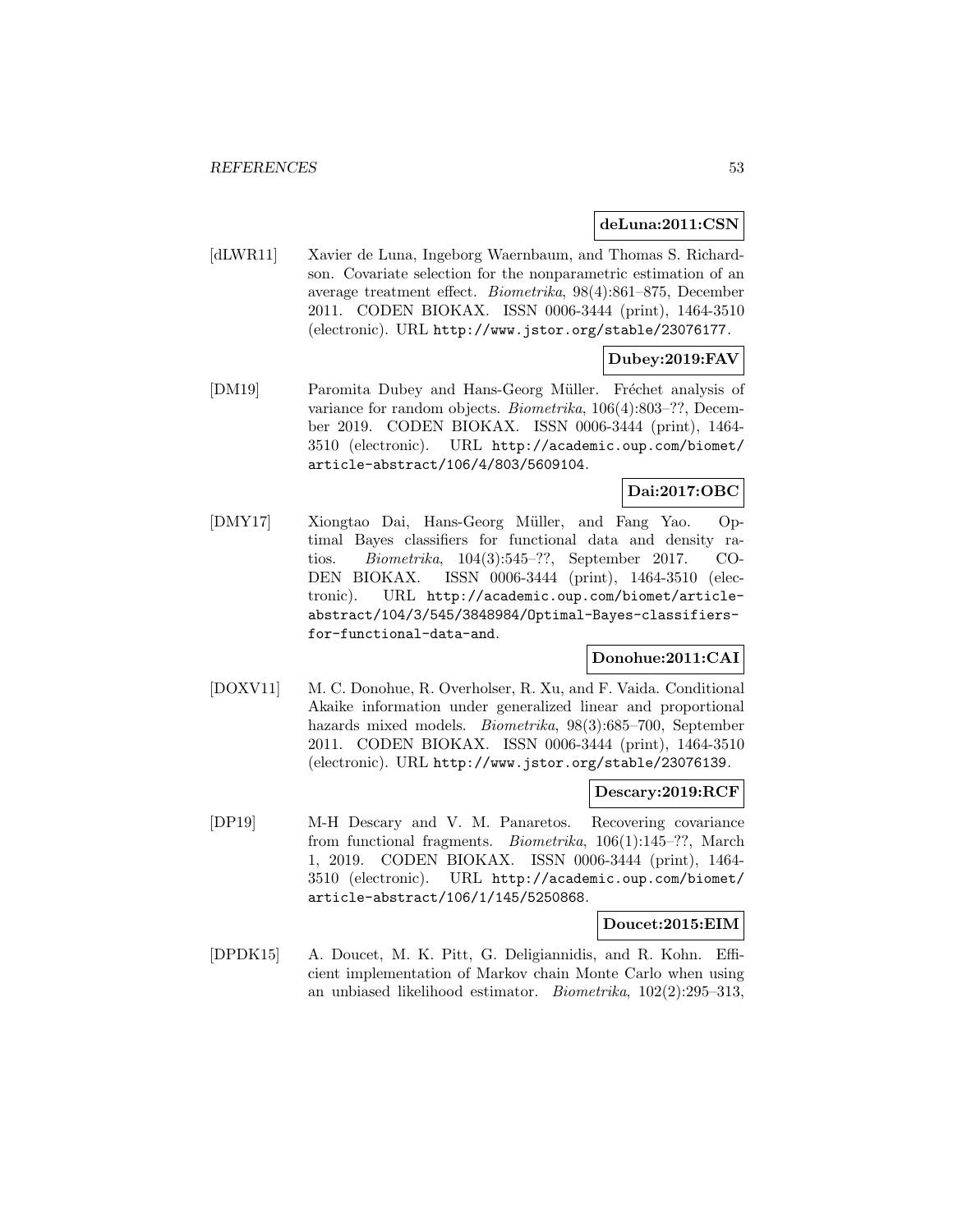**deLuna:2011:CSN**

[dLWR11] Xavier de Luna, Ingeborg Waernbaum, and Thomas S. Richardson. Covariate selection for the nonparametric estimation of an average treatment effect. *Biometrika*, 98(4):861–875, December 2011. CODEN BIOKAX. ISSN 0006-3444 (print), 1464-3510 (electronic). URL http://www.jstor.org/stable/23076177.

**Dubey:2019:FAV**

[DM19] Paromita Dubey and Hans-Georg Müller. Fréchet analysis of variance for random objects. *Biometrika*, 106(4):803–??, December 2019. CODEN BIOKAX. ISSN 0006-3444 (print), 1464-3510 (electronic). URL http://academic.oup.com/biomet/article-abstract/106/4/803/5609104.

**Dai:2017:OBC**

[DMY17] Xiongtao Dai, Hans-Georg Müller, and Fang Yao. Optimal Bayes classifiers for functional data and density ratios. *Biometrika*, 104(3):545–??, September 2017. CODEN BIOKAX. ISSN 0006-3444 (print), 1464-3510 (electronic). URL http://academic.oup.com/biomet/article-abstract/104/3/545/3848984/Optimal-Bayes-classifiers-for-functional-data-and.

**Donohue:2011:CAI**

[DOXV11] M. C. Donohue, R. Overholser, R. Xu, and F. Vaida. Conditional Akaike information under generalized linear and proportional hazards mixed models. *Biometrika*, 98(3):685–700, September 2011. CODEN BIOKAX. ISSN 0006-3444 (print), 1464-3510 (electronic). URL http://www.jstor.org/stable/23076139.

**Descary:2019:RCF**

[DP19] M-H Descary and V. M. Panaretos. Recovering covariance from functional fragments. *Biometrika*, 106(1):145–??, March 1, 2019. CODEN BIOKAX. ISSN 0006-3444 (print), 1464-3510 (electronic). URL http://academic.oup.com/biomet/article-abstract/106/1/145/5250868.

**Doucet:2015:EIM**

[DPDK15] A. Doucet, M. K. Pitt, G. Deligiannidis, and R. Kohn. Efficient implementation of Markov chain Monte Carlo when using an unbiased likelihood estimator. *Biometrika*, 102(2):295–313,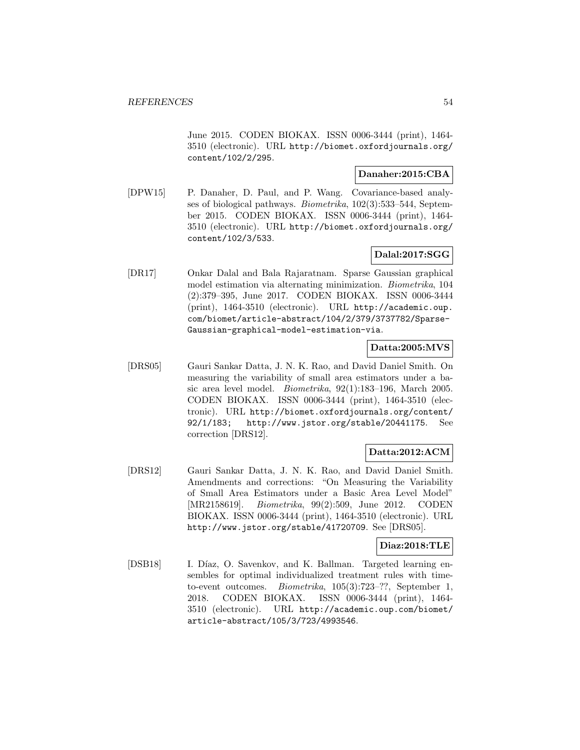June 2015. CODEN BIOKAX. ISSN 0006-3444 (print), 1464-3510 (electronic). URL http://biomet.oxfordjournals.org/content/102/2/295.

**Danaher:2015:CBA**

[DPW15] P. Danaher, D. Paul, and P. Wang. Covariance-based analyses of biological pathways. *Biometrika*, 102(3):533–544, September 2015. CODEN BIOKAX. ISSN 0006-3444 (print), 1464-3510 (electronic). URL http://biomet.oxfordjournals.org/content/102/3/533.

**Dalal:2017:SGG**

[DR17] Onkar Dalal and Bala Rajaratnam. Sparse Gaussian graphical model estimation via alternating minimization. *Biometrika*, 104 (2):379–395, June 2017. CODEN BIOKAX. ISSN 0006-3444 (print), 1464-3510 (electronic). URL http://academic.oup.com/biomet/article-abstract/104/2/379/3737782/Sparse-Gaussian-graphical-model-estimation-via.

**Datta:2005:MVS**

[DRS05] Gauri Sankar Datta, J. N. K. Rao, and David Daniel Smith. On measuring the variability of small area estimators under a basic area level model. *Biometrika*, 92(1):183–196, March 2005. CODEN BIOKAX. ISSN 0006-3444 (print), 1464-3510 (electronic). URL http://biomet.oxfordjournals.org/content/92/1/183; http://www.jstor.org/stable/20441175. See correction [DRS12].

**Datta:2012:ACM**

[DRS12] Gauri Sankar Datta, J. N. K. Rao, and David Daniel Smith. Amendments and corrections: "On Measuring the Variability of Small Area Estimators under a Basic Area Level Model" [MR2158619]. *Biometrika*, 99(2):509, June 2012. CODEN BIOKAX. ISSN 0006-3444 (print), 1464-3510 (electronic). URL http://www.jstor.org/stable/41720709. See [DRS05].

**Diaz:2018:TLE**

[DSB18] I. Díaz, O. Savenkov, and K. Ballman. Targeted learning ensembles for optimal individualized treatment rules with time-to-event outcomes. *Biometrika*, 105(3):723–??, September 1, 2018. CODEN BIOKAX. ISSN 0006-3444 (print), 1464-3510 (electronic). URL http://academic.oup.com/biomet/article-abstract/105/3/723/4993546.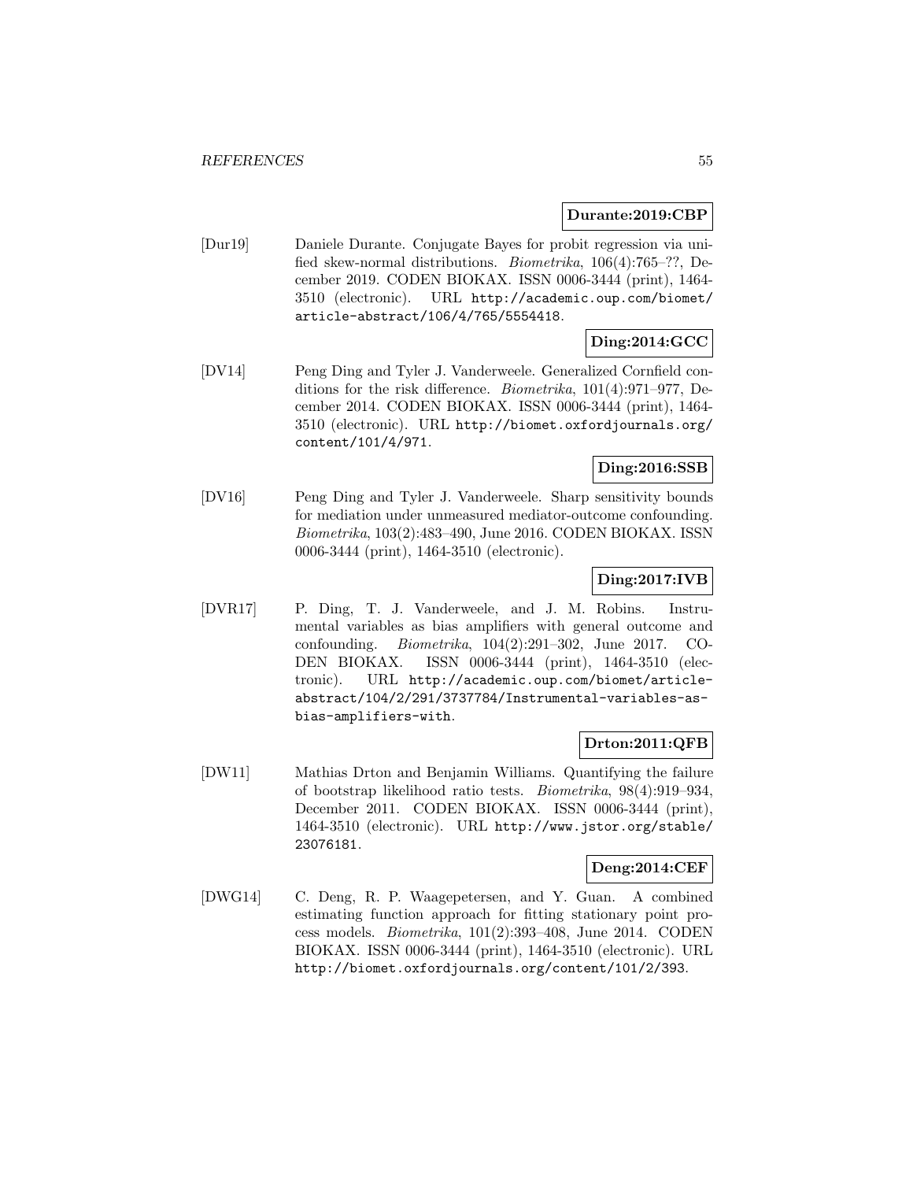**Durante:2019:CBP**

[Dur19] Daniele Durante. Conjugate Bayes for probit regression via unified skew-normal distributions. *Biometrika*, 106(4):765–??, December 2019. CODEN BIOKAX. ISSN 0006-3444 (print), 1464-3510 (electronic). URL http://academic.oup.com/biomet/article-abstract/106/4/765/5554418.

**Ding:2014:GCC**

[DV14] Peng Ding and Tyler J. Vanderweele. Generalized Cornfield conditions for the risk difference. *Biometrika*, 101(4):971–977, December 2014. CODEN BIOKAX. ISSN 0006-3444 (print), 1464-3510 (electronic). URL http://biomet.oxfordjournals.org/content/101/4/971.

**Ding:2016:SSB**

[DV16] Peng Ding and Tyler J. Vanderweele. Sharp sensitivity bounds for mediation under unmeasured mediator-outcome confounding. *Biometrika*, 103(2):483–490, June 2016. CODEN BIOKAX. ISSN 0006-3444 (print), 1464-3510 (electronic).

**Ding:2017:IVB**

[DVR17] P. Ding, T. J. Vanderweele, and J. M. Robins. Instrumental variables as bias amplifiers with general outcome and confounding. *Biometrika*, 104(2):291–302, June 2017. CODEN BIOKAX. ISSN 0006-3444 (print), 1464-3510 (electronic). URL http://academic.oup.com/biomet/article-abstract/104/2/291/3737784/Instrumental-variables-as-bias-amplifiers-with.

**Drton:2011:QFB**

[DW11] Mathias Drton and Benjamin Williams. Quantifying the failure of bootstrap likelihood ratio tests. *Biometrika*, 98(4):919–934, December 2011. CODEN BIOKAX. ISSN 0006-3444 (print), 1464-3510 (electronic). URL http://www.jstor.org/stable/23076181.

**Deng:2014:CEF**

[DWG14] C. Deng, R. P. Waagepetersen, and Y. Guan. A combined estimating function approach for fitting stationary point process models. *Biometrika*, 101(2):393–408, June 2014. CODEN BIOKAX. ISSN 0006-3444 (print), 1464-3510 (electronic). URL http://biomet.oxfordjournals.org/content/101/2/393.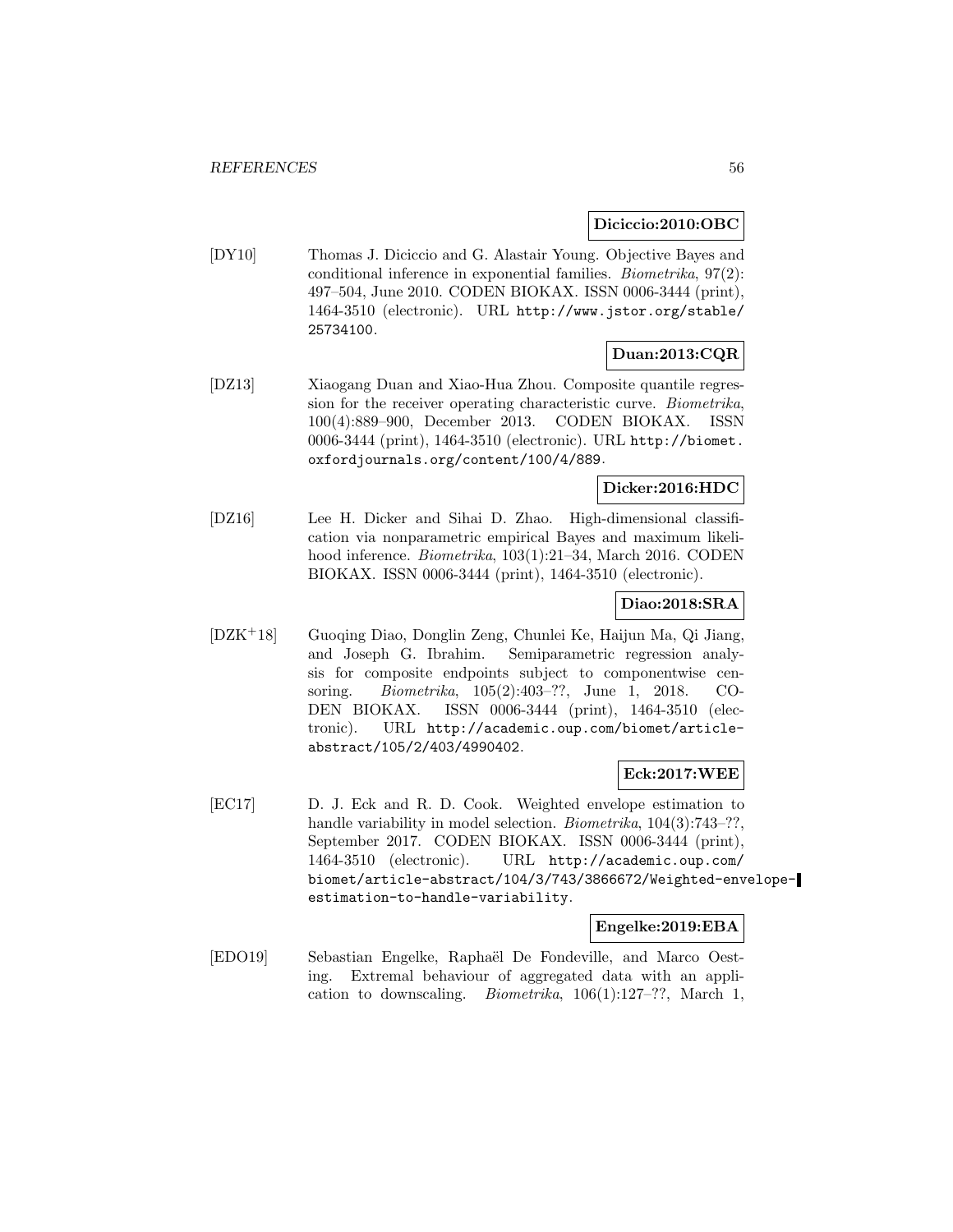**Diciccio:2010:OBC**

[DY10] Thomas J. Diciccio and G. Alastair Young. Objective Bayes and conditional inference in exponential families. *Biometrika*, 97(2): 497–504, June 2010. CODEN BIOKAX. ISSN 0006-3444 (print), 1464-3510 (electronic). URL http://www.jstor.org/stable/25734100.

**Duan:2013:CQR**

[DZ13] Xiaogang Duan and Xiao-Hua Zhou. Composite quantile regression for the receiver operating characteristic curve. *Biometrika*, 100(4):889–900, December 2013. CODEN BIOKAX. ISSN 0006-3444 (print), 1464-3510 (electronic). URL http://biomet.oxfordjournals.org/content/100/4/889.

**Dicker:2016:HDC**

[DZ16] Lee H. Dicker and Sihai D. Zhao. High-dimensional classification via nonparametric empirical Bayes and maximum likelihood inference. *Biometrika*, 103(1):21–34, March 2016. CODEN BIOKAX. ISSN 0006-3444 (print), 1464-3510 (electronic).

**Diao:2018:SRA**

[DZK+18] Guoqing Diao, Donglin Zeng, Chunlei Ke, Haijun Ma, Qi Jiang, and Joseph G. Ibrahim. Semiparametric regression analysis for composite endpoints subject to componentwise censoring. *Biometrika*, 105(2):403–??, June 1, 2018. CODEN BIOKAX. ISSN 0006-3444 (print), 1464-3510 (electronic). URL http://academic.oup.com/biomet/article-abstract/105/2/403/4990402.

**Eck:2017:WEE**

[EC17] D. J. Eck and R. D. Cook. Weighted envelope estimation to handle variability in model selection. *Biometrika*, 104(3):743–??, September 2017. CODEN BIOKAX. ISSN 0006-3444 (print), 1464-3510 (electronic). URL http://academic.oup.com/biomet/article-abstract/104/3/743/3866672/Weighted-envelope-estimation-to-handle-variability.

**Engelke:2019:EBA**

[EDO19] Sebastian Engelke, Raphaël De Fondeville, and Marco Oesting. Extremal behaviour of aggregated data with an application to downscaling. *Biometrika*, 106(1):127–??, March 1,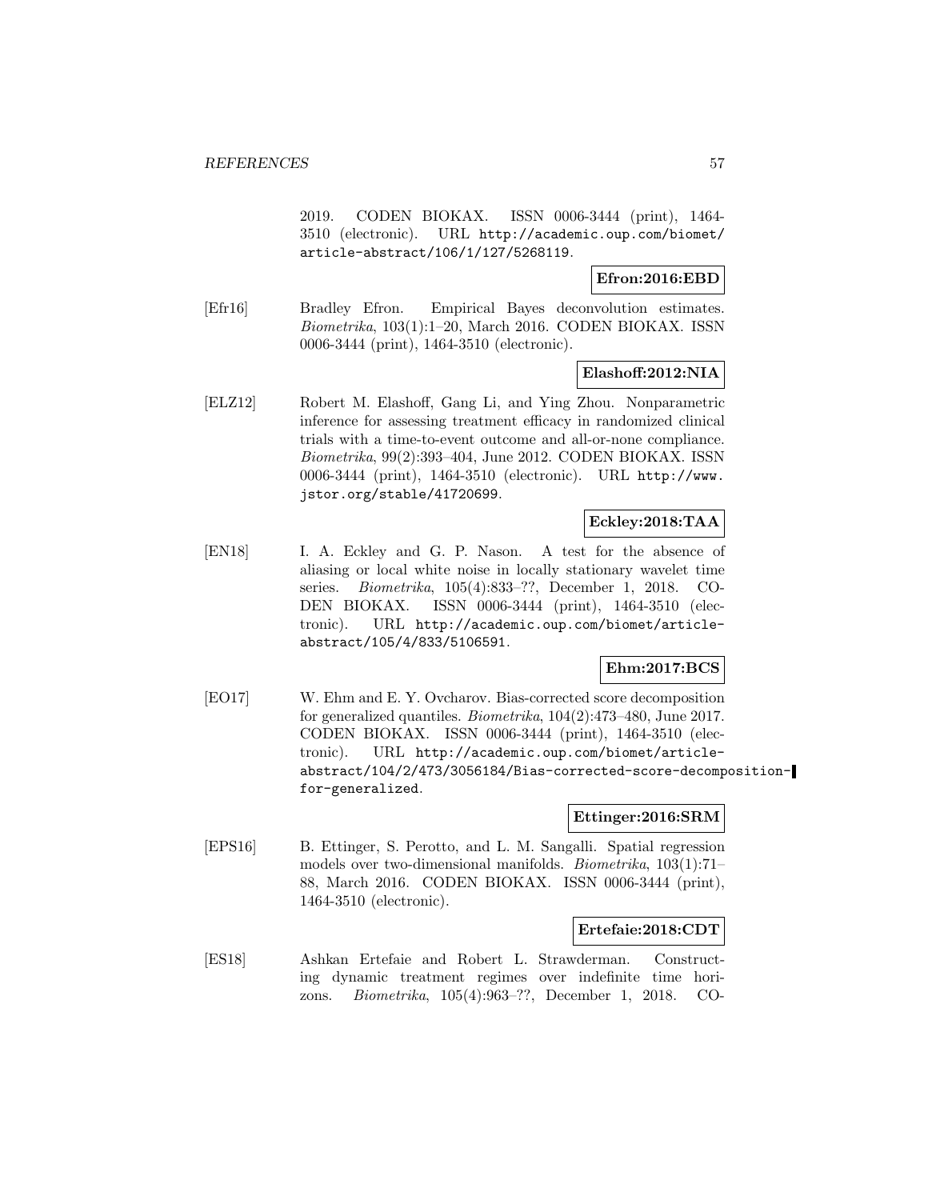2019. CODEN BIOKAX. ISSN 0006-3444 (print), 1464-3510 (electronic). URL http://academic.oup.com/biomet/article-abstract/106/1/127/5268119.

**Efron:2016:EBD**

[Efr16] Bradley Efron. Empirical Bayes deconvolution estimates. *Biometrika*, 103(1):1–20, March 2016. CODEN BIOKAX. ISSN 0006-3444 (print), 1464-3510 (electronic).

**Elashoff:2012:NIA**

[ELZ12] Robert M. Elashoff, Gang Li, and Ying Zhou. Nonparametric inference for assessing treatment efficacy in randomized clinical trials with a time-to-event outcome and all-or-none compliance. *Biometrika*, 99(2):393–404, June 2012. CODEN BIOKAX. ISSN 0006-3444 (print), 1464-3510 (electronic). URL http://www.jstor.org/stable/41720699.

**Eckley:2018:TAA**

[EN18] I. A. Eckley and G. P. Nason. A test for the absence of aliasing or local white noise in locally stationary wavelet time series. *Biometrika*, 105(4):833–??, December 1, 2018. CODEN BIOKAX. ISSN 0006-3444 (print), 1464-3510 (electronic). URL http://academic.oup.com/biomet/article-abstract/105/4/833/5106591.

**Ehm:2017:BCS**

[EO17] W. Ehm and E. Y. Ovcharov. Bias-corrected score decomposition for generalized quantiles. *Biometrika*, 104(2):473–480, June 2017. CODEN BIOKAX. ISSN 0006-3444 (print), 1464-3510 (electronic). URL http://academic.oup.com/biomet/article-abstract/104/2/473/3056184/Bias-corrected-score-decomposition-for-generalized.

**Ettinger:2016:SRM**

[EPS16] B. Ettinger, S. Perotto, and L. M. Sangalli. Spatial regression models over two-dimensional manifolds. *Biometrika*, 103(1):71–88, March 2016. CODEN BIOKAX. ISSN 0006-3444 (print), 1464-3510 (electronic).

**Ertefaie:2018:CDT**

[ES18] Ashkan Ertefaie and Robert L. Strawderman. Constructing dynamic treatment regimes over indefinite time horizons. *Biometrika*, 105(4):963–??, December 1, 2018. CO-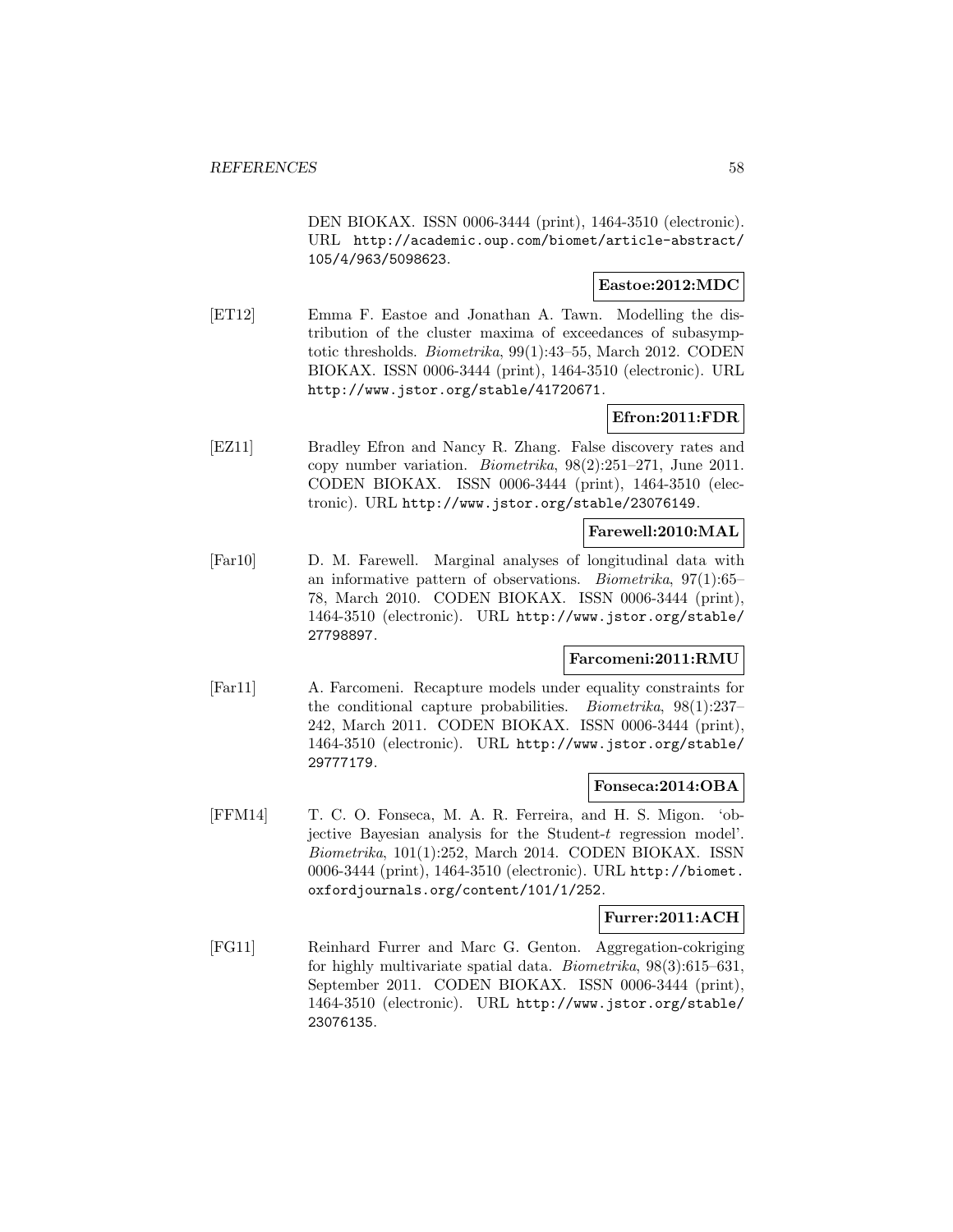DEN BIOKAX. ISSN 0006-3444 (print), 1464-3510 (electronic). URL http://academic.oup.com/biomet/article-abstract/105/4/963/5098623.

**Eastoe:2012:MDC**

[ET12] Emma F. Eastoe and Jonathan A. Tawn. Modelling the distribution of the cluster maxima of exceedances of subasymptotic thresholds. *Biometrika*, 99(1):43–55, March 2012. CODEN BIOKAX. ISSN 0006-3444 (print), 1464-3510 (electronic). URL http://www.jstor.org/stable/41720671.

**Efron:2011:FDR**

[EZ11] Bradley Efron and Nancy R. Zhang. False discovery rates and copy number variation. *Biometrika*, 98(2):251–271, June 2011. CODEN BIOKAX. ISSN 0006-3444 (print), 1464-3510 (electronic). URL http://www.jstor.org/stable/23076149.

**Farewell:2010:MAL**

[Far10] D. M. Farewell. Marginal analyses of longitudinal data with an informative pattern of observations. *Biometrika*, 97(1):65–78, March 2010. CODEN BIOKAX. ISSN 0006-3444 (print), 1464-3510 (electronic). URL http://www.jstor.org/stable/27798897.

**Farcomeni:2011:RMU**

[Far11] A. Farcomeni. Recapture models under equality constraints for the conditional capture probabilities. *Biometrika*, 98(1):237–242, March 2011. CODEN BIOKAX. ISSN 0006-3444 (print), 1464-3510 (electronic). URL http://www.jstor.org/stable/29777179.

**Fonseca:2014:OBA**

[FFM14] T. C. O. Fonseca, M. A. R. Ferreira, and H. S. Migon. 'objective Bayesian analysis for the Student-$t$ regression model'. *Biometrika*, 101(1):252, March 2014. CODEN BIOKAX. ISSN 0006-3444 (print), 1464-3510 (electronic). URL http://biomet.oxfordjournals.org/content/101/1/252.

**Furrer:2011:ACH**

[FG11] Reinhard Furrer and Marc G. Genton. Aggregation-cokriging for highly multivariate spatial data. *Biometrika*, 98(3):615–631, September 2011. CODEN BIOKAX. ISSN 0006-3444 (print), 1464-3510 (electronic). URL http://www.jstor.org/stable/23076135.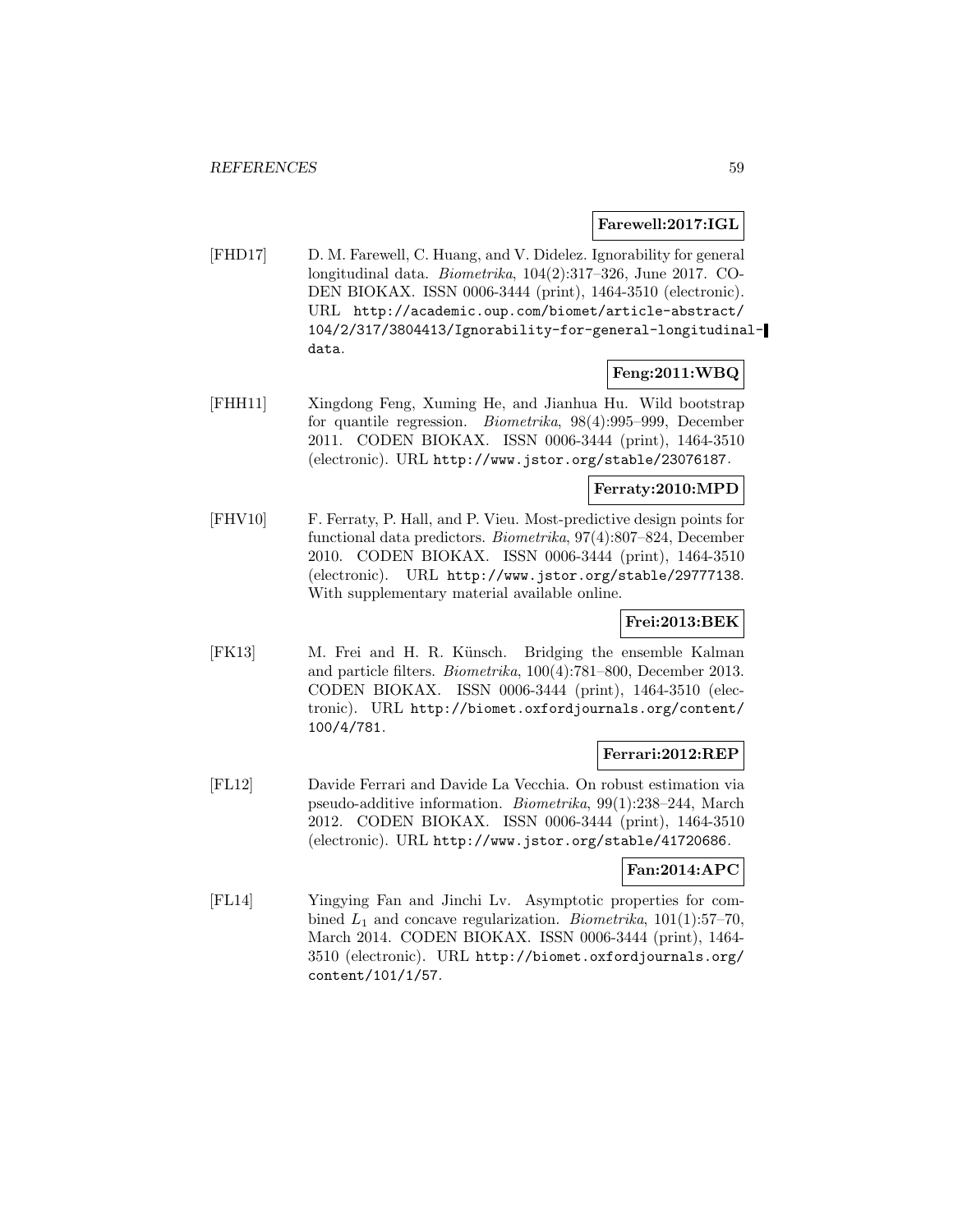**Farewell:2017:IGL**

[FHD17] D. M. Farewell, C. Huang, and V. Didelez. Ignorability for general longitudinal data. *Biometrika*, 104(2):317–326, June 2017. CODEN BIOKAX. ISSN 0006-3444 (print), 1464-3510 (electronic). URL `http://academic.oup.com/biomet/article-abstract/104/2/317/3804413/Ignorability-for-general-longitudinal-data`.

**Feng:2011:WBQ**

[FHH11] Xingdong Feng, Xuming He, and Jianhua Hu. Wild bootstrap for quantile regression. *Biometrika*, 98(4):995–999, December 2011. CODEN BIOKAX. ISSN 0006-3444 (print), 1464-3510 (electronic). URL `http://www.jstor.org/stable/23076187`.

**Ferraty:2010:MPD**

[FHV10] F. Ferraty, P. Hall, and P. Vieu. Most-predictive design points for functional data predictors. *Biometrika*, 97(4):807–824, December 2010. CODEN BIOKAX. ISSN 0006-3444 (print), 1464-3510 (electronic). URL `http://www.jstor.org/stable/29777138`. With supplementary material available online.

**Frei:2013:BEK**

[FK13] M. Frei and H. R. Künsch. Bridging the ensemble Kalman and particle filters. *Biometrika*, 100(4):781–800, December 2013. CODEN BIOKAX. ISSN 0006-3444 (print), 1464-3510 (electronic). URL `http://biomet.oxfordjournals.org/content/100/4/781`.

**Ferrari:2012:REP**

[FL12] Davide Ferrari and Davide La Vecchia. On robust estimation via pseudo-additive information. *Biometrika*, 99(1):238–244, March 2012. CODEN BIOKAX. ISSN 0006-3444 (print), 1464-3510 (electronic). URL `http://www.jstor.org/stable/41720686`.

**Fan:2014:APC**

[FL14] Yingying Fan and Jinchi Lv. Asymptotic properties for combined $L_1$ and concave regularization. *Biometrika*, 101(1):57–70, March 2014. CODEN BIOKAX. ISSN 0006-3444 (print), 1464-3510 (electronic). URL `http://biomet.oxfordjournals.org/content/101/1/57`.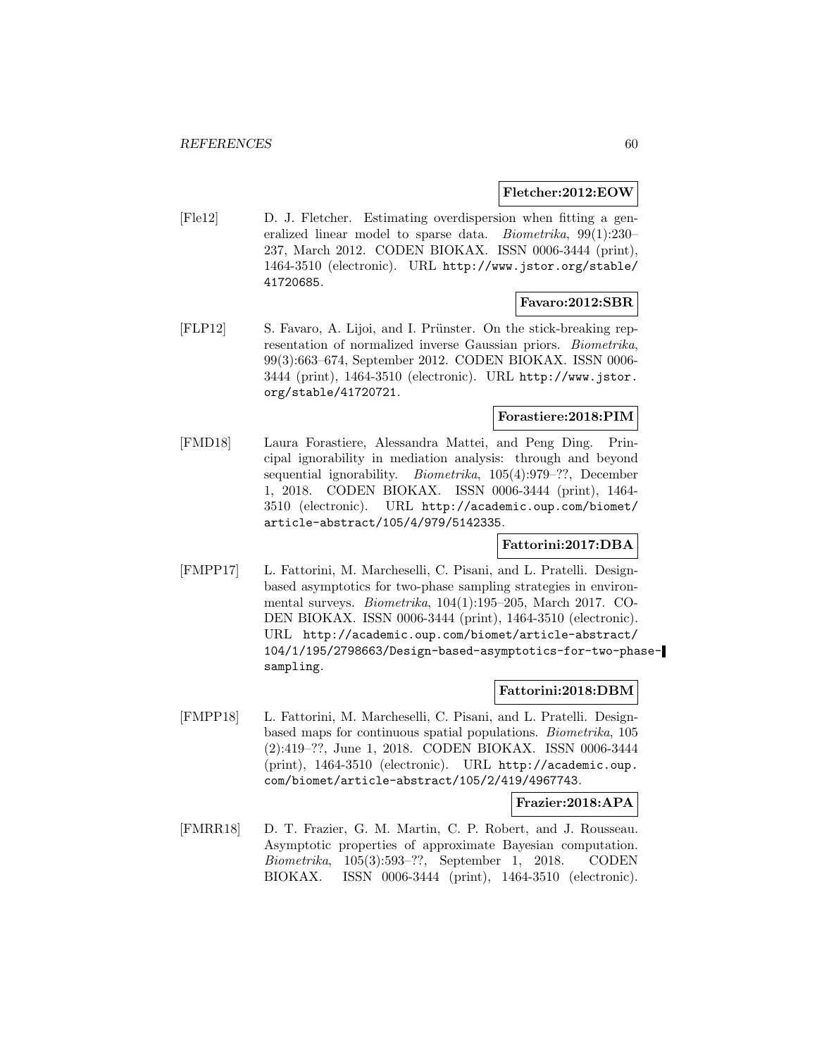**Fletcher:2012:EOW**

[Fle12] D. J. Fletcher. Estimating overdispersion when fitting a generalized linear model to sparse data. *Biometrika*, 99(1):230–237, March 2012. CODEN BIOKAX. ISSN 0006-3444 (print), 1464-3510 (electronic). URL http://www.jstor.org/stable/41720685.

**Favaro:2012:SBR**

[FLP12] S. Favaro, A. Lijoi, and I. Prünster. On the stick-breaking representation of normalized inverse Gaussian priors. *Biometrika*, 99(3):663–674, September 2012. CODEN BIOKAX. ISSN 0006-3444 (print), 1464-3510 (electronic). URL http://www.jstor.org/stable/41720721.

**Forastiere:2018:PIM**

[FMD18] Laura Forastiere, Alessandra Mattei, and Peng Ding. Principal ignorability in mediation analysis: through and beyond sequential ignorability. *Biometrika*, 105(4):979–??, December 1, 2018. CODEN BIOKAX. ISSN 0006-3444 (print), 1464-3510 (electronic). URL http://academic.oup.com/biomet/article-abstract/105/4/979/5142335.

**Fattorini:2017:DBA**

[FMPP17] L. Fattorini, M. Marcheselli, C. Pisani, and L. Pratelli. Design-based asymptotics for two-phase sampling strategies in environmental surveys. *Biometrika*, 104(1):195–205, March 2017. CODEN BIOKAX. ISSN 0006-3444 (print), 1464-3510 (electronic). URL http://academic.oup.com/biomet/article-abstract/104/1/195/2798663/Design-based-asymptotics-for-two-phase-sampling.

**Fattorini:2018:DBM**

[FMPP18] L. Fattorini, M. Marcheselli, C. Pisani, and L. Pratelli. Design-based maps for continuous spatial populations. *Biometrika*, 105(2):419–??, June 1, 2018. CODEN BIOKAX. ISSN 0006-3444 (print), 1464-3510 (electronic). URL http://academic.oup.com/biomet/article-abstract/105/2/419/4967743.

**Frazier:2018:APA**

[FMRR18] D. T. Frazier, G. M. Martin, C. P. Robert, and J. Rousseau. Asymptotic properties of approximate Bayesian computation. *Biometrika*, 105(3):593–??, September 1, 2018. CODEN BIOKAX. ISSN 0006-3444 (print), 1464-3510 (electronic).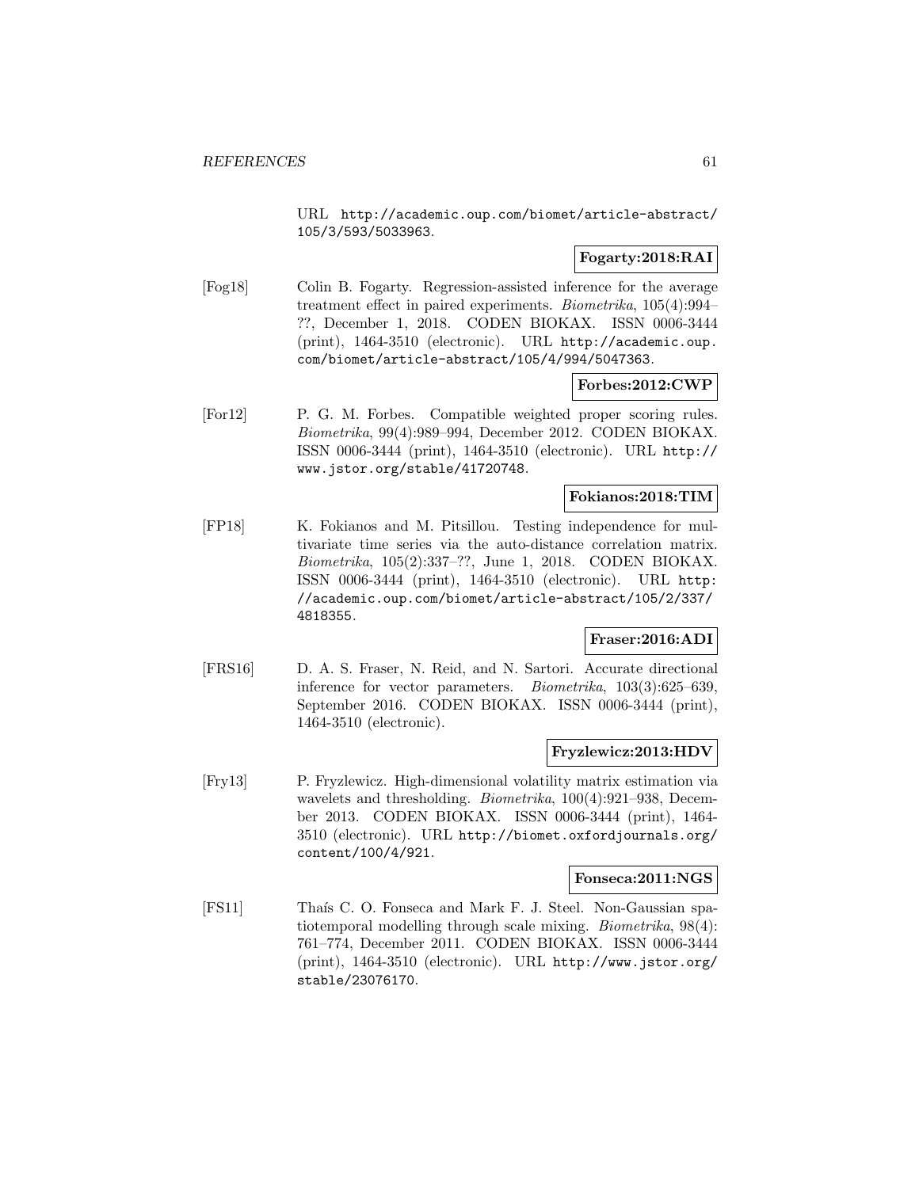URL http://academic.oup.com/biomet/article-abstract/105/3/593/5033963.

**Fogarty:2018:RAI**

[Fog18] Colin B. Fogarty. Regression-assisted inference for the average treatment effect in paired experiments. *Biometrika*, 105(4):994–??, December 1, 2018. CODEN BIOKAX. ISSN 0006-3444 (print), 1464-3510 (electronic). URL http://academic.oup.com/biomet/article-abstract/105/4/994/5047363.

**Forbes:2012:CWP**

[For12] P. G. M. Forbes. Compatible weighted proper scoring rules. *Biometrika*, 99(4):989–994, December 2012. CODEN BIOKAX. ISSN 0006-3444 (print), 1464-3510 (electronic). URL http://www.jstor.org/stable/41720748.

**Fokianos:2018:TIM**

[FP18] K. Fokianos and M. Pitsillou. Testing independence for multivariate time series via the auto-distance correlation matrix. *Biometrika*, 105(2):337–??, June 1, 2018. CODEN BIOKAX. ISSN 0006-3444 (print), 1464-3510 (electronic). URL http://academic.oup.com/biomet/article-abstract/105/2/337/4818355.

**Fraser:2016:ADI**

[FRS16] D. A. S. Fraser, N. Reid, and N. Sartori. Accurate directional inference for vector parameters. *Biometrika*, 103(3):625–639, September 2016. CODEN BIOKAX. ISSN 0006-3444 (print), 1464-3510 (electronic).

**Fryzlewicz:2013:HDV**

[Fry13] P. Fryzlewicz. High-dimensional volatility matrix estimation via wavelets and thresholding. *Biometrika*, 100(4):921–938, December 2013. CODEN BIOKAX. ISSN 0006-3444 (print), 1464-3510 (electronic). URL http://biomet.oxfordjournals.org/content/100/4/921.

**Fonseca:2011:NGS**

[FS11] Thaís C. O. Fonseca and Mark F. J. Steel. Non-Gaussian spatiotemporal modelling through scale mixing. *Biometrika*, 98(4):761–774, December 2011. CODEN BIOKAX. ISSN 0006-3444 (print), 1464-3510 (electronic). URL http://www.jstor.org/stable/23076170.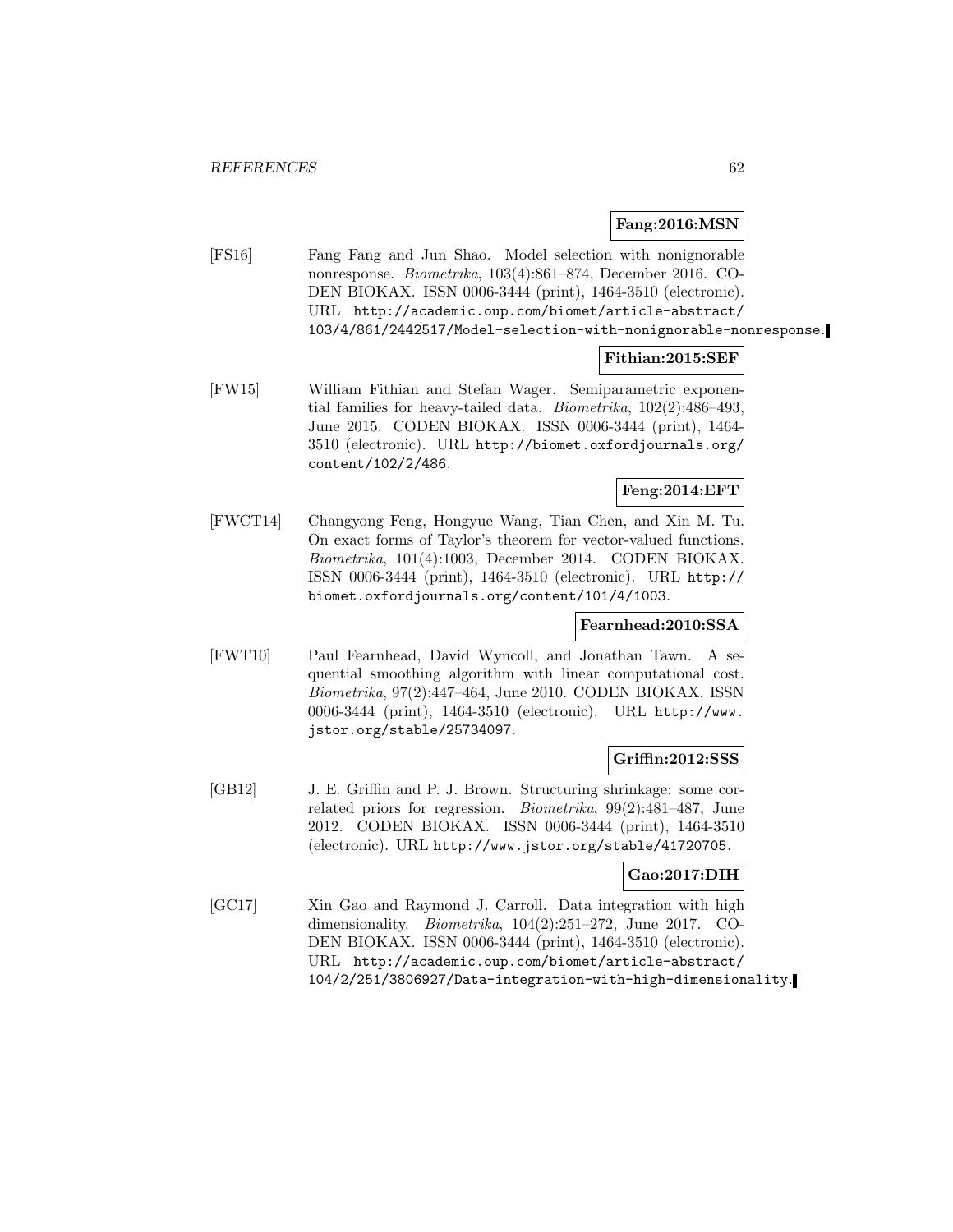**Fang:2016:MSN**

[FS16] Fang Fang and Jun Shao. Model selection with nonignorable nonresponse. *Biometrika*, 103(4):861–874, December 2016. CODEN BIOKAX. ISSN 0006-3444 (print), 1464-3510 (electronic). URL http://academic.oup.com/biomet/article-abstract/103/4/861/2442517/Model-selection-with-nonignorable-nonresponse.

**Fithian:2015:SEF**

[FW15] William Fithian and Stefan Wager. Semiparametric exponential families for heavy-tailed data. *Biometrika*, 102(2):486–493, June 2015. CODEN BIOKAX. ISSN 0006-3444 (print), 1464-3510 (electronic). URL http://biomet.oxfordjournals.org/content/102/2/486.

**Feng:2014:EFT**

[FWCT14] Changyong Feng, Hongyue Wang, Tian Chen, and Xin M. Tu. On exact forms of Taylor's theorem for vector-valued functions. *Biometrika*, 101(4):1003, December 2014. CODEN BIOKAX. ISSN 0006-3444 (print), 1464-3510 (electronic). URL http://biomet.oxfordjournals.org/content/101/4/1003.

**Fearnhead:2010:SSA**

[FWT10] Paul Fearnhead, David Wyncoll, and Jonathan Tawn. A sequential smoothing algorithm with linear computational cost. *Biometrika*, 97(2):447–464, June 2010. CODEN BIOKAX. ISSN 0006-3444 (print), 1464-3510 (electronic). URL http://www.jstor.org/stable/25734097.

**Griffin:2012:SSS**

[GB12] J. E. Griffin and P. J. Brown. Structuring shrinkage: some correlated priors for regression. *Biometrika*, 99(2):481–487, June 2012. CODEN BIOKAX. ISSN 0006-3444 (print), 1464-3510 (electronic). URL http://www.jstor.org/stable/41720705.

**Gao:2017:DIH**

[GC17] Xin Gao and Raymond J. Carroll. Data integration with high dimensionality. *Biometrika*, 104(2):251–272, June 2017. CODEN BIOKAX. ISSN 0006-3444 (print), 1464-3510 (electronic). URL http://academic.oup.com/biomet/article-abstract/104/2/251/3806927/Data-integration-with-high-dimensionality.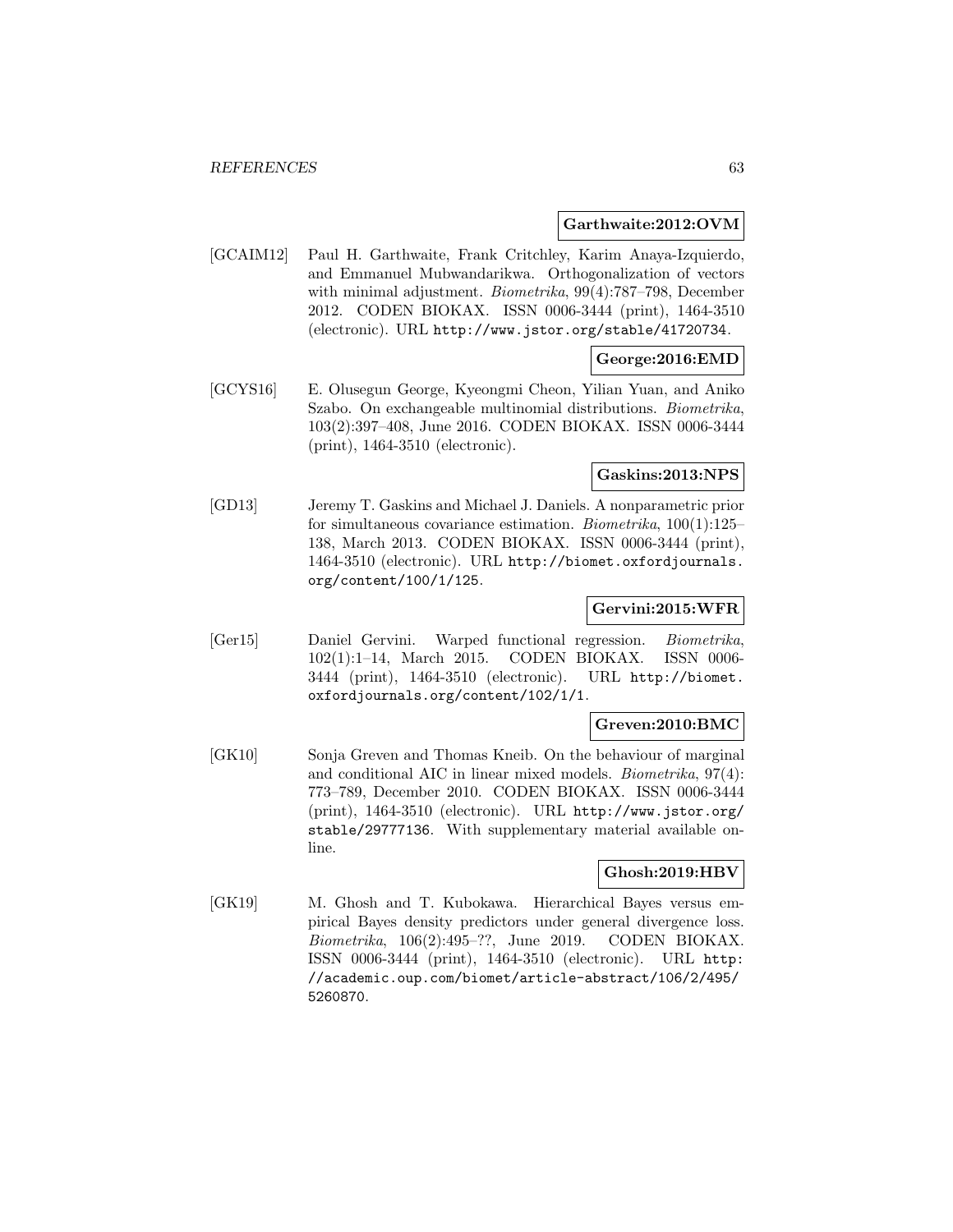**Garthwaite:2012:OVM**

[GCAIM12] Paul H. Garthwaite, Frank Critchley, Karim Anaya-Izquierdo, and Emmanuel Mubwandarikwa. Orthogonalization of vectors with minimal adjustment. *Biometrika*, 99(4):787–798, December 2012. CODEN BIOKAX. ISSN 0006-3444 (print), 1464-3510 (electronic). URL http://www.jstor.org/stable/41720734.

**George:2016:EMD**

[GCYS16] E. Olusegun George, Kyeongmi Cheon, Yilian Yuan, and Aniko Szabo. On exchangeable multinomial distributions. *Biometrika*, 103(2):397–408, June 2016. CODEN BIOKAX. ISSN 0006-3444 (print), 1464-3510 (electronic).

**Gaskins:2013:NPS**

[GD13] Jeremy T. Gaskins and Michael J. Daniels. A nonparametric prior for simultaneous covariance estimation. *Biometrika*, 100(1):125–138, March 2013. CODEN BIOKAX. ISSN 0006-3444 (print), 1464-3510 (electronic). URL http://biomet.oxfordjournals.org/content/100/1/125.

**Gervini:2015:WFR**

[Ger15] Daniel Gervini. Warped functional regression. *Biometrika*, 102(1):1–14, March 2015. CODEN BIOKAX. ISSN 0006-3444 (print), 1464-3510 (electronic). URL http://biomet.oxfordjournals.org/content/102/1/1.

**Greven:2010:BMC**

[GK10] Sonja Greven and Thomas Kneib. On the behaviour of marginal and conditional AIC in linear mixed models. *Biometrika*, 97(4):773–789, December 2010. CODEN BIOKAX. ISSN 0006-3444 (print), 1464-3510 (electronic). URL http://www.jstor.org/stable/29777136. With supplementary material available online.

**Ghosh:2019:HBV**

[GK19] M. Ghosh and T. Kubokawa. Hierarchical Bayes versus empirical Bayes density predictors under general divergence loss. *Biometrika*, 106(2):495–??, June 2019. CODEN BIOKAX. ISSN 0006-3444 (print), 1464-3510 (electronic). URL http://academic.oup.com/biomet/article-abstract/106/2/495/5260870.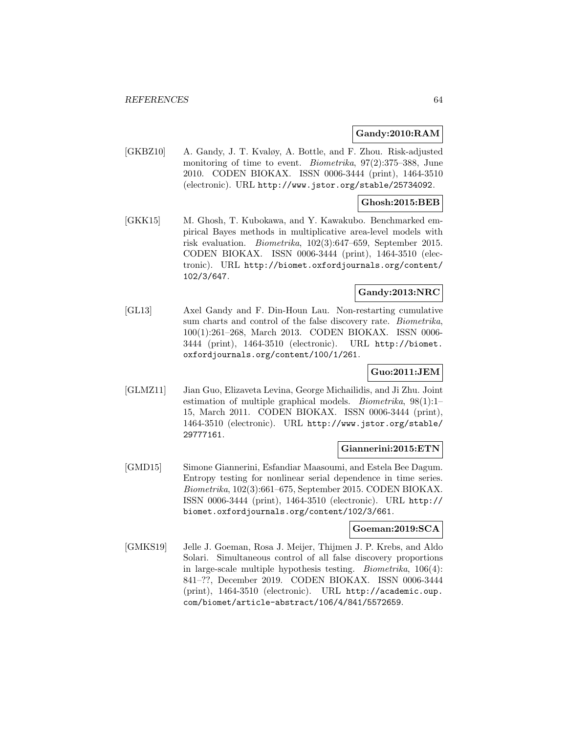**Gandy:2010:RAM**

[GKBZ10] A. Gandy, J. T. Kvaløy, A. Bottle, and F. Zhou. Risk-adjusted monitoring of time to event. *Biometrika*, 97(2):375–388, June 2010. CODEN BIOKAX. ISSN 0006-3444 (print), 1464-3510 (electronic). URL http://www.jstor.org/stable/25734092.

**Ghosh:2015:BEB**

[GKK15] M. Ghosh, T. Kubokawa, and Y. Kawakubo. Benchmarked empirical Bayes methods in multiplicative area-level models with risk evaluation. *Biometrika*, 102(3):647–659, September 2015. CODEN BIOKAX. ISSN 0006-3444 (print), 1464-3510 (electronic). URL http://biomet.oxfordjournals.org/content/102/3/647.

**Gandy:2013:NRC**

[GL13] Axel Gandy and F. Din-Houn Lau. Non-restarting cumulative sum charts and control of the false discovery rate. *Biometrika*, 100(1):261–268, March 2013. CODEN BIOKAX. ISSN 0006-3444 (print), 1464-3510 (electronic). URL http://biomet.oxfordjournals.org/content/100/1/261.

**Guo:2011:JEM**

[GLMZ11] Jian Guo, Elizaveta Levina, George Michailidis, and Ji Zhu. Joint estimation of multiple graphical models. *Biometrika*, 98(1):1–15, March 2011. CODEN BIOKAX. ISSN 0006-3444 (print), 1464-3510 (electronic). URL http://www.jstor.org/stable/29777161.

**Giannerini:2015:ETN**

[GMD15] Simone Giannerini, Esfandiar Maasoumi, and Estela Bee Dagum. Entropy testing for nonlinear serial dependence in time series. *Biometrika*, 102(3):661–675, September 2015. CODEN BIOKAX. ISSN 0006-3444 (print), 1464-3510 (electronic). URL http://biomet.oxfordjournals.org/content/102/3/661.

**Goeman:2019:SCA**

[GMKS19] Jelle J. Goeman, Rosa J. Meijer, Thijmen J. P. Krebs, and Aldo Solari. Simultaneous control of all false discovery proportions in large-scale multiple hypothesis testing. *Biometrika*, 106(4):841–??, December 2019. CODEN BIOKAX. ISSN 0006-3444 (print), 1464-3510 (electronic). URL http://academic.oup.com/biomet/article-abstract/106/4/841/5572659.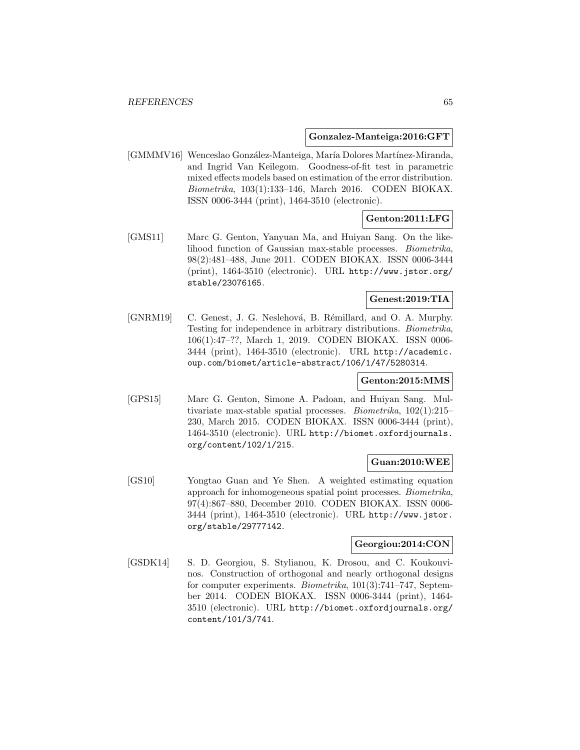**Gonzalez-Manteiga:2016:GFT**

[GMMMV16] Wenceslao González-Manteiga, María Dolores Martínez-Miranda, and Ingrid Van Keilegom. Goodness-of-fit test in parametric mixed effects models based on estimation of the error distribution. *Biometrika*, 103(1):133–146, March 2016. CODEN BIOKAX. ISSN 0006-3444 (print), 1464-3510 (electronic).

**Genton:2011:LFG**

[GMS11] Marc G. Genton, Yanyuan Ma, and Huiyan Sang. On the likelihood function of Gaussian max-stable processes. *Biometrika*, 98(2):481–488, June 2011. CODEN BIOKAX. ISSN 0006-3444 (print), 1464-3510 (electronic). URL `http://www.jstor.org/stable/23076165`.

**Genest:2019:TIA**

[GNRM19] C. Genest, J. G. Neslehová, B. Rémillard, and O. A. Murphy. Testing for independence in arbitrary distributions. *Biometrika*, 106(1):47–??, March 1, 2019. CODEN BIOKAX. ISSN 0006-3444 (print), 1464-3510 (electronic). URL `http://academic.oup.com/biomet/article-abstract/106/1/47/5280314`.

**Genton:2015:MMS**

[GPS15] Marc G. Genton, Simone A. Padoan, and Huiyan Sang. Multivariate max-stable spatial processes. *Biometrika*, 102(1):215–230, March 2015. CODEN BIOKAX. ISSN 0006-3444 (print), 1464-3510 (electronic). URL `http://biomet.oxfordjournals.org/content/102/1/215`.

**Guan:2010:WEE**

[GS10] Yongtao Guan and Ye Shen. A weighted estimating equation approach for inhomogeneous spatial point processes. *Biometrika*, 97(4):867–880, December 2010. CODEN BIOKAX. ISSN 0006-3444 (print), 1464-3510 (electronic). URL `http://www.jstor.org/stable/29777142`.

**Georgiou:2014:CON**

[GSDK14] S. D. Georgiou, S. Stylianou, K. Drosou, and C. Koukouvinos. Construction of orthogonal and nearly orthogonal designs for computer experiments. *Biometrika*, 101(3):741–747, September 2014. CODEN BIOKAX. ISSN 0006-3444 (print), 1464-3510 (electronic). URL `http://biomet.oxfordjournals.org/content/101/3/741`.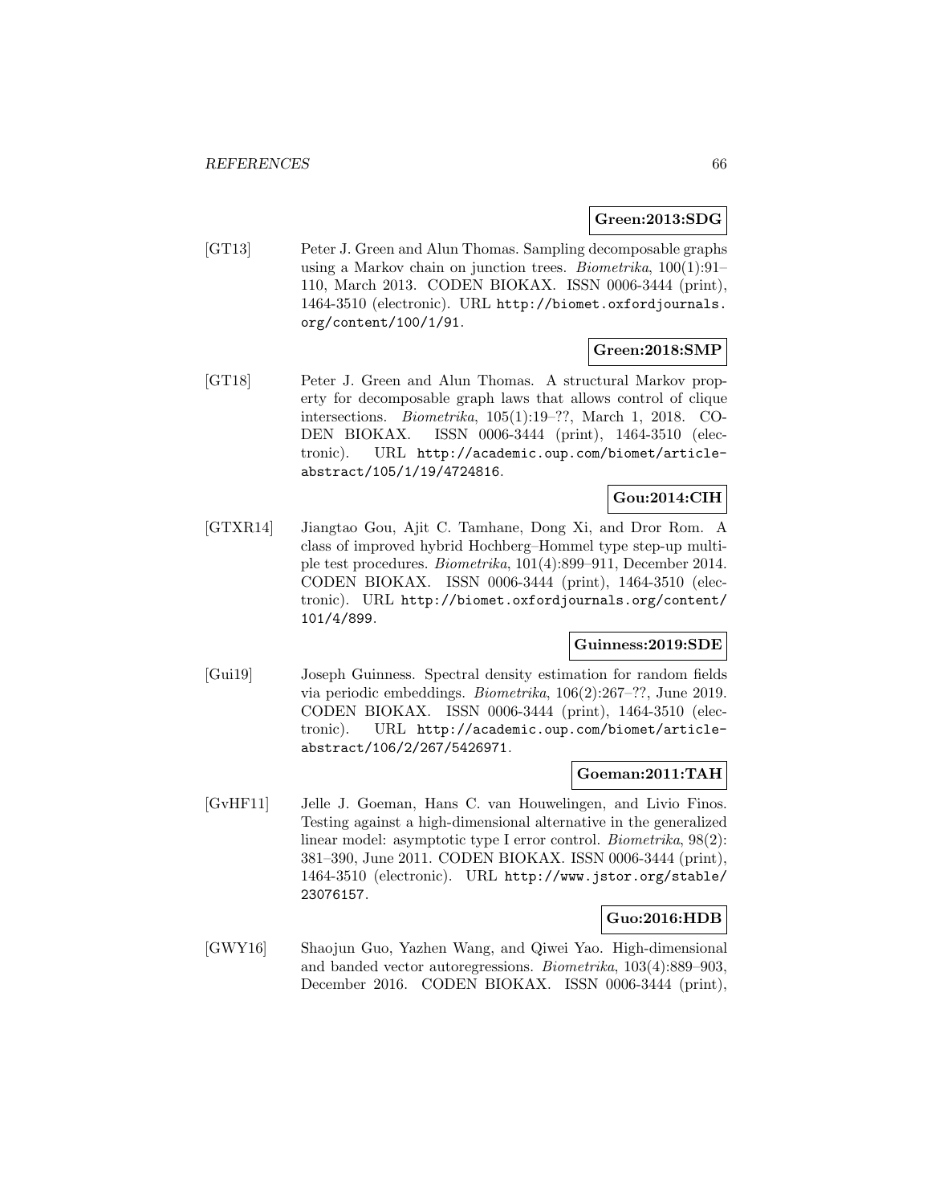**Green:2013:SDG**

[GT13] Peter J. Green and Alun Thomas. Sampling decomposable graphs using a Markov chain on junction trees. *Biometrika*, 100(1):91–110, March 2013. CODEN BIOKAX. ISSN 0006-3444 (print), 1464-3510 (electronic). URL http://biomet.oxfordjournals.org/content/100/1/91.

**Green:2018:SMP**

[GT18] Peter J. Green and Alun Thomas. A structural Markov property for decomposable graph laws that allows control of clique intersections. *Biometrika*, 105(1):19–??, March 1, 2018. CODEN BIOKAX. ISSN 0006-3444 (print), 1464-3510 (electronic). URL http://academic.oup.com/biomet/article-abstract/105/1/19/4724816.

**Gou:2014:CIH**

[GTXR14] Jiangtao Gou, Ajit C. Tamhane, Dong Xi, and Dror Rom. A class of improved hybrid Hochberg–Hommel type step-up multiple test procedures. *Biometrika*, 101(4):899–911, December 2014. CODEN BIOKAX. ISSN 0006-3444 (print), 1464-3510 (electronic). URL http://biomet.oxfordjournals.org/content/101/4/899.

**Guinness:2019:SDE**

[Gui19] Joseph Guinness. Spectral density estimation for random fields via periodic embeddings. *Biometrika*, 106(2):267–??, June 2019. CODEN BIOKAX. ISSN 0006-3444 (print), 1464-3510 (electronic). URL http://academic.oup.com/biomet/article-abstract/106/2/267/5426971.

**Goeman:2011:TAH**

[GvHF11] Jelle J. Goeman, Hans C. van Houwelingen, and Livio Finos. Testing against a high-dimensional alternative in the generalized linear model: asymptotic type I error control. *Biometrika*, 98(2):381–390, June 2011. CODEN BIOKAX. ISSN 0006-3444 (print), 1464-3510 (electronic). URL http://www.jstor.org/stable/23076157.

**Guo:2016:HDB**

[GWY16] Shaojun Guo, Yazhen Wang, and Qiwei Yao. High-dimensional and banded vector autoregressions. *Biometrika*, 103(4):889–903, December 2016. CODEN BIOKAX. ISSN 0006-3444 (print),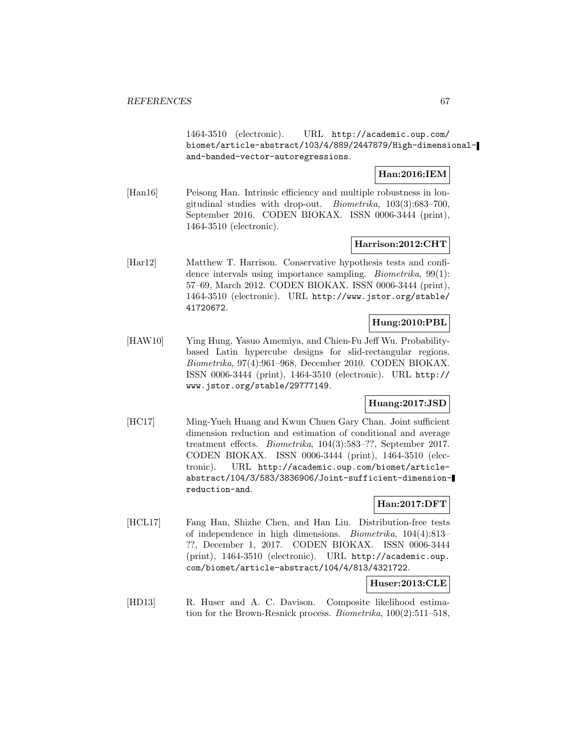1464-3510 (electronic). URL http://academic.oup.com/biomet/article-abstract/103/4/889/2447879/High-dimensional-and-banded-vector-autoregressions.

**Han:2016:IEM**

[Han16] Peisong Han. Intrinsic efficiency and multiple robustness in longitudinal studies with drop-out. *Biometrika*, 103(3):683–700, September 2016. CODEN BIOKAX. ISSN 0006-3444 (print), 1464-3510 (electronic).

**Harrison:2012:CHT**

[Har12] Matthew T. Harrison. Conservative hypothesis tests and confidence intervals using importance sampling. *Biometrika*, 99(1): 57–69, March 2012. CODEN BIOKAX. ISSN 0006-3444 (print), 1464-3510 (electronic). URL http://www.jstor.org/stable/41720672.

**Hung:2010:PBL**

[HAW10] Ying Hung, Yasuo Amemiya, and Chien-Fu Jeff Wu. Probability-based Latin hypercube designs for slid-rectangular regions. *Biometrika*, 97(4):961–968, December 2010. CODEN BIOKAX. ISSN 0006-3444 (print), 1464-3510 (electronic). URL http://www.jstor.org/stable/29777149.

**Huang:2017:JSD**

[HC17] Ming-Yueh Huang and Kwun Chuen Gary Chan. Joint sufficient dimension reduction and estimation of conditional and average treatment effects. *Biometrika*, 104(3):583–??, September 2017. CODEN BIOKAX. ISSN 0006-3444 (print), 1464-3510 (electronic). URL http://academic.oup.com/biomet/article-abstract/104/3/583/3836906/Joint-sufficient-dimension-reduction-and.

**Han:2017:DFT**

[HCL17] Fang Han, Shizhe Chen, and Han Liu. Distribution-free tests of independence in high dimensions. *Biometrika*, 104(4):813–??, December 1, 2017. CODEN BIOKAX. ISSN 0006-3444 (print), 1464-3510 (electronic). URL http://academic.oup.com/biomet/article-abstract/104/4/813/4321722.

**Huser:2013:CLE**

[HD13] R. Huser and A. C. Davison. Composite likelihood estimation for the Brown-Resnick process. *Biometrika*, 100(2):511–518,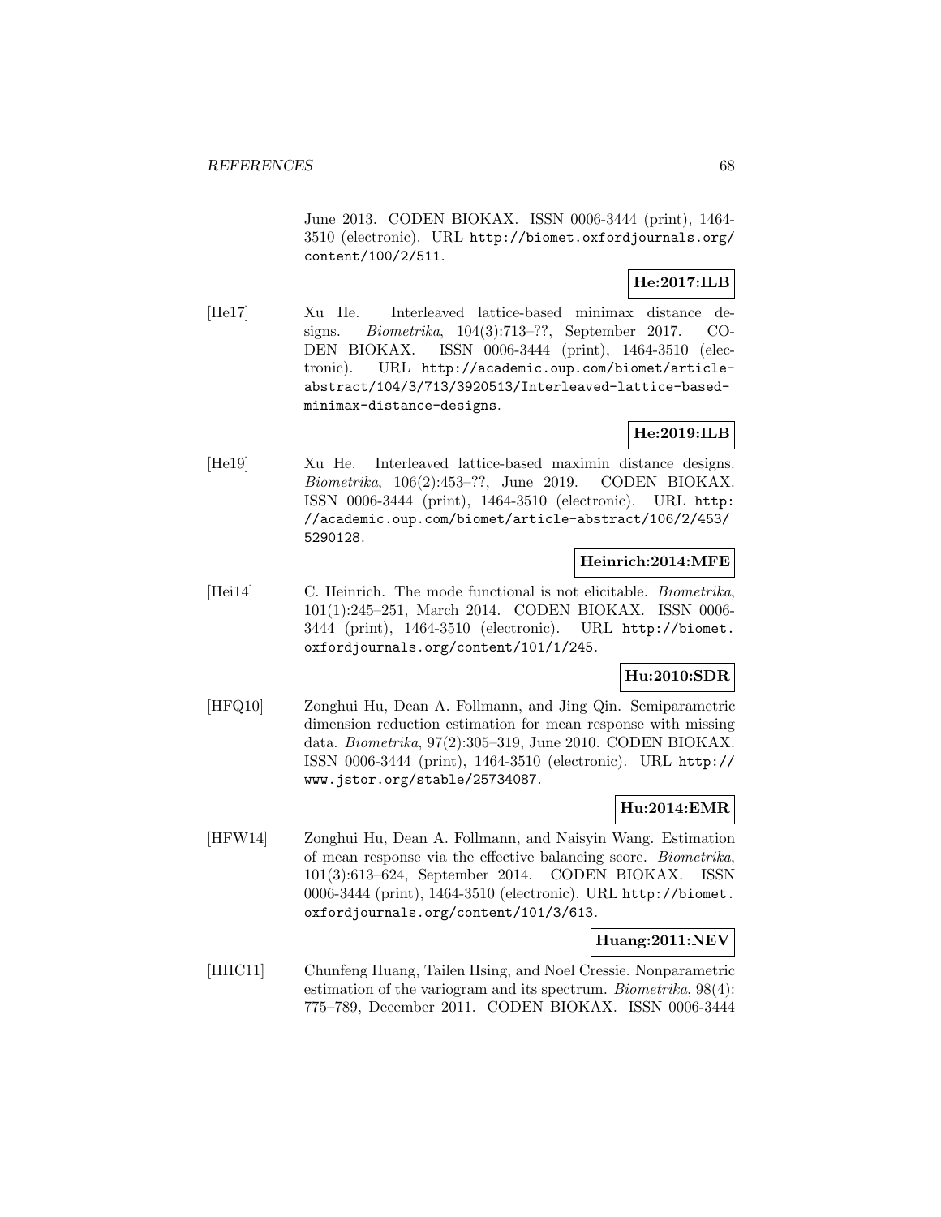June 2013. CODEN BIOKAX. ISSN 0006-3444 (print), 1464-3510 (electronic). URL http://biomet.oxfordjournals.org/content/100/2/511.

**He:2017:ILB**

[He17] Xu He. Interleaved lattice-based minimax distance designs. *Biometrika*, 104(3):713–??, September 2017. CODEN BIOKAX. ISSN 0006-3444 (print), 1464-3510 (electronic). URL http://academic.oup.com/biomet/article-abstract/104/3/713/3920513/Interleaved-lattice-based-minimax-distance-designs.

**He:2019:ILB**

[He19] Xu He. Interleaved lattice-based maximin distance designs. *Biometrika*, 106(2):453–??, June 2019. CODEN BIOKAX. ISSN 0006-3444 (print), 1464-3510 (electronic). URL http://academic.oup.com/biomet/article-abstract/106/2/453/5290128.

**Heinrich:2014:MFE**

[Hei14] C. Heinrich. The mode functional is not elicitable. *Biometrika*, 101(1):245–251, March 2014. CODEN BIOKAX. ISSN 0006-3444 (print), 1464-3510 (electronic). URL http://biomet.oxfordjournals.org/content/101/1/245.

**Hu:2010:SDR**

[HFQ10] Zonghui Hu, Dean A. Follmann, and Jing Qin. Semiparametric dimension reduction estimation for mean response with missing data. *Biometrika*, 97(2):305–319, June 2010. CODEN BIOKAX. ISSN 0006-3444 (print), 1464-3510 (electronic). URL http://www.jstor.org/stable/25734087.

**Hu:2014:EMR**

[HFW14] Zonghui Hu, Dean A. Follmann, and Naisyin Wang. Estimation of mean response via the effective balancing score. *Biometrika*, 101(3):613–624, September 2014. CODEN BIOKAX. ISSN 0006-3444 (print), 1464-3510 (electronic). URL http://biomet.oxfordjournals.org/content/101/3/613.

**Huang:2011:NEV**

[HHC11] Chunfeng Huang, Tailen Hsing, and Noel Cressie. Nonparametric estimation of the variogram and its spectrum. *Biometrika*, 98(4): 775–789, December 2011. CODEN BIOKAX. ISSN 0006-3444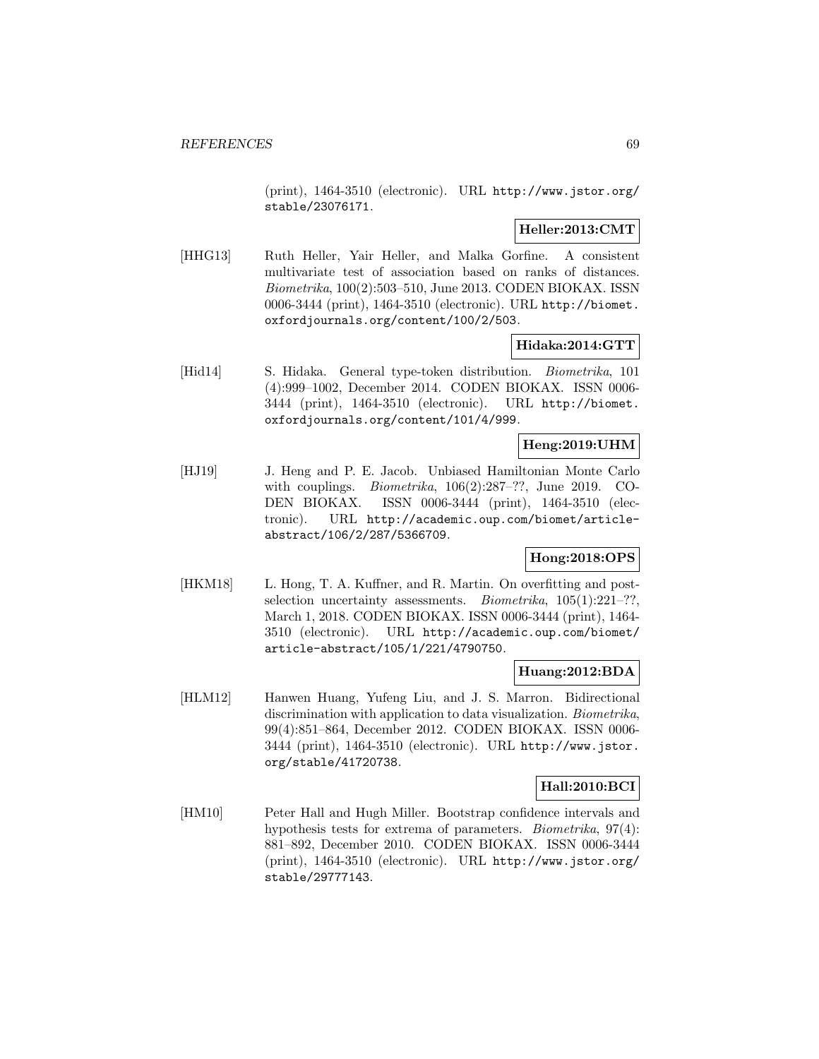(print), 1464-3510 (electronic). URL http://www.jstor.org/stable/23076171.

**Heller:2013:CMT**

[HHG13] Ruth Heller, Yair Heller, and Malka Gorfine. A consistent multivariate test of association based on ranks of distances. *Biometrika*, 100(2):503–510, June 2013. CODEN BIOKAX. ISSN 0006-3444 (print), 1464-3510 (electronic). URL http://biomet.oxfordjournals.org/content/100/2/503.

**Hidaka:2014:GTT**

[Hid14] S. Hidaka. General type-token distribution. *Biometrika*, 101 (4):999–1002, December 2014. CODEN BIOKAX. ISSN 0006-3444 (print), 1464-3510 (electronic). URL http://biomet.oxfordjournals.org/content/101/4/999.

**Heng:2019:UHM**

[HJ19] J. Heng and P. E. Jacob. Unbiased Hamiltonian Monte Carlo with couplings. *Biometrika*, 106(2):287–??, June 2019. CODEN BIOKAX. ISSN 0006-3444 (print), 1464-3510 (electronic). URL http://academic.oup.com/biomet/article-abstract/106/2/287/5366709.

**Hong:2018:OPS**

[HKM18] L. Hong, T. A. Kuffner, and R. Martin. On overfitting and post-selection uncertainty assessments. *Biometrika*, 105(1):221–??, March 1, 2018. CODEN BIOKAX. ISSN 0006-3444 (print), 1464-3510 (electronic). URL http://academic.oup.com/biomet/article-abstract/105/1/221/4790750.

**Huang:2012:BDA**

[HLM12] Hanwen Huang, Yufeng Liu, and J. S. Marron. Bidirectional discrimination with application to data visualization. *Biometrika*, 99(4):851–864, December 2012. CODEN BIOKAX. ISSN 0006-3444 (print), 1464-3510 (electronic). URL http://www.jstor.org/stable/41720738.

**Hall:2010:BCI**

[HM10] Peter Hall and Hugh Miller. Bootstrap confidence intervals and hypothesis tests for extrema of parameters. *Biometrika*, 97(4): 881–892, December 2010. CODEN BIOKAX. ISSN 0006-3444 (print), 1464-3510 (electronic). URL http://www.jstor.org/stable/29777143.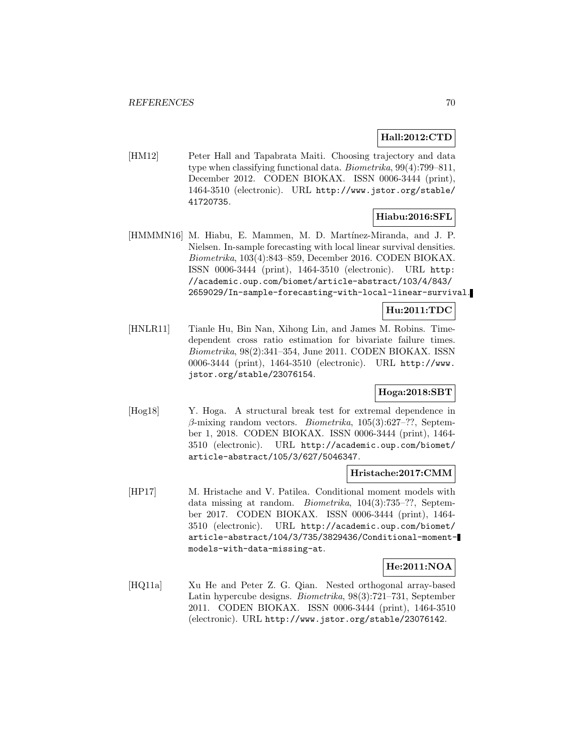**Hall:2012:CTD**

[HM12] Peter Hall and Tapabrata Maiti. Choosing trajectory and data type when classifying functional data. *Biometrika*, 99(4):799–811, December 2012. CODEN BIOKAX. ISSN 0006-3444 (print), 1464-3510 (electronic). URL http://www.jstor.org/stable/41720735.

**Hiabu:2016:SFL**

[HMMMN16] M. Hiabu, E. Mammen, M. D. Martínez-Miranda, and J. P. Nielsen. In-sample forecasting with local linear survival densities. *Biometrika*, 103(4):843–859, December 2016. CODEN BIOKAX. ISSN 0006-3444 (print), 1464-3510 (electronic). URL http://academic.oup.com/biomet/article-abstract/103/4/843/2659029/In-sample-forecasting-with-local-linear-survival.

**Hu:2011:TDC**

[HNLR11] Tianle Hu, Bin Nan, Xihong Lin, and James M. Robins. Time-dependent cross ratio estimation for bivariate failure times. *Biometrika*, 98(2):341–354, June 2011. CODEN BIOKAX. ISSN 0006-3444 (print), 1464-3510 (electronic). URL http://www.jstor.org/stable/23076154.

**Hoga:2018:SBT**

[Hog18] Y. Hoga. A structural break test for extremal dependence in $\beta$-mixing random vectors. *Biometrika*, 105(3):627–??, September 1, 2018. CODEN BIOKAX. ISSN 0006-3444 (print), 1464-3510 (electronic). URL http://academic.oup.com/biomet/article-abstract/105/3/627/5046347.

**Hristache:2017:CMM**

[HP17] M. Hristache and V. Patilea. Conditional moment models with data missing at random. *Biometrika*, 104(3):735–??, September 2017. CODEN BIOKAX. ISSN 0006-3444 (print), 1464-3510 (electronic). URL http://academic.oup.com/biomet/article-abstract/104/3/735/3829436/Conditional-moment-models-with-data-missing-at.

**He:2011:NOA**

[HQ11a] Xu He and Peter Z. G. Qian. Nested orthogonal array-based Latin hypercube designs. *Biometrika*, 98(3):721–731, September 2011. CODEN BIOKAX. ISSN 0006-3444 (print), 1464-3510 (electronic). URL http://www.jstor.org/stable/23076142.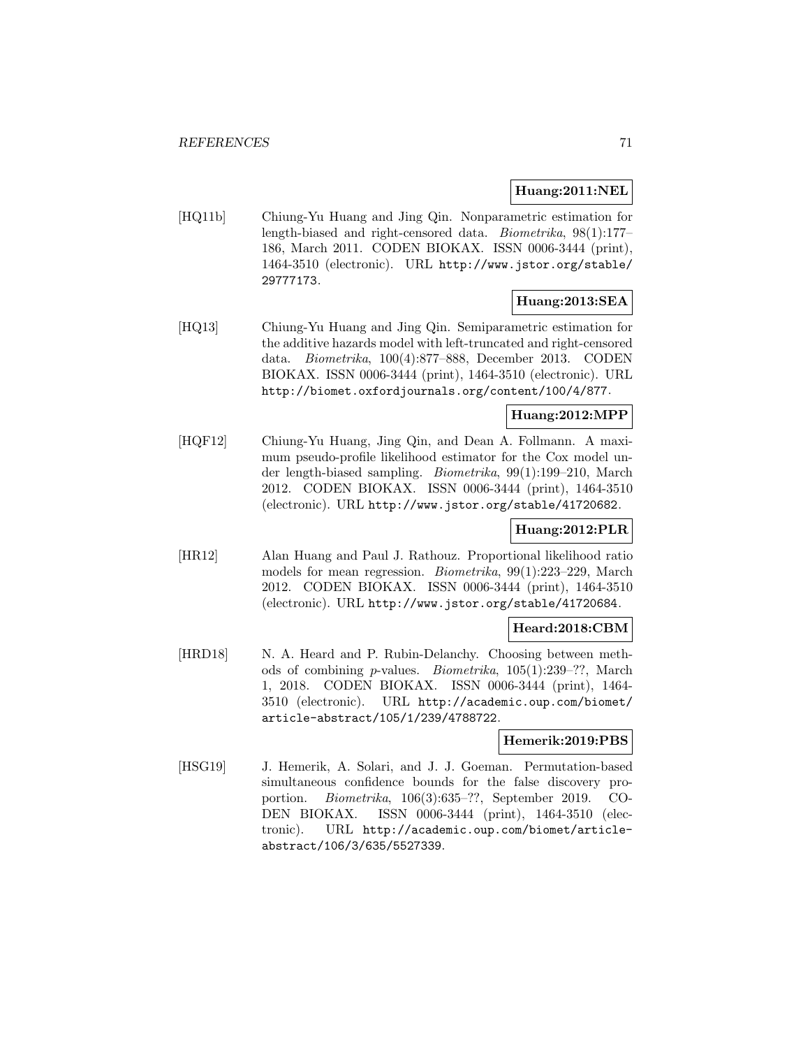**Huang:2011:NEL**

[HQ11b] Chiung-Yu Huang and Jing Qin. Nonparametric estimation for length-biased and right-censored data. *Biometrika*, 98(1):177–186, March 2011. CODEN BIOKAX. ISSN 0006-3444 (print), 1464-3510 (electronic). URL http://www.jstor.org/stable/29777173.

**Huang:2013:SEA**

[HQ13] Chiung-Yu Huang and Jing Qin. Semiparametric estimation for the additive hazards model with left-truncated and right-censored data. *Biometrika*, 100(4):877–888, December 2013. CODEN BIOKAX. ISSN 0006-3444 (print), 1464-3510 (electronic). URL http://biomet.oxfordjournals.org/content/100/4/877.

**Huang:2012:MPP**

[HQF12] Chiung-Yu Huang, Jing Qin, and Dean A. Follmann. A maximum pseudo-profile likelihood estimator for the Cox model under length-biased sampling. *Biometrika*, 99(1):199–210, March 2012. CODEN BIOKAX. ISSN 0006-3444 (print), 1464-3510 (electronic). URL http://www.jstor.org/stable/41720682.

**Huang:2012:PLR**

[HR12] Alan Huang and Paul J. Rathouz. Proportional likelihood ratio models for mean regression. *Biometrika*, 99(1):223–229, March 2012. CODEN BIOKAX. ISSN 0006-3444 (print), 1464-3510 (electronic). URL http://www.jstor.org/stable/41720684.

**Heard:2018:CBM**

[HRD18] N. A. Heard and P. Rubin-Delanchy. Choosing between methods of combining $p$-values. *Biometrika*, 105(1):239–??, March 1, 2018. CODEN BIOKAX. ISSN 0006-3444 (print), 1464-3510 (electronic). URL http://academic.oup.com/biomet/article-abstract/105/1/239/4788722.

**Hemerik:2019:PBS**

[HSG19] J. Hemerik, A. Solari, and J. J. Goeman. Permutation-based simultaneous confidence bounds for the false discovery proportion. *Biometrika*, 106(3):635–??, September 2019. CODEN BIOKAX. ISSN 0006-3444 (print), 1464-3510 (electronic). URL http://academic.oup.com/biomet/article-abstract/106/3/635/5527339.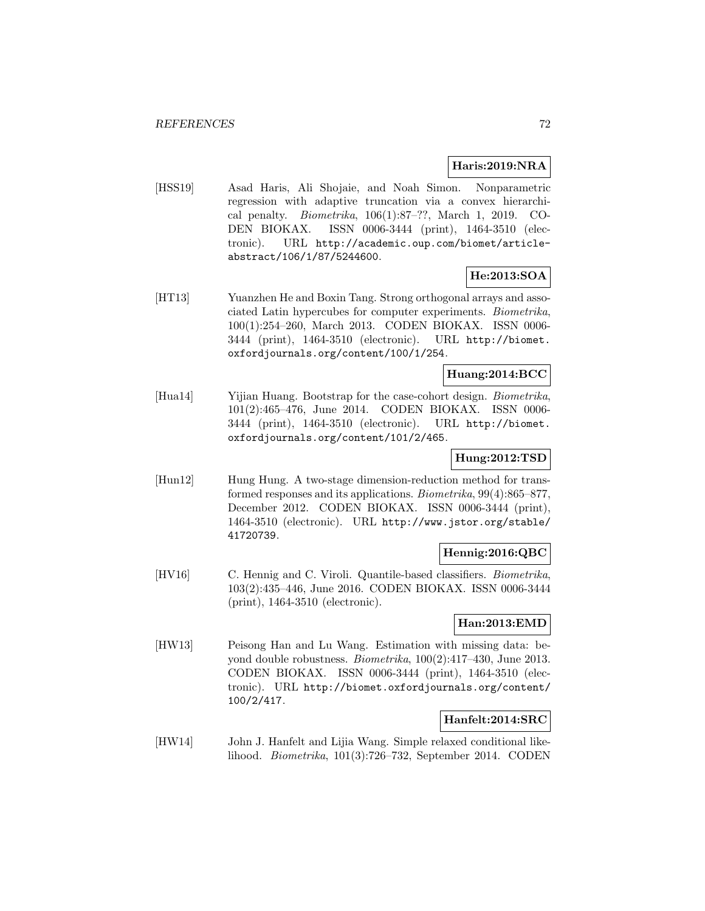**Haris:2019:NRA**

[HSS19] Asad Haris, Ali Shojaie, and Noah Simon. Nonparametric regression with adaptive truncation via a convex hierarchical penalty. *Biometrika*, 106(1):87–??, March 1, 2019. CODEN BIOKAX. ISSN 0006-3444 (print), 1464-3510 (electronic). URL http://academic.oup.com/biomet/article-abstract/106/1/87/5244600.

**He:2013:SOA**

[HT13] Yuanzhen He and Boxin Tang. Strong orthogonal arrays and associated Latin hypercubes for computer experiments. *Biometrika*, 100(1):254–260, March 2013. CODEN BIOKAX. ISSN 0006-3444 (print), 1464-3510 (electronic). URL http://biomet.oxfordjournals.org/content/100/1/254.

**Huang:2014:BCC**

[Hua14] Yijian Huang. Bootstrap for the case-cohort design. *Biometrika*, 101(2):465–476, June 2014. CODEN BIOKAX. ISSN 0006-3444 (print), 1464-3510 (electronic). URL http://biomet.oxfordjournals.org/content/101/2/465.

**Hung:2012:TSD**

[Hun12] Hung Hung. A two-stage dimension-reduction method for transformed responses and its applications. *Biometrika*, 99(4):865–877, December 2012. CODEN BIOKAX. ISSN 0006-3444 (print), 1464-3510 (electronic). URL http://www.jstor.org/stable/41720739.

**Hennig:2016:QBC**

[HV16] C. Hennig and C. Viroli. Quantile-based classifiers. *Biometrika*, 103(2):435–446, June 2016. CODEN BIOKAX. ISSN 0006-3444 (print), 1464-3510 (electronic).

**Han:2013:EMD**

[HW13] Peisong Han and Lu Wang. Estimation with missing data: beyond double robustness. *Biometrika*, 100(2):417–430, June 2013. CODEN BIOKAX. ISSN 0006-3444 (print), 1464-3510 (electronic). URL http://biomet.oxfordjournals.org/content/100/2/417.

**Hanfelt:2014:SRC**

[HW14] John J. Hanfelt and Lijia Wang. Simple relaxed conditional likelihood. *Biometrika*, 101(3):726–732, September 2014. CODEN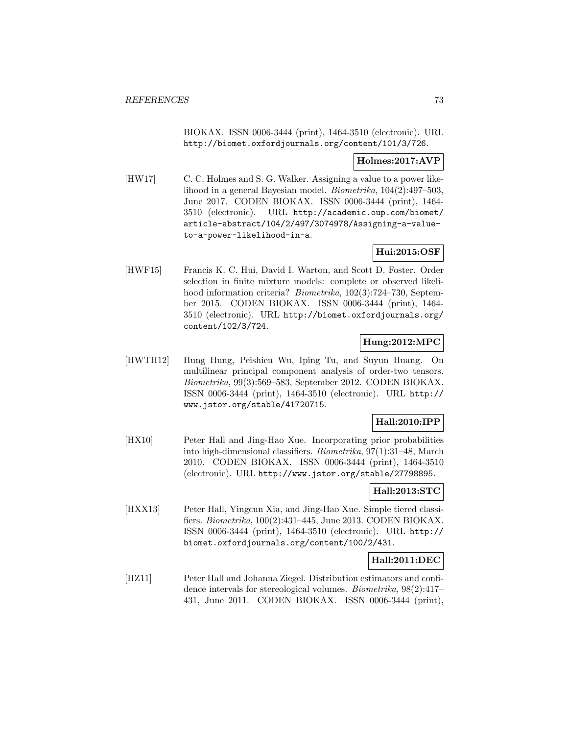BIOKAX. ISSN 0006-3444 (print), 1464-3510 (electronic). URL http://biomet.oxfordjournals.org/content/101/3/726.

**Holmes:2017:AVP**

[HW17] C. C. Holmes and S. G. Walker. Assigning a value to a power likelihood in a general Bayesian model. *Biometrika*, 104(2):497–503, June 2017. CODEN BIOKAX. ISSN 0006-3444 (print), 1464-3510 (electronic). URL http://academic.oup.com/biomet/article-abstract/104/2/497/3074978/Assigning-a-value-to-a-power-likelihood-in-a.

**Hui:2015:OSF**

[HWF15] Francis K. C. Hui, David I. Warton, and Scott D. Foster. Order selection in finite mixture models: complete or observed likelihood information criteria? *Biometrika*, 102(3):724–730, September 2015. CODEN BIOKAX. ISSN 0006-3444 (print), 1464-3510 (electronic). URL http://biomet.oxfordjournals.org/content/102/3/724.

**Hung:2012:MPC**

[HWTH12] Hung Hung, Peishien Wu, Iping Tu, and Suyun Huang. On multilinear principal component analysis of order-two tensors. *Biometrika*, 99(3):569–583, September 2012. CODEN BIOKAX. ISSN 0006-3444 (print), 1464-3510 (electronic). URL http://www.jstor.org/stable/41720715.

**Hall:2010:IPP**

[HX10] Peter Hall and Jing-Hao Xue. Incorporating prior probabilities into high-dimensional classifiers. *Biometrika*, 97(1):31–48, March 2010. CODEN BIOKAX. ISSN 0006-3444 (print), 1464-3510 (electronic). URL http://www.jstor.org/stable/27798895.

**Hall:2013:STC**

[HXX13] Peter Hall, Yingcun Xia, and Jing-Hao Xue. Simple tiered classifiers. *Biometrika*, 100(2):431–445, June 2013. CODEN BIOKAX. ISSN 0006-3444 (print), 1464-3510 (electronic). URL http://biomet.oxfordjournals.org/content/100/2/431.

**Hall:2011:DEC**

[HZ11] Peter Hall and Johanna Ziegel. Distribution estimators and confidence intervals for stereological volumes. *Biometrika*, 98(2):417–431, June 2011. CODEN BIOKAX. ISSN 0006-3444 (print),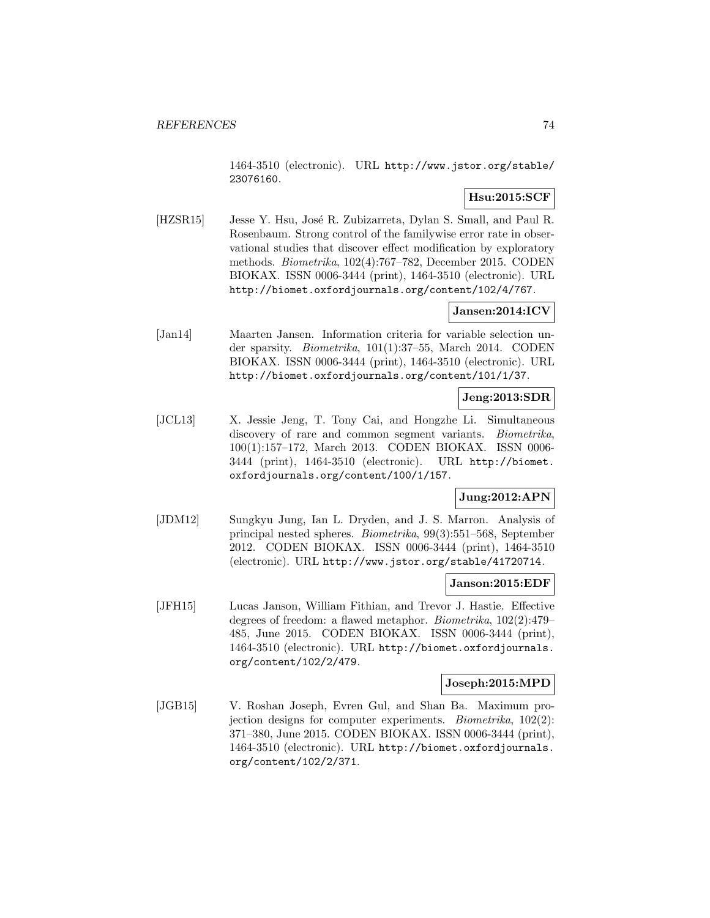1464-3510 (electronic). URL http://www.jstor.org/stable/23076160.

**Hsu:2015:SCF**

[HZSR15] Jesse Y. Hsu, José R. Zubizarreta, Dylan S. Small, and Paul R. Rosenbaum. Strong control of the familywise error rate in observational studies that discover effect modification by exploratory methods. *Biometrika*, 102(4):767–782, December 2015. CODEN BIOKAX. ISSN 0006-3444 (print), 1464-3510 (electronic). URL http://biomet.oxfordjournals.org/content/102/4/767.

**Jansen:2014:ICV**

[Jan14] Maarten Jansen. Information criteria for variable selection under sparsity. *Biometrika*, 101(1):37–55, March 2014. CODEN BIOKAX. ISSN 0006-3444 (print), 1464-3510 (electronic). URL http://biomet.oxfordjournals.org/content/101/1/37.

**Jeng:2013:SDR**

[JCL13] X. Jessie Jeng, T. Tony Cai, and Hongzhe Li. Simultaneous discovery of rare and common segment variants. *Biometrika*, 100(1):157–172, March 2013. CODEN BIOKAX. ISSN 0006-3444 (print), 1464-3510 (electronic). URL http://biomet.oxfordjournals.org/content/100/1/157.

**Jung:2012:APN**

[JDM12] Sungkyu Jung, Ian L. Dryden, and J. S. Marron. Analysis of principal nested spheres. *Biometrika*, 99(3):551–568, September 2012. CODEN BIOKAX. ISSN 0006-3444 (print), 1464-3510 (electronic). URL http://www.jstor.org/stable/41720714.

**Janson:2015:EDF**

[JFH15] Lucas Janson, William Fithian, and Trevor J. Hastie. Effective degrees of freedom: a flawed metaphor. *Biometrika*, 102(2):479–485, June 2015. CODEN BIOKAX. ISSN 0006-3444 (print), 1464-3510 (electronic). URL http://biomet.oxfordjournals.org/content/102/2/479.

**Joseph:2015:MPD**

[JGB15] V. Roshan Joseph, Evren Gul, and Shan Ba. Maximum projection designs for computer experiments. *Biometrika*, 102(2):371–380, June 2015. CODEN BIOKAX. ISSN 0006-3444 (print), 1464-3510 (electronic). URL http://biomet.oxfordjournals.org/content/102/2/371.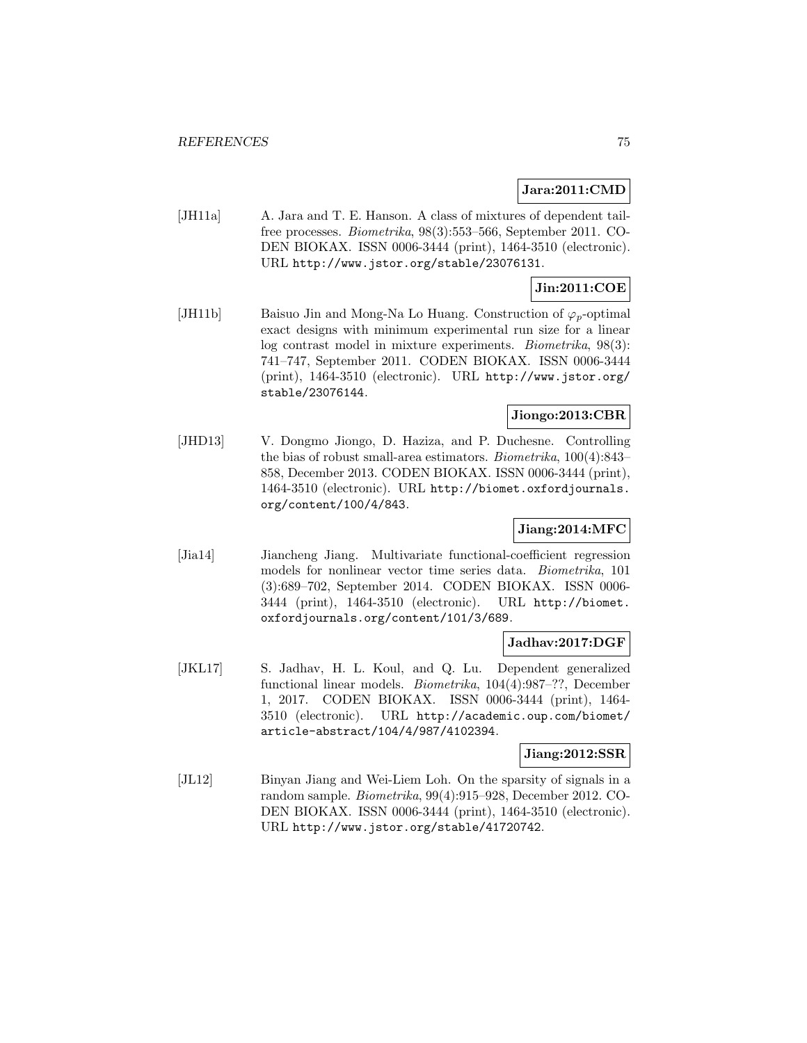**Jara:2011:CMD**

[JH11a] A. Jara and T. E. Hanson. A class of mixtures of dependent tail-free processes. *Biometrika*, 98(3):553–566, September 2011. CODEN BIOKAX. ISSN 0006-3444 (print), 1464-3510 (electronic). URL http://www.jstor.org/stable/23076131.

**Jin:2011:COE**

[JH11b] Baisuo Jin and Mong-Na Lo Huang. Construction of $\varphi_p$-optimal exact designs with minimum experimental run size for a linear log contrast model in mixture experiments. *Biometrika*, 98(3): 741–747, September 2011. CODEN BIOKAX. ISSN 0006-3444 (print), 1464-3510 (electronic). URL http://www.jstor.org/stable/23076144.

**Jiongo:2013:CBR**

[JHD13] V. Dongmo Jiongo, D. Haziza, and P. Duchesne. Controlling the bias of robust small-area estimators. *Biometrika*, 100(4):843–858, December 2013. CODEN BIOKAX. ISSN 0006-3444 (print), 1464-3510 (electronic). URL http://biomet.oxfordjournals.org/content/100/4/843.

**Jiang:2014:MFC**

[Jia14] Jiancheng Jiang. Multivariate functional-coefficient regression models for nonlinear vector time series data. *Biometrika*, 101 (3):689–702, September 2014. CODEN BIOKAX. ISSN 0006-3444 (print), 1464-3510 (electronic). URL http://biomet.oxfordjournals.org/content/101/3/689.

**Jadhav:2017:DGF**

[JKL17] S. Jadhav, H. L. Koul, and Q. Lu. Dependent generalized functional linear models. *Biometrika*, 104(4):987–??, December 1, 2017. CODEN BIOKAX. ISSN 0006-3444 (print), 1464-3510 (electronic). URL http://academic.oup.com/biomet/article-abstract/104/4/987/4102394.

**Jiang:2012:SSR**

[JL12] Binyan Jiang and Wei-Liem Loh. On the sparsity of signals in a random sample. *Biometrika*, 99(4):915–928, December 2012. CODEN BIOKAX. ISSN 0006-3444 (print), 1464-3510 (electronic). URL http://www.jstor.org/stable/41720742.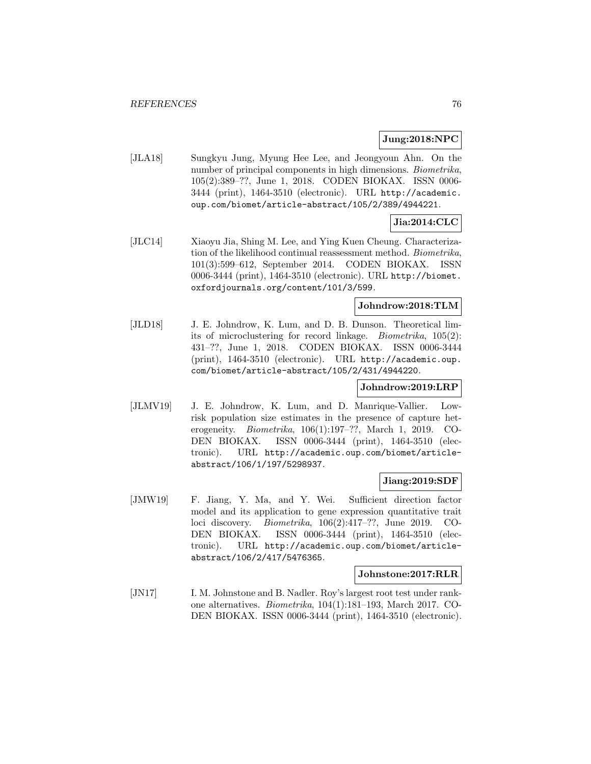**Jung:2018:NPC**

[JLA18] Sungkyu Jung, Myung Hee Lee, and Jeongyoun Ahn. On the number of principal components in high dimensions. *Biometrika*, 105(2):389–??, June 1, 2018. CODEN BIOKAX. ISSN 0006-3444 (print), 1464-3510 (electronic). URL `http://academic.oup.com/biomet/article-abstract/105/2/389/4944221`.

**Jia:2014:CLC**

[JLC14] Xiaoyu Jia, Shing M. Lee, and Ying Kuen Cheung. Characterization of the likelihood continual reassessment method. *Biometrika*, 101(3):599–612, September 2014. CODEN BIOKAX. ISSN 0006-3444 (print), 1464-3510 (electronic). URL `http://biomet.oxfordjournals.org/content/101/3/599`.

**Johndrow:2018:TLM**

[JLD18] J. E. Johndrow, K. Lum, and D. B. Dunson. Theoretical limits of microclustering for record linkage. *Biometrika*, 105(2): 431–??, June 1, 2018. CODEN BIOKAX. ISSN 0006-3444 (print), 1464-3510 (electronic). URL `http://academic.oup.com/biomet/article-abstract/105/2/431/4944220`.

**Johndrow:2019:LRP**

[JLMV19] J. E. Johndrow, K. Lum, and D. Manrique-Vallier. Low-risk population size estimates in the presence of capture heterogeneity. *Biometrika*, 106(1):197–??, March 1, 2019. CODEN BIOKAX. ISSN 0006-3444 (print), 1464-3510 (electronic). URL `http://academic.oup.com/biomet/article-abstract/106/1/197/5298937`.

**Jiang:2019:SDF**

[JMW19] F. Jiang, Y. Ma, and Y. Wei. Sufficient direction factor model and its application to gene expression quantitative trait loci discovery. *Biometrika*, 106(2):417–??, June 2019. CODEN BIOKAX. ISSN 0006-3444 (print), 1464-3510 (electronic). URL `http://academic.oup.com/biomet/article-abstract/106/2/417/5476365`.

**Johnstone:2017:RLR**

[JN17] I. M. Johnstone and B. Nadler. Roy's largest root test under rank-one alternatives. *Biometrika*, 104(1):181–193, March 2017. CODEN BIOKAX. ISSN 0006-3444 (print), 1464-3510 (electronic).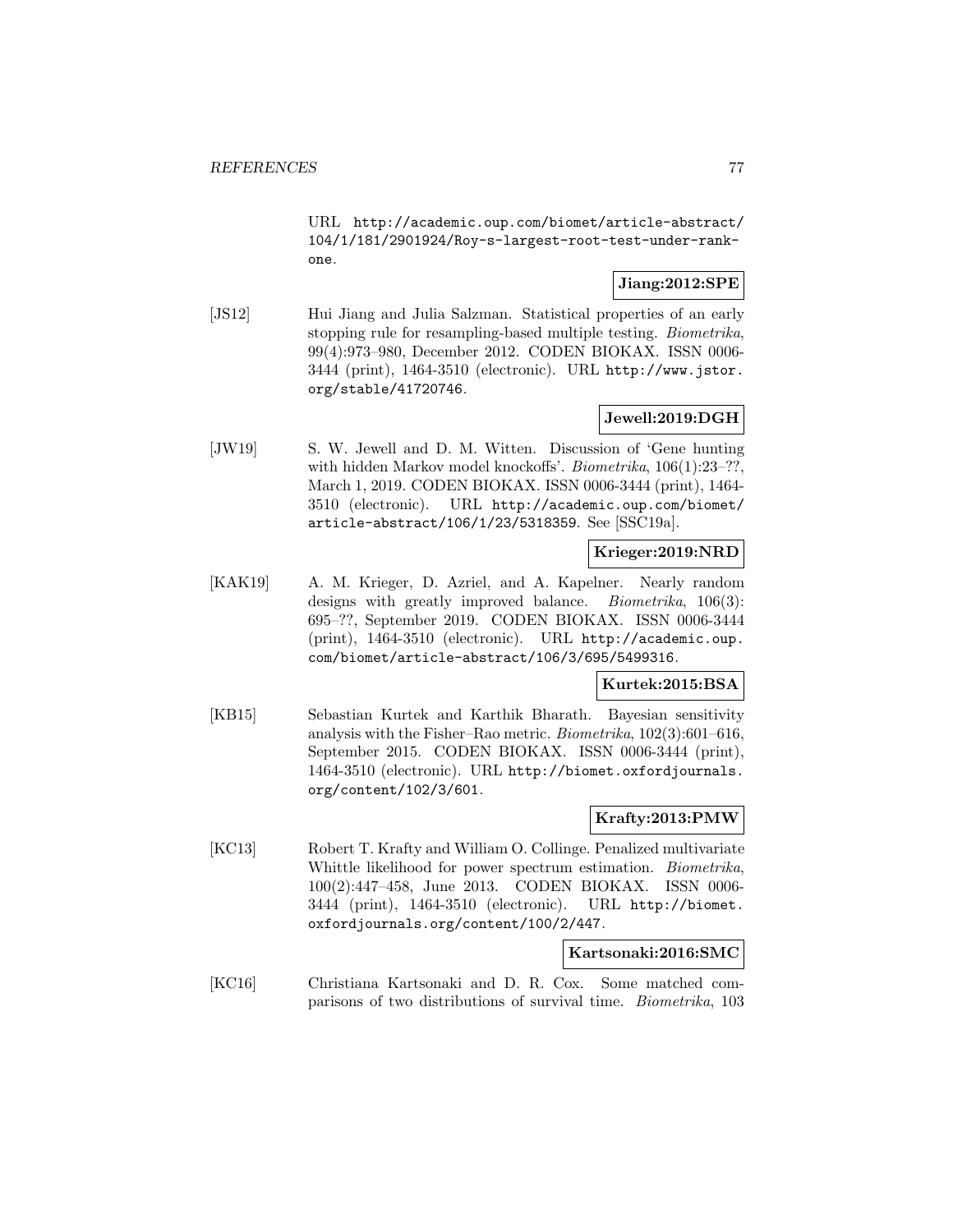URL http://academic.oup.com/biomet/article-abstract/104/1/181/2901924/Roy-s-largest-root-test-under-rank-one.

**Jiang:2012:SPE**

[JS12] Hui Jiang and Julia Salzman. Statistical properties of an early stopping rule for resampling-based multiple testing. *Biometrika*, 99(4):973–980, December 2012. CODEN BIOKAX. ISSN 0006-3444 (print), 1464-3510 (electronic). URL http://www.jstor.org/stable/41720746.

**Jewell:2019:DGH**

[JW19] S. W. Jewell and D. M. Witten. Discussion of 'Gene hunting with hidden Markov model knockoffs'. *Biometrika*, 106(1):23–??, March 1, 2019. CODEN BIOKAX. ISSN 0006-3444 (print), 1464-3510 (electronic). URL http://academic.oup.com/biomet/article-abstract/106/1/23/5318359. See [SSC19a].

**Krieger:2019:NRD**

[KAK19] A. M. Krieger, D. Azriel, and A. Kapelner. Nearly random designs with greatly improved balance. *Biometrika*, 106(3):695–??, September 2019. CODEN BIOKAX. ISSN 0006-3444 (print), 1464-3510 (electronic). URL http://academic.oup.com/biomet/article-abstract/106/3/695/5499316.

**Kurtek:2015:BSA**

[KB15] Sebastian Kurtek and Karthik Bharath. Bayesian sensitivity analysis with the Fisher–Rao metric. *Biometrika*, 102(3):601–616, September 2015. CODEN BIOKAX. ISSN 0006-3444 (print), 1464-3510 (electronic). URL http://biomet.oxfordjournals.org/content/102/3/601.

**Krafty:2013:PMW**

[KC13] Robert T. Krafty and William O. Collinge. Penalized multivariate Whittle likelihood for power spectrum estimation. *Biometrika*, 100(2):447–458, June 2013. CODEN BIOKAX. ISSN 0006-3444 (print), 1464-3510 (electronic). URL http://biomet.oxfordjournals.org/content/100/2/447.

**Kartsonaki:2016:SMC**

[KC16] Christiana Kartsonaki and D. R. Cox. Some matched comparisons of two distributions of survival time. *Biometrika*, 103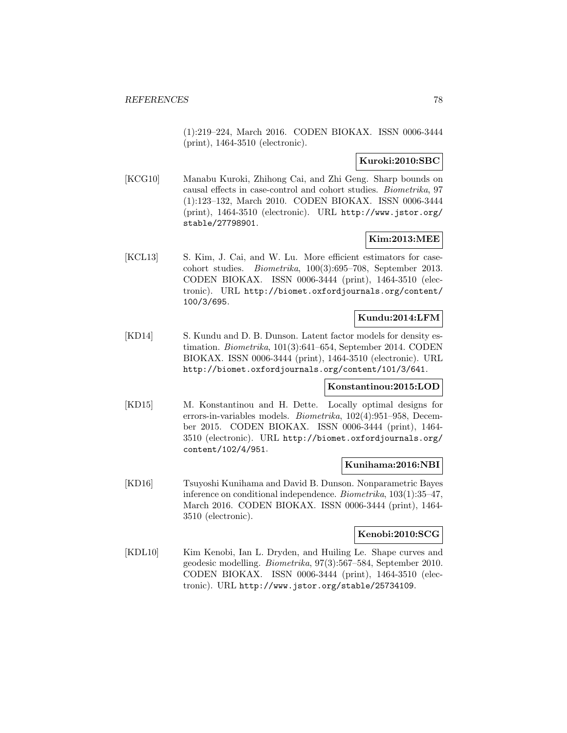(1):219–224, March 2016. CODEN BIOKAX. ISSN 0006-3444 (print), 1464-3510 (electronic).

**Kuroki:2010:SBC**

[KCG10] Manabu Kuroki, Zhihong Cai, and Zhi Geng. Sharp bounds on causal effects in case-control and cohort studies. *Biometrika*, 97 (1):123–132, March 2010. CODEN BIOKAX. ISSN 0006-3444 (print), 1464-3510 (electronic). URL http://www.jstor.org/stable/27798901.

**Kim:2013:MEE**

[KCL13] S. Kim, J. Cai, and W. Lu. More efficient estimators for case-cohort studies. *Biometrika*, 100(3):695–708, September 2013. CODEN BIOKAX. ISSN 0006-3444 (print), 1464-3510 (electronic). URL http://biomet.oxfordjournals.org/content/100/3/695.

**Kundu:2014:LFM**

[KD14] S. Kundu and D. B. Dunson. Latent factor models for density estimation. *Biometrika*, 101(3):641–654, September 2014. CODEN BIOKAX. ISSN 0006-3444 (print), 1464-3510 (electronic). URL http://biomet.oxfordjournals.org/content/101/3/641.

**Konstantinou:2015:LOD**

[KD15] M. Konstantinou and H. Dette. Locally optimal designs for errors-in-variables models. *Biometrika*, 102(4):951–958, December 2015. CODEN BIOKAX. ISSN 0006-3444 (print), 1464-3510 (electronic). URL http://biomet.oxfordjournals.org/content/102/4/951.

**Kunihama:2016:NBI**

[KD16] Tsuyoshi Kunihama and David B. Dunson. Nonparametric Bayes inference on conditional independence. *Biometrika*, 103(1):35–47, March 2016. CODEN BIOKAX. ISSN 0006-3444 (print), 1464-3510 (electronic).

**Kenobi:2010:SCG**

[KDL10] Kim Kenobi, Ian L. Dryden, and Huiling Le. Shape curves and geodesic modelling. *Biometrika*, 97(3):567–584, September 2010. CODEN BIOKAX. ISSN 0006-3444 (print), 1464-3510 (electronic). URL http://www.jstor.org/stable/25734109.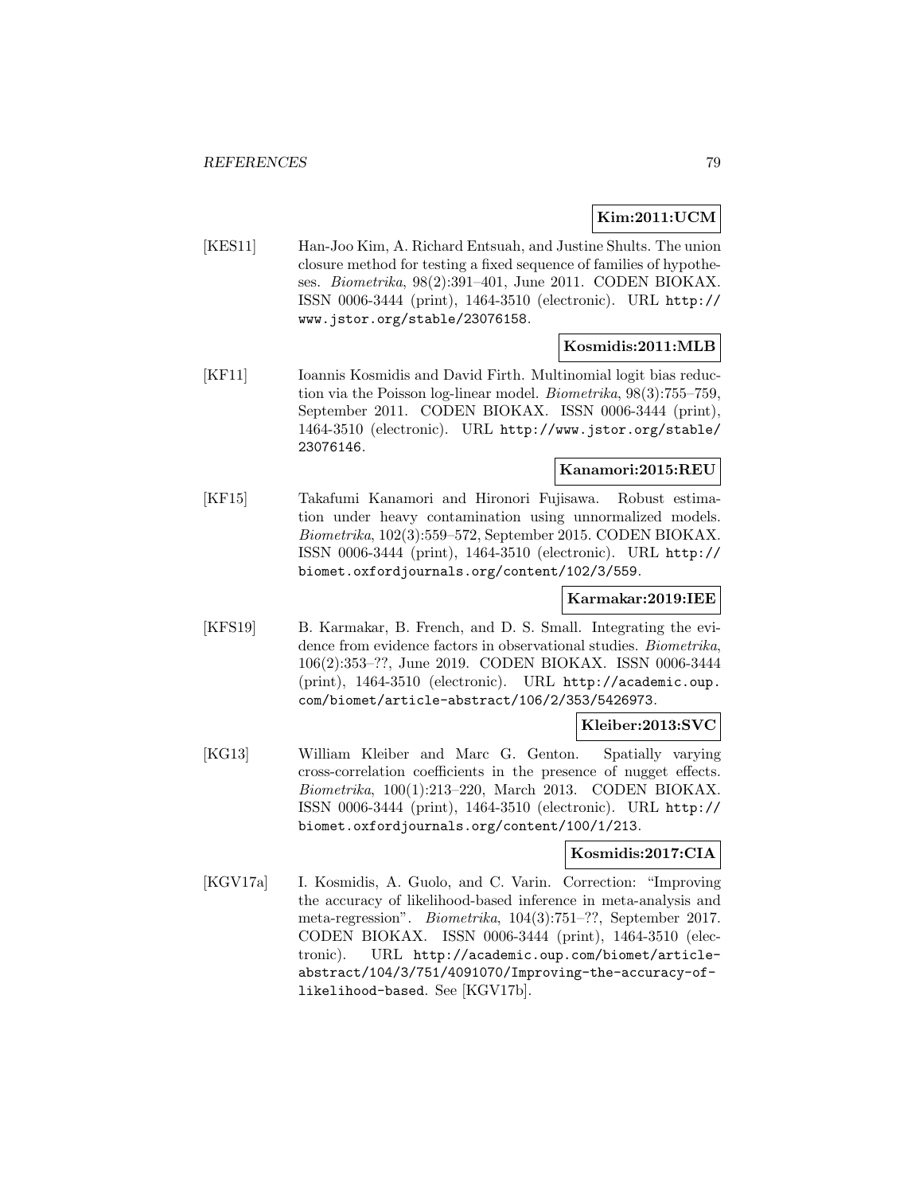**Kim:2011:UCM**

[KES11] Han-Joo Kim, A. Richard Entsuah, and Justine Shults. The union closure method for testing a fixed sequence of families of hypotheses. *Biometrika*, 98(2):391–401, June 2011. CODEN BIOKAX. ISSN 0006-3444 (print), 1464-3510 (electronic). URL `http://www.jstor.org/stable/23076158`.

**Kosmidis:2011:MLB**

[KF11] Ioannis Kosmidis and David Firth. Multinomial logit bias reduction via the Poisson log-linear model. *Biometrika*, 98(3):755–759, September 2011. CODEN BIOKAX. ISSN 0006-3444 (print), 1464-3510 (electronic). URL `http://www.jstor.org/stable/23076146`.

**Kanamori:2015:REU**

[KF15] Takafumi Kanamori and Hironori Fujisawa. Robust estimation under heavy contamination using unnormalized models. *Biometrika*, 102(3):559–572, September 2015. CODEN BIOKAX. ISSN 0006-3444 (print), 1464-3510 (electronic). URL `http://biomet.oxfordjournals.org/content/102/3/559`.

**Karmakar:2019:IEE**

[KFS19] B. Karmakar, B. French, and D. S. Small. Integrating the evidence from evidence factors in observational studies. *Biometrika*, 106(2):353–??, June 2019. CODEN BIOKAX. ISSN 0006-3444 (print), 1464-3510 (electronic). URL `http://academic.oup.com/biomet/article-abstract/106/2/353/5426973`.

**Kleiber:2013:SVC**

[KG13] William Kleiber and Marc G. Genton. Spatially varying cross-correlation coefficients in the presence of nugget effects. *Biometrika*, 100(1):213–220, March 2013. CODEN BIOKAX. ISSN 0006-3444 (print), 1464-3510 (electronic). URL `http://biomet.oxfordjournals.org/content/100/1/213`.

**Kosmidis:2017:CIA**

[KGV17a] I. Kosmidis, A. Guolo, and C. Varin. Correction: "Improving the accuracy of likelihood-based inference in meta-analysis and meta-regression". *Biometrika*, 104(3):751–??, September 2017. CODEN BIOKAX. ISSN 0006-3444 (print), 1464-3510 (electronic). URL `http://academic.oup.com/biomet/article-abstract/104/3/751/4091070/Improving-the-accuracy-of-likelihood-based`. See [KGV17b].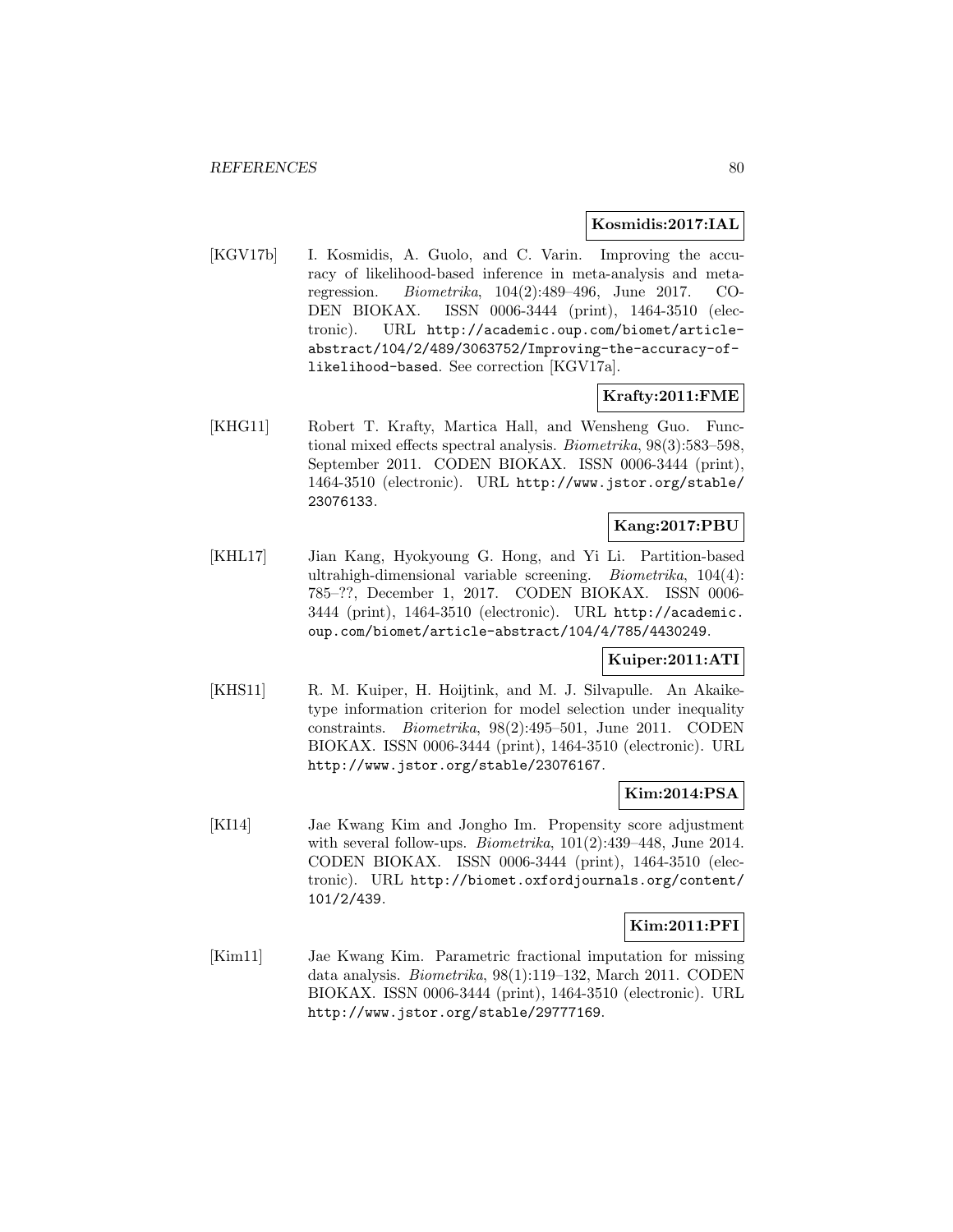**Kosmidis:2017:IAL**

[KGV17b] I. Kosmidis, A. Guolo, and C. Varin. Improving the accuracy of likelihood-based inference in meta-analysis and meta-regression. *Biometrika*, 104(2):489–496, June 2017. CODEN BIOKAX. ISSN 0006-3444 (print), 1464-3510 (electronic). URL http://academic.oup.com/biomet/article-abstract/104/2/489/3063752/Improving-the-accuracy-of-likelihood-based. See correction [KGV17a].

**Krafty:2011:FME**

[KHG11] Robert T. Krafty, Martica Hall, and Wensheng Guo. Functional mixed effects spectral analysis. *Biometrika*, 98(3):583–598, September 2011. CODEN BIOKAX. ISSN 0006-3444 (print), 1464-3510 (electronic). URL http://www.jstor.org/stable/23076133.

**Kang:2017:PBU**

[KHL17] Jian Kang, Hyokyoung G. Hong, and Yi Li. Partition-based ultrahigh-dimensional variable screening. *Biometrika*, 104(4): 785–??, December 1, 2017. CODEN BIOKAX. ISSN 0006-3444 (print), 1464-3510 (electronic). URL http://academic.oup.com/biomet/article-abstract/104/4/785/4430249.

**Kuiper:2011:ATI**

[KHS11] R. M. Kuiper, H. Hoijtink, and M. J. Silvapulle. An Akaike-type information criterion for model selection under inequality constraints. *Biometrika*, 98(2):495–501, June 2011. CODEN BIOKAX. ISSN 0006-3444 (print), 1464-3510 (electronic). URL http://www.jstor.org/stable/23076167.

**Kim:2014:PSA**

[KI14] Jae Kwang Kim and Jongho Im. Propensity score adjustment with several follow-ups. *Biometrika*, 101(2):439–448, June 2014. CODEN BIOKAX. ISSN 0006-3444 (print), 1464-3510 (electronic). URL http://biomet.oxfordjournals.org/content/101/2/439.

**Kim:2011:PFI**

[Kim11] Jae Kwang Kim. Parametric fractional imputation for missing data analysis. *Biometrika*, 98(1):119–132, March 2011. CODEN BIOKAX. ISSN 0006-3444 (print), 1464-3510 (electronic). URL http://www.jstor.org/stable/29777169.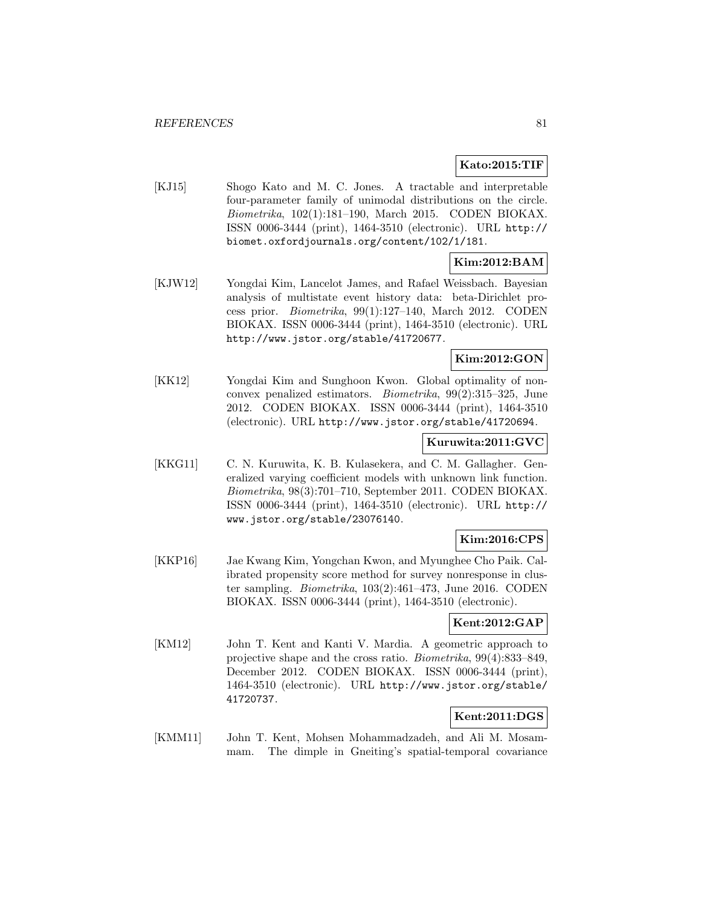**Kato:2015:TIF**

[KJ15] Shogo Kato and M. C. Jones. A tractable and interpretable four-parameter family of unimodal distributions on the circle. *Biometrika*, 102(1):181–190, March 2015. CODEN BIOKAX. ISSN 0006-3444 (print), 1464-3510 (electronic). URL http://biomet.oxfordjournals.org/content/102/1/181.

**Kim:2012:BAM**

[KJW12] Yongdai Kim, Lancelot James, and Rafael Weissbach. Bayesian analysis of multistate event history data: beta-Dirichlet process prior. *Biometrika*, 99(1):127–140, March 2012. CODEN BIOKAX. ISSN 0006-3444 (print), 1464-3510 (electronic). URL http://www.jstor.org/stable/41720677.

**Kim:2012:GON**

[KK12] Yongdai Kim and Sunghoon Kwon. Global optimality of nonconvex penalized estimators. *Biometrika*, 99(2):315–325, June 2012. CODEN BIOKAX. ISSN 0006-3444 (print), 1464-3510 (electronic). URL http://www.jstor.org/stable/41720694.

**Kuruwita:2011:GVC**

[KKG11] C. N. Kuruwita, K. B. Kulasekera, and C. M. Gallagher. Generalized varying coefficient models with unknown link function. *Biometrika*, 98(3):701–710, September 2011. CODEN BIOKAX. ISSN 0006-3444 (print), 1464-3510 (electronic). URL http://www.jstor.org/stable/23076140.

**Kim:2016:CPS**

[KKP16] Jae Kwang Kim, Yongchan Kwon, and Myunghee Cho Paik. Calibrated propensity score method for survey nonresponse in cluster sampling. *Biometrika*, 103(2):461–473, June 2016. CODEN BIOKAX. ISSN 0006-3444 (print), 1464-3510 (electronic).

**Kent:2012:GAP**

[KM12] John T. Kent and Kanti V. Mardia. A geometric approach to projective shape and the cross ratio. *Biometrika*, 99(4):833–849, December 2012. CODEN BIOKAX. ISSN 0006-3444 (print), 1464-3510 (electronic). URL http://www.jstor.org/stable/41720737.

**Kent:2011:DGS**

[KMM11] John T. Kent, Mohsen Mohammadzadeh, and Ali M. Mosammam. The dimple in Gneiting's spatial-temporal covariance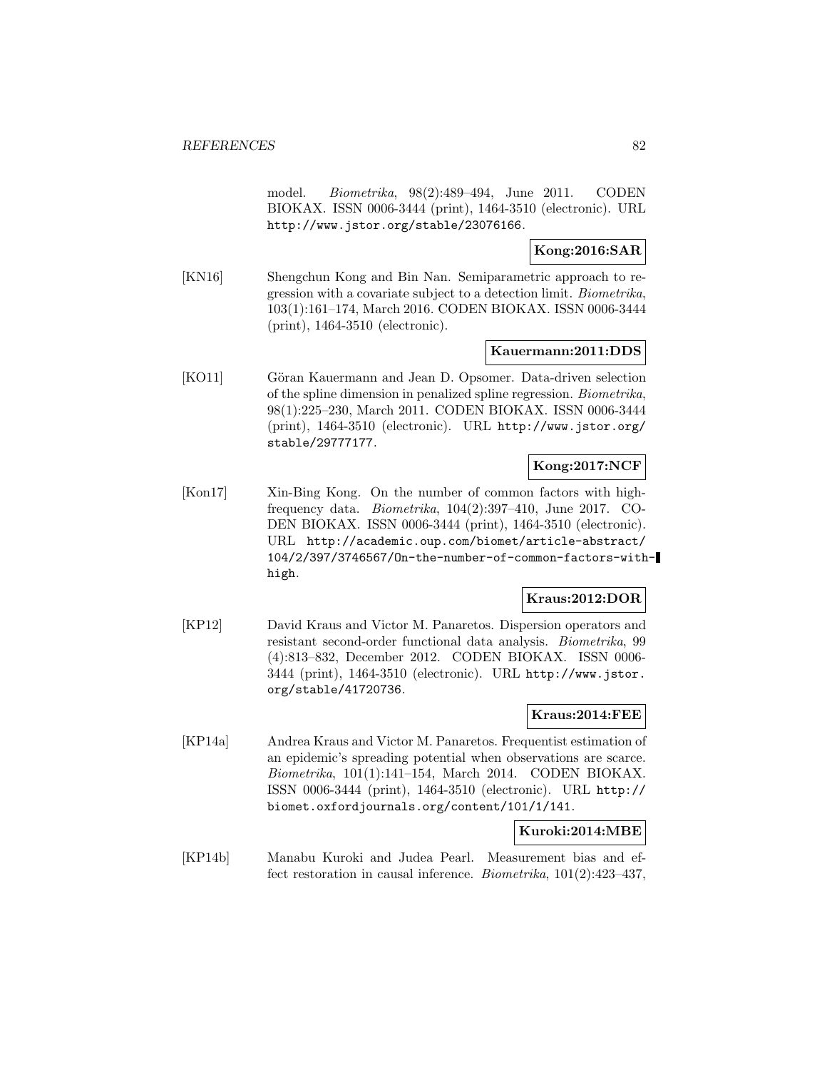model. *Biometrika*, 98(2):489–494, June 2011. CODEN BIOKAX. ISSN 0006-3444 (print), 1464-3510 (electronic). URL http://www.jstor.org/stable/23076166.

**Kong:2016:SAR**

[KN16] Shengchun Kong and Bin Nan. Semiparametric approach to regression with a covariate subject to a detection limit. *Biometrika*, 103(1):161–174, March 2016. CODEN BIOKAX. ISSN 0006-3444 (print), 1464-3510 (electronic).

**Kauermann:2011:DDS**

[KO11] Göran Kauermann and Jean D. Opsomer. Data-driven selection of the spline dimension in penalized spline regression. *Biometrika*, 98(1):225–230, March 2011. CODEN BIOKAX. ISSN 0006-3444 (print), 1464-3510 (electronic). URL http://www.jstor.org/stable/29777177.

**Kong:2017:NCF**

[Kon17] Xin-Bing Kong. On the number of common factors with high-frequency data. *Biometrika*, 104(2):397–410, June 2017. CODEN BIOKAX. ISSN 0006-3444 (print), 1464-3510 (electronic). URL http://academic.oup.com/biomet/article-abstract/104/2/397/3746567/On-the-number-of-common-factors-with-high.

**Kraus:2012:DOR**

[KP12] David Kraus and Victor M. Panaretos. Dispersion operators and resistant second-order functional data analysis. *Biometrika*, 99 (4):813–832, December 2012. CODEN BIOKAX. ISSN 0006-3444 (print), 1464-3510 (electronic). URL http://www.jstor.org/stable/41720736.

**Kraus:2014:FEE**

[KP14a] Andrea Kraus and Victor M. Panaretos. Frequentist estimation of an epidemic's spreading potential when observations are scarce. *Biometrika*, 101(1):141–154, March 2014. CODEN BIOKAX. ISSN 0006-3444 (print), 1464-3510 (electronic). URL http://biomet.oxfordjournals.org/content/101/1/141.

**Kuroki:2014:MBE**

[KP14b] Manabu Kuroki and Judea Pearl. Measurement bias and effect restoration in causal inference. *Biometrika*, 101(2):423–437,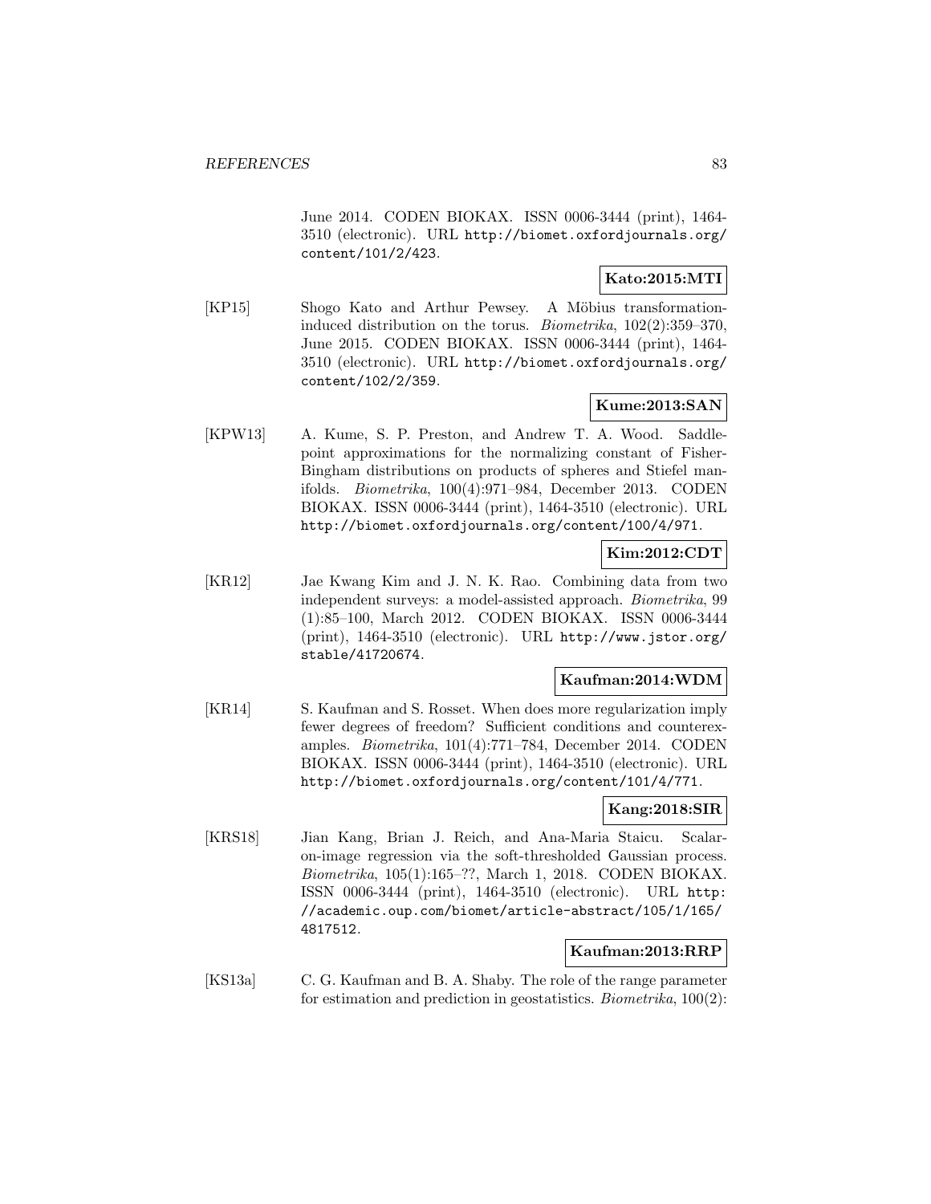June 2014. CODEN BIOKAX. ISSN 0006-3444 (print), 1464-3510 (electronic). URL http://biomet.oxfordjournals.org/content/101/2/423.

**Kato:2015:MTI**

[KP15] Shogo Kato and Arthur Pewsey. A Möbius transformation-induced distribution on the torus. *Biometrika*, 102(2):359–370, June 2015. CODEN BIOKAX. ISSN 0006-3444 (print), 1464-3510 (electronic). URL http://biomet.oxfordjournals.org/content/102/2/359.

**Kume:2013:SAN**

[KPW13] A. Kume, S. P. Preston, and Andrew T. A. Wood. Saddlepoint approximations for the normalizing constant of Fisher-Bingham distributions on products of spheres and Stiefel manifolds. *Biometrika*, 100(4):971–984, December 2013. CODEN BIOKAX. ISSN 0006-3444 (print), 1464-3510 (electronic). URL http://biomet.oxfordjournals.org/content/100/4/971.

**Kim:2012:CDT**

[KR12] Jae Kwang Kim and J. N. K. Rao. Combining data from two independent surveys: a model-assisted approach. *Biometrika*, 99 (1):85–100, March 2012. CODEN BIOKAX. ISSN 0006-3444 (print), 1464-3510 (electronic). URL http://www.jstor.org/stable/41720674.

**Kaufman:2014:WDM**

[KR14] S. Kaufman and S. Rosset. When does more regularization imply fewer degrees of freedom? Sufficient conditions and counterexamples. *Biometrika*, 101(4):771–784, December 2014. CODEN BIOKAX. ISSN 0006-3444 (print), 1464-3510 (electronic). URL http://biomet.oxfordjournals.org/content/101/4/771.

**Kang:2018:SIR**

[KRS18] Jian Kang, Brian J. Reich, and Ana-Maria Staicu. Scalar-on-image regression via the soft-thresholded Gaussian process. *Biometrika*, 105(1):165–??, March 1, 2018. CODEN BIOKAX. ISSN 0006-3444 (print), 1464-3510 (electronic). URL http://academic.oup.com/biomet/article-abstract/105/1/165/4817512.

**Kaufman:2013:RRP**

[KS13a] C. G. Kaufman and B. A. Shaby. The role of the range parameter for estimation and prediction in geostatistics. *Biometrika*, 100(2):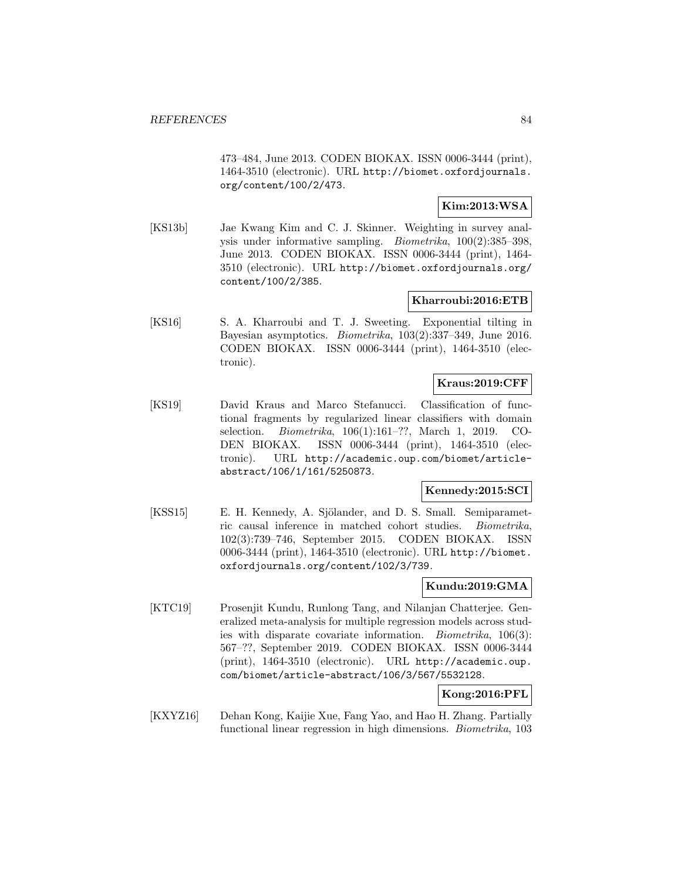473–484, June 2013. CODEN BIOKAX. ISSN 0006-3444 (print), 1464-3510 (electronic). URL http://biomet.oxfordjournals.org/content/100/2/473.

**Kim:2013:WSA**

[KS13b] Jae Kwang Kim and C. J. Skinner. Weighting in survey analysis under informative sampling. *Biometrika*, 100(2):385–398, June 2013. CODEN BIOKAX. ISSN 0006-3444 (print), 1464-3510 (electronic). URL http://biomet.oxfordjournals.org/content/100/2/385.

**Kharroubi:2016:ETB**

[KS16] S. A. Kharroubi and T. J. Sweeting. Exponential tilting in Bayesian asymptotics. *Biometrika*, 103(2):337–349, June 2016. CODEN BIOKAX. ISSN 0006-3444 (print), 1464-3510 (electronic).

**Kraus:2019:CFF**

[KS19] David Kraus and Marco Stefanucci. Classification of functional fragments by regularized linear classifiers with domain selection. *Biometrika*, 106(1):161–??, March 1, 2019. CODEN BIOKAX. ISSN 0006-3444 (print), 1464-3510 (electronic). URL http://academic.oup.com/biomet/article-abstract/106/1/161/5250873.

**Kennedy:2015:SCI**

[KSS15] E. H. Kennedy, A. Sjölander, and D. S. Small. Semiparametric causal inference in matched cohort studies. *Biometrika*, 102(3):739–746, September 2015. CODEN BIOKAX. ISSN 0006-3444 (print), 1464-3510 (electronic). URL http://biomet.oxfordjournals.org/content/102/3/739.

**Kundu:2019:GMA**

[KTC19] Prosenjit Kundu, Runlong Tang, and Nilanjan Chatterjee. Generalized meta-analysis for multiple regression models across studies with disparate covariate information. *Biometrika*, 106(3):567–??, September 2019. CODEN BIOKAX. ISSN 0006-3444 (print), 1464-3510 (electronic). URL http://academic.oup.com/biomet/article-abstract/106/3/567/5532128.

**Kong:2016:PFL**

[KXYZ16] Dehan Kong, Kaijie Xue, Fang Yao, and Hao H. Zhang. Partially functional linear regression in high dimensions. *Biometrika*, 103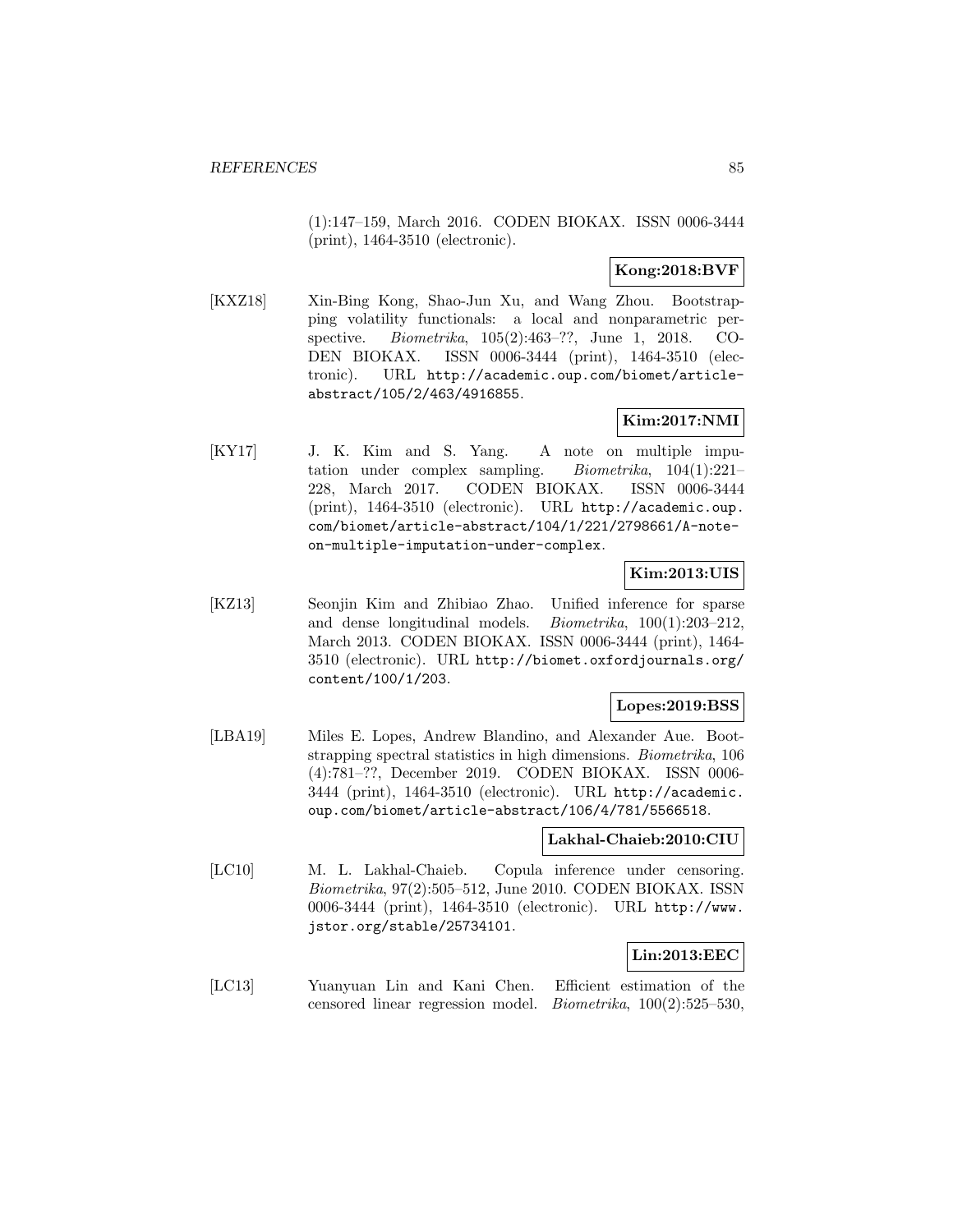(1):147–159, March 2016. CODEN BIOKAX. ISSN 0006-3444 (print), 1464-3510 (electronic).

**Kong:2018:BVF**

[KXZ18] Xin-Bing Kong, Shao-Jun Xu, and Wang Zhou. Bootstrapping volatility functionals: a local and nonparametric perspective. *Biometrika*, 105(2):463–??, June 1, 2018. CODEN BIOKAX. ISSN 0006-3444 (print), 1464-3510 (electronic). URL http://academic.oup.com/biomet/article-abstract/105/2/463/4916855.

**Kim:2017:NMI**

[KY17] J. K. Kim and S. Yang. A note on multiple imputation under complex sampling. *Biometrika*, 104(1):221–228, March 2017. CODEN BIOKAX. ISSN 0006-3444 (print), 1464-3510 (electronic). URL http://academic.oup.com/biomet/article-abstract/104/1/221/2798661/A-note-on-multiple-imputation-under-complex.

**Kim:2013:UIS**

[KZ13] Seonjin Kim and Zhibiao Zhao. Unified inference for sparse and dense longitudinal models. *Biometrika*, 100(1):203–212, March 2013. CODEN BIOKAX. ISSN 0006-3444 (print), 1464-3510 (electronic). URL http://biomet.oxfordjournals.org/content/100/1/203.

**Lopes:2019:BSS**

[LBA19] Miles E. Lopes, Andrew Blandino, and Alexander Aue. Bootstrapping spectral statistics in high dimensions. *Biometrika*, 106(4):781–??, December 2019. CODEN BIOKAX. ISSN 0006-3444 (print), 1464-3510 (electronic). URL http://academic.oup.com/biomet/article-abstract/106/4/781/5566518.

**Lakhal-Chaieb:2010:CIU**

[LC10] M. L. Lakhal-Chaieb. Copula inference under censoring. *Biometrika*, 97(2):505–512, June 2010. CODEN BIOKAX. ISSN 0006-3444 (print), 1464-3510 (electronic). URL http://www.jstor.org/stable/25734101.

**Lin:2013:EEC**

[LC13] Yuanyuan Lin and Kani Chen. Efficient estimation of the censored linear regression model. *Biometrika*, 100(2):525–530,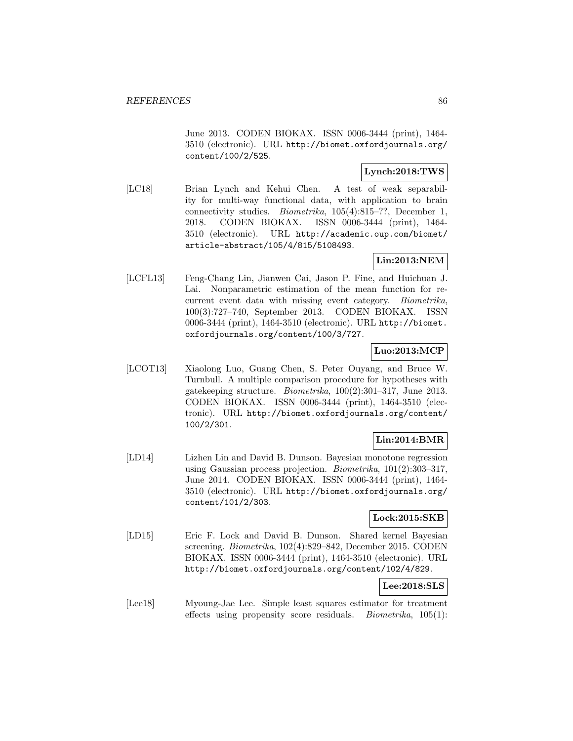June 2013. CODEN BIOKAX. ISSN 0006-3444 (print), 1464-3510 (electronic). URL http://biomet.oxfordjournals.org/content/100/2/525.

**Lynch:2018:TWS**

[LC18] Brian Lynch and Kehui Chen. A test of weak separability for multi-way functional data, with application to brain connectivity studies. *Biometrika*, 105(4):815–??, December 1, 2018. CODEN BIOKAX. ISSN 0006-3444 (print), 1464-3510 (electronic). URL http://academic.oup.com/biomet/article-abstract/105/4/815/5108493.

**Lin:2013:NEM**

[LCFL13] Feng-Chang Lin, Jianwen Cai, Jason P. Fine, and Huichuan J. Lai. Nonparametric estimation of the mean function for recurrent event data with missing event category. *Biometrika*, 100(3):727–740, September 2013. CODEN BIOKAX. ISSN 0006-3444 (print), 1464-3510 (electronic). URL http://biomet.oxfordjournals.org/content/100/3/727.

**Luo:2013:MCP**

[LCOT13] Xiaolong Luo, Guang Chen, S. Peter Ouyang, and Bruce W. Turnbull. A multiple comparison procedure for hypotheses with gatekeeping structure. *Biometrika*, 100(2):301–317, June 2013. CODEN BIOKAX. ISSN 0006-3444 (print), 1464-3510 (electronic). URL http://biomet.oxfordjournals.org/content/100/2/301.

**Lin:2014:BMR**

[LD14] Lizhen Lin and David B. Dunson. Bayesian monotone regression using Gaussian process projection. *Biometrika*, 101(2):303–317, June 2014. CODEN BIOKAX. ISSN 0006-3444 (print), 1464-3510 (electronic). URL http://biomet.oxfordjournals.org/content/101/2/303.

**Lock:2015:SKB**

[LD15] Eric F. Lock and David B. Dunson. Shared kernel Bayesian screening. *Biometrika*, 102(4):829–842, December 2015. CODEN BIOKAX. ISSN 0006-3444 (print), 1464-3510 (electronic). URL http://biomet.oxfordjournals.org/content/102/4/829.

**Lee:2018:SLS**

[Lee18] Myoung-Jae Lee. Simple least squares estimator for treatment effects using propensity score residuals. *Biometrika*, 105(1):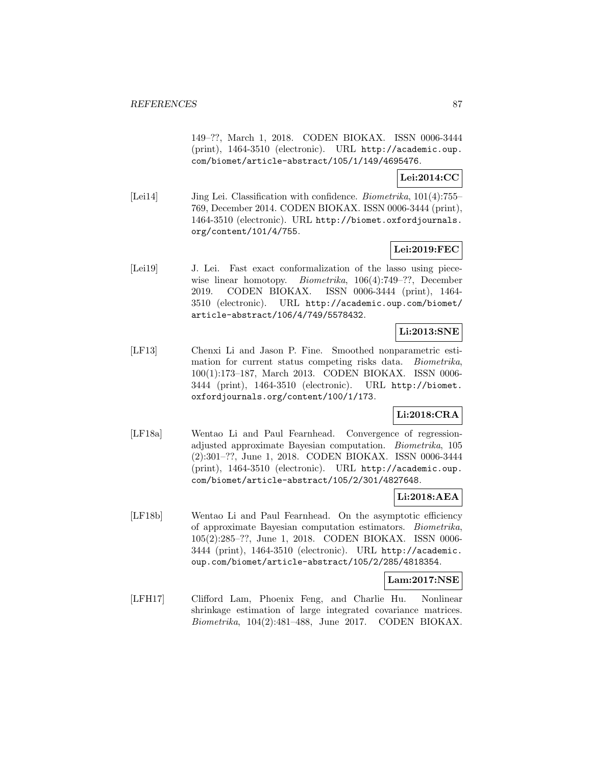149–??, March 1, 2018. CODEN BIOKAX. ISSN 0006-3444 (print), 1464-3510 (electronic). URL http://academic.oup.com/biomet/article-abstract/105/1/149/4695476.

**Lei:2014:CC**

[Lei14] Jing Lei. Classification with confidence. *Biometrika*, 101(4):755–769, December 2014. CODEN BIOKAX. ISSN 0006-3444 (print), 1464-3510 (electronic). URL http://biomet.oxfordjournals.org/content/101/4/755.

**Lei:2019:FEC**

[Lei19] J. Lei. Fast exact conformalization of the lasso using piecewise linear homotopy. *Biometrika*, 106(4):749–??, December 2019. CODEN BIOKAX. ISSN 0006-3444 (print), 1464-3510 (electronic). URL http://academic.oup.com/biomet/article-abstract/106/4/749/5578432.

**Li:2013:SNE**

[LF13] Chenxi Li and Jason P. Fine. Smoothed nonparametric estimation for current status competing risks data. *Biometrika*, 100(1):173–187, March 2013. CODEN BIOKAX. ISSN 0006-3444 (print), 1464-3510 (electronic). URL http://biomet.oxfordjournals.org/content/100/1/173.

**Li:2018:CRA**

[LF18a] Wentao Li and Paul Fearnhead. Convergence of regression-adjusted approximate Bayesian computation. *Biometrika*, 105(2):301–??, June 1, 2018. CODEN BIOKAX. ISSN 0006-3444 (print), 1464-3510 (electronic). URL http://academic.oup.com/biomet/article-abstract/105/2/301/4827648.

**Li:2018:AEA**

[LF18b] Wentao Li and Paul Fearnhead. On the asymptotic efficiency of approximate Bayesian computation estimators. *Biometrika*, 105(2):285–??, June 1, 2018. CODEN BIOKAX. ISSN 0006-3444 (print), 1464-3510 (electronic). URL http://academic.oup.com/biomet/article-abstract/105/2/285/4818354.

**Lam:2017:NSE**

[LFH17] Clifford Lam, Phoenix Feng, and Charlie Hu. Nonlinear shrinkage estimation of large integrated covariance matrices. *Biometrika*, 104(2):481–488, June 2017. CODEN BIOKAX.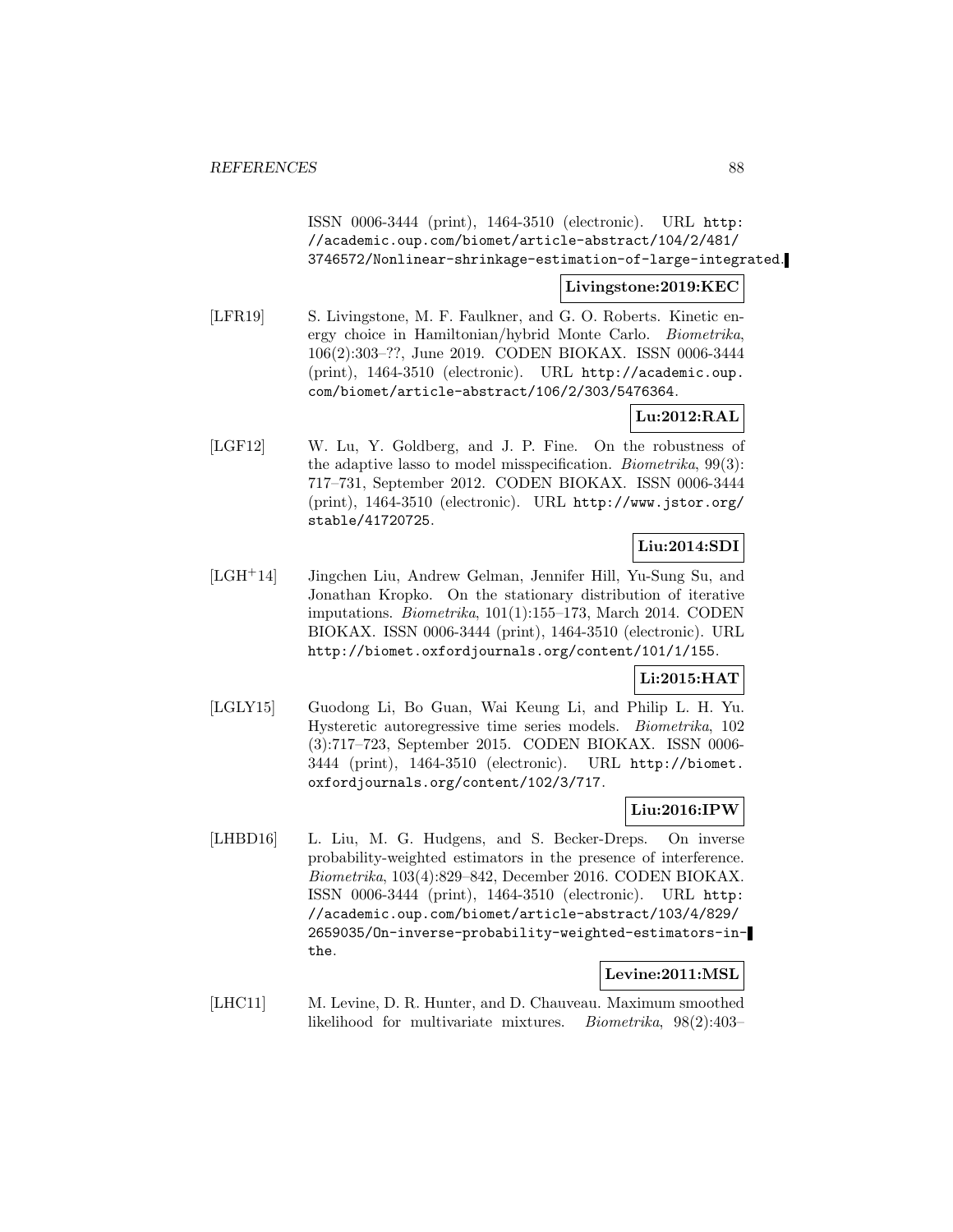ISSN 0006-3444 (print), 1464-3510 (electronic). URL http://academic.oup.com/biomet/article-abstract/104/2/481/3746572/Nonlinear-shrinkage-estimation-of-large-integrated.

**Livingstone:2019:KEC**

[LFR19] S. Livingstone, M. F. Faulkner, and G. O. Roberts. Kinetic energy choice in Hamiltonian/hybrid Monte Carlo. *Biometrika*, 106(2):303–??, June 2019. CODEN BIOKAX. ISSN 0006-3444 (print), 1464-3510 (electronic). URL http://academic.oup.com/biomet/article-abstract/106/2/303/5476364.

**Lu:2012:RAL**

[LGF12] W. Lu, Y. Goldberg, and J. P. Fine. On the robustness of the adaptive lasso to model misspecification. *Biometrika*, 99(3): 717–731, September 2012. CODEN BIOKAX. ISSN 0006-3444 (print), 1464-3510 (electronic). URL http://www.jstor.org/stable/41720725.

**Liu:2014:SDI**

[LGH+14] Jingchen Liu, Andrew Gelman, Jennifer Hill, Yu-Sung Su, and Jonathan Kropko. On the stationary distribution of iterative imputations. *Biometrika*, 101(1):155–173, March 2014. CODEN BIOKAX. ISSN 0006-3444 (print), 1464-3510 (electronic). URL http://biomet.oxfordjournals.org/content/101/1/155.

**Li:2015:HAT**

[LGLY15] Guodong Li, Bo Guan, Wai Keung Li, and Philip L. H. Yu. Hysteretic autoregressive time series models. *Biometrika*, 102 (3):717–723, September 2015. CODEN BIOKAX. ISSN 0006-3444 (print), 1464-3510 (electronic). URL http://biomet.oxfordjournals.org/content/102/3/717.

**Liu:2016:IPW**

[LHBD16] L. Liu, M. G. Hudgens, and S. Becker-Dreps. On inverse probability-weighted estimators in the presence of interference. *Biometrika*, 103(4):829–842, December 2016. CODEN BIOKAX. ISSN 0006-3444 (print), 1464-3510 (electronic). URL http://academic.oup.com/biomet/article-abstract/103/4/829/2659035/On-inverse-probability-weighted-estimators-in-the.

**Levine:2011:MSL**

[LHC11] M. Levine, D. R. Hunter, and D. Chauveau. Maximum smoothed likelihood for multivariate mixtures. *Biometrika*, 98(2):403–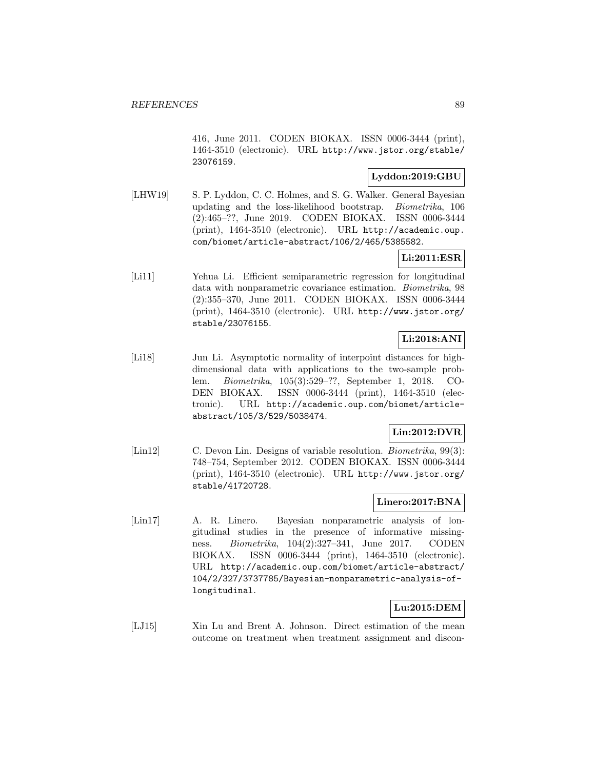416, June 2011. CODEN BIOKAX. ISSN 0006-3444 (print), 1464-3510 (electronic). URL http://www.jstor.org/stable/23076159.

**Lyddon:2019:GBU**

[LHW19] S. P. Lyddon, C. C. Holmes, and S. G. Walker. General Bayesian updating and the loss-likelihood bootstrap. *Biometrika*, 106 (2):465–??, June 2019. CODEN BIOKAX. ISSN 0006-3444 (print), 1464-3510 (electronic). URL http://academic.oup.com/biomet/article-abstract/106/2/465/5385582.

**Li:2011:ESR**

[Li11] Yehua Li. Efficient semiparametric regression for longitudinal data with nonparametric covariance estimation. *Biometrika*, 98 (2):355–370, June 2011. CODEN BIOKAX. ISSN 0006-3444 (print), 1464-3510 (electronic). URL http://www.jstor.org/stable/23076155.

**Li:2018:ANI**

[Li18] Jun Li. Asymptotic normality of interpoint distances for high-dimensional data with applications to the two-sample problem. *Biometrika*, 105(3):529–??, September 1, 2018. CODEN BIOKAX. ISSN 0006-3444 (print), 1464-3510 (electronic). URL http://academic.oup.com/biomet/article-abstract/105/3/529/5038474.

**Lin:2012:DVR**

[Lin12] C. Devon Lin. Designs of variable resolution. *Biometrika*, 99(3): 748–754, September 2012. CODEN BIOKAX. ISSN 0006-3444 (print), 1464-3510 (electronic). URL http://www.jstor.org/stable/41720728.

**Linero:2017:BNA**

[Lin17] A. R. Linero. Bayesian nonparametric analysis of longitudinal studies in the presence of informative missingness. *Biometrika*, 104(2):327–341, June 2017. CODEN BIOKAX. ISSN 0006-3444 (print), 1464-3510 (electronic). URL http://academic.oup.com/biomet/article-abstract/104/2/327/3737785/Bayesian-nonparametric-analysis-of-longitudinal.

**Lu:2015:DEM**

[LJ15] Xin Lu and Brent A. Johnson. Direct estimation of the mean outcome on treatment when treatment assignment and discon-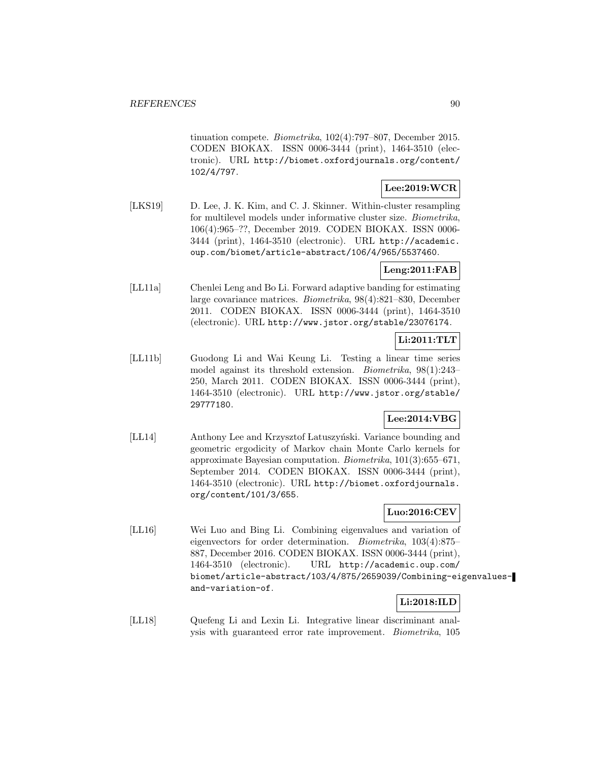tinuation compete. *Biometrika*, 102(4):797–807, December 2015. CODEN BIOKAX. ISSN 0006-3444 (print), 1464-3510 (electronic). URL http://biomet.oxfordjournals.org/content/102/4/797.

**Lee:2019:WCR**

[LKS19] D. Lee, J. K. Kim, and C. J. Skinner. Within-cluster resampling for multilevel models under informative cluster size. *Biometrika*, 106(4):965–??, December 2019. CODEN BIOKAX. ISSN 0006-3444 (print), 1464-3510 (electronic). URL http://academic.oup.com/biomet/article-abstract/106/4/965/5537460.

**Leng:2011:FAB**

[LL11a] Chenlei Leng and Bo Li. Forward adaptive banding for estimating large covariance matrices. *Biometrika*, 98(4):821–830, December 2011. CODEN BIOKAX. ISSN 0006-3444 (print), 1464-3510 (electronic). URL http://www.jstor.org/stable/23076174.

**Li:2011:TLT**

[LL11b] Guodong Li and Wai Keung Li. Testing a linear time series model against its threshold extension. *Biometrika*, 98(1):243–250, March 2011. CODEN BIOKAX. ISSN 0006-3444 (print), 1464-3510 (electronic). URL http://www.jstor.org/stable/29777180.

**Lee:2014:VBG**

[LL14] Anthony Lee and Krzysztof Łatuszyński. Variance bounding and geometric ergodicity of Markov chain Monte Carlo kernels for approximate Bayesian computation. *Biometrika*, 101(3):655–671, September 2014. CODEN BIOKAX. ISSN 0006-3444 (print), 1464-3510 (electronic). URL http://biomet.oxfordjournals.org/content/101/3/655.

**Luo:2016:CEV**

[LL16] Wei Luo and Bing Li. Combining eigenvalues and variation of eigenvectors for order determination. *Biometrika*, 103(4):875–887, December 2016. CODEN BIOKAX. ISSN 0006-3444 (print), 1464-3510 (electronic). URL http://academic.oup.com/biomet/article-abstract/103/4/875/2659039/Combining-eigenvalues-and-variation-of.

**Li:2018:ILD**

[LL18] Quefeng Li and Lexin Li. Integrative linear discriminant analysis with guaranteed error rate improvement. *Biometrika*, 105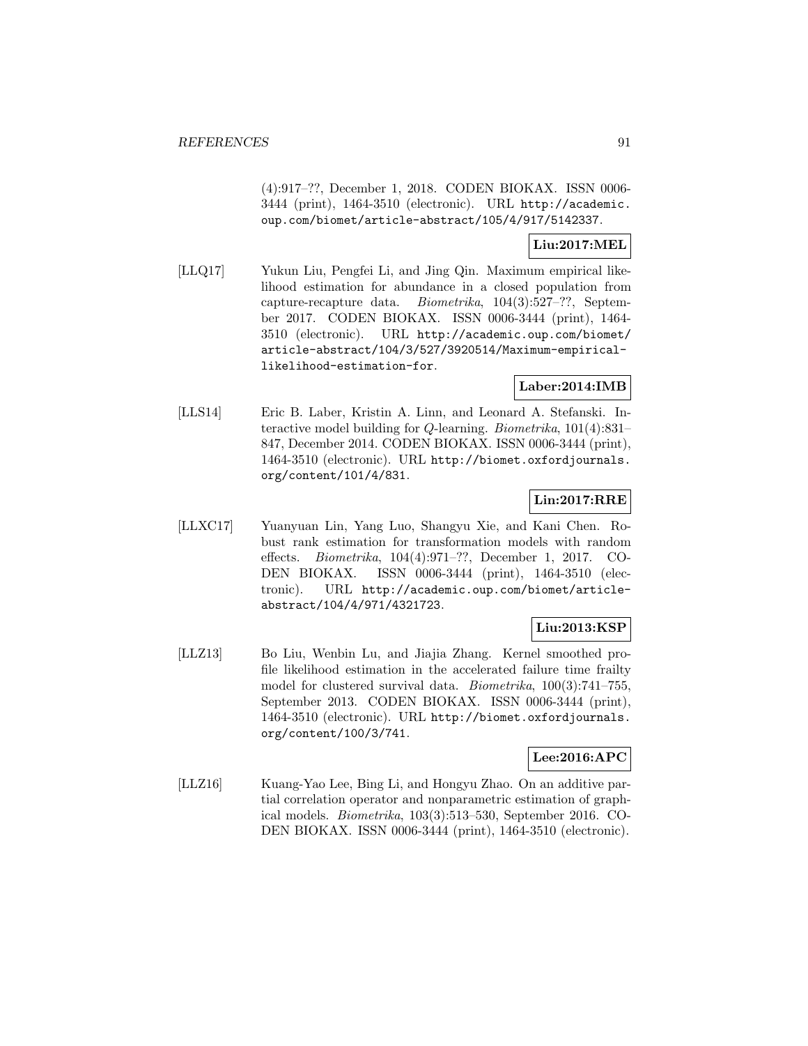(4):917–??, December 1, 2018. CODEN BIOKAX. ISSN 0006-3444 (print), 1464-3510 (electronic). URL http://academic.oup.com/biomet/article-abstract/105/4/917/5142337.

**Liu:2017:MEL**

[LLQ17] Yukun Liu, Pengfei Li, and Jing Qin. Maximum empirical likelihood estimation for abundance in a closed population from capture-recapture data. *Biometrika*, 104(3):527–??, September 2017. CODEN BIOKAX. ISSN 0006-3444 (print), 1464-3510 (electronic). URL http://academic.oup.com/biomet/article-abstract/104/3/527/3920514/Maximum-empirical-likelihood-estimation-for.

**Laber:2014:IMB**

[LLS14] Eric B. Laber, Kristin A. Linn, and Leonard A. Stefanski. Interactive model building for *Q*-learning. *Biometrika*, 101(4):831–847, December 2014. CODEN BIOKAX. ISSN 0006-3444 (print), 1464-3510 (electronic). URL http://biomet.oxfordjournals.org/content/101/4/831.

**Lin:2017:RRE**

[LLXC17] Yuanyuan Lin, Yang Luo, Shangyu Xie, and Kani Chen. Robust rank estimation for transformation models with random effects. *Biometrika*, 104(4):971–??, December 1, 2017. CODEN BIOKAX. ISSN 0006-3444 (print), 1464-3510 (electronic). URL http://academic.oup.com/biomet/article-abstract/104/4/971/4321723.

**Liu:2013:KSP**

[LLZ13] Bo Liu, Wenbin Lu, and Jiajia Zhang. Kernel smoothed profile likelihood estimation in the accelerated failure time frailty model for clustered survival data. *Biometrika*, 100(3):741–755, September 2013. CODEN BIOKAX. ISSN 0006-3444 (print), 1464-3510 (electronic). URL http://biomet.oxfordjournals.org/content/100/3/741.

**Lee:2016:APC**

[LLZ16] Kuang-Yao Lee, Bing Li, and Hongyu Zhao. On an additive partial correlation operator and nonparametric estimation of graphical models. *Biometrika*, 103(3):513–530, September 2016. CODEN BIOKAX. ISSN 0006-3444 (print), 1464-3510 (electronic).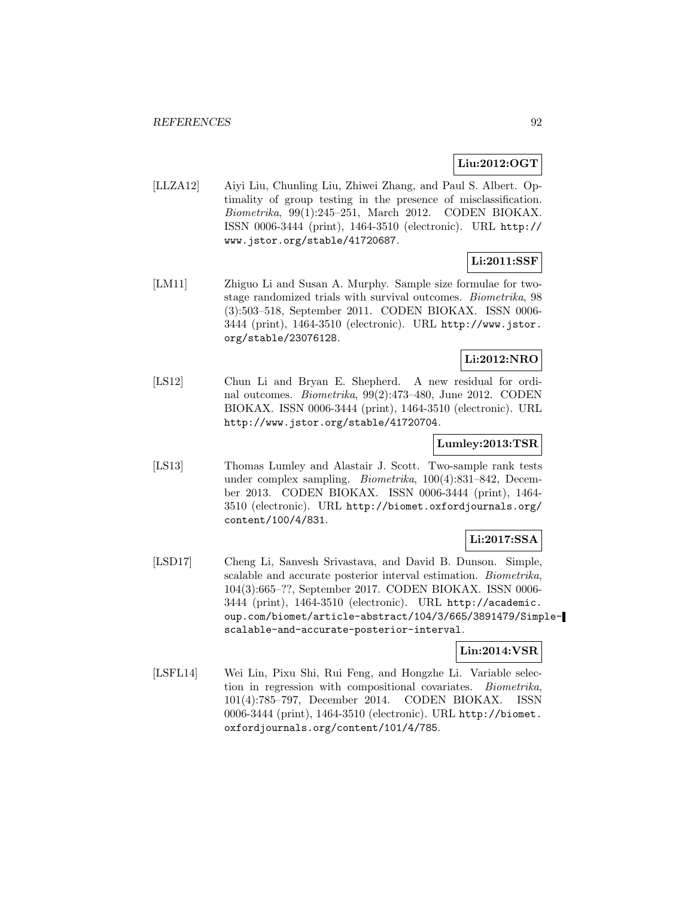**Liu:2012:OGT**

[LLZA12] Aiyi Liu, Chunling Liu, Zhiwei Zhang, and Paul S. Albert. Optimality of group testing in the presence of misclassification. *Biometrika*, 99(1):245–251, March 2012. CODEN BIOKAX. ISSN 0006-3444 (print), 1464-3510 (electronic). URL http://www.jstor.org/stable/41720687.

**Li:2011:SSF**

[LM11] Zhiguo Li and Susan A. Murphy. Sample size formulae for two-stage randomized trials with survival outcomes. *Biometrika*, 98 (3):503–518, September 2011. CODEN BIOKAX. ISSN 0006-3444 (print), 1464-3510 (electronic). URL http://www.jstor.org/stable/23076128.

**Li:2012:NRO**

[LS12] Chun Li and Bryan E. Shepherd. A new residual for ordinal outcomes. *Biometrika*, 99(2):473–480, June 2012. CODEN BIOKAX. ISSN 0006-3444 (print), 1464-3510 (electronic). URL http://www.jstor.org/stable/41720704.

**Lumley:2013:TSR**

[LS13] Thomas Lumley and Alastair J. Scott. Two-sample rank tests under complex sampling. *Biometrika*, 100(4):831–842, December 2013. CODEN BIOKAX. ISSN 0006-3444 (print), 1464-3510 (electronic). URL http://biomet.oxfordjournals.org/content/100/4/831.

**Li:2017:SSA**

[LSD17] Cheng Li, Sanvesh Srivastava, and David B. Dunson. Simple, scalable and accurate posterior interval estimation. *Biometrika*, 104(3):665–??, September 2017. CODEN BIOKAX. ISSN 0006-3444 (print), 1464-3510 (electronic). URL http://academic.oup.com/biomet/article-abstract/104/3/665/3891479/Simple-scalable-and-accurate-posterior-interval.

**Lin:2014:VSR**

[LSFL14] Wei Lin, Pixu Shi, Rui Feng, and Hongzhe Li. Variable selection in regression with compositional covariates. *Biometrika*, 101(4):785–797, December 2014. CODEN BIOKAX. ISSN 0006-3444 (print), 1464-3510 (electronic). URL http://biomet.oxfordjournals.org/content/101/4/785.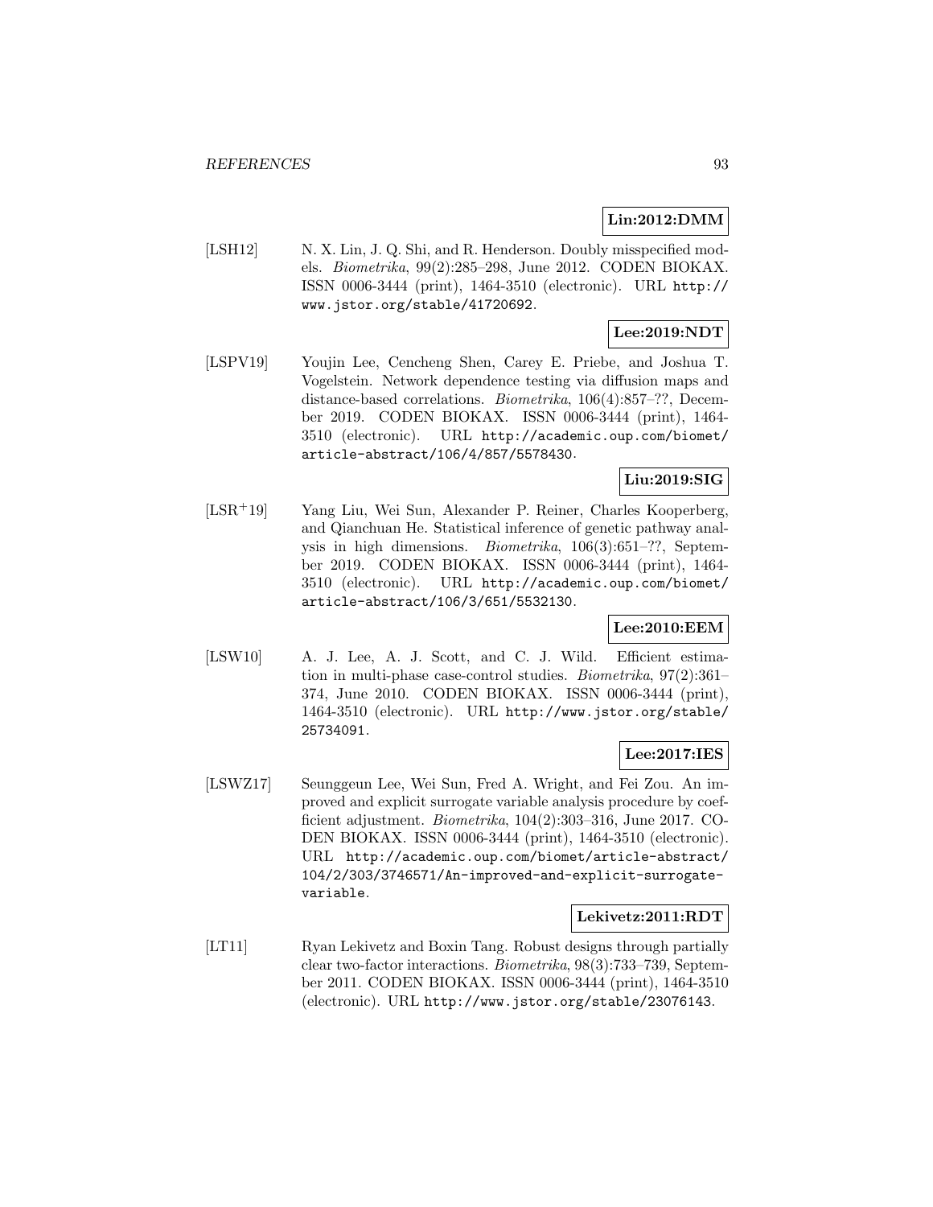**Lin:2012:DMM**

[LSH12] N. X. Lin, J. Q. Shi, and R. Henderson. Doubly misspecified models. *Biometrika*, 99(2):285–298, June 2012. CODEN BIOKAX. ISSN 0006-3444 (print), 1464-3510 (electronic). URL `http://www.jstor.org/stable/41720692`.

**Lee:2019:NDT**

[LSPV19] Youjin Lee, Cencheng Shen, Carey E. Priebe, and Joshua T. Vogelstein. Network dependence testing via diffusion maps and distance-based correlations. *Biometrika*, 106(4):857–??, December 2019. CODEN BIOKAX. ISSN 0006-3444 (print), 1464-3510 (electronic). URL `http://academic.oup.com/biomet/article-abstract/106/4/857/5578430`.

**Liu:2019:SIG**

[LSR+19] Yang Liu, Wei Sun, Alexander P. Reiner, Charles Kooperberg, and Qianchuan He. Statistical inference of genetic pathway analysis in high dimensions. *Biometrika*, 106(3):651–??, September 2019. CODEN BIOKAX. ISSN 0006-3444 (print), 1464-3510 (electronic). URL `http://academic.oup.com/biomet/article-abstract/106/3/651/5532130`.

**Lee:2010:EEM**

[LSW10] A. J. Lee, A. J. Scott, and C. J. Wild. Efficient estimation in multi-phase case-control studies. *Biometrika*, 97(2):361–374, June 2010. CODEN BIOKAX. ISSN 0006-3444 (print), 1464-3510 (electronic). URL `http://www.jstor.org/stable/25734091`.

**Lee:2017:IES**

[LSWZ17] Seunggeun Lee, Wei Sun, Fred A. Wright, and Fei Zou. An improved and explicit surrogate variable analysis procedure by coefficient adjustment. *Biometrika*, 104(2):303–316, June 2017. CODEN BIOKAX. ISSN 0006-3444 (print), 1464-3510 (electronic). URL `http://academic.oup.com/biomet/article-abstract/104/2/303/3746571/An-improved-and-explicit-surrogate-variable`.

**Lekivetz:2011:RDT**

[LT11] Ryan Lekivetz and Boxin Tang. Robust designs through partially clear two-factor interactions. *Biometrika*, 98(3):733–739, September 2011. CODEN BIOKAX. ISSN 0006-3444 (print), 1464-3510 (electronic). URL `http://www.jstor.org/stable/23076143`.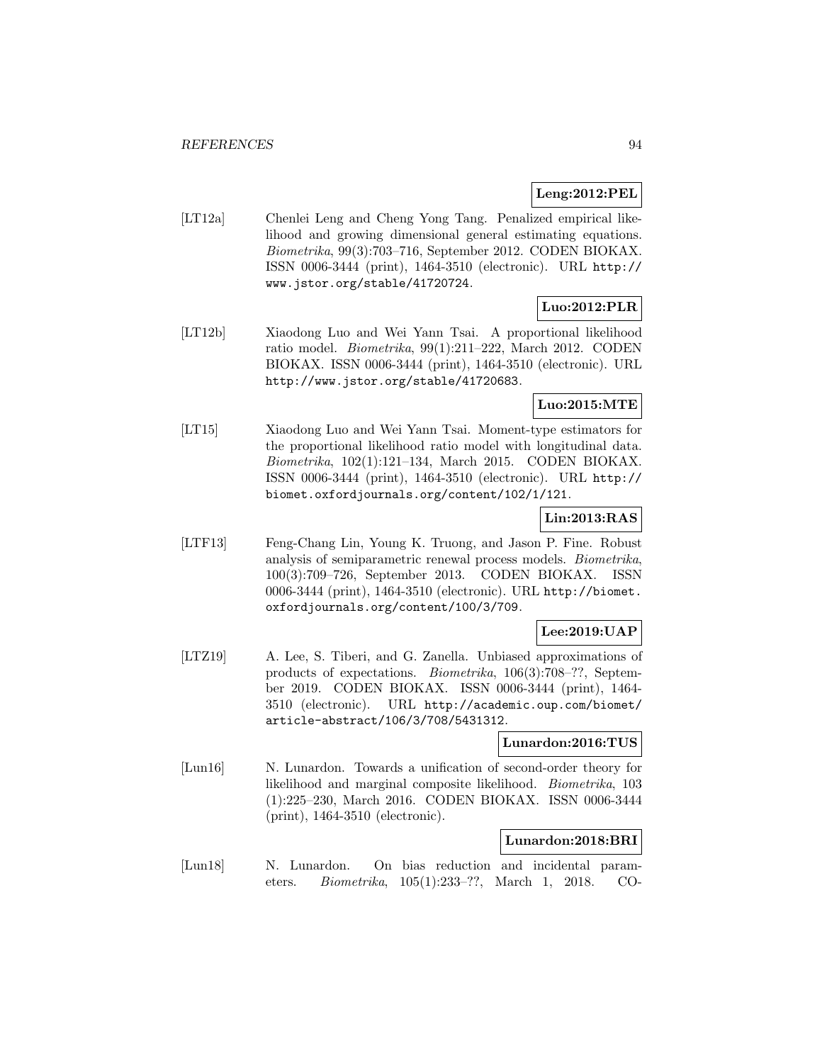**Leng:2012:PEL**

[LT12a] Chenlei Leng and Cheng Yong Tang. Penalized empirical likelihood and growing dimensional general estimating equations. *Biometrika*, 99(3):703–716, September 2012. CODEN BIOKAX. ISSN 0006-3444 (print), 1464-3510 (electronic). URL http://www.jstor.org/stable/41720724.

**Luo:2012:PLR**

[LT12b] Xiaodong Luo and Wei Yann Tsai. A proportional likelihood ratio model. *Biometrika*, 99(1):211–222, March 2012. CODEN BIOKAX. ISSN 0006-3444 (print), 1464-3510 (electronic). URL http://www.jstor.org/stable/41720683.

**Luo:2015:MTE**

[LT15] Xiaodong Luo and Wei Yann Tsai. Moment-type estimators for the proportional likelihood ratio model with longitudinal data. *Biometrika*, 102(1):121–134, March 2015. CODEN BIOKAX. ISSN 0006-3444 (print), 1464-3510 (electronic). URL http://biomet.oxfordjournals.org/content/102/1/121.

**Lin:2013:RAS**

[LTF13] Feng-Chang Lin, Young K. Truong, and Jason P. Fine. Robust analysis of semiparametric renewal process models. *Biometrika*, 100(3):709–726, September 2013. CODEN BIOKAX. ISSN 0006-3444 (print), 1464-3510 (electronic). URL http://biomet.oxfordjournals.org/content/100/3/709.

**Lee:2019:UAP**

[LTZ19] A. Lee, S. Tiberi, and G. Zanella. Unbiased approximations of products of expectations. *Biometrika*, 106(3):708–??, September 2019. CODEN BIOKAX. ISSN 0006-3444 (print), 1464-3510 (electronic). URL http://academic.oup.com/biomet/article-abstract/106/3/708/5431312.

**Lunardon:2016:TUS**

[Lun16] N. Lunardon. Towards a unification of second-order theory for likelihood and marginal composite likelihood. *Biometrika*, 103 (1):225–230, March 2016. CODEN BIOKAX. ISSN 0006-3444 (print), 1464-3510 (electronic).

**Lunardon:2018:BRI**

[Lun18] N. Lunardon. On bias reduction and incidental parameters. *Biometrika*, 105(1):233–??, March 1, 2018. CO-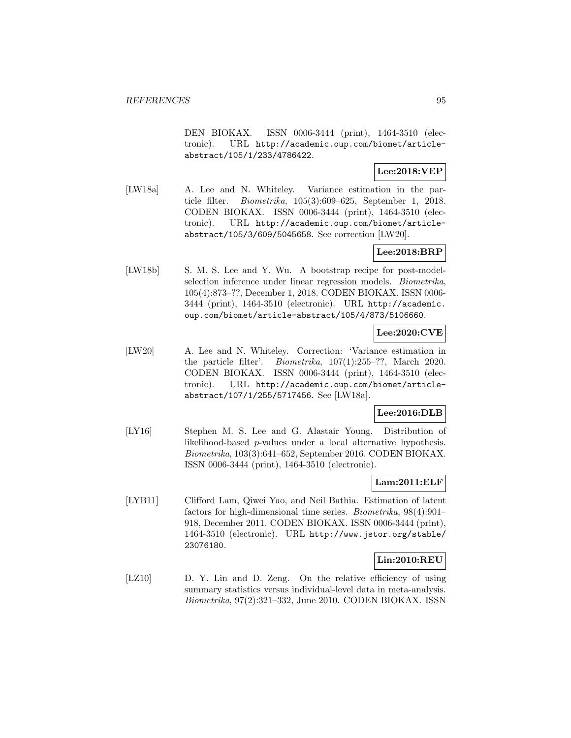DEN BIOKAX. ISSN 0006-3444 (print), 1464-3510 (electronic). URL http://academic.oup.com/biomet/article-abstract/105/1/233/4786422.

**Lee:2018:VEP**

[LW18a] A. Lee and N. Whiteley. Variance estimation in the particle filter. *Biometrika*, 105(3):609–625, September 1, 2018. CODEN BIOKAX. ISSN 0006-3444 (print), 1464-3510 (electronic). URL http://academic.oup.com/biomet/article-abstract/105/3/609/5045658. See correction [LW20].

**Lee:2018:BRP**

[LW18b] S. M. S. Lee and Y. Wu. A bootstrap recipe for post-model-selection inference under linear regression models. *Biometrika*, 105(4):873–??, December 1, 2018. CODEN BIOKAX. ISSN 0006-3444 (print), 1464-3510 (electronic). URL http://academic.oup.com/biomet/article-abstract/105/4/873/5106660.

**Lee:2020:CVE**

[LW20] A. Lee and N. Whiteley. Correction: 'Variance estimation in the particle filter'. *Biometrika*, 107(1):255–??, March 2020. CODEN BIOKAX. ISSN 0006-3444 (print), 1464-3510 (electronic). URL http://academic.oup.com/biomet/article-abstract/107/1/255/5717456. See [LW18a].

**Lee:2016:DLB**

[LY16] Stephen M. S. Lee and G. Alastair Young. Distribution of likelihood-based $p$-values under a local alternative hypothesis. *Biometrika*, 103(3):641–652, September 2016. CODEN BIOKAX. ISSN 0006-3444 (print), 1464-3510 (electronic).

**Lam:2011:ELF**

[LYB11] Clifford Lam, Qiwei Yao, and Neil Bathia. Estimation of latent factors for high-dimensional time series. *Biometrika*, 98(4):901–918, December 2011. CODEN BIOKAX. ISSN 0006-3444 (print), 1464-3510 (electronic). URL http://www.jstor.org/stable/23076180.

**Lin:2010:REU**

[LZ10] D. Y. Lin and D. Zeng. On the relative efficiency of using summary statistics versus individual-level data in meta-analysis. *Biometrika*, 97(2):321–332, June 2010. CODEN BIOKAX. ISSN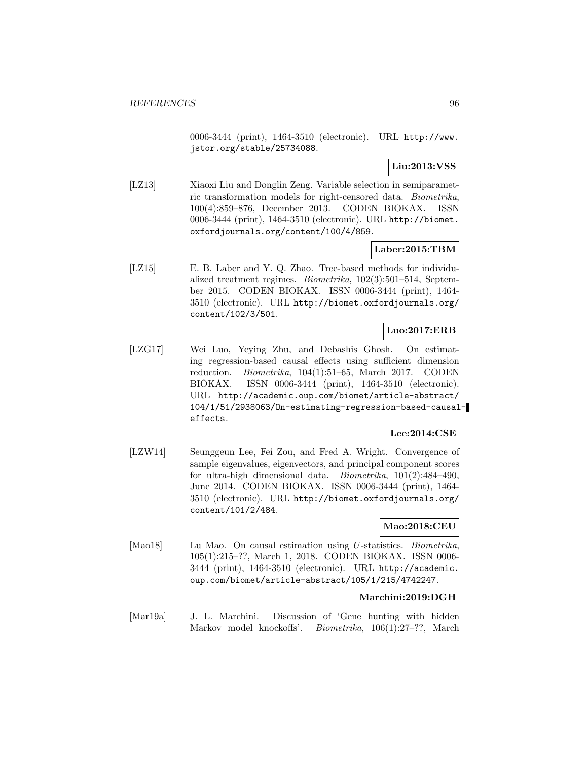0006-3444 (print), 1464-3510 (electronic). URL `http://www.jstor.org/stable/25734088`.

**Liu:2013:VSS**

[LZ13] Xiaoxi Liu and Donglin Zeng. Variable selection in semiparametric transformation models for right-censored data. *Biometrika*, 100(4):859–876, December 2013. CODEN BIOKAX. ISSN 0006-3444 (print), 1464-3510 (electronic). URL `http://biomet.oxfordjournals.org/content/100/4/859`.

**Laber:2015:TBM**

[LZ15] E. B. Laber and Y. Q. Zhao. Tree-based methods for individualized treatment regimes. *Biometrika*, 102(3):501–514, September 2015. CODEN BIOKAX. ISSN 0006-3444 (print), 1464-3510 (electronic). URL `http://biomet.oxfordjournals.org/content/102/3/501`.

**Luo:2017:ERB**

[LZG17] Wei Luo, Yeying Zhu, and Debashis Ghosh. On estimating regression-based causal effects using sufficient dimension reduction. *Biometrika*, 104(1):51–65, March 2017. CODEN BIOKAX. ISSN 0006-3444 (print), 1464-3510 (electronic). URL `http://academic.oup.com/biomet/article-abstract/104/1/51/2938063/On-estimating-regression-based-causal-effects`.

**Lee:2014:CSE**

[LZW14] Seunggeun Lee, Fei Zou, and Fred A. Wright. Convergence of sample eigenvalues, eigenvectors, and principal component scores for ultra-high dimensional data. *Biometrika*, 101(2):484–490, June 2014. CODEN BIOKAX. ISSN 0006-3444 (print), 1464-3510 (electronic). URL `http://biomet.oxfordjournals.org/content/101/2/484`.

**Mao:2018:CEU**

[Mao18] Lu Mao. On causal estimation using $U$-statistics. *Biometrika*, 105(1):215–??, March 1, 2018. CODEN BIOKAX. ISSN 0006-3444 (print), 1464-3510 (electronic). URL `http://academic.oup.com/biomet/article-abstract/105/1/215/4742247`.

**Marchini:2019:DGH**

[Mar19a] J. L. Marchini. Discussion of 'Gene hunting with hidden Markov model knockoffs'. *Biometrika*, 106(1):27–??, March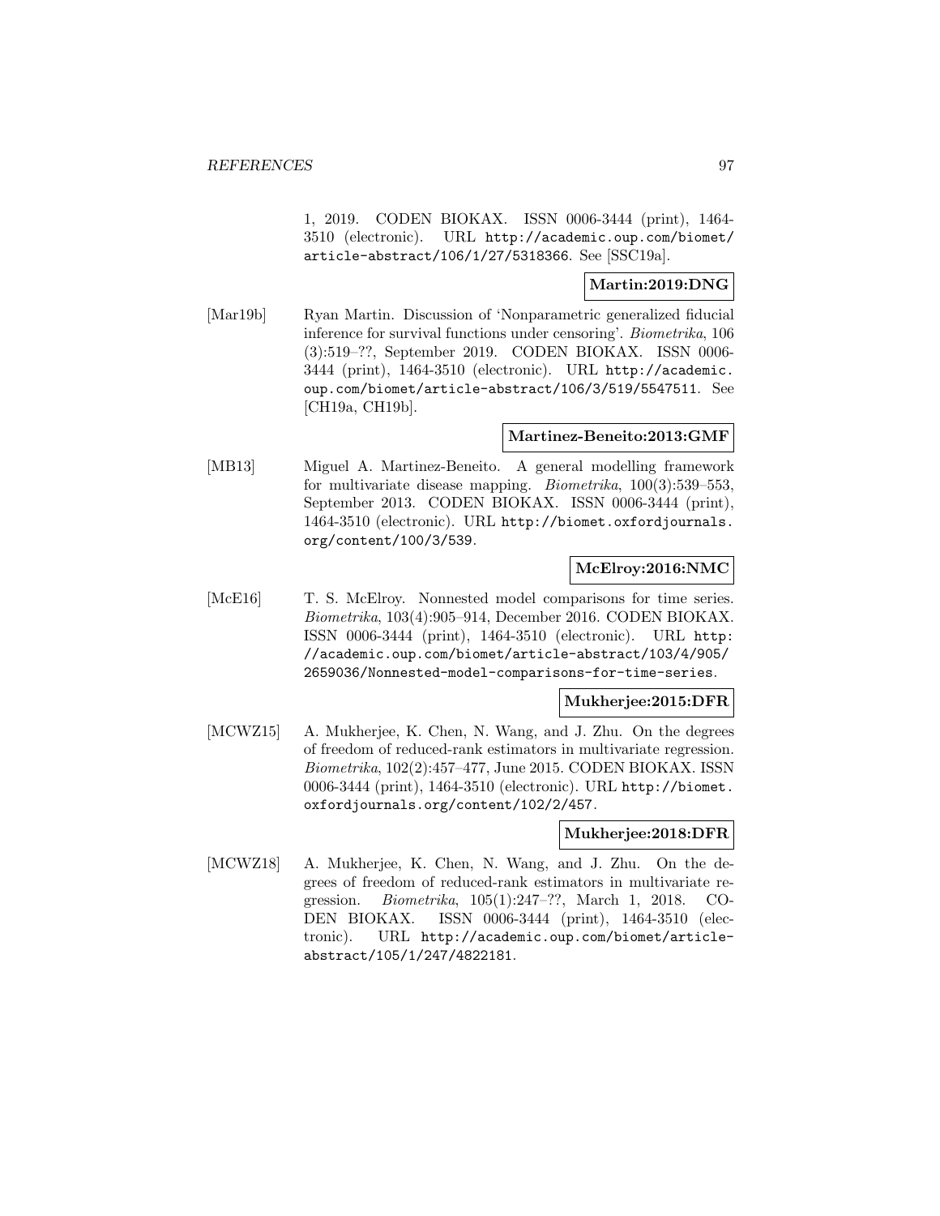1, 2019. CODEN BIOKAX. ISSN 0006-3444 (print), 1464-3510 (electronic). URL http://academic.oup.com/biomet/article-abstract/106/1/27/5318366. See [SSC19a].

**Martin:2019:DNG**

[Mar19b] Ryan Martin. Discussion of 'Nonparametric generalized fiducial inference for survival functions under censoring'. *Biometrika*, 106 (3):519–??, September 2019. CODEN BIOKAX. ISSN 0006-3444 (print), 1464-3510 (electronic). URL http://academic.oup.com/biomet/article-abstract/106/3/519/5547511. See [CH19a, CH19b].

**Martinez-Beneito:2013:GMF**

[MB13] Miguel A. Martinez-Beneito. A general modelling framework for multivariate disease mapping. *Biometrika*, 100(3):539–553, September 2013. CODEN BIOKAX. ISSN 0006-3444 (print), 1464-3510 (electronic). URL http://biomet.oxfordjournals.org/content/100/3/539.

**McElroy:2016:NMC**

[McE16] T. S. McElroy. Nonnested model comparisons for time series. *Biometrika*, 103(4):905–914, December 2016. CODEN BIOKAX. ISSN 0006-3444 (print), 1464-3510 (electronic). URL http://academic.oup.com/biomet/article-abstract/103/4/905/2659036/Nonnested-model-comparisons-for-time-series.

**Mukherjee:2015:DFR**

[MCWZ15] A. Mukherjee, K. Chen, N. Wang, and J. Zhu. On the degrees of freedom of reduced-rank estimators in multivariate regression. *Biometrika*, 102(2):457–477, June 2015. CODEN BIOKAX. ISSN 0006-3444 (print), 1464-3510 (electronic). URL http://biomet.oxfordjournals.org/content/102/2/457.

**Mukherjee:2018:DFR**

[MCWZ18] A. Mukherjee, K. Chen, N. Wang, and J. Zhu. On the degrees of freedom of reduced-rank estimators in multivariate regression. *Biometrika*, 105(1):247–??, March 1, 2018. CODEN BIOKAX. ISSN 0006-3444 (print), 1464-3510 (electronic). URL http://academic.oup.com/biomet/article-abstract/105/1/247/4822181.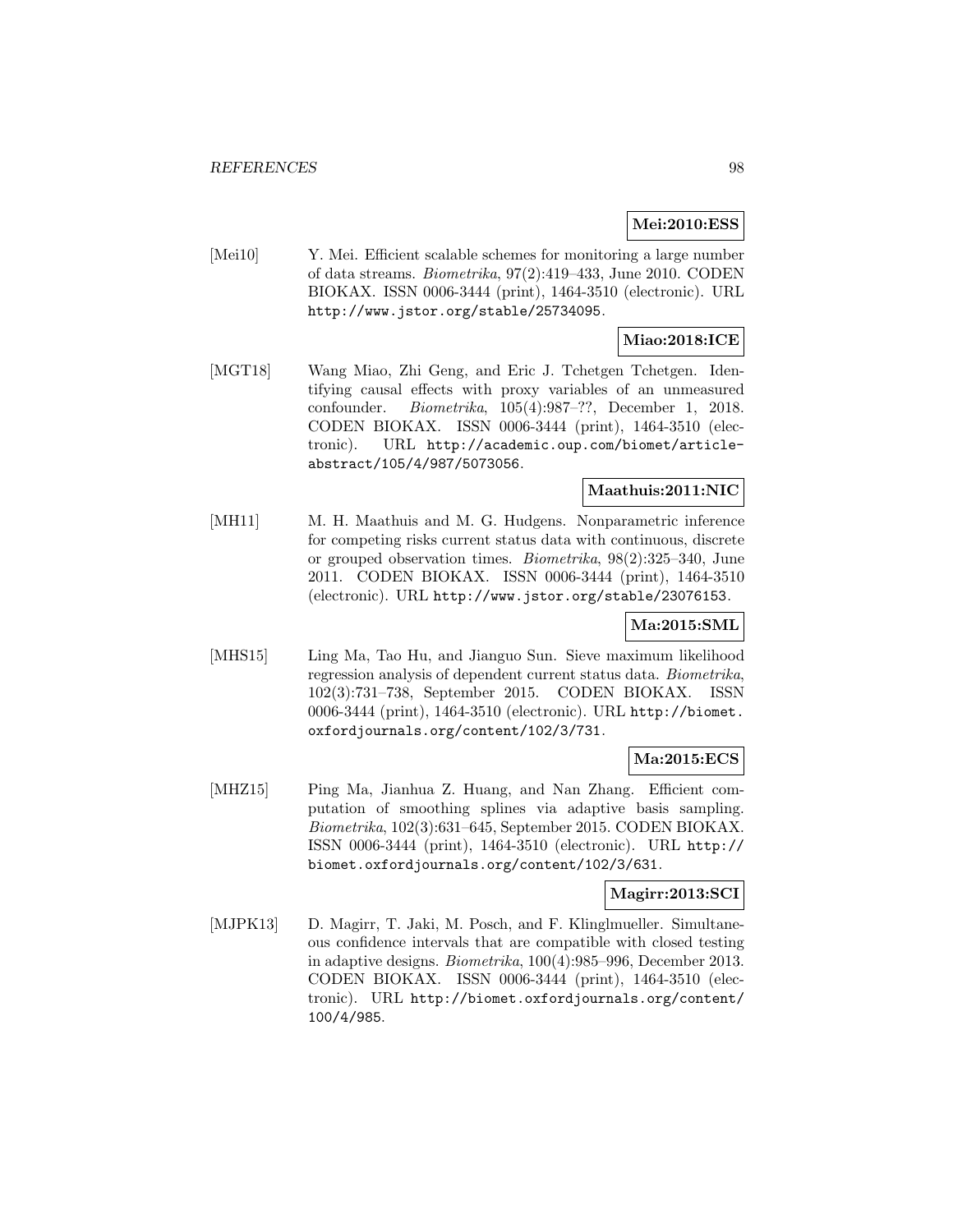**Mei:2010:ESS**

[Mei10] Y. Mei. Efficient scalable schemes for monitoring a large number of data streams. *Biometrika*, 97(2):419–433, June 2010. CODEN BIOKAX. ISSN 0006-3444 (print), 1464-3510 (electronic). URL http://www.jstor.org/stable/25734095.

**Miao:2018:ICE**

[MGT18] Wang Miao, Zhi Geng, and Eric J. Tchetgen Tchetgen. Identifying causal effects with proxy variables of an unmeasured confounder. *Biometrika*, 105(4):987–??, December 1, 2018. CODEN BIOKAX. ISSN 0006-3444 (print), 1464-3510 (electronic). URL http://academic.oup.com/biomet/article-abstract/105/4/987/5073056.

**Maathuis:2011:NIC**

[MH11] M. H. Maathuis and M. G. Hudgens. Nonparametric inference for competing risks current status data with continuous, discrete or grouped observation times. *Biometrika*, 98(2):325–340, June 2011. CODEN BIOKAX. ISSN 0006-3444 (print), 1464-3510 (electronic). URL http://www.jstor.org/stable/23076153.

**Ma:2015:SML**

[MHS15] Ling Ma, Tao Hu, and Jianguo Sun. Sieve maximum likelihood regression analysis of dependent current status data. *Biometrika*, 102(3):731–738, September 2015. CODEN BIOKAX. ISSN 0006-3444 (print), 1464-3510 (electronic). URL http://biomet.oxfordjournals.org/content/102/3/731.

**Ma:2015:ECS**

[MHZ15] Ping Ma, Jianhua Z. Huang, and Nan Zhang. Efficient computation of smoothing splines via adaptive basis sampling. *Biometrika*, 102(3):631–645, September 2015. CODEN BIOKAX. ISSN 0006-3444 (print), 1464-3510 (electronic). URL http://biomet.oxfordjournals.org/content/102/3/631.

**Magirr:2013:SCI**

[MJPK13] D. Magirr, T. Jaki, M. Posch, and F. Klinglmueller. Simultaneous confidence intervals that are compatible with closed testing in adaptive designs. *Biometrika*, 100(4):985–996, December 2013. CODEN BIOKAX. ISSN 0006-3444 (print), 1464-3510 (electronic). URL http://biomet.oxfordjournals.org/content/100/4/985.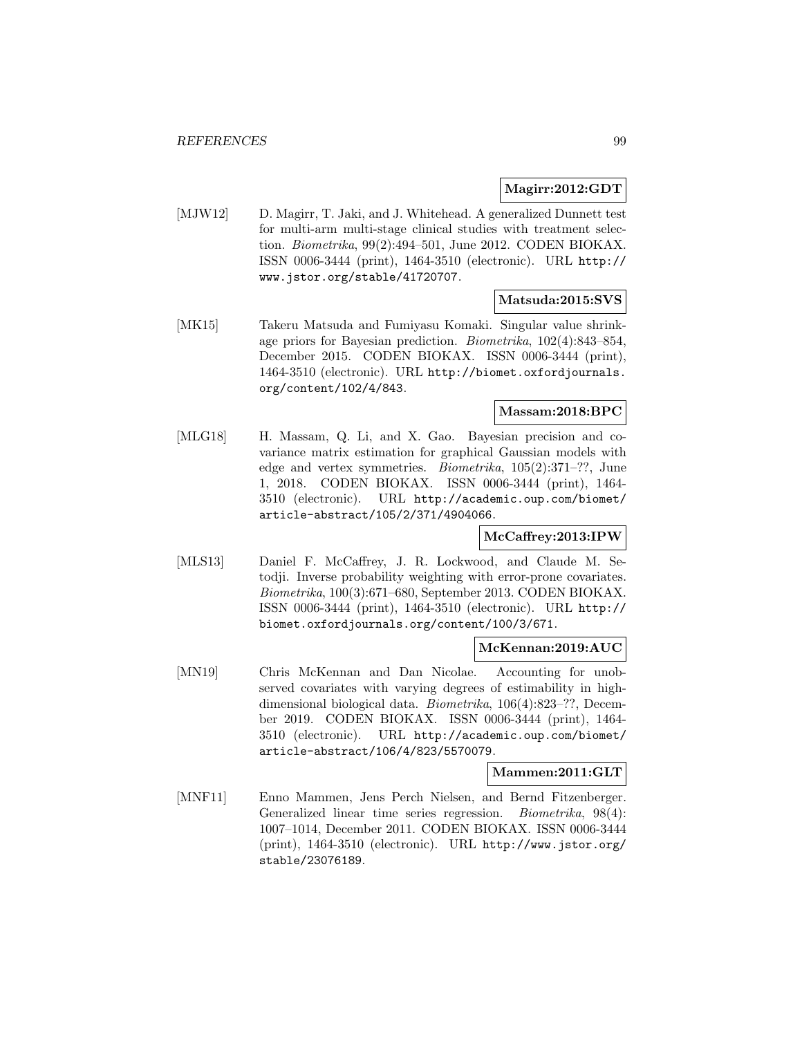**Magirr:2012:GDT**

[MJW12] D. Magirr, T. Jaki, and J. Whitehead. A generalized Dunnett test for multi-arm multi-stage clinical studies with treatment selection. *Biometrika*, 99(2):494–501, June 2012. CODEN BIOKAX. ISSN 0006-3444 (print), 1464-3510 (electronic). URL http://www.jstor.org/stable/41720707.

**Matsuda:2015:SVS**

[MK15] Takeru Matsuda and Fumiyasu Komaki. Singular value shrinkage priors for Bayesian prediction. *Biometrika*, 102(4):843–854, December 2015. CODEN BIOKAX. ISSN 0006-3444 (print), 1464-3510 (electronic). URL http://biomet.oxfordjournals.org/content/102/4/843.

**Massam:2018:BPC**

[MLG18] H. Massam, Q. Li, and X. Gao. Bayesian precision and covariance matrix estimation for graphical Gaussian models with edge and vertex symmetries. *Biometrika*, 105(2):371–??, June 1, 2018. CODEN BIOKAX. ISSN 0006-3444 (print), 1464-3510 (electronic). URL http://academic.oup.com/biomet/article-abstract/105/2/371/4904066.

**McCaffrey:2013:IPW**

[MLS13] Daniel F. McCaffrey, J. R. Lockwood, and Claude M. Setodji. Inverse probability weighting with error-prone covariates. *Biometrika*, 100(3):671–680, September 2013. CODEN BIOKAX. ISSN 0006-3444 (print), 1464-3510 (electronic). URL http://biomet.oxfordjournals.org/content/100/3/671.

**McKennan:2019:AUC**

[MN19] Chris McKennan and Dan Nicolae. Accounting for unobserved covariates with varying degrees of estimability in high-dimensional biological data. *Biometrika*, 106(4):823–??, December 2019. CODEN BIOKAX. ISSN 0006-3444 (print), 1464-3510 (electronic). URL http://academic.oup.com/biomet/article-abstract/106/4/823/5570079.

**Mammen:2011:GLT**

[MNF11] Enno Mammen, Jens Perch Nielsen, and Bernd Fitzenberger. Generalized linear time series regression. *Biometrika*, 98(4):1007–1014, December 2011. CODEN BIOKAX. ISSN 0006-3444 (print), 1464-3510 (electronic). URL http://www.jstor.org/stable/23076189.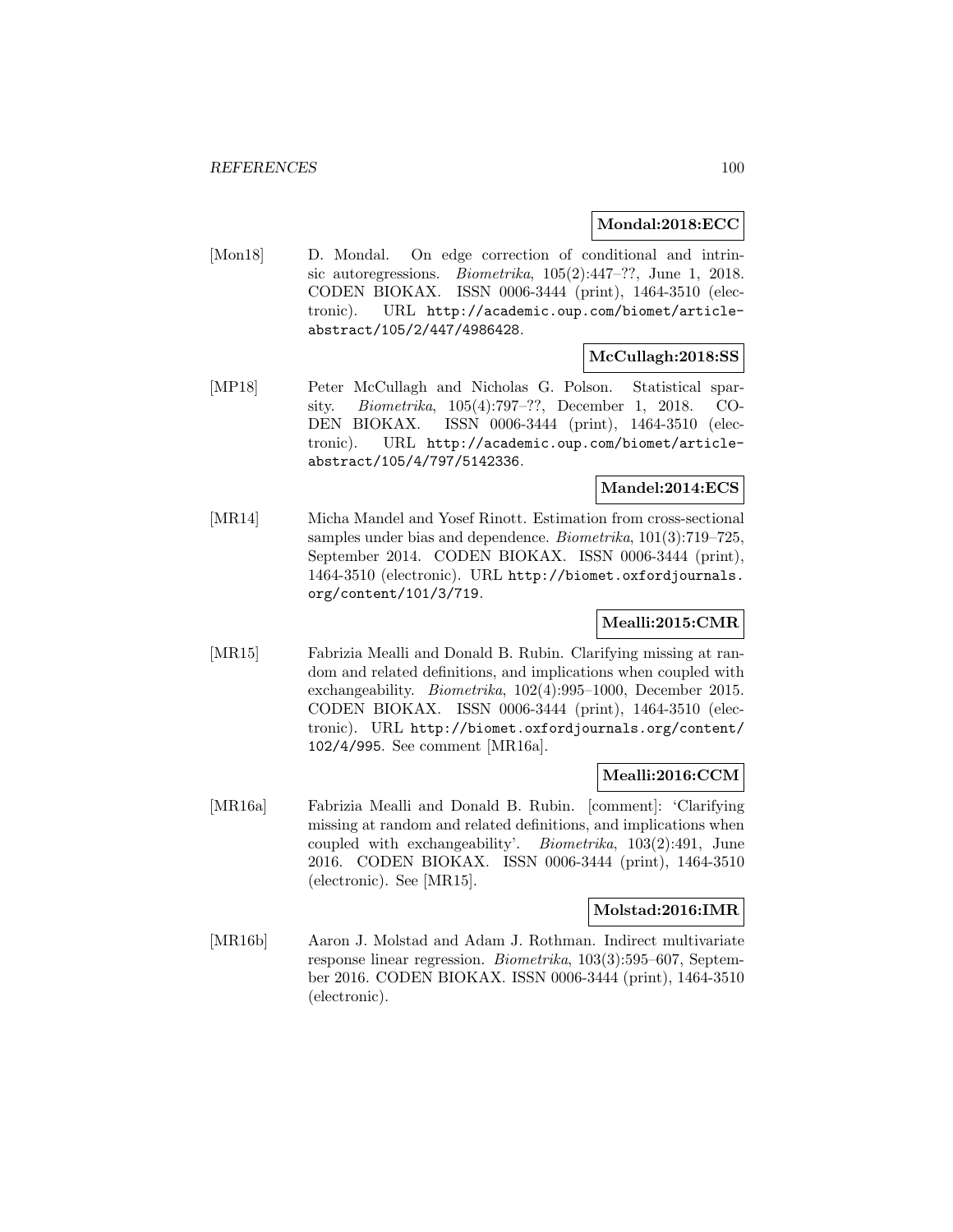**Mondal:2018:ECC**

[Mon18] D. Mondal. On edge correction of conditional and intrinsic autoregressions. *Biometrika*, 105(2):447–??, June 1, 2018. CODEN BIOKAX. ISSN 0006-3444 (print), 1464-3510 (electronic). URL http://academic.oup.com/biomet/article-abstract/105/2/447/4986428.

**McCullagh:2018:SS**

[MP18] Peter McCullagh and Nicholas G. Polson. Statistical sparsity. *Biometrika*, 105(4):797–??, December 1, 2018. CODEN BIOKAX. ISSN 0006-3444 (print), 1464-3510 (electronic). URL http://academic.oup.com/biomet/article-abstract/105/4/797/5142336.

**Mandel:2014:ECS**

[MR14] Micha Mandel and Yosef Rinott. Estimation from cross-sectional samples under bias and dependence. *Biometrika*, 101(3):719–725, September 2014. CODEN BIOKAX. ISSN 0006-3444 (print), 1464-3510 (electronic). URL http://biomet.oxfordjournals.org/content/101/3/719.

**Mealli:2015:CMR**

[MR15] Fabrizia Mealli and Donald B. Rubin. Clarifying missing at random and related definitions, and implications when coupled with exchangeability. *Biometrika*, 102(4):995–1000, December 2015. CODEN BIOKAX. ISSN 0006-3444 (print), 1464-3510 (electronic). URL http://biomet.oxfordjournals.org/content/102/4/995. See comment [MR16a].

**Mealli:2016:CCM**

[MR16a] Fabrizia Mealli and Donald B. Rubin. [comment]: 'Clarifying missing at random and related definitions, and implications when coupled with exchangeability'. *Biometrika*, 103(2):491, June 2016. CODEN BIOKAX. ISSN 0006-3444 (print), 1464-3510 (electronic). See [MR15].

**Molstad:2016:IMR**

[MR16b] Aaron J. Molstad and Adam J. Rothman. Indirect multivariate response linear regression. *Biometrika*, 103(3):595–607, September 2016. CODEN BIOKAX. ISSN 0006-3444 (print), 1464-3510 (electronic).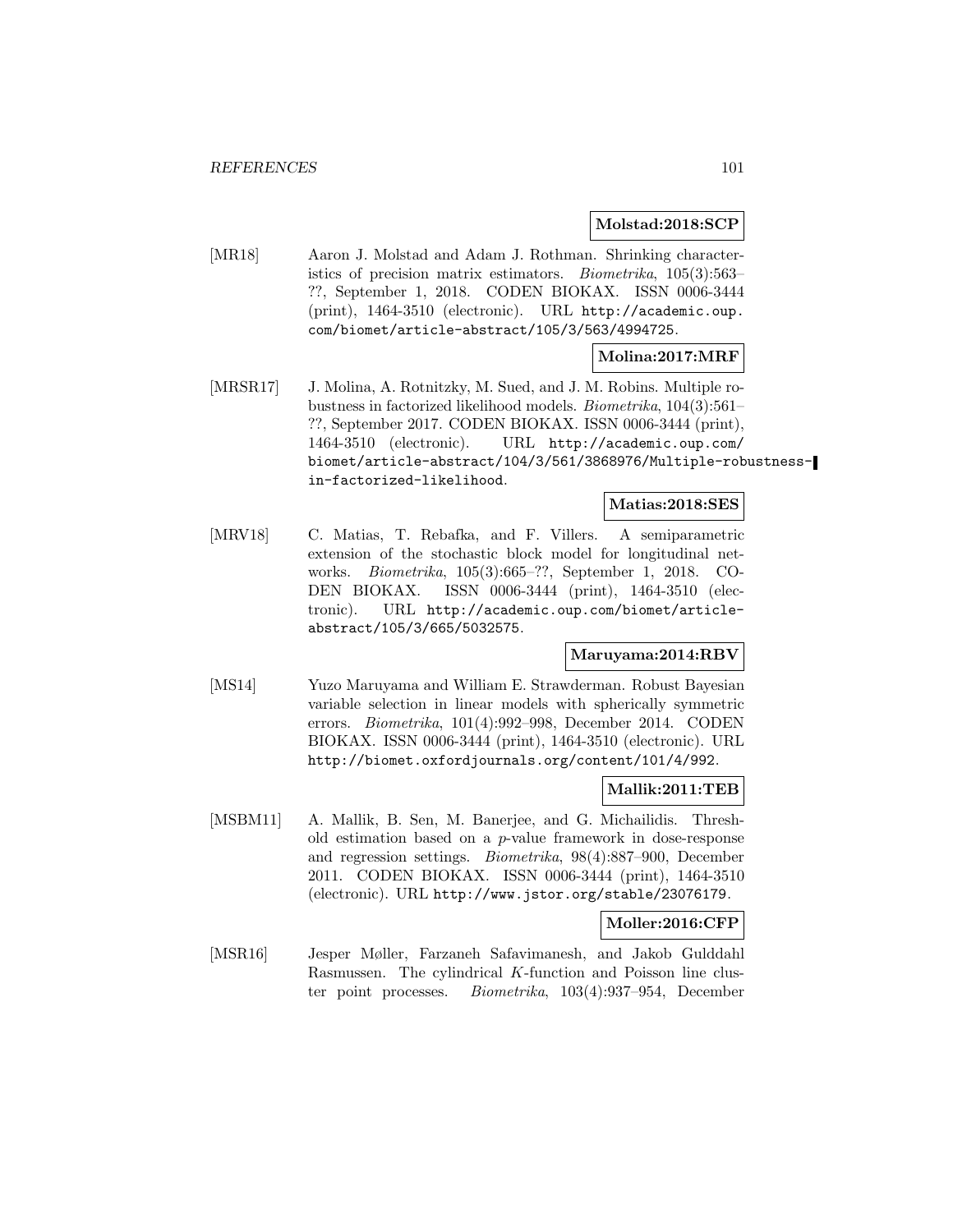**Molstad:2018:SCP**

[MR18] Aaron J. Molstad and Adam J. Rothman. Shrinking characteristics of precision matrix estimators. *Biometrika*, 105(3):563–??, September 1, 2018. CODEN BIOKAX. ISSN 0006-3444 (print), 1464-3510 (electronic). URL http://academic.oup.com/biomet/article-abstract/105/3/563/4994725.

**Molina:2017:MRF**

[MRSR17] J. Molina, A. Rotnitzky, M. Sued, and J. M. Robins. Multiple robustness in factorized likelihood models. *Biometrika*, 104(3):561–??, September 2017. CODEN BIOKAX. ISSN 0006-3444 (print), 1464-3510 (electronic). URL http://academic.oup.com/biomet/article-abstract/104/3/561/3868976/Multiple-robustness-in-factorized-likelihood.

**Matias:2018:SES**

[MRV18] C. Matias, T. Rebafka, and F. Villers. A semiparametric extension of the stochastic block model for longitudinal networks. *Biometrika*, 105(3):665–??, September 1, 2018. CODEN BIOKAX. ISSN 0006-3444 (print), 1464-3510 (electronic). URL http://academic.oup.com/biomet/article-abstract/105/3/665/5032575.

**Maruyama:2014:RBV**

[MS14] Yuzo Maruyama and William E. Strawderman. Robust Bayesian variable selection in linear models with spherically symmetric errors. *Biometrika*, 101(4):992–998, December 2014. CODEN BIOKAX. ISSN 0006-3444 (print), 1464-3510 (electronic). URL http://biomet.oxfordjournals.org/content/101/4/992.

**Mallik:2011:TEB**

[MSBM11] A. Mallik, B. Sen, M. Banerjee, and G. Michailidis. Threshold estimation based on a $p$-value framework in dose-response and regression settings. *Biometrika*, 98(4):887–900, December 2011. CODEN BIOKAX. ISSN 0006-3444 (print), 1464-3510 (electronic). URL http://www.jstor.org/stable/23076179.

**Moller:2016:CFP**

[MSR16] Jesper Møller, Farzaneh Safavimanesh, and Jakob Gulddahl Rasmussen. The cylindrical $K$-function and Poisson line cluster point processes. *Biometrika*, 103(4):937–954, December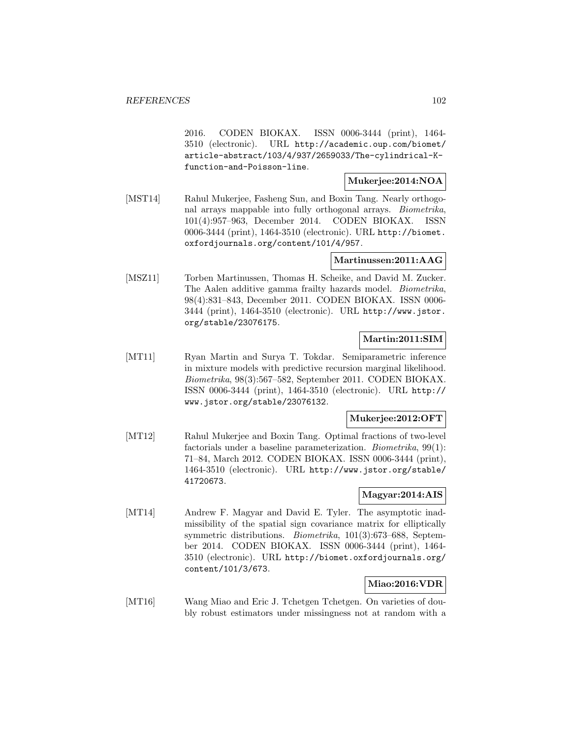2016. CODEN BIOKAX. ISSN 0006-3444 (print), 1464-3510 (electronic). URL http://academic.oup.com/biomet/article-abstract/103/4/937/2659033/The-cylindrical-K-function-and-Poisson-line.

**Mukerjee:2014:NOA**

[MST14] Rahul Mukerjee, Fasheng Sun, and Boxin Tang. Nearly orthogonal arrays mappable into fully orthogonal arrays. *Biometrika*, 101(4):957–963, December 2014. CODEN BIOKAX. ISSN 0006-3444 (print), 1464-3510 (electronic). URL http://biomet.oxfordjournals.org/content/101/4/957.

**Martinussen:2011:AAG**

[MSZ11] Torben Martinussen, Thomas H. Scheike, and David M. Zucker. The Aalen additive gamma frailty hazards model. *Biometrika*, 98(4):831–843, December 2011. CODEN BIOKAX. ISSN 0006-3444 (print), 1464-3510 (electronic). URL http://www.jstor.org/stable/23076175.

**Martin:2011:SIM**

[MT11] Ryan Martin and Surya T. Tokdar. Semiparametric inference in mixture models with predictive recursion marginal likelihood. *Biometrika*, 98(3):567–582, September 2011. CODEN BIOKAX. ISSN 0006-3444 (print), 1464-3510 (electronic). URL http://www.jstor.org/stable/23076132.

**Mukerjee:2012:OFT**

[MT12] Rahul Mukerjee and Boxin Tang. Optimal fractions of two-level factorials under a baseline parameterization. *Biometrika*, 99(1): 71–84, March 2012. CODEN BIOKAX. ISSN 0006-3444 (print), 1464-3510 (electronic). URL http://www.jstor.org/stable/41720673.

**Magyar:2014:AIS**

[MT14] Andrew F. Magyar and David E. Tyler. The asymptotic inadmissibility of the spatial sign covariance matrix for elliptically symmetric distributions. *Biometrika*, 101(3):673–688, September 2014. CODEN BIOKAX. ISSN 0006-3444 (print), 1464-3510 (electronic). URL http://biomet.oxfordjournals.org/content/101/3/673.

**Miao:2016:VDR**

[MT16] Wang Miao and Eric J. Tchetgen Tchetgen. On varieties of doubly robust estimators under missingness not at random with a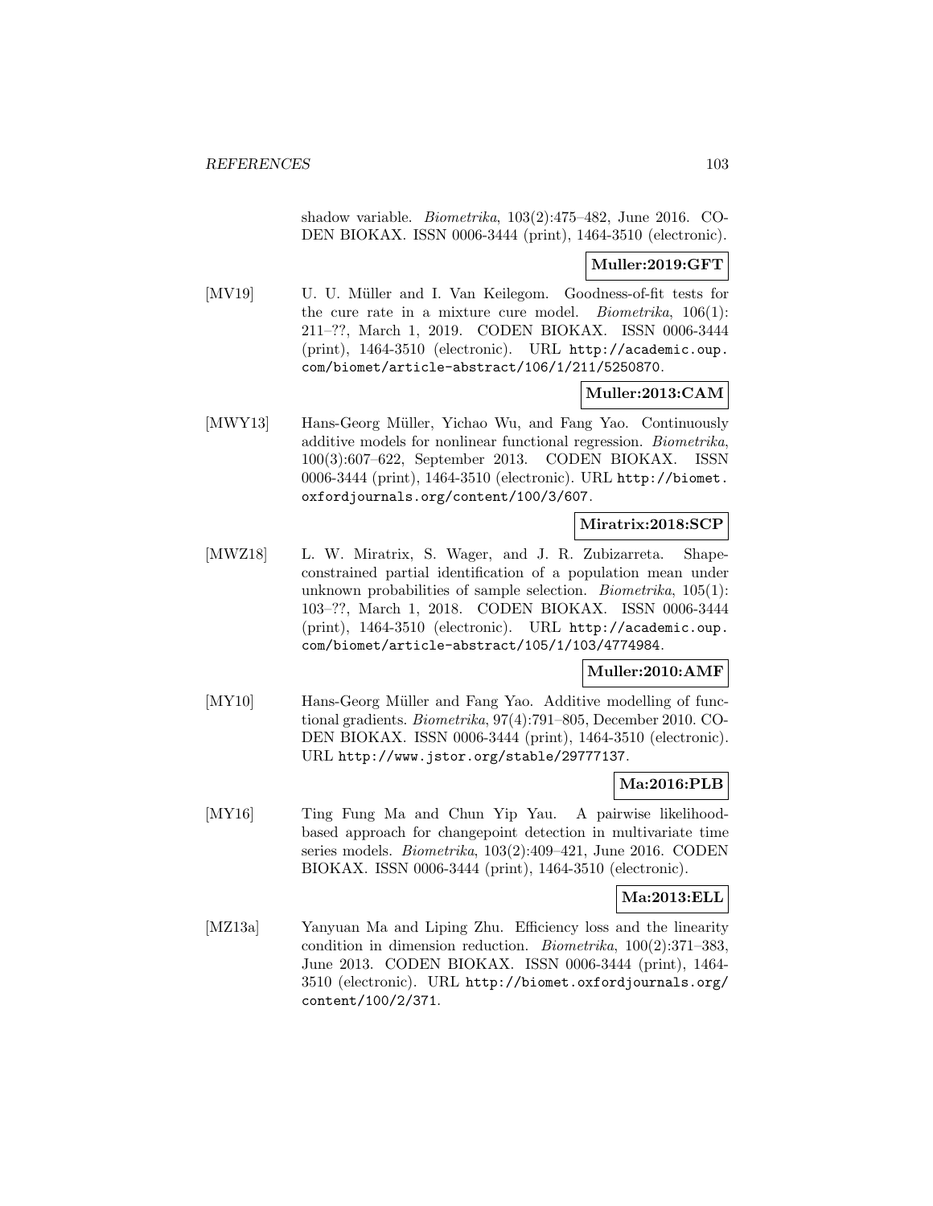shadow variable. *Biometrika*, 103(2):475–482, June 2016. CODEN BIOKAX. ISSN 0006-3444 (print), 1464-3510 (electronic).

**Muller:2019:GFT**

[MV19] U. U. Müller and I. Van Keilegom. Goodness-of-fit tests for the cure rate in a mixture cure model. *Biometrika*, 106(1): 211–??, March 1, 2019. CODEN BIOKAX. ISSN 0006-3444 (print), 1464-3510 (electronic). URL http://academic.oup.com/biomet/article-abstract/106/1/211/5250870.

**Muller:2013:CAM**

[MWY13] Hans-Georg Müller, Yichao Wu, and Fang Yao. Continuously additive models for nonlinear functional regression. *Biometrika*, 100(3):607–622, September 2013. CODEN BIOKAX. ISSN 0006-3444 (print), 1464-3510 (electronic). URL http://biomet.oxfordjournals.org/content/100/3/607.

**Miratrix:2018:SCP**

[MWZ18] L. W. Miratrix, S. Wager, and J. R. Zubizarreta. Shape-constrained partial identification of a population mean under unknown probabilities of sample selection. *Biometrika*, 105(1): 103–??, March 1, 2018. CODEN BIOKAX. ISSN 0006-3444 (print), 1464-3510 (electronic). URL http://academic.oup.com/biomet/article-abstract/105/1/103/4774984.

**Muller:2010:AMF**

[MY10] Hans-Georg Müller and Fang Yao. Additive modelling of functional gradients. *Biometrika*, 97(4):791–805, December 2010. CODEN BIOKAX. ISSN 0006-3444 (print), 1464-3510 (electronic). URL http://www.jstor.org/stable/29777137.

**Ma:2016:PLB**

[MY16] Ting Fung Ma and Chun Yip Yau. A pairwise likelihood-based approach for changepoint detection in multivariate time series models. *Biometrika*, 103(2):409–421, June 2016. CODEN BIOKAX. ISSN 0006-3444 (print), 1464-3510 (electronic).

**Ma:2013:ELL**

[MZ13a] Yanyuan Ma and Liping Zhu. Efficiency loss and the linearity condition in dimension reduction. *Biometrika*, 100(2):371–383, June 2013. CODEN BIOKAX. ISSN 0006-3444 (print), 1464-3510 (electronic). URL http://biomet.oxfordjournals.org/content/100/2/371.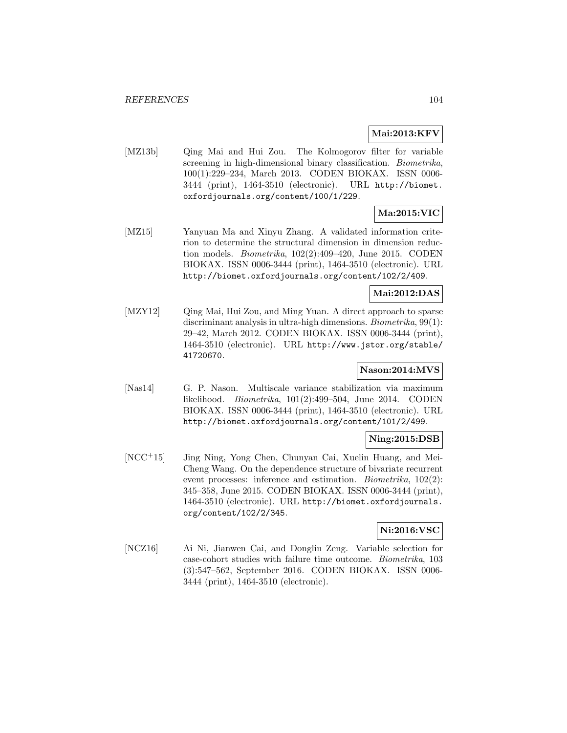**Mai:2013:KFV**

[MZ13b] Qing Mai and Hui Zou. The Kolmogorov filter for variable screening in high-dimensional binary classification. *Biometrika*, 100(1):229–234, March 2013. CODEN BIOKAX. ISSN 0006-3444 (print), 1464-3510 (electronic). URL http://biomet.oxfordjournals.org/content/100/1/229.

**Ma:2015:VIC**

[MZ15] Yanyuan Ma and Xinyu Zhang. A validated information criterion to determine the structural dimension in dimension reduction models. *Biometrika*, 102(2):409–420, June 2015. CODEN BIOKAX. ISSN 0006-3444 (print), 1464-3510 (electronic). URL http://biomet.oxfordjournals.org/content/102/2/409.

**Mai:2012:DAS**

[MZY12] Qing Mai, Hui Zou, and Ming Yuan. A direct approach to sparse discriminant analysis in ultra-high dimensions. *Biometrika*, 99(1): 29–42, March 2012. CODEN BIOKAX. ISSN 0006-3444 (print), 1464-3510 (electronic). URL http://www.jstor.org/stable/41720670.

**Nason:2014:MVS**

[Nas14] G. P. Nason. Multiscale variance stabilization via maximum likelihood. *Biometrika*, 101(2):499–504, June 2014. CODEN BIOKAX. ISSN 0006-3444 (print), 1464-3510 (electronic). URL http://biomet.oxfordjournals.org/content/101/2/499.

**Ning:2015:DSB**

[NCC+15] Jing Ning, Yong Chen, Chunyan Cai, Xuelin Huang, and Mei-Cheng Wang. On the dependence structure of bivariate recurrent event processes: inference and estimation. *Biometrika*, 102(2): 345–358, June 2015. CODEN BIOKAX. ISSN 0006-3444 (print), 1464-3510 (electronic). URL http://biomet.oxfordjournals.org/content/102/2/345.

**Ni:2016:VSC**

[NCZ16] Ai Ni, Jianwen Cai, and Donglin Zeng. Variable selection for case-cohort studies with failure time outcome. *Biometrika*, 103 (3):547–562, September 2016. CODEN BIOKAX. ISSN 0006-3444 (print), 1464-3510 (electronic).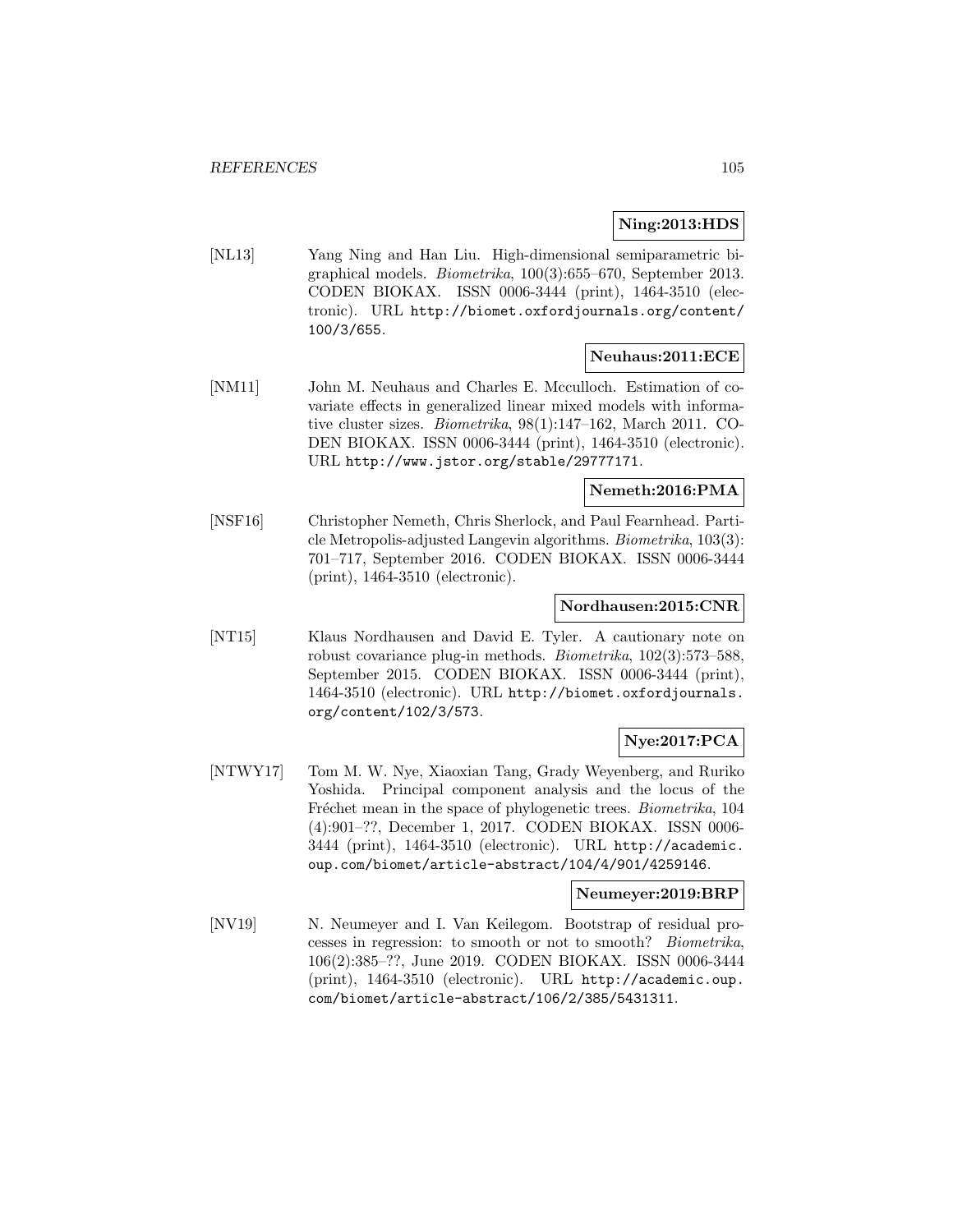**Ning:2013:HDS**

[NL13] Yang Ning and Han Liu. High-dimensional semiparametric bigraphical models. *Biometrika*, 100(3):655–670, September 2013. CODEN BIOKAX. ISSN 0006-3444 (print), 1464-3510 (electronic). URL http://biomet.oxfordjournals.org/content/100/3/655.

**Neuhaus:2011:ECE**

[NM11] John M. Neuhaus and Charles E. Mcculloch. Estimation of covariate effects in generalized linear mixed models with informative cluster sizes. *Biometrika*, 98(1):147–162, March 2011. CODEN BIOKAX. ISSN 0006-3444 (print), 1464-3510 (electronic). URL http://www.jstor.org/stable/29777171.

**Nemeth:2016:PMA**

[NSF16] Christopher Nemeth, Chris Sherlock, and Paul Fearnhead. Particle Metropolis-adjusted Langevin algorithms. *Biometrika*, 103(3): 701–717, September 2016. CODEN BIOKAX. ISSN 0006-3444 (print), 1464-3510 (electronic).

**Nordhausen:2015:CNR**

[NT15] Klaus Nordhausen and David E. Tyler. A cautionary note on robust covariance plug-in methods. *Biometrika*, 102(3):573–588, September 2015. CODEN BIOKAX. ISSN 0006-3444 (print), 1464-3510 (electronic). URL http://biomet.oxfordjournals.org/content/102/3/573.

**Nye:2017:PCA**

[NTWY17] Tom M. W. Nye, Xiaoxian Tang, Grady Weyenberg, and Ruriko Yoshida. Principal component analysis and the locus of the Fréchet mean in the space of phylogenetic trees. *Biometrika*, 104 (4):901–??, December 1, 2017. CODEN BIOKAX. ISSN 0006-3444 (print), 1464-3510 (electronic). URL http://academic.oup.com/biomet/article-abstract/104/4/901/4259146.

**Neumeyer:2019:BRP**

[NV19] N. Neumeyer and I. Van Keilegom. Bootstrap of residual processes in regression: to smooth or not to smooth? *Biometrika*, 106(2):385–??, June 2019. CODEN BIOKAX. ISSN 0006-3444 (print), 1464-3510 (electronic). URL http://academic.oup.com/biomet/article-abstract/106/2/385/5431311.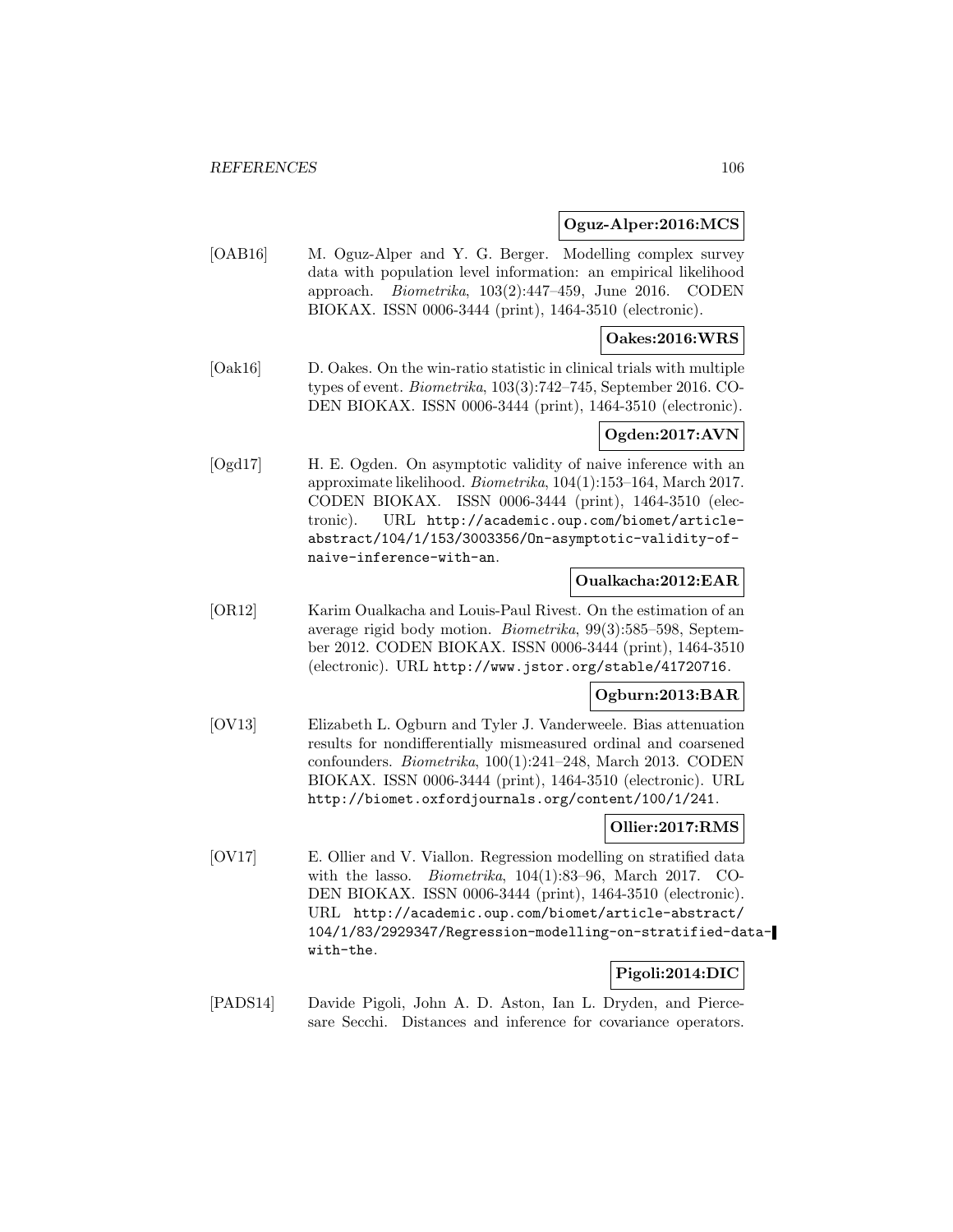**Oguz-Alper:2016:MCS**

[OAB16] M. Oguz-Alper and Y. G. Berger. Modelling complex survey data with population level information: an empirical likelihood approach. *Biometrika*, 103(2):447–459, June 2016. CODEN BIOKAX. ISSN 0006-3444 (print), 1464-3510 (electronic).

**Oakes:2016:WRS**

[Oak16] D. Oakes. On the win-ratio statistic in clinical trials with multiple types of event. *Biometrika*, 103(3):742–745, September 2016. CODEN BIOKAX. ISSN 0006-3444 (print), 1464-3510 (electronic).

**Ogden:2017:AVN**

[Ogd17] H. E. Ogden. On asymptotic validity of naive inference with an approximate likelihood. *Biometrika*, 104(1):153–164, March 2017. CODEN BIOKAX. ISSN 0006-3444 (print), 1464-3510 (electronic). URL http://academic.oup.com/biomet/article-abstract/104/1/153/3003356/On-asymptotic-validity-of-naive-inference-with-an.

**Oualkacha:2012:EAR**

[OR12] Karim Oualkacha and Louis-Paul Rivest. On the estimation of an average rigid body motion. *Biometrika*, 99(3):585–598, September 2012. CODEN BIOKAX. ISSN 0006-3444 (print), 1464-3510 (electronic). URL http://www.jstor.org/stable/41720716.

**Ogburn:2013:BAR**

[OV13] Elizabeth L. Ogburn and Tyler J. Vanderweele. Bias attenuation results for nondifferentially mismeasured ordinal and coarsened confounders. *Biometrika*, 100(1):241–248, March 2013. CODEN BIOKAX. ISSN 0006-3444 (print), 1464-3510 (electronic). URL http://biomet.oxfordjournals.org/content/100/1/241.

**Ollier:2017:RMS**

[OV17] E. Ollier and V. Viallon. Regression modelling on stratified data with the lasso. *Biometrika*, 104(1):83–96, March 2017. CODEN BIOKAX. ISSN 0006-3444 (print), 1464-3510 (electronic). URL http://academic.oup.com/biomet/article-abstract/104/1/83/2929347/Regression-modelling-on-stratified-data-with-the.

**Pigoli:2014:DIC**

[PADS14] Davide Pigoli, John A. D. Aston, Ian L. Dryden, and Piercesare Secchi. Distances and inference for covariance operators.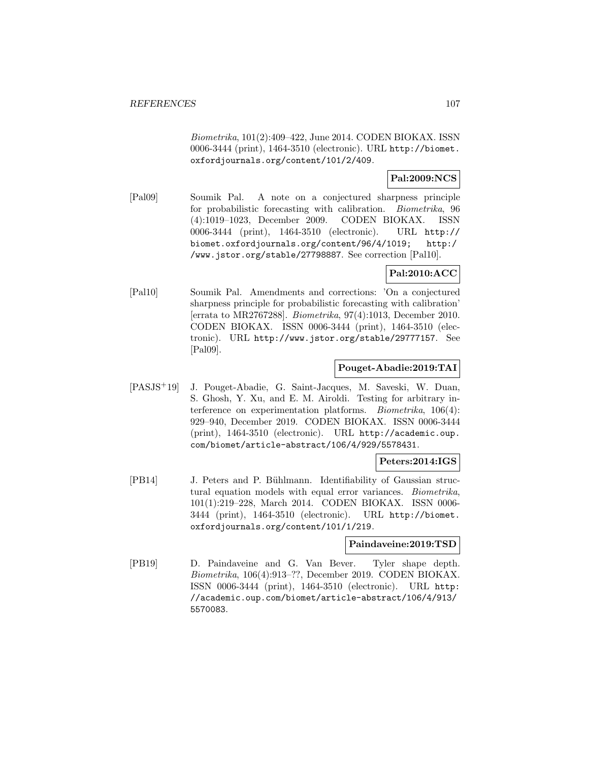*Biometrika*, 101(2):409–422, June 2014. CODEN BIOKAX. ISSN 0006-3444 (print), 1464-3510 (electronic). URL http://biomet.oxfordjournals.org/content/101/2/409.

**Pal:2009:NCS**

[Pal09] Soumik Pal. A note on a conjectured sharpness principle for probabilistic forecasting with calibration. *Biometrika*, 96 (4):1019–1023, December 2009. CODEN BIOKAX. ISSN 0006-3444 (print), 1464-3510 (electronic). URL http://biomet.oxfordjournals.org/content/96/4/1019; http://www.jstor.org/stable/27798887. See correction [Pal10].

**Pal:2010:ACC**

[Pal10] Soumik Pal. Amendments and corrections: 'On a conjectured sharpness principle for probabilistic forecasting with calibration' [errata to MR2767288]. *Biometrika*, 97(4):1013, December 2010. CODEN BIOKAX. ISSN 0006-3444 (print), 1464-3510 (electronic). URL http://www.jstor.org/stable/29777157. See [Pal09].

**Pouget-Abadie:2019:TAI**

[PASJS+19] J. Pouget-Abadie, G. Saint-Jacques, M. Saveski, W. Duan, S. Ghosh, Y. Xu, and E. M. Airoldi. Testing for arbitrary interference on experimentation platforms. *Biometrika*, 106(4): 929–940, December 2019. CODEN BIOKAX. ISSN 0006-3444 (print), 1464-3510 (electronic). URL http://academic.oup.com/biomet/article-abstract/106/4/929/5578431.

**Peters:2014:IGS**

[PB14] J. Peters and P. Bühlmann. Identifiability of Gaussian structural equation models with equal error variances. *Biometrika*, 101(1):219–228, March 2014. CODEN BIOKAX. ISSN 0006-3444 (print), 1464-3510 (electronic). URL http://biomet.oxfordjournals.org/content/101/1/219.

**Paindaveine:2019:TSD**

[PB19] D. Paindaveine and G. Van Bever. Tyler shape depth. *Biometrika*, 106(4):913–??, December 2019. CODEN BIOKAX. ISSN 0006-3444 (print), 1464-3510 (electronic). URL http://academic.oup.com/biomet/article-abstract/106/4/913/5570083.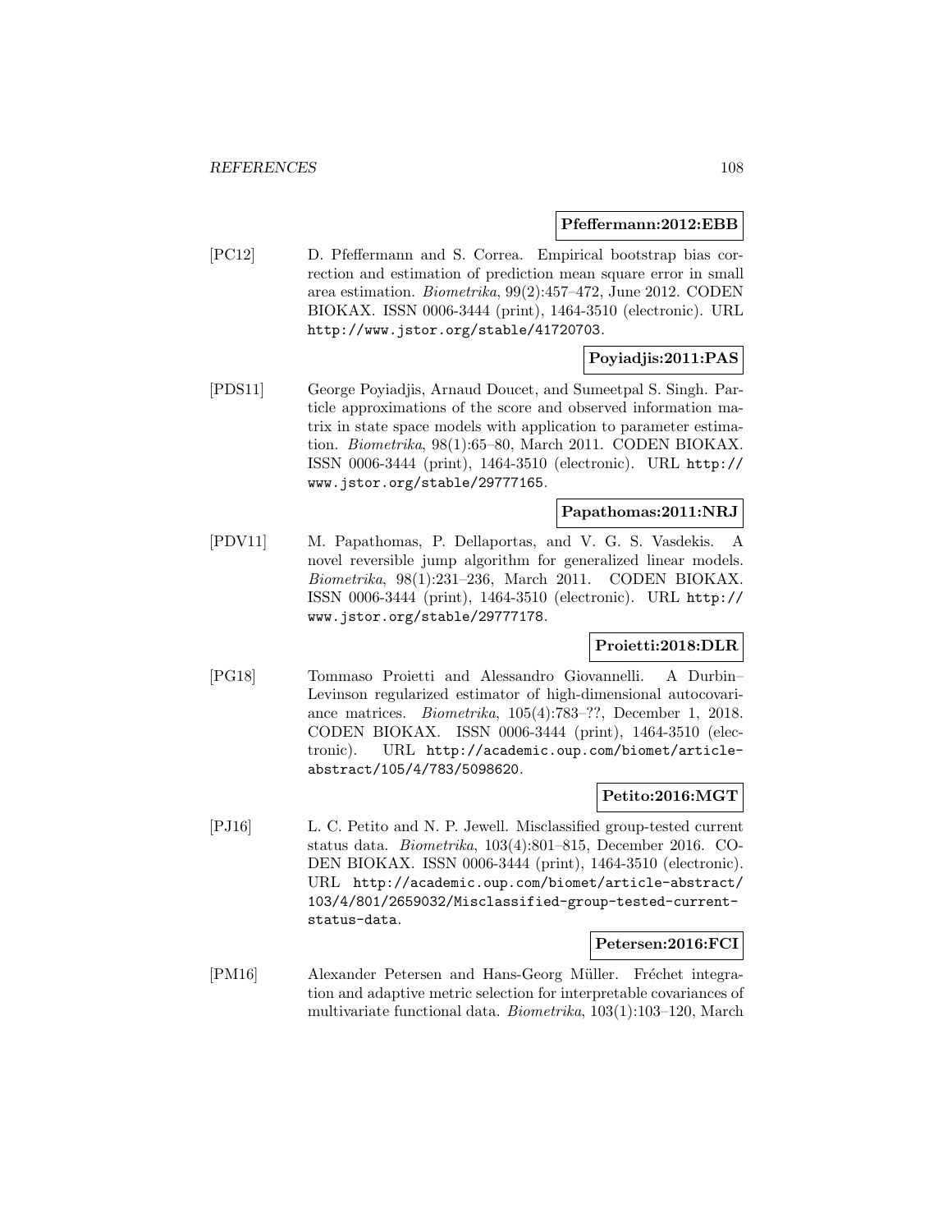**Pfeffermann:2012:EBB**

[PC12] D. Pfeffermann and S. Correa. Empirical bootstrap bias correction and estimation of prediction mean square error in small area estimation. *Biometrika*, 99(2):457–472, June 2012. CODEN BIOKAX. ISSN 0006-3444 (print), 1464-3510 (electronic). URL http://www.jstor.org/stable/41720703.

**Poyiadjis:2011:PAS**

[PDS11] George Poyiadjis, Arnaud Doucet, and Sumeetpal S. Singh. Particle approximations of the score and observed information matrix in state space models with application to parameter estimation. *Biometrika*, 98(1):65–80, March 2011. CODEN BIOKAX. ISSN 0006-3444 (print), 1464-3510 (electronic). URL http://www.jstor.org/stable/29777165.

**Papathomas:2011:NRJ**

[PDV11] M. Papathomas, P. Dellaportas, and V. G. S. Vasdekis. A novel reversible jump algorithm for generalized linear models. *Biometrika*, 98(1):231–236, March 2011. CODEN BIOKAX. ISSN 0006-3444 (print), 1464-3510 (electronic). URL http://www.jstor.org/stable/29777178.

**Proietti:2018:DLR**

[PG18] Tommaso Proietti and Alessandro Giovannelli. A Durbin–Levinson regularized estimator of high-dimensional autocovariance matrices. *Biometrika*, 105(4):783–??, December 1, 2018. CODEN BIOKAX. ISSN 0006-3444 (print), 1464-3510 (electronic). URL http://academic.oup.com/biomet/article-abstract/105/4/783/5098620.

**Petito:2016:MGT**

[PJ16] L. C. Petito and N. P. Jewell. Misclassified group-tested current status data. *Biometrika*, 103(4):801–815, December 2016. CODEN BIOKAX. ISSN 0006-3444 (print), 1464-3510 (electronic). URL http://academic.oup.com/biomet/article-abstract/103/4/801/2659032/Misclassified-group-tested-current-status-data.

**Petersen:2016:FCI**

[PM16] Alexander Petersen and Hans-Georg Müller. Fréchet integration and adaptive metric selection for interpretable covariances of multivariate functional data. *Biometrika*, 103(1):103–120, March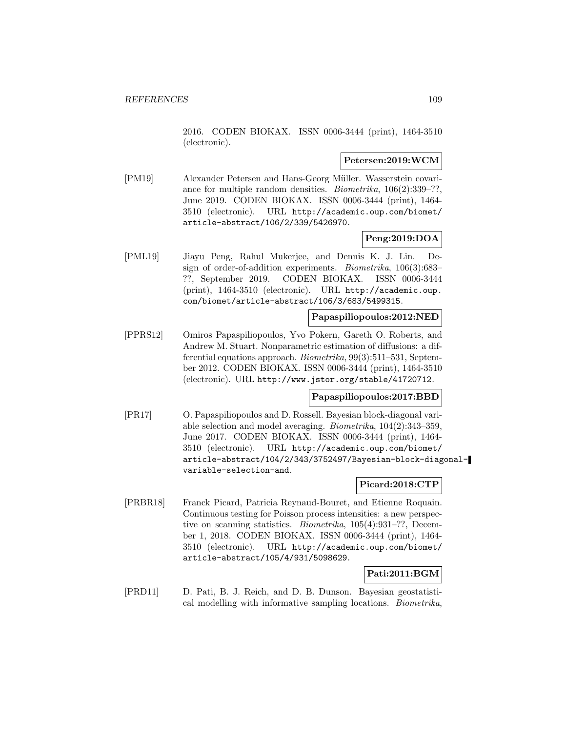2016. CODEN BIOKAX. ISSN 0006-3444 (print), 1464-3510 (electronic).

**Petersen:2019:WCM**

[PM19] Alexander Petersen and Hans-Georg Müller. Wasserstein covariance for multiple random densities. *Biometrika*, 106(2):339–??, June 2019. CODEN BIOKAX. ISSN 0006-3444 (print), 1464-3510 (electronic). URL http://academic.oup.com/biomet/article-abstract/106/2/339/5426970.

**Peng:2019:DOA**

[PML19] Jiayu Peng, Rahul Mukerjee, and Dennis K. J. Lin. Design of order-of-addition experiments. *Biometrika*, 106(3):683–??, September 2019. CODEN BIOKAX. ISSN 0006-3444 (print), 1464-3510 (electronic). URL http://academic.oup.com/biomet/article-abstract/106/3/683/5499315.

**Papaspiliopoulos:2012:NED**

[PPRS12] Omiros Papaspiliopoulos, Yvo Pokern, Gareth O. Roberts, and Andrew M. Stuart. Nonparametric estimation of diffusions: a differential equations approach. *Biometrika*, 99(3):511–531, September 2012. CODEN BIOKAX. ISSN 0006-3444 (print), 1464-3510 (electronic). URL http://www.jstor.org/stable/41720712.

**Papaspiliopoulos:2017:BBD**

[PR17] O. Papaspiliopoulos and D. Rossell. Bayesian block-diagonal variable selection and model averaging. *Biometrika*, 104(2):343–359, June 2017. CODEN BIOKAX. ISSN 0006-3444 (print), 1464-3510 (electronic). URL http://academic.oup.com/biomet/article-abstract/104/2/343/3752497/Bayesian-block-diagonal-variable-selection-and.

**Picard:2018:CTP**

[PRBR18] Franck Picard, Patricia Reynaud-Bouret, and Etienne Roquain. Continuous testing for Poisson process intensities: a new perspective on scanning statistics. *Biometrika*, 105(4):931–??, December 1, 2018. CODEN BIOKAX. ISSN 0006-3444 (print), 1464-3510 (electronic). URL http://academic.oup.com/biomet/article-abstract/105/4/931/5098629.

**Pati:2011:BGM**

[PRD11] D. Pati, B. J. Reich, and D. B. Dunson. Bayesian geostatistical modelling with informative sampling locations. *Biometrika*,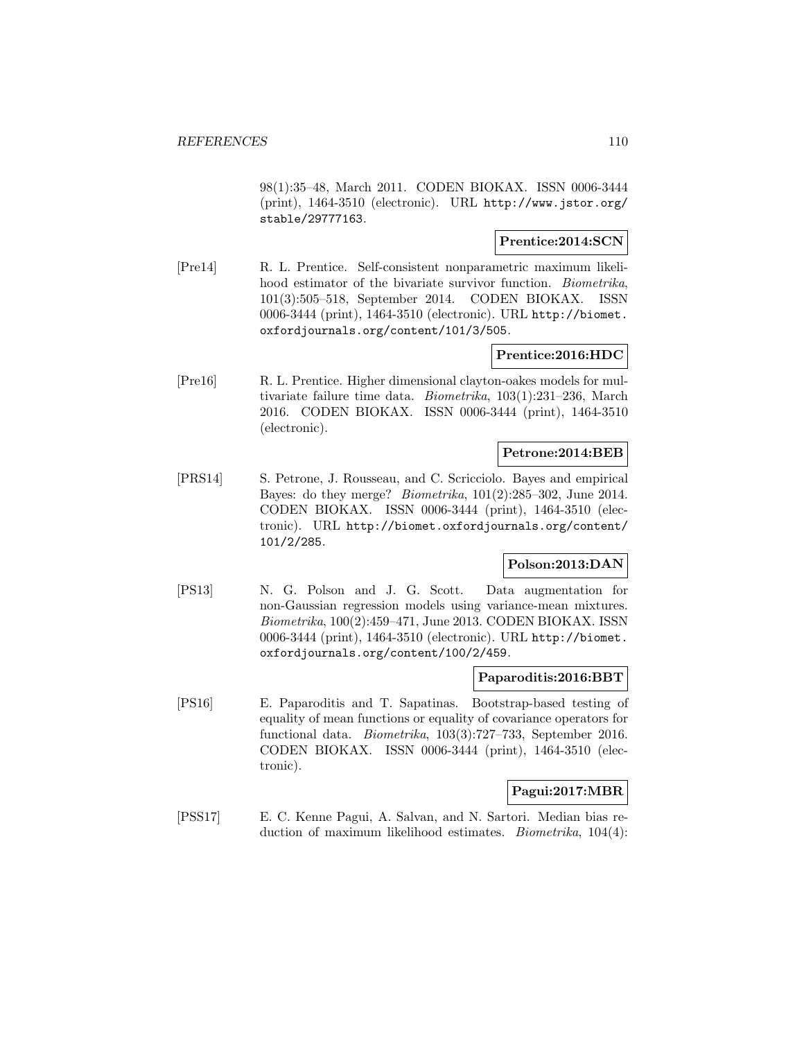98(1):35–48, March 2011. CODEN BIOKAX. ISSN 0006-3444 (print), 1464-3510 (electronic). URL http://www.jstor.org/stable/29777163.

**Prentice:2014:SCN**

[Pre14] R. L. Prentice. Self-consistent nonparametric maximum likelihood estimator of the bivariate survivor function. *Biometrika*, 101(3):505–518, September 2014. CODEN BIOKAX. ISSN 0006-3444 (print), 1464-3510 (electronic). URL http://biomet.oxfordjournals.org/content/101/3/505.

**Prentice:2016:HDC**

[Pre16] R. L. Prentice. Higher dimensional clayton-oakes models for multivariate failure time data. *Biometrika*, 103(1):231–236, March 2016. CODEN BIOKAX. ISSN 0006-3444 (print), 1464-3510 (electronic).

**Petrone:2014:BEB**

[PRS14] S. Petrone, J. Rousseau, and C. Scricciolo. Bayes and empirical Bayes: do they merge? *Biometrika*, 101(2):285–302, June 2014. CODEN BIOKAX. ISSN 0006-3444 (print), 1464-3510 (electronic). URL http://biomet.oxfordjournals.org/content/101/2/285.

**Polson:2013:DAN**

[PS13] N. G. Polson and J. G. Scott. Data augmentation for non-Gaussian regression models using variance-mean mixtures. *Biometrika*, 100(2):459–471, June 2013. CODEN BIOKAX. ISSN 0006-3444 (print), 1464-3510 (electronic). URL http://biomet.oxfordjournals.org/content/100/2/459.

**Paparoditis:2016:BBT**

[PS16] E. Paparoditis and T. Sapatinas. Bootstrap-based testing of equality of mean functions or equality of covariance operators for functional data. *Biometrika*, 103(3):727–733, September 2016. CODEN BIOKAX. ISSN 0006-3444 (print), 1464-3510 (electronic).

**Pagui:2017:MBR**

[PSS17] E. C. Kenne Pagui, A. Salvan, and N. Sartori. Median bias reduction of maximum likelihood estimates. *Biometrika*, 104(4):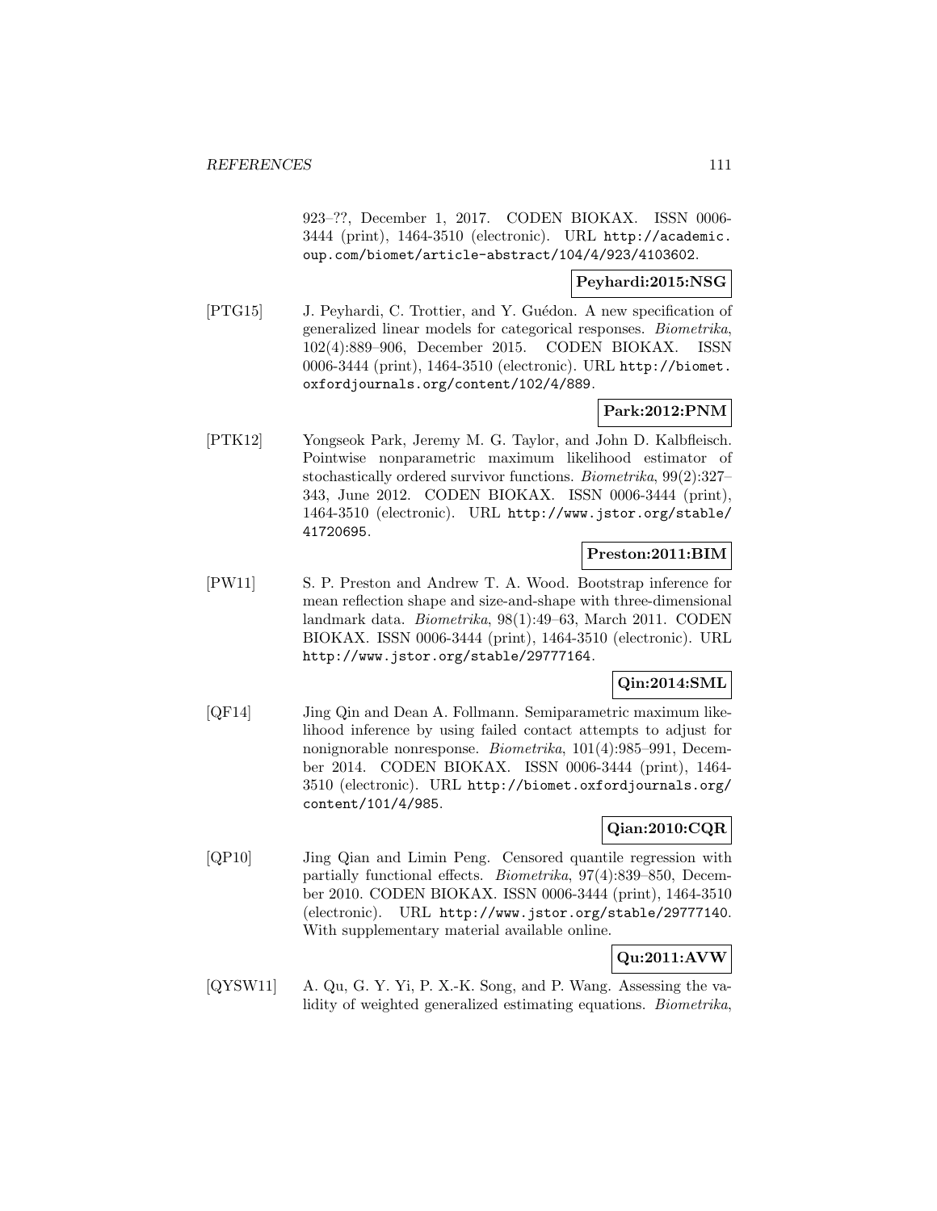923–??, December 1, 2017. CODEN BIOKAX. ISSN 0006-3444 (print), 1464-3510 (electronic). URL http://academic.oup.com/biomet/article-abstract/104/4/923/4103602.

**Peyhardi:2015:NSG**

[PTG15] J. Peyhardi, C. Trottier, and Y. Guédon. A new specification of generalized linear models for categorical responses. *Biometrika*, 102(4):889–906, December 2015. CODEN BIOKAX. ISSN 0006-3444 (print), 1464-3510 (electronic). URL http://biomet.oxfordjournals.org/content/102/4/889.

**Park:2012:PNM**

[PTK12] Yongseok Park, Jeremy M. G. Taylor, and John D. Kalbfleisch. Pointwise nonparametric maximum likelihood estimator of stochastically ordered survivor functions. *Biometrika*, 99(2):327–343, June 2012. CODEN BIOKAX. ISSN 0006-3444 (print), 1464-3510 (electronic). URL http://www.jstor.org/stable/41720695.

**Preston:2011:BIM**

[PW11] S. P. Preston and Andrew T. A. Wood. Bootstrap inference for mean reflection shape and size-and-shape with three-dimensional landmark data. *Biometrika*, 98(1):49–63, March 2011. CODEN BIOKAX. ISSN 0006-3444 (print), 1464-3510 (electronic). URL http://www.jstor.org/stable/29777164.

**Qin:2014:SML**

[QF14] Jing Qin and Dean A. Follmann. Semiparametric maximum likelihood inference by using failed contact attempts to adjust for nonignorable nonresponse. *Biometrika*, 101(4):985–991, December 2014. CODEN BIOKAX. ISSN 0006-3444 (print), 1464-3510 (electronic). URL http://biomet.oxfordjournals.org/content/101/4/985.

**Qian:2010:CQR**

[QP10] Jing Qian and Limin Peng. Censored quantile regression with partially functional effects. *Biometrika*, 97(4):839–850, December 2010. CODEN BIOKAX. ISSN 0006-3444 (print), 1464-3510 (electronic). URL http://www.jstor.org/stable/29777140. With supplementary material available online.

**Qu:2011:AVW**

[QYSW11] A. Qu, G. Y. Yi, P. X.-K. Song, and P. Wang. Assessing the validity of weighted generalized estimating equations. *Biometrika*,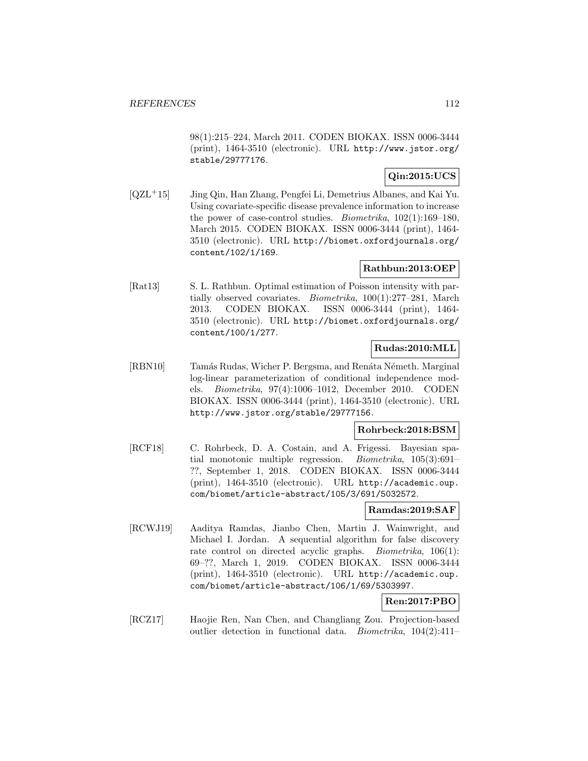98(1):215–224, March 2011. CODEN BIOKAX. ISSN 0006-3444 (print), 1464-3510 (electronic). URL http://www.jstor.org/stable/29777176.

**Qin:2015:UCS**

[QZL+15] Jing Qin, Han Zhang, Pengfei Li, Demetrius Albanes, and Kai Yu. Using covariate-specific disease prevalence information to increase the power of case-control studies. *Biometrika*, 102(1):169–180, March 2015. CODEN BIOKAX. ISSN 0006-3444 (print), 1464-3510 (electronic). URL http://biomet.oxfordjournals.org/content/102/1/169.

**Rathbun:2013:OEP**

[Rat13] S. L. Rathbun. Optimal estimation of Poisson intensity with partially observed covariates. *Biometrika*, 100(1):277–281, March 2013. CODEN BIOKAX. ISSN 0006-3444 (print), 1464-3510 (electronic). URL http://biomet.oxfordjournals.org/content/100/1/277.

**Rudas:2010:MLL**

[RBN10] Tamás Rudas, Wicher P. Bergsma, and Renáta Németh. Marginal log-linear parameterization of conditional independence models. *Biometrika*, 97(4):1006–1012, December 2010. CODEN BIOKAX. ISSN 0006-3444 (print), 1464-3510 (electronic). URL http://www.jstor.org/stable/29777156.

**Rohrbeck:2018:BSM**

[RCF18] C. Rohrbeck, D. A. Costain, and A. Frigessi. Bayesian spatial monotonic multiple regression. *Biometrika*, 105(3):691–??, September 1, 2018. CODEN BIOKAX. ISSN 0006-3444 (print), 1464-3510 (electronic). URL http://academic.oup.com/biomet/article-abstract/105/3/691/5032572.

**Ramdas:2019:SAF**

[RCWJ19] Aaditya Ramdas, Jianbo Chen, Martin J. Wainwright, and Michael I. Jordan. A sequential algorithm for false discovery rate control on directed acyclic graphs. *Biometrika*, 106(1): 69–??, March 1, 2019. CODEN BIOKAX. ISSN 0006-3444 (print), 1464-3510 (electronic). URL http://academic.oup.com/biomet/article-abstract/106/1/69/5303997.

**Ren:2017:PBO**

[RCZ17] Haojie Ren, Nan Chen, and Changliang Zou. Projection-based outlier detection in functional data. *Biometrika*, 104(2):411–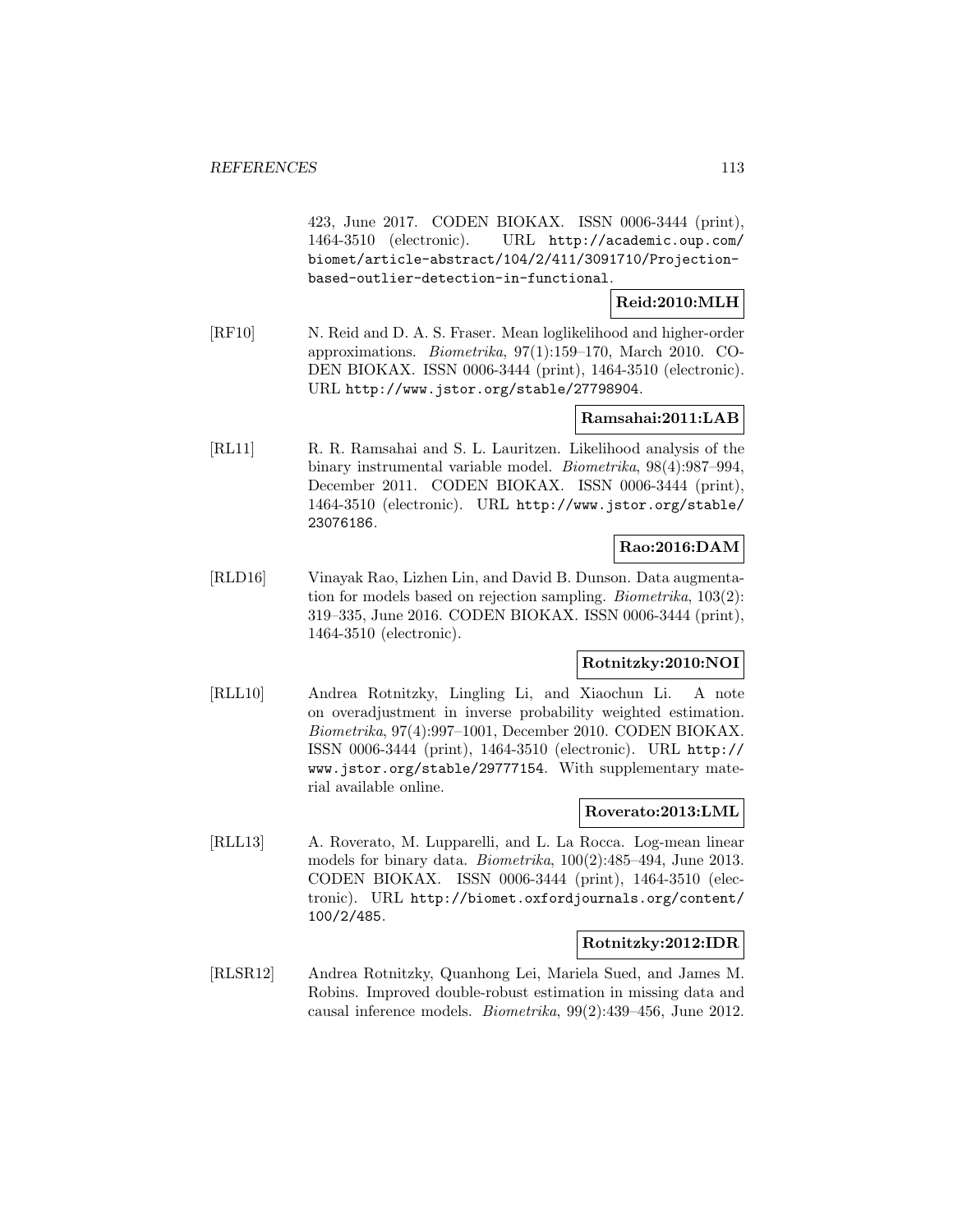423, June 2017. CODEN BIOKAX. ISSN 0006-3444 (print), 1464-3510 (electronic). URL http://academic.oup.com/biomet/article-abstract/104/2/411/3091710/Projection-based-outlier-detection-in-functional.

**Reid:2010:MLH**

[RF10] N. Reid and D. A. S. Fraser. Mean loglikelihood and higher-order approximations. *Biometrika*, 97(1):159–170, March 2010. CODEN BIOKAX. ISSN 0006-3444 (print), 1464-3510 (electronic). URL http://www.jstor.org/stable/27798904.

**Ramsahai:2011:LAB**

[RL11] R. R. Ramsahai and S. L. Lauritzen. Likelihood analysis of the binary instrumental variable model. *Biometrika*, 98(4):987–994, December 2011. CODEN BIOKAX. ISSN 0006-3444 (print), 1464-3510 (electronic). URL http://www.jstor.org/stable/23076186.

**Rao:2016:DAM**

[RLD16] Vinayak Rao, Lizhen Lin, and David B. Dunson. Data augmentation for models based on rejection sampling. *Biometrika*, 103(2): 319–335, June 2016. CODEN BIOKAX. ISSN 0006-3444 (print), 1464-3510 (electronic).

**Rotnitzky:2010:NOI**

[RLL10] Andrea Rotnitzky, Lingling Li, and Xiaochun Li. A note on overadjustment in inverse probability weighted estimation. *Biometrika*, 97(4):997–1001, December 2010. CODEN BIOKAX. ISSN 0006-3444 (print), 1464-3510 (electronic). URL http://www.jstor.org/stable/29777154. With supplementary material available online.

**Roverato:2013:LML**

[RLL13] A. Roverato, M. Lupparelli, and L. La Rocca. Log-mean linear models for binary data. *Biometrika*, 100(2):485–494, June 2013. CODEN BIOKAX. ISSN 0006-3444 (print), 1464-3510 (electronic). URL http://biomet.oxfordjournals.org/content/100/2/485.

**Rotnitzky:2012:IDR**

[RLSR12] Andrea Rotnitzky, Quanhong Lei, Mariela Sued, and James M. Robins. Improved double-robust estimation in missing data and causal inference models. *Biometrika*, 99(2):439–456, June 2012.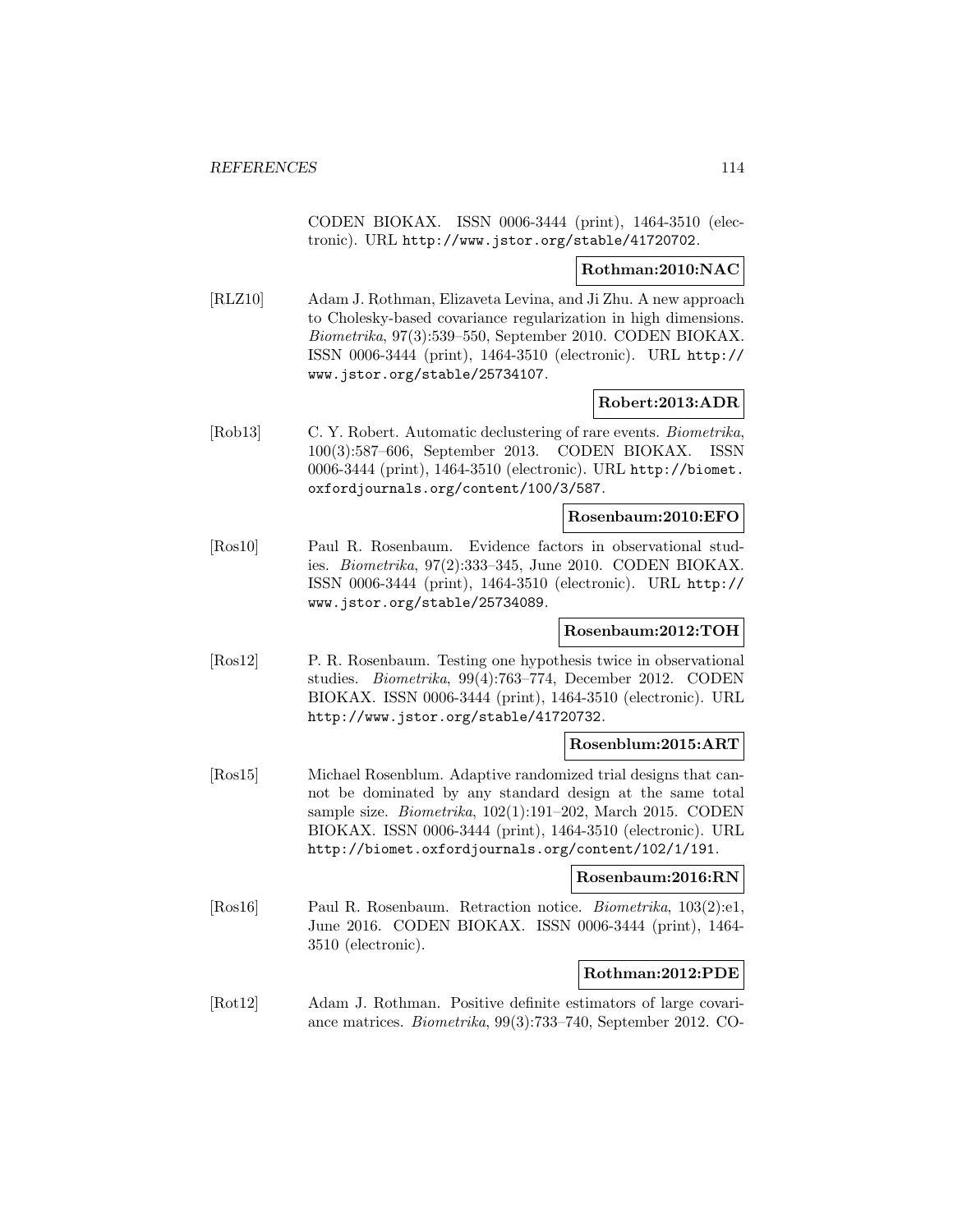CODEN BIOKAX. ISSN 0006-3444 (print), 1464-3510 (electronic). URL http://www.jstor.org/stable/41720702.

**Rothman:2010:NAC**

[RLZ10] Adam J. Rothman, Elizaveta Levina, and Ji Zhu. A new approach to Cholesky-based covariance regularization in high dimensions. *Biometrika*, 97(3):539–550, September 2010. CODEN BIOKAX. ISSN 0006-3444 (print), 1464-3510 (electronic). URL http://www.jstor.org/stable/25734107.

**Robert:2013:ADR**

[Rob13] C. Y. Robert. Automatic declustering of rare events. *Biometrika*, 100(3):587–606, September 2013. CODEN BIOKAX. ISSN 0006-3444 (print), 1464-3510 (electronic). URL http://biomet.oxfordjournals.org/content/100/3/587.

**Rosenbaum:2010:EFO**

[Ros10] Paul R. Rosenbaum. Evidence factors in observational studies. *Biometrika*, 97(2):333–345, June 2010. CODEN BIOKAX. ISSN 0006-3444 (print), 1464-3510 (electronic). URL http://www.jstor.org/stable/25734089.

**Rosenbaum:2012:TOH**

[Ros12] P. R. Rosenbaum. Testing one hypothesis twice in observational studies. *Biometrika*, 99(4):763–774, December 2012. CODEN BIOKAX. ISSN 0006-3444 (print), 1464-3510 (electronic). URL http://www.jstor.org/stable/41720732.

**Rosenblum:2015:ART**

[Ros15] Michael Rosenblum. Adaptive randomized trial designs that cannot be dominated by any standard design at the same total sample size. *Biometrika*, 102(1):191–202, March 2015. CODEN BIOKAX. ISSN 0006-3444 (print), 1464-3510 (electronic). URL http://biomet.oxfordjournals.org/content/102/1/191.

**Rosenbaum:2016:RN**

[Ros16] Paul R. Rosenbaum. Retraction notice. *Biometrika*, 103(2):e1, June 2016. CODEN BIOKAX. ISSN 0006-3444 (print), 1464-3510 (electronic).

**Rothman:2012:PDE**

[Rot12] Adam J. Rothman. Positive definite estimators of large covariance matrices. *Biometrika*, 99(3):733–740, September 2012. CO-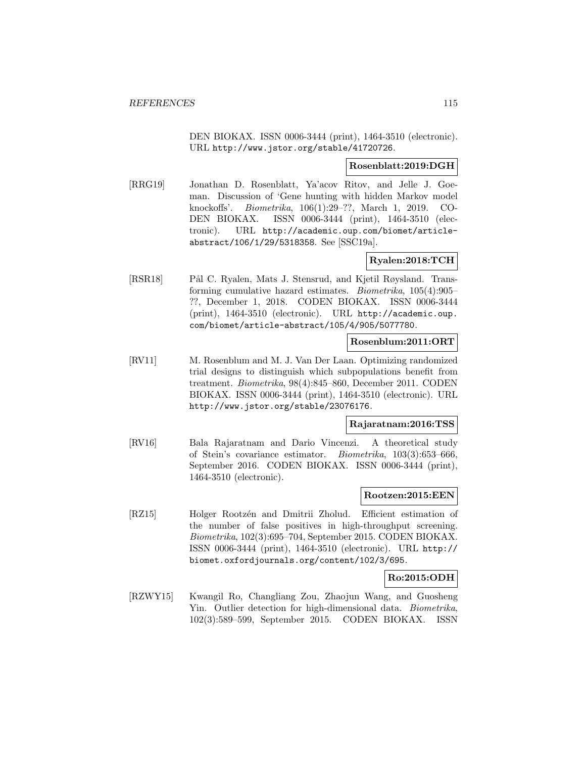DEN BIOKAX. ISSN 0006-3444 (print), 1464-3510 (electronic). URL http://www.jstor.org/stable/41720726.

**Rosenblatt:2019:DGH**

[RRG19] Jonathan D. Rosenblatt, Ya'acov Ritov, and Jelle J. Goeman. Discussion of 'Gene hunting with hidden Markov model knockoffs'. *Biometrika*, 106(1):29–??, March 1, 2019. CODEN BIOKAX. ISSN 0006-3444 (print), 1464-3510 (electronic). URL http://academic.oup.com/biomet/article-abstract/106/1/29/5318358. See [SSC19a].

**Ryalen:2018:TCH**

[RSR18] Pål C. Ryalen, Mats J. Stensrud, and Kjetil Røysland. Transforming cumulative hazard estimates. *Biometrika*, 105(4):905–??, December 1, 2018. CODEN BIOKAX. ISSN 0006-3444 (print), 1464-3510 (electronic). URL http://academic.oup.com/biomet/article-abstract/105/4/905/5077780.

**Rosenblum:2011:ORT**

[RV11] M. Rosenblum and M. J. Van Der Laan. Optimizing randomized trial designs to distinguish which subpopulations benefit from treatment. *Biometrika*, 98(4):845–860, December 2011. CODEN BIOKAX. ISSN 0006-3444 (print), 1464-3510 (electronic). URL http://www.jstor.org/stable/23076176.

**Rajaratnam:2016:TSS**

[RV16] Bala Rajaratnam and Dario Vincenzi. A theoretical study of Stein's covariance estimator. *Biometrika*, 103(3):653–666, September 2016. CODEN BIOKAX. ISSN 0006-3444 (print), 1464-3510 (electronic).

**Rootzen:2015:EEN**

[RZ15] Holger Rootzén and Dmitrii Zholud. Efficient estimation of the number of false positives in high-throughput screening. *Biometrika*, 102(3):695–704, September 2015. CODEN BIOKAX. ISSN 0006-3444 (print), 1464-3510 (electronic). URL http://biomet.oxfordjournals.org/content/102/3/695.

**Ro:2015:ODH**

[RZWY15] Kwangil Ro, Changliang Zou, Zhaojun Wang, and Guosheng Yin. Outlier detection for high-dimensional data. *Biometrika*, 102(3):589–599, September 2015. CODEN BIOKAX. ISSN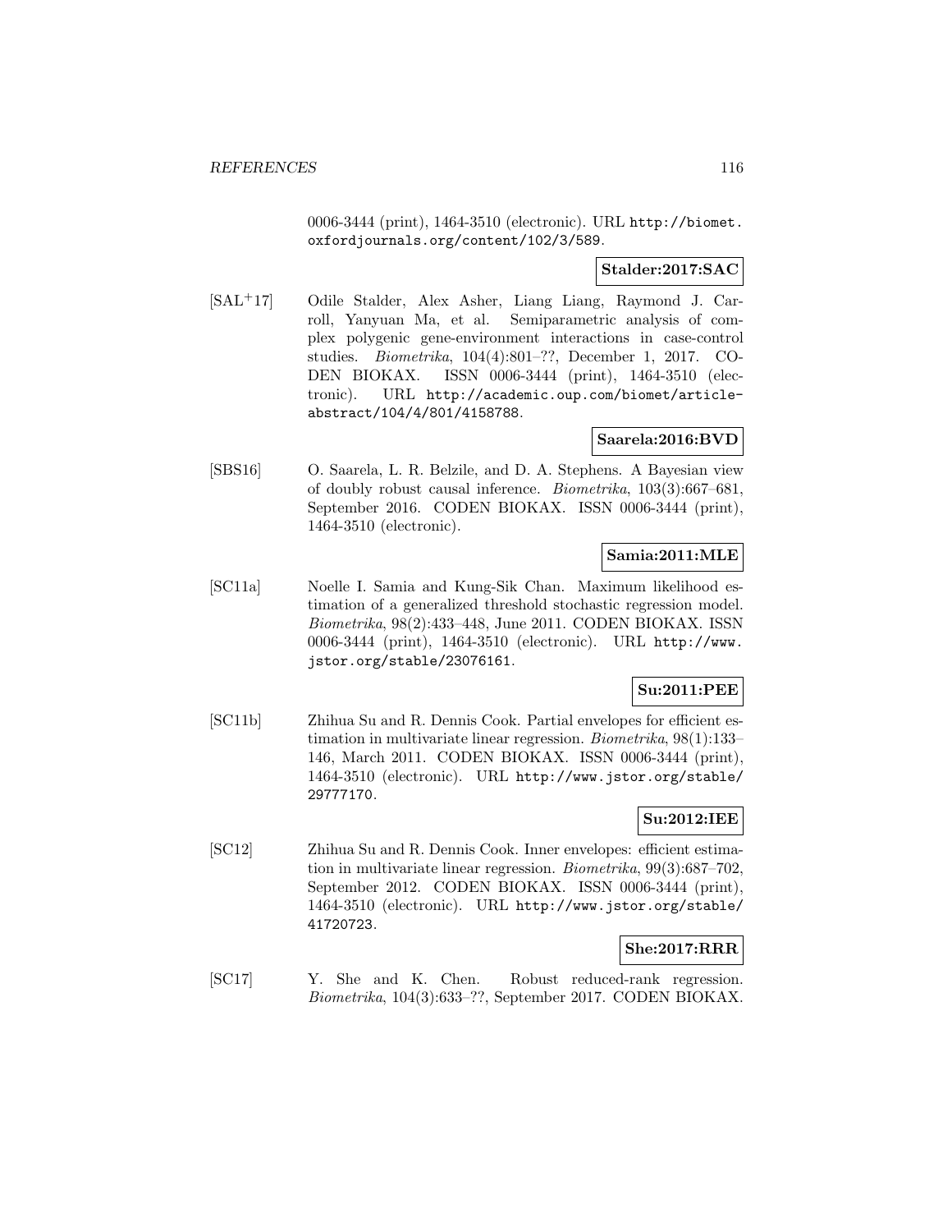0006-3444 (print), 1464-3510 (electronic). URL http://biomet.oxfordjournals.org/content/102/3/589.

**Stalder:2017:SAC**

[SAL+17] Odile Stalder, Alex Asher, Liang Liang, Raymond J. Carroll, Yanyuan Ma, et al. Semiparametric analysis of complex polygenic gene-environment interactions in case-control studies. *Biometrika*, 104(4):801–??, December 1, 2017. CODEN BIOKAX. ISSN 0006-3444 (print), 1464-3510 (electronic). URL http://academic.oup.com/biomet/article-abstract/104/4/801/4158788.

**Saarela:2016:BVD**

[SBS16] O. Saarela, L. R. Belzile, and D. A. Stephens. A Bayesian view of doubly robust causal inference. *Biometrika*, 103(3):667–681, September 2016. CODEN BIOKAX. ISSN 0006-3444 (print), 1464-3510 (electronic).

**Samia:2011:MLE**

[SC11a] Noelle I. Samia and Kung-Sik Chan. Maximum likelihood estimation of a generalized threshold stochastic regression model. *Biometrika*, 98(2):433–448, June 2011. CODEN BIOKAX. ISSN 0006-3444 (print), 1464-3510 (electronic). URL http://www.jstor.org/stable/23076161.

**Su:2011:PEE**

[SC11b] Zhihua Su and R. Dennis Cook. Partial envelopes for efficient estimation in multivariate linear regression. *Biometrika*, 98(1):133–146, March 2011. CODEN BIOKAX. ISSN 0006-3444 (print), 1464-3510 (electronic). URL http://www.jstor.org/stable/29777170.

**Su:2012:IEE**

[SC12] Zhihua Su and R. Dennis Cook. Inner envelopes: efficient estimation in multivariate linear regression. *Biometrika*, 99(3):687–702, September 2012. CODEN BIOKAX. ISSN 0006-3444 (print), 1464-3510 (electronic). URL http://www.jstor.org/stable/41720723.

**She:2017:RRR**

[SC17] Y. She and K. Chen. Robust reduced-rank regression. *Biometrika*, 104(3):633–??, September 2017. CODEN BIOKAX.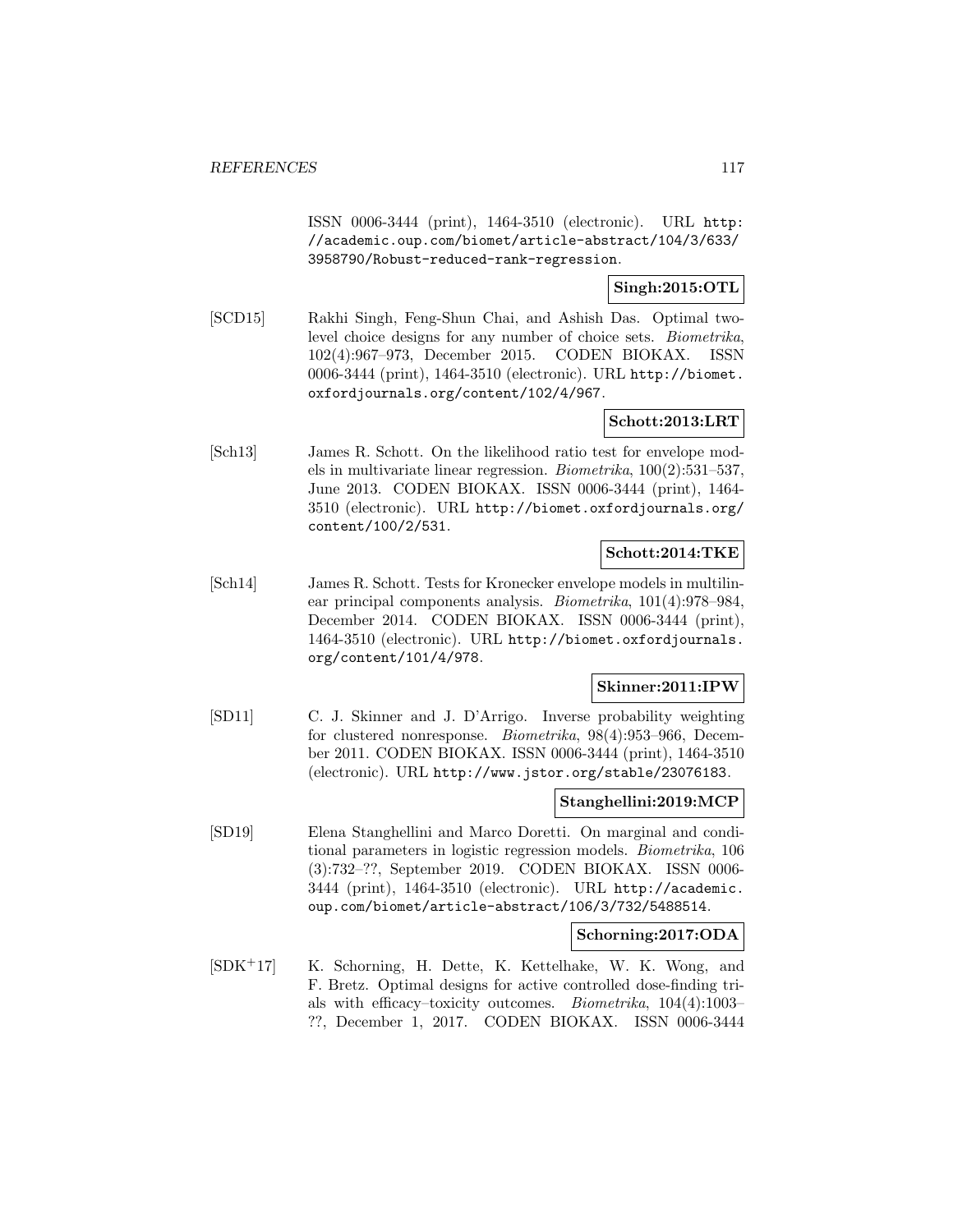ISSN 0006-3444 (print), 1464-3510 (electronic). URL http://academic.oup.com/biomet/article-abstract/104/3/633/3958790/Robust-reduced-rank-regression.

**Singh:2015:OTL**

[SCD15] Rakhi Singh, Feng-Shun Chai, and Ashish Das. Optimal two-level choice designs for any number of choice sets. *Biometrika*, 102(4):967–973, December 2015. CODEN BIOKAX. ISSN 0006-3444 (print), 1464-3510 (electronic). URL http://biomet.oxfordjournals.org/content/102/4/967.

**Schott:2013:LRT**

[Sch13] James R. Schott. On the likelihood ratio test for envelope models in multivariate linear regression. *Biometrika*, 100(2):531–537, June 2013. CODEN BIOKAX. ISSN 0006-3444 (print), 1464-3510 (electronic). URL http://biomet.oxfordjournals.org/content/100/2/531.

**Schott:2014:TKE**

[Sch14] James R. Schott. Tests for Kronecker envelope models in multilinear principal components analysis. *Biometrika*, 101(4):978–984, December 2014. CODEN BIOKAX. ISSN 0006-3444 (print), 1464-3510 (electronic). URL http://biomet.oxfordjournals.org/content/101/4/978.

**Skinner:2011:IPW**

[SD11] C. J. Skinner and J. D'Arrigo. Inverse probability weighting for clustered nonresponse. *Biometrika*, 98(4):953–966, December 2011. CODEN BIOKAX. ISSN 0006-3444 (print), 1464-3510 (electronic). URL http://www.jstor.org/stable/23076183.

**Stanghellini:2019:MCP**

[SD19] Elena Stanghellini and Marco Doretti. On marginal and conditional parameters in logistic regression models. *Biometrika*, 106 (3):732–??, September 2019. CODEN BIOKAX. ISSN 0006-3444 (print), 1464-3510 (electronic). URL http://academic.oup.com/biomet/article-abstract/106/3/732/5488514.

**Schorning:2017:ODA**

[SDK+17] K. Schorning, H. Dette, K. Kettelhake, W. K. Wong, and F. Bretz. Optimal designs for active controlled dose-finding trials with efficacy–toxicity outcomes. *Biometrika*, 104(4):1003–??, December 1, 2017. CODEN BIOKAX. ISSN 0006-3444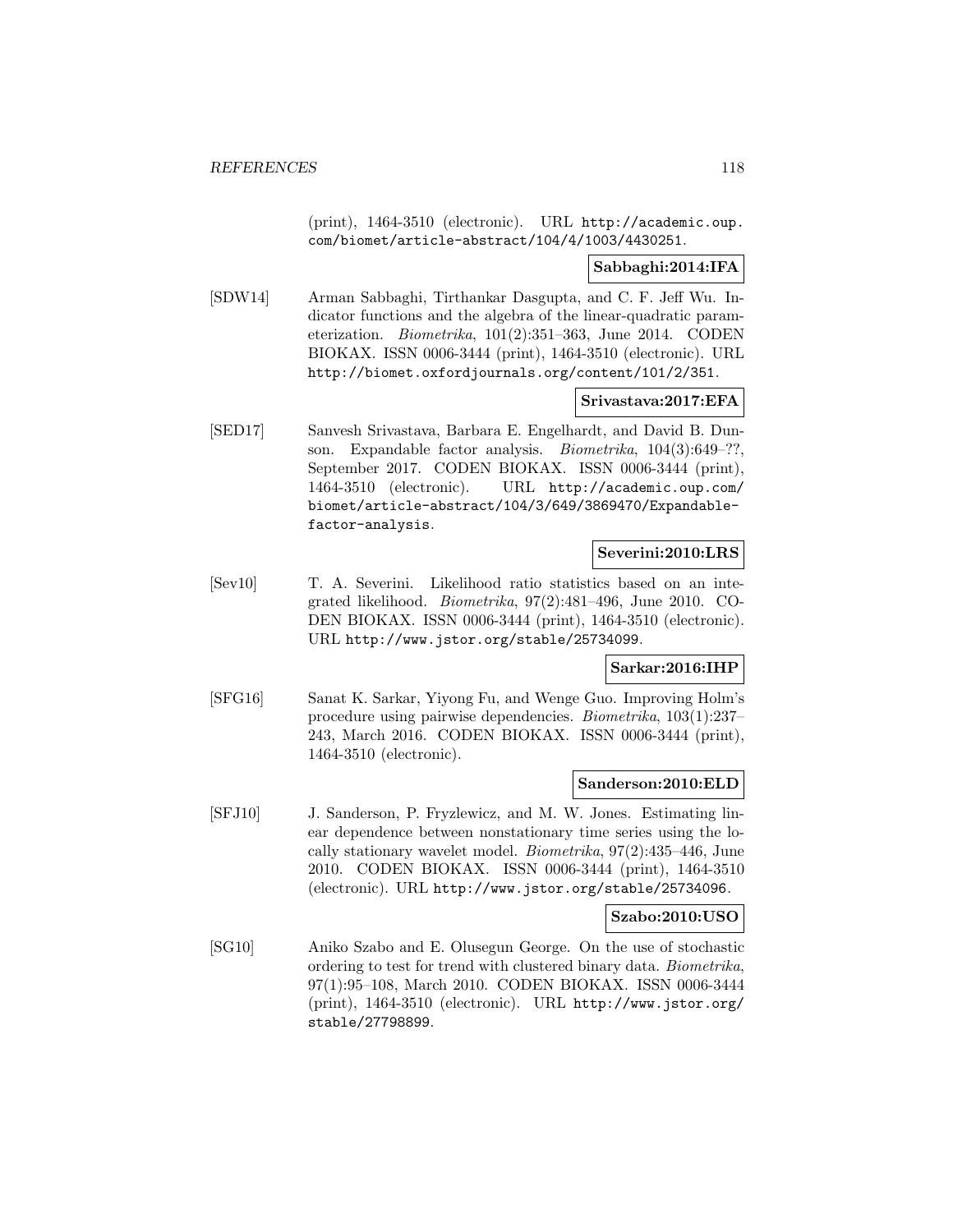(print), 1464-3510 (electronic). URL http://academic.oup.com/biomet/article-abstract/104/4/1003/4430251.

**Sabbaghi:2014:IFA**

[SDW14] Arman Sabbaghi, Tirthankar Dasgupta, and C. F. Jeff Wu. Indicator functions and the algebra of the linear-quadratic parameterization. *Biometrika*, 101(2):351–363, June 2014. CODEN BIOKAX. ISSN 0006-3444 (print), 1464-3510 (electronic). URL http://biomet.oxfordjournals.org/content/101/2/351.

**Srivastava:2017:EFA**

[SED17] Sanvesh Srivastava, Barbara E. Engelhardt, and David B. Dunson. Expandable factor analysis. *Biometrika*, 104(3):649–??, September 2017. CODEN BIOKAX. ISSN 0006-3444 (print), 1464-3510 (electronic). URL http://academic.oup.com/biomet/article-abstract/104/3/649/3869470/Expandable-factor-analysis.

**Severini:2010:LRS**

[Sev10] T. A. Severini. Likelihood ratio statistics based on an integrated likelihood. *Biometrika*, 97(2):481–496, June 2010. CODEN BIOKAX. ISSN 0006-3444 (print), 1464-3510 (electronic). URL http://www.jstor.org/stable/25734099.

**Sarkar:2016:IHP**

[SFG16] Sanat K. Sarkar, Yiyong Fu, and Wenge Guo. Improving Holm's procedure using pairwise dependencies. *Biometrika*, 103(1):237–243, March 2016. CODEN BIOKAX. ISSN 0006-3444 (print), 1464-3510 (electronic).

**Sanderson:2010:ELD**

[SFJ10] J. Sanderson, P. Fryzlewicz, and M. W. Jones. Estimating linear dependence between nonstationary time series using the locally stationary wavelet model. *Biometrika*, 97(2):435–446, June 2010. CODEN BIOKAX. ISSN 0006-3444 (print), 1464-3510 (electronic). URL http://www.jstor.org/stable/25734096.

**Szabo:2010:USO**

[SG10] Aniko Szabo and E. Olusegun George. On the use of stochastic ordering to test for trend with clustered binary data. *Biometrika*, 97(1):95–108, March 2010. CODEN BIOKAX. ISSN 0006-3444 (print), 1464-3510 (electronic). URL http://www.jstor.org/stable/27798899.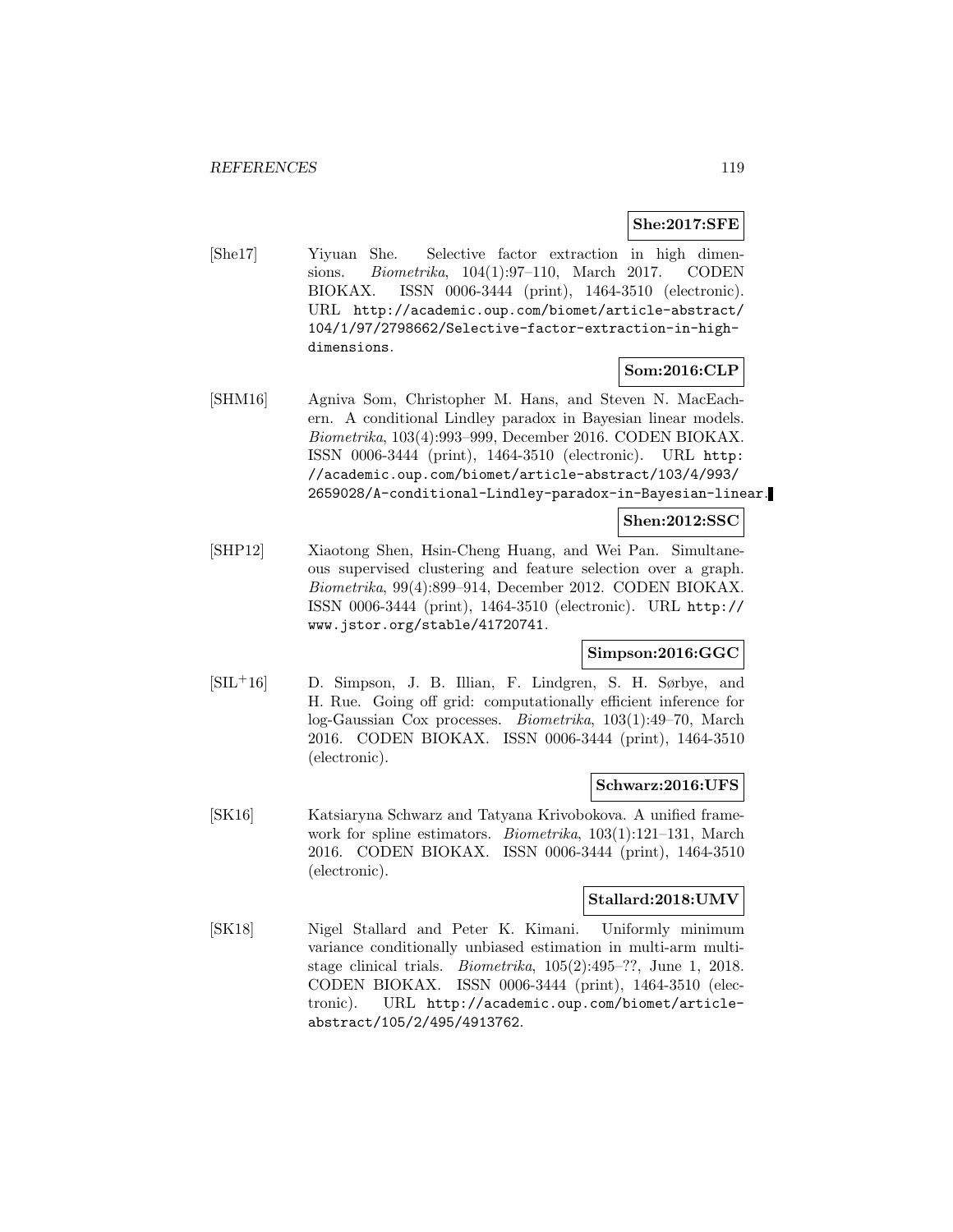**She:2017:SFE**

[She17] Yiyuan She. Selective factor extraction in high dimensions. *Biometrika*, 104(1):97–110, March 2017. CODEN BIOKAX. ISSN 0006-3444 (print), 1464-3510 (electronic). URL http://academic.oup.com/biomet/article-abstract/104/1/97/2798662/Selective-factor-extraction-in-high-dimensions.

**Som:2016:CLP**

[SHM16] Agniva Som, Christopher M. Hans, and Steven N. MacEachern. A conditional Lindley paradox in Bayesian linear models. *Biometrika*, 103(4):993–999, December 2016. CODEN BIOKAX. ISSN 0006-3444 (print), 1464-3510 (electronic). URL http://academic.oup.com/biomet/article-abstract/103/4/993/2659028/A-conditional-Lindley-paradox-in-Bayesian-linear.

**Shen:2012:SSC**

[SHP12] Xiaotong Shen, Hsin-Cheng Huang, and Wei Pan. Simultaneous supervised clustering and feature selection over a graph. *Biometrika*, 99(4):899–914, December 2012. CODEN BIOKAX. ISSN 0006-3444 (print), 1464-3510 (electronic). URL http://www.jstor.org/stable/41720741.

**Simpson:2016:GGC**

[SIL+16] D. Simpson, J. B. Illian, F. Lindgren, S. H. Sørbye, and H. Rue. Going off grid: computationally efficient inference for log-Gaussian Cox processes. *Biometrika*, 103(1):49–70, March 2016. CODEN BIOKAX. ISSN 0006-3444 (print), 1464-3510 (electronic).

**Schwarz:2016:UFS**

[SK16] Katsiaryna Schwarz and Tatyana Krivobokova. A unified framework for spline estimators. *Biometrika*, 103(1):121–131, March 2016. CODEN BIOKAX. ISSN 0006-3444 (print), 1464-3510 (electronic).

**Stallard:2018:UMV**

[SK18] Nigel Stallard and Peter K. Kimani. Uniformly minimum variance conditionally unbiased estimation in multi-arm multi-stage clinical trials. *Biometrika*, 105(2):495–??, June 1, 2018. CODEN BIOKAX. ISSN 0006-3444 (print), 1464-3510 (electronic). URL http://academic.oup.com/biomet/article-abstract/105/2/495/4913762.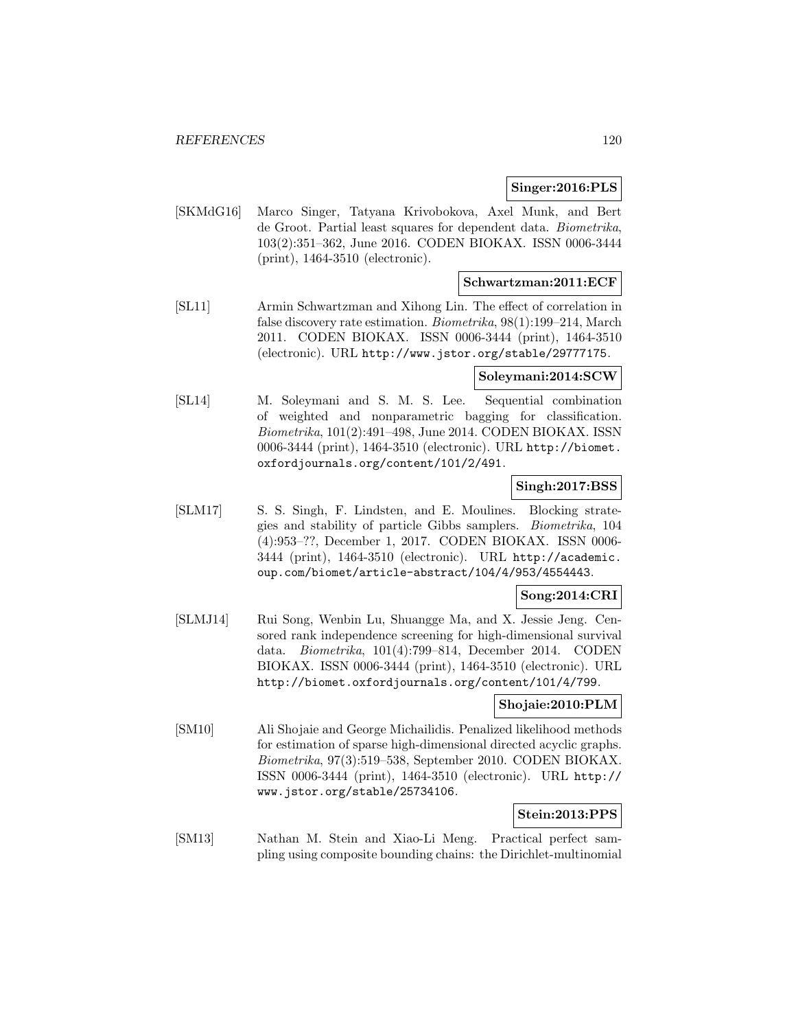**Singer:2016:PLS**

[SKMdG16] Marco Singer, Tatyana Krivobokova, Axel Munk, and Bert de Groot. Partial least squares for dependent data. *Biometrika*, 103(2):351–362, June 2016. CODEN BIOKAX. ISSN 0006-3444 (print), 1464-3510 (electronic).

**Schwartzman:2011:ECF**

[SL11] Armin Schwartzman and Xihong Lin. The effect of correlation in false discovery rate estimation. *Biometrika*, 98(1):199–214, March 2011. CODEN BIOKAX. ISSN 0006-3444 (print), 1464-3510 (electronic). URL http://www.jstor.org/stable/29777175.

**Soleymani:2014:SCW**

[SL14] M. Soleymani and S. M. S. Lee. Sequential combination of weighted and nonparametric bagging for classification. *Biometrika*, 101(2):491–498, June 2014. CODEN BIOKAX. ISSN 0006-3444 (print), 1464-3510 (electronic). URL http://biomet.oxfordjournals.org/content/101/2/491.

**Singh:2017:BSS**

[SLM17] S. S. Singh, F. Lindsten, and E. Moulines. Blocking strategies and stability of particle Gibbs samplers. *Biometrika*, 104 (4):953–??, December 1, 2017. CODEN BIOKAX. ISSN 0006-3444 (print), 1464-3510 (electronic). URL http://academic.oup.com/biomet/article-abstract/104/4/953/4554443.

**Song:2014:CRI**

[SLMJ14] Rui Song, Wenbin Lu, Shuangge Ma, and X. Jessie Jeng. Censored rank independence screening for high-dimensional survival data. *Biometrika*, 101(4):799–814, December 2014. CODEN BIOKAX. ISSN 0006-3444 (print), 1464-3510 (electronic). URL http://biomet.oxfordjournals.org/content/101/4/799.

**Shojaie:2010:PLM**

[SM10] Ali Shojaie and George Michailidis. Penalized likelihood methods for estimation of sparse high-dimensional directed acyclic graphs. *Biometrika*, 97(3):519–538, September 2010. CODEN BIOKAX. ISSN 0006-3444 (print), 1464-3510 (electronic). URL http://www.jstor.org/stable/25734106.

**Stein:2013:PPS**

[SM13] Nathan M. Stein and Xiao-Li Meng. Practical perfect sampling using composite bounding chains: the Dirichlet-multinomial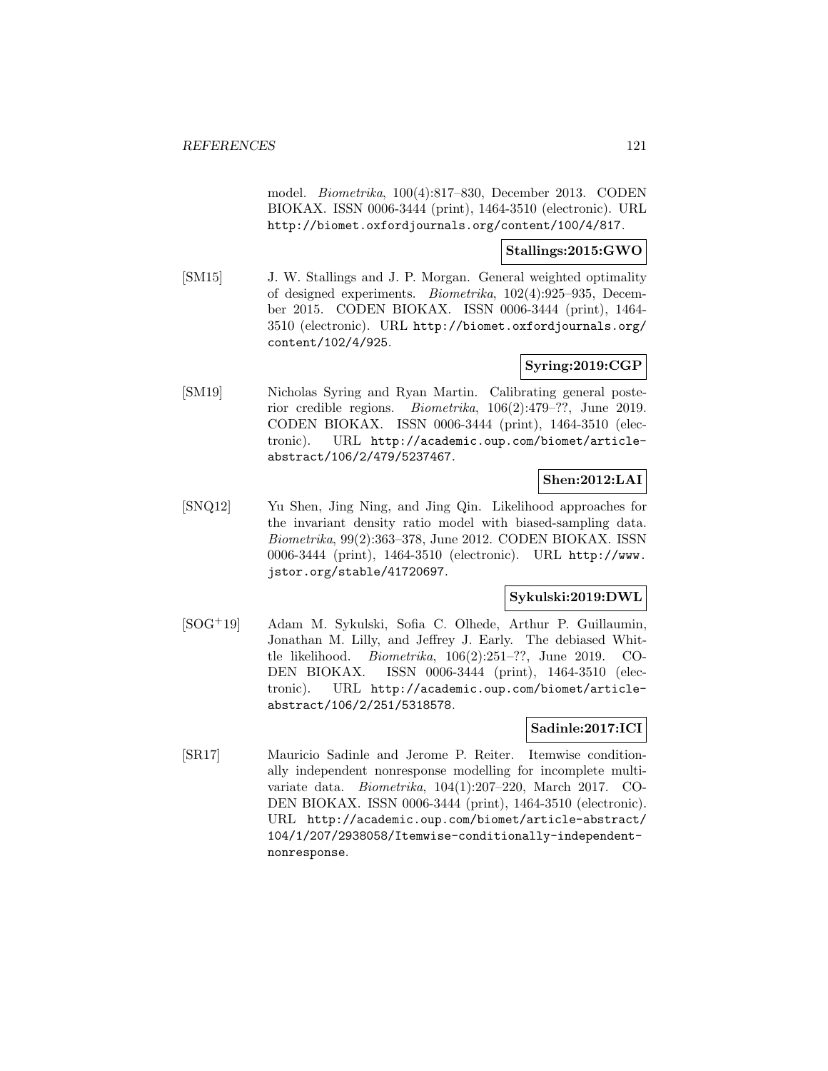model. *Biometrika*, 100(4):817–830, December 2013. CODEN BIOKAX. ISSN 0006-3444 (print), 1464-3510 (electronic). URL http://biomet.oxfordjournals.org/content/100/4/817.

**Stallings:2015:GWO**

[SM15] J. W. Stallings and J. P. Morgan. General weighted optimality of designed experiments. *Biometrika*, 102(4):925–935, December 2015. CODEN BIOKAX. ISSN 0006-3444 (print), 1464-3510 (electronic). URL http://biomet.oxfordjournals.org/content/102/4/925.

**Syring:2019:CGP**

[SM19] Nicholas Syring and Ryan Martin. Calibrating general posterior credible regions. *Biometrika*, 106(2):479–??, June 2019. CODEN BIOKAX. ISSN 0006-3444 (print), 1464-3510 (electronic). URL http://academic.oup.com/biomet/article-abstract/106/2/479/5237467.

**Shen:2012:LAI**

[SNQ12] Yu Shen, Jing Ning, and Jing Qin. Likelihood approaches for the invariant density ratio model with biased-sampling data. *Biometrika*, 99(2):363–378, June 2012. CODEN BIOKAX. ISSN 0006-3444 (print), 1464-3510 (electronic). URL http://www.jstor.org/stable/41720697.

**Sykulski:2019:DWL**

[SOG+19] Adam M. Sykulski, Sofia C. Olhede, Arthur P. Guillaumin, Jonathan M. Lilly, and Jeffrey J. Early. The debiased Whittle likelihood. *Biometrika*, 106(2):251–??, June 2019. CODEN BIOKAX. ISSN 0006-3444 (print), 1464-3510 (electronic). URL http://academic.oup.com/biomet/article-abstract/106/2/251/5318578.

**Sadinle:2017:ICI**

[SR17] Mauricio Sadinle and Jerome P. Reiter. Itemwise conditionally independent nonresponse modelling for incomplete multivariate data. *Biometrika*, 104(1):207–220, March 2017. CODEN BIOKAX. ISSN 0006-3444 (print), 1464-3510 (electronic). URL http://academic.oup.com/biomet/article-abstract/104/1/207/2938058/Itemwise-conditionally-independent-nonresponse.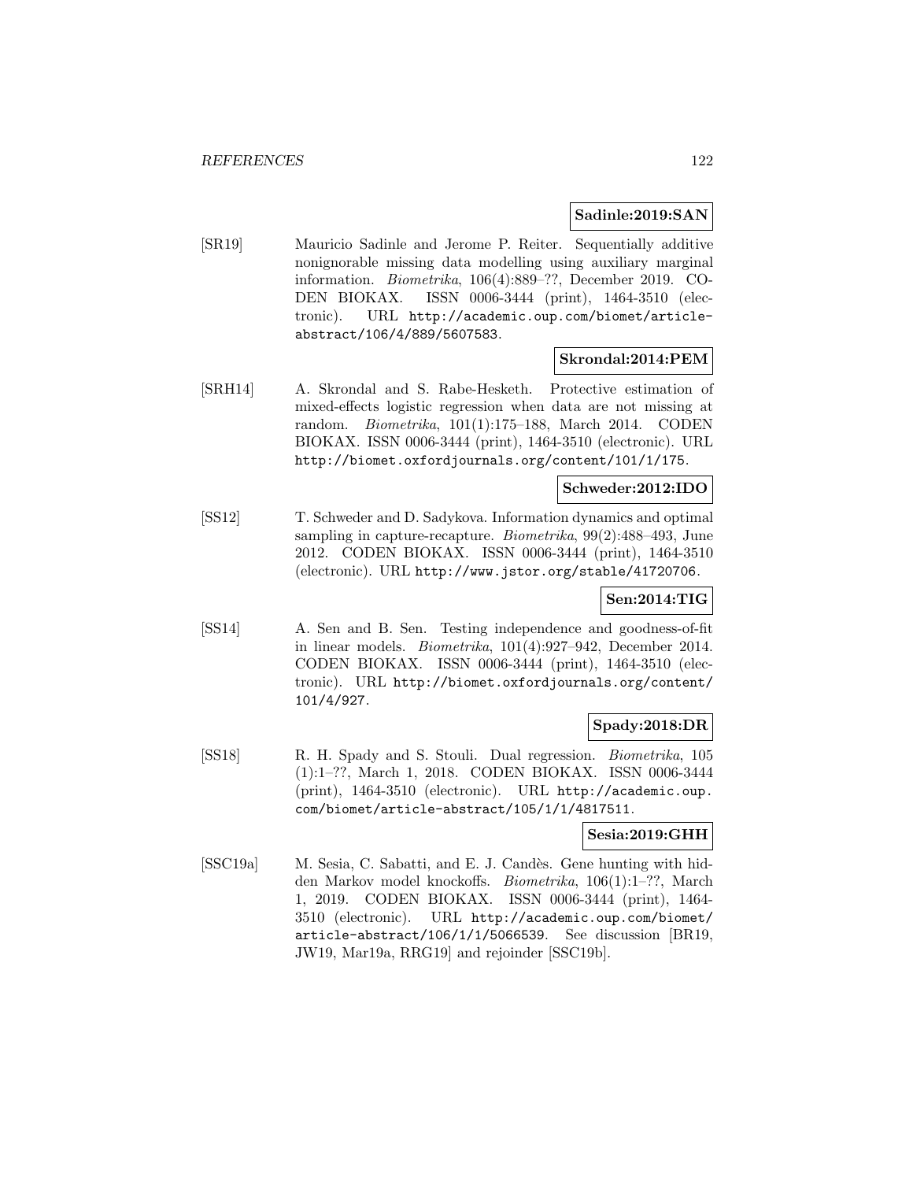**Sadinle:2019:SAN**

[SR19] Mauricio Sadinle and Jerome P. Reiter. Sequentially additive nonignorable missing data modelling using auxiliary marginal information. *Biometrika*, 106(4):889–??, December 2019. CODEN BIOKAX. ISSN 0006-3444 (print), 1464-3510 (electronic). URL `http://academic.oup.com/biomet/article-abstract/106/4/889/5607583`.

**Skrondal:2014:PEM**

[SRH14] A. Skrondal and S. Rabe-Hesketh. Protective estimation of mixed-effects logistic regression when data are not missing at random. *Biometrika*, 101(1):175–188, March 2014. CODEN BIOKAX. ISSN 0006-3444 (print), 1464-3510 (electronic). URL `http://biomet.oxfordjournals.org/content/101/1/175`.

**Schweder:2012:IDO**

[SS12] T. Schweder and D. Sadykova. Information dynamics and optimal sampling in capture-recapture. *Biometrika*, 99(2):488–493, June 2012. CODEN BIOKAX. ISSN 0006-3444 (print), 1464-3510 (electronic). URL `http://www.jstor.org/stable/41720706`.

**Sen:2014:TIG**

[SS14] A. Sen and B. Sen. Testing independence and goodness-of-fit in linear models. *Biometrika*, 101(4):927–942, December 2014. CODEN BIOKAX. ISSN 0006-3444 (print), 1464-3510 (electronic). URL `http://biomet.oxfordjournals.org/content/101/4/927`.

**Spady:2018:DR**

[SS18] R. H. Spady and S. Stouli. Dual regression. *Biometrika*, 105(1):1–??, March 1, 2018. CODEN BIOKAX. ISSN 0006-3444 (print), 1464-3510 (electronic). URL `http://academic.oup.com/biomet/article-abstract/105/1/1/4817511`.

**Sesia:2019:GHH**

[SSC19a] M. Sesia, C. Sabatti, and E. J. Candès. Gene hunting with hidden Markov model knockoffs. *Biometrika*, 106(1):1–??, March 1, 2019. CODEN BIOKAX. ISSN 0006-3444 (print), 1464-3510 (electronic). URL `http://academic.oup.com/biomet/article-abstract/106/1/1/5066539`. See discussion [BR19, JW19, Mar19a, RRG19] and rejoinder [SSC19b].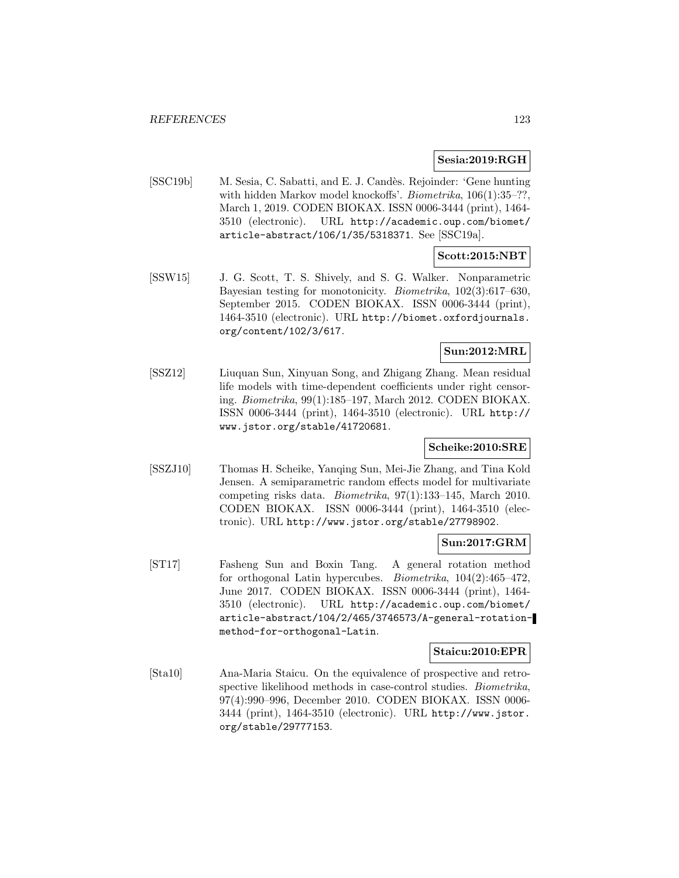**Sesia:2019:RGH**

[SSC19b] M. Sesia, C. Sabatti, and E. J. Candès. Rejoinder: 'Gene hunting with hidden Markov model knockoffs'. *Biometrika*, 106(1):35–??, March 1, 2019. CODEN BIOKAX. ISSN 0006-3444 (print), 1464-3510 (electronic). URL `http://academic.oup.com/biomet/article-abstract/106/1/35/5318371`. See [SSC19a].

**Scott:2015:NBT**

[SSW15] J. G. Scott, T. S. Shively, and S. G. Walker. Nonparametric Bayesian testing for monotonicity. *Biometrika*, 102(3):617–630, September 2015. CODEN BIOKAX. ISSN 0006-3444 (print), 1464-3510 (electronic). URL `http://biomet.oxfordjournals.org/content/102/3/617`.

**Sun:2012:MRL**

[SSZ12] Liuquan Sun, Xinyuan Song, and Zhigang Zhang. Mean residual life models with time-dependent coefficients under right censoring. *Biometrika*, 99(1):185–197, March 2012. CODEN BIOKAX. ISSN 0006-3444 (print), 1464-3510 (electronic). URL `http://www.jstor.org/stable/41720681`.

**Scheike:2010:SRE**

[SSZJ10] Thomas H. Scheike, Yanqing Sun, Mei-Jie Zhang, and Tina Kold Jensen. A semiparametric random effects model for multivariate competing risks data. *Biometrika*, 97(1):133–145, March 2010. CODEN BIOKAX. ISSN 0006-3444 (print), 1464-3510 (electronic). URL `http://www.jstor.org/stable/27798902`.

**Sun:2017:GRM**

[ST17] Fasheng Sun and Boxin Tang. A general rotation method for orthogonal Latin hypercubes. *Biometrika*, 104(2):465–472, June 2017. CODEN BIOKAX. ISSN 0006-3444 (print), 1464-3510 (electronic). URL `http://academic.oup.com/biomet/article-abstract/104/2/465/3746573/A-general-rotation-method-for-orthogonal-Latin`.

**Staicu:2010:EPR**

[Sta10] Ana-Maria Staicu. On the equivalence of prospective and retrospective likelihood methods in case-control studies. *Biometrika*, 97(4):990–996, December 2010. CODEN BIOKAX. ISSN 0006-3444 (print), 1464-3510 (electronic). URL `http://www.jstor.org/stable/29777153`.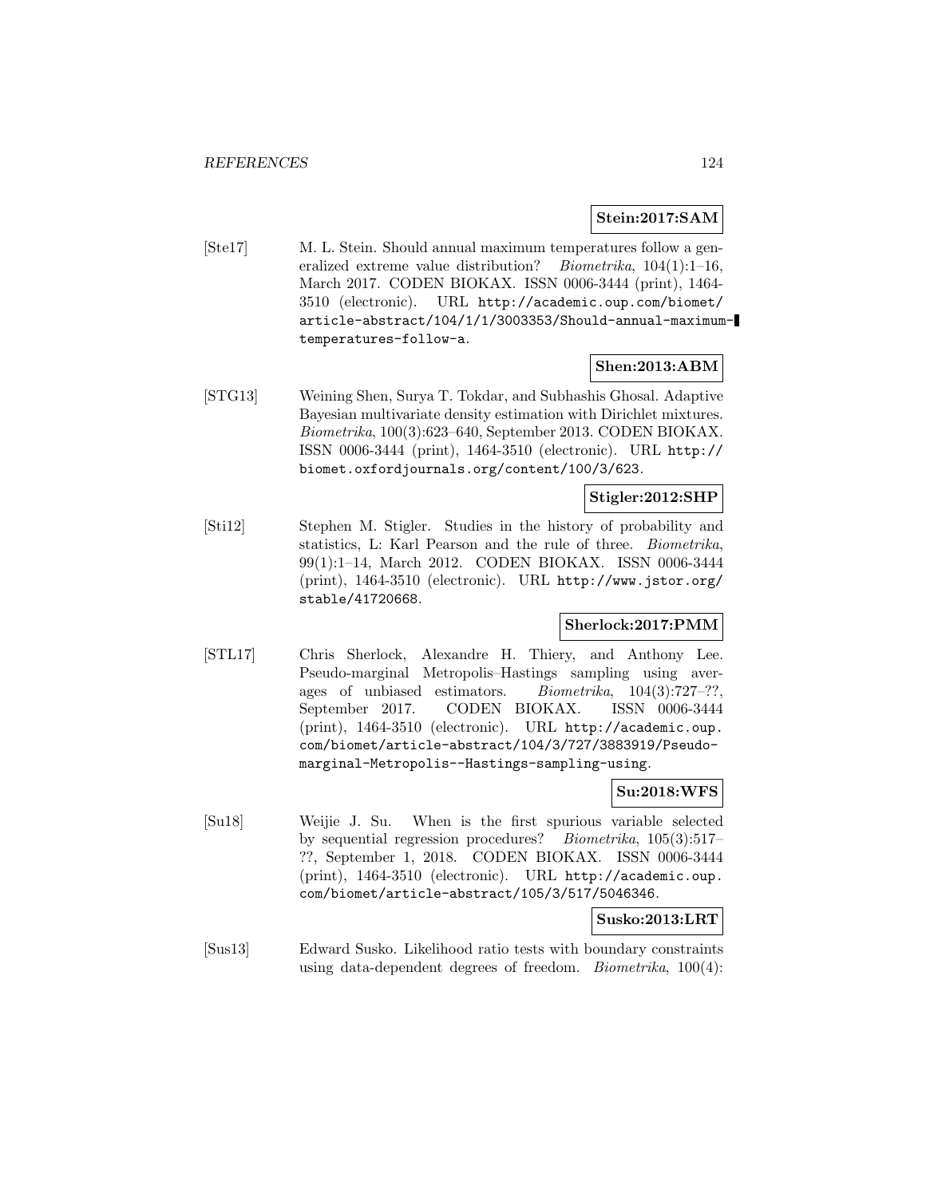**Stein:2017:SAM**

[Ste17] M. L. Stein. Should annual maximum temperatures follow a generalized extreme value distribution? *Biometrika*, 104(1):1–16, March 2017. CODEN BIOKAX. ISSN 0006-3444 (print), 1464-3510 (electronic). URL http://academic.oup.com/biomet/article-abstract/104/1/1/3003353/Should-annual-maximum-temperatures-follow-a.

**Shen:2013:ABM**

[STG13] Weining Shen, Surya T. Tokdar, and Subhashis Ghosal. Adaptive Bayesian multivariate density estimation with Dirichlet mixtures. *Biometrika*, 100(3):623–640, September 2013. CODEN BIOKAX. ISSN 0006-3444 (print), 1464-3510 (electronic). URL http://biomet.oxfordjournals.org/content/100/3/623.

**Stigler:2012:SHP**

[Sti12] Stephen M. Stigler. Studies in the history of probability and statistics, L: Karl Pearson and the rule of three. *Biometrika*, 99(1):1–14, March 2012. CODEN BIOKAX. ISSN 0006-3444 (print), 1464-3510 (electronic). URL http://www.jstor.org/stable/41720668.

**Sherlock:2017:PMM**

[STL17] Chris Sherlock, Alexandre H. Thiery, and Anthony Lee. Pseudo-marginal Metropolis–Hastings sampling using averages of unbiased estimators. *Biometrika*, 104(3):727–??, September 2017. CODEN BIOKAX. ISSN 0006-3444 (print), 1464-3510 (electronic). URL http://academic.oup.com/biomet/article-abstract/104/3/727/3883919/Pseudo-marginal-Metropolis--Hastings-sampling-using.

**Su:2018:WFS**

[Su18] Weijie J. Su. When is the first spurious variable selected by sequential regression procedures? *Biometrika*, 105(3):517–??, September 1, 2018. CODEN BIOKAX. ISSN 0006-3444 (print), 1464-3510 (electronic). URL http://academic.oup.com/biomet/article-abstract/105/3/517/5046346.

**Susko:2013:LRT**

[Sus13] Edward Susko. Likelihood ratio tests with boundary constraints using data-dependent degrees of freedom. *Biometrika*, 100(4):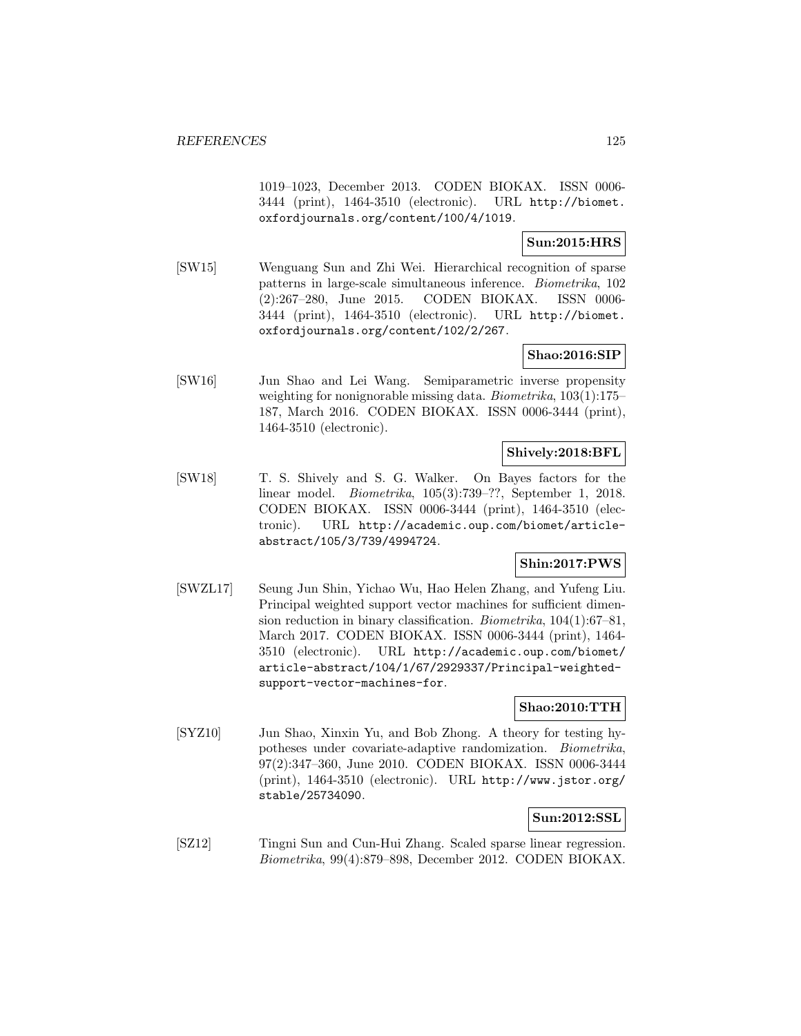1019–1023, December 2013. CODEN BIOKAX. ISSN 0006-3444 (print), 1464-3510 (electronic). URL http://biomet.oxfordjournals.org/content/100/4/1019.

**Sun:2015:HRS**

[SW15] Wenguang Sun and Zhi Wei. Hierarchical recognition of sparse patterns in large-scale simultaneous inference. *Biometrika*, 102 (2):267–280, June 2015. CODEN BIOKAX. ISSN 0006-3444 (print), 1464-3510 (electronic). URL http://biomet.oxfordjournals.org/content/102/2/267.

**Shao:2016:SIP**

[SW16] Jun Shao and Lei Wang. Semiparametric inverse propensity weighting for nonignorable missing data. *Biometrika*, 103(1):175–187, March 2016. CODEN BIOKAX. ISSN 0006-3444 (print), 1464-3510 (electronic).

**Shively:2018:BFL**

[SW18] T. S. Shively and S. G. Walker. On Bayes factors for the linear model. *Biometrika*, 105(3):739–??, September 1, 2018. CODEN BIOKAX. ISSN 0006-3444 (print), 1464-3510 (electronic). URL http://academic.oup.com/biomet/article-abstract/105/3/739/4994724.

**Shin:2017:PWS**

[SWZL17] Seung Jun Shin, Yichao Wu, Hao Helen Zhang, and Yufeng Liu. Principal weighted support vector machines for sufficient dimension reduction in binary classification. *Biometrika*, 104(1):67–81, March 2017. CODEN BIOKAX. ISSN 0006-3444 (print), 1464-3510 (electronic). URL http://academic.oup.com/biomet/article-abstract/104/1/67/2929337/Principal-weighted-support-vector-machines-for.

**Shao:2010:TTH**

[SYZ10] Jun Shao, Xinxin Yu, and Bob Zhong. A theory for testing hypotheses under covariate-adaptive randomization. *Biometrika*, 97(2):347–360, June 2010. CODEN BIOKAX. ISSN 0006-3444 (print), 1464-3510 (electronic). URL http://www.jstor.org/stable/25734090.

**Sun:2012:SSL**

[SZ12] Tingni Sun and Cun-Hui Zhang. Scaled sparse linear regression. *Biometrika*, 99(4):879–898, December 2012. CODEN BIOKAX.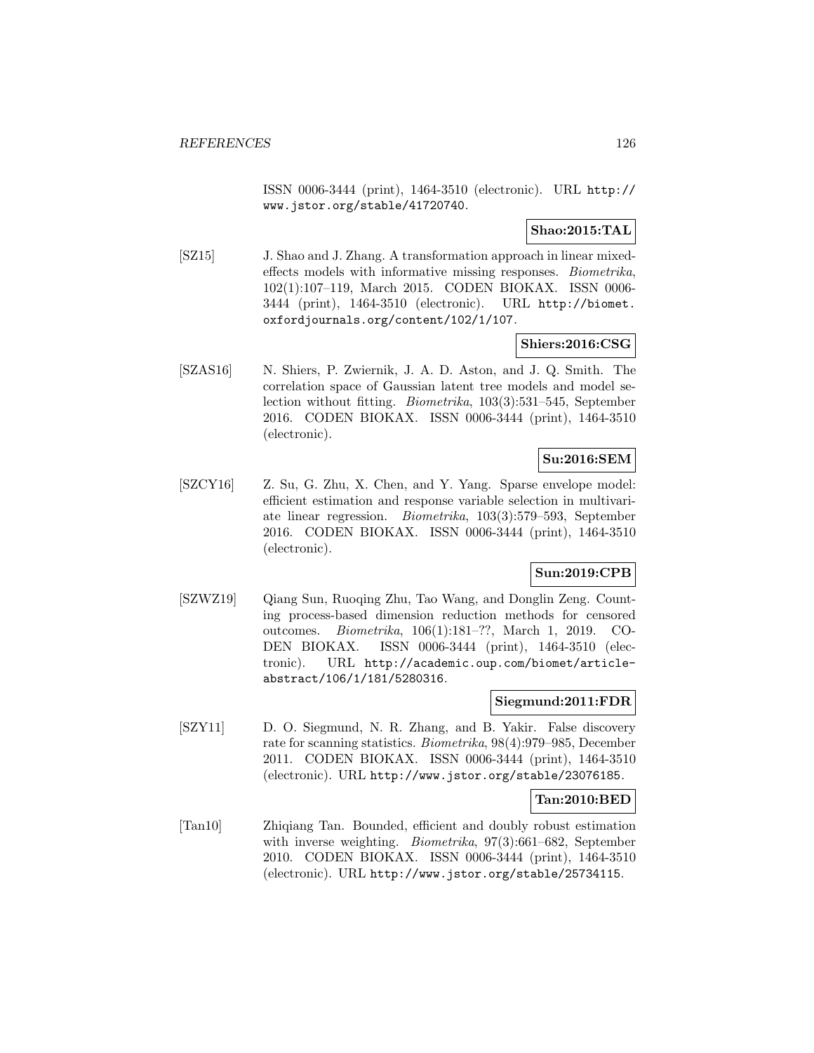ISSN 0006-3444 (print), 1464-3510 (electronic). URL http://www.jstor.org/stable/41720740.

**Shao:2015:TAL**

[SZ15] J. Shao and J. Zhang. A transformation approach in linear mixed-effects models with informative missing responses. *Biometrika*, 102(1):107–119, March 2015. CODEN BIOKAX. ISSN 0006-3444 (print), 1464-3510 (electronic). URL http://biomet.oxfordjournals.org/content/102/1/107.

**Shiers:2016:CSG**

[SZAS16] N. Shiers, P. Zwiernik, J. A. D. Aston, and J. Q. Smith. The correlation space of Gaussian latent tree models and model selection without fitting. *Biometrika*, 103(3):531–545, September 2016. CODEN BIOKAX. ISSN 0006-3444 (print), 1464-3510 (electronic).

**Su:2016:SEM**

[SZCY16] Z. Su, G. Zhu, X. Chen, and Y. Yang. Sparse envelope model: efficient estimation and response variable selection in multivariate linear regression. *Biometrika*, 103(3):579–593, September 2016. CODEN BIOKAX. ISSN 0006-3444 (print), 1464-3510 (electronic).

**Sun:2019:CPB**

[SZWZ19] Qiang Sun, Ruoqing Zhu, Tao Wang, and Donglin Zeng. Counting process-based dimension reduction methods for censored outcomes. *Biometrika*, 106(1):181–??, March 1, 2019. CODEN BIOKAX. ISSN 0006-3444 (print), 1464-3510 (electronic). URL http://academic.oup.com/biomet/article-abstract/106/1/181/5280316.

**Siegmund:2011:FDR**

[SZY11] D. O. Siegmund, N. R. Zhang, and B. Yakir. False discovery rate for scanning statistics. *Biometrika*, 98(4):979–985, December 2011. CODEN BIOKAX. ISSN 0006-3444 (print), 1464-3510 (electronic). URL http://www.jstor.org/stable/23076185.

**Tan:2010:BED**

[Tan10] Zhiqiang Tan. Bounded, efficient and doubly robust estimation with inverse weighting. *Biometrika*, 97(3):661–682, September 2010. CODEN BIOKAX. ISSN 0006-3444 (print), 1464-3510 (electronic). URL http://www.jstor.org/stable/25734115.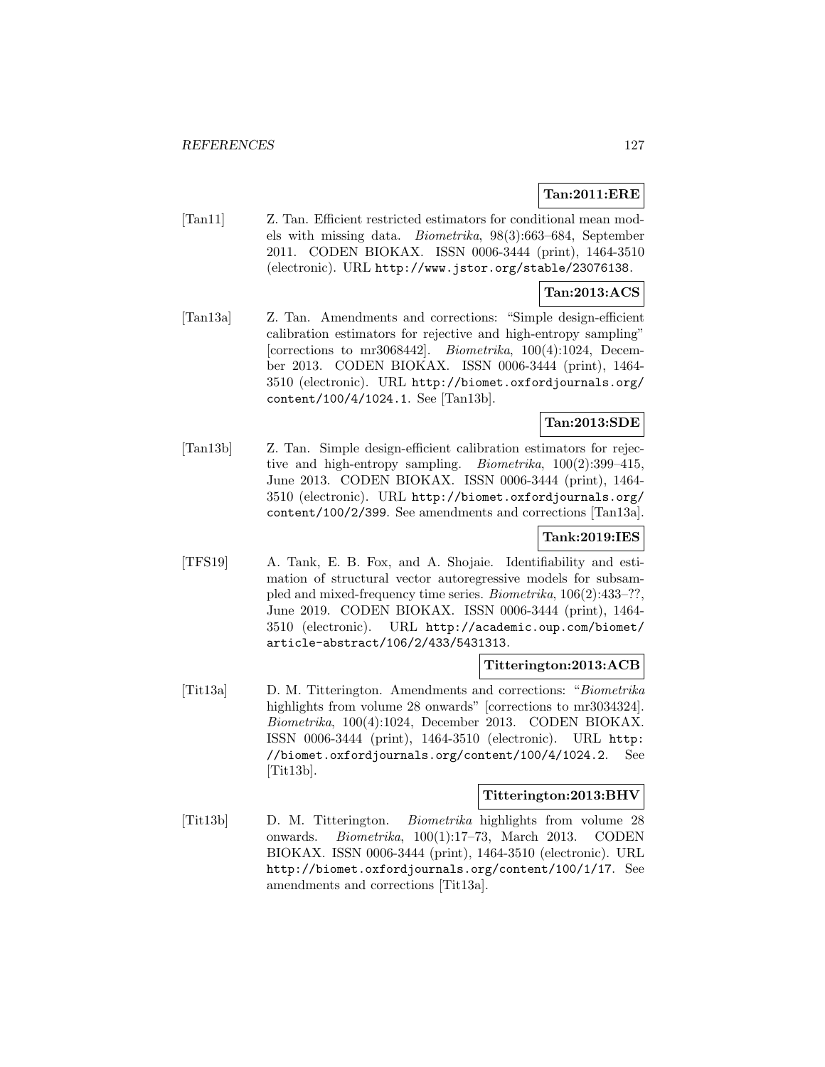**Tan:2011:ERE**

[Tan11] Z. Tan. Efficient restricted estimators for conditional mean models with missing data. *Biometrika*, 98(3):663–684, September 2011. CODEN BIOKAX. ISSN 0006-3444 (print), 1464-3510 (electronic). URL http://www.jstor.org/stable/23076138.

**Tan:2013:ACS**

[Tan13a] Z. Tan. Amendments and corrections: "Simple design-efficient calibration estimators for rejective and high-entropy sampling" [corrections to mr3068442]. *Biometrika*, 100(4):1024, December 2013. CODEN BIOKAX. ISSN 0006-3444 (print), 1464-3510 (electronic). URL http://biomet.oxfordjournals.org/content/100/4/1024.1. See [Tan13b].

**Tan:2013:SDE**

[Tan13b] Z. Tan. Simple design-efficient calibration estimators for rejective and high-entropy sampling. *Biometrika*, 100(2):399–415, June 2013. CODEN BIOKAX. ISSN 0006-3444 (print), 1464-3510 (electronic). URL http://biomet.oxfordjournals.org/content/100/2/399. See amendments and corrections [Tan13a].

**Tank:2019:IES**

[TFS19] A. Tank, E. B. Fox, and A. Shojaie. Identifiability and estimation of structural vector autoregressive models for subsampled and mixed-frequency time series. *Biometrika*, 106(2):433–??, June 2019. CODEN BIOKAX. ISSN 0006-3444 (print), 1464-3510 (electronic). URL http://academic.oup.com/biomet/article-abstract/106/2/433/5431313.

**Titterington:2013:ACB**

[Tit13a] D. M. Titterington. Amendments and corrections: "*Biometrika* highlights from volume 28 onwards" [corrections to mr3034324]. *Biometrika*, 100(4):1024, December 2013. CODEN BIOKAX. ISSN 0006-3444 (print), 1464-3510 (electronic). URL http://biomet.oxfordjournals.org/content/100/4/1024.2. See [Tit13b].

**Titterington:2013:BHV**

[Tit13b] D. M. Titterington. *Biometrika* highlights from volume 28 onwards. *Biometrika*, 100(1):17–73, March 2013. CODEN BIOKAX. ISSN 0006-3444 (print), 1464-3510 (electronic). URL http://biomet.oxfordjournals.org/content/100/1/17. See amendments and corrections [Tit13a].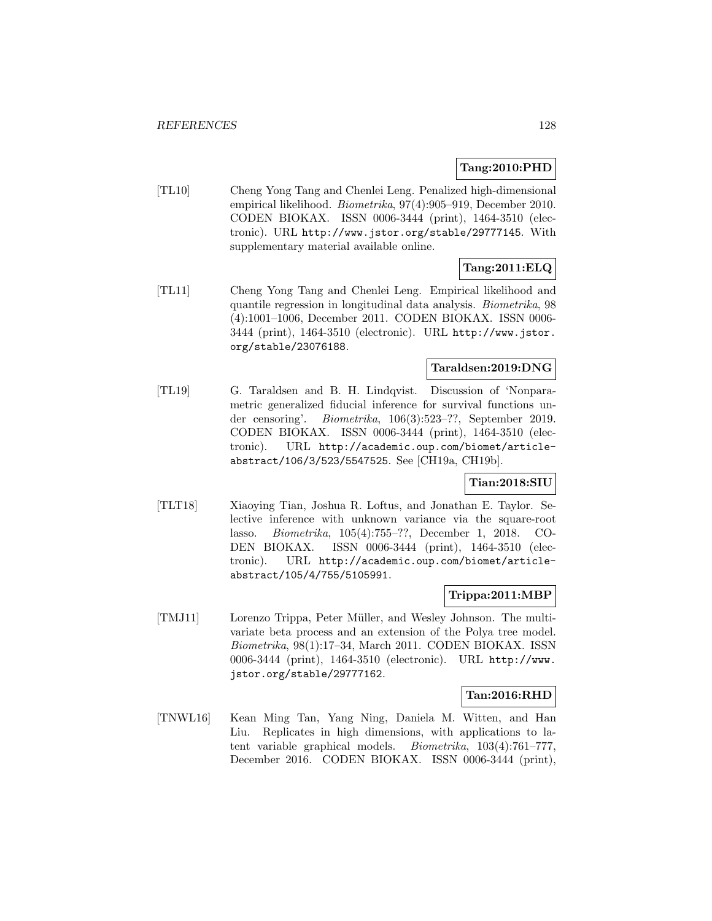**Tang:2010:PHD**

[TL10] Cheng Yong Tang and Chenlei Leng. Penalized high-dimensional empirical likelihood. *Biometrika*, 97(4):905–919, December 2010. CODEN BIOKAX. ISSN 0006-3444 (print), 1464-3510 (electronic). URL http://www.jstor.org/stable/29777145. With supplementary material available online.

**Tang:2011:ELQ**

[TL11] Cheng Yong Tang and Chenlei Leng. Empirical likelihood and quantile regression in longitudinal data analysis. *Biometrika*, 98 (4):1001–1006, December 2011. CODEN BIOKAX. ISSN 0006-3444 (print), 1464-3510 (electronic). URL http://www.jstor.org/stable/23076188.

**Taraldsen:2019:DNG**

[TL19] G. Taraldsen and B. H. Lindqvist. Discussion of 'Nonparametric generalized fiducial inference for survival functions under censoring'. *Biometrika*, 106(3):523–??, September 2019. CODEN BIOKAX. ISSN 0006-3444 (print), 1464-3510 (electronic). URL http://academic.oup.com/biomet/article-abstract/106/3/523/5547525. See [CH19a, CH19b].

**Tian:2018:SIU**

[TLT18] Xiaoying Tian, Joshua R. Loftus, and Jonathan E. Taylor. Selective inference with unknown variance via the square-root lasso. *Biometrika*, 105(4):755–??, December 1, 2018. CODEN BIOKAX. ISSN 0006-3444 (print), 1464-3510 (electronic). URL http://academic.oup.com/biomet/article-abstract/105/4/755/5105991.

**Trippa:2011:MBP**

[TMJ11] Lorenzo Trippa, Peter Müller, and Wesley Johnson. The multivariate beta process and an extension of the Polya tree model. *Biometrika*, 98(1):17–34, March 2011. CODEN BIOKAX. ISSN 0006-3444 (print), 1464-3510 (electronic). URL http://www.jstor.org/stable/29777162.

**Tan:2016:RHD**

[TNWL16] Kean Ming Tan, Yang Ning, Daniela M. Witten, and Han Liu. Replicates in high dimensions, with applications to latent variable graphical models. *Biometrika*, 103(4):761–777, December 2016. CODEN BIOKAX. ISSN 0006-3444 (print),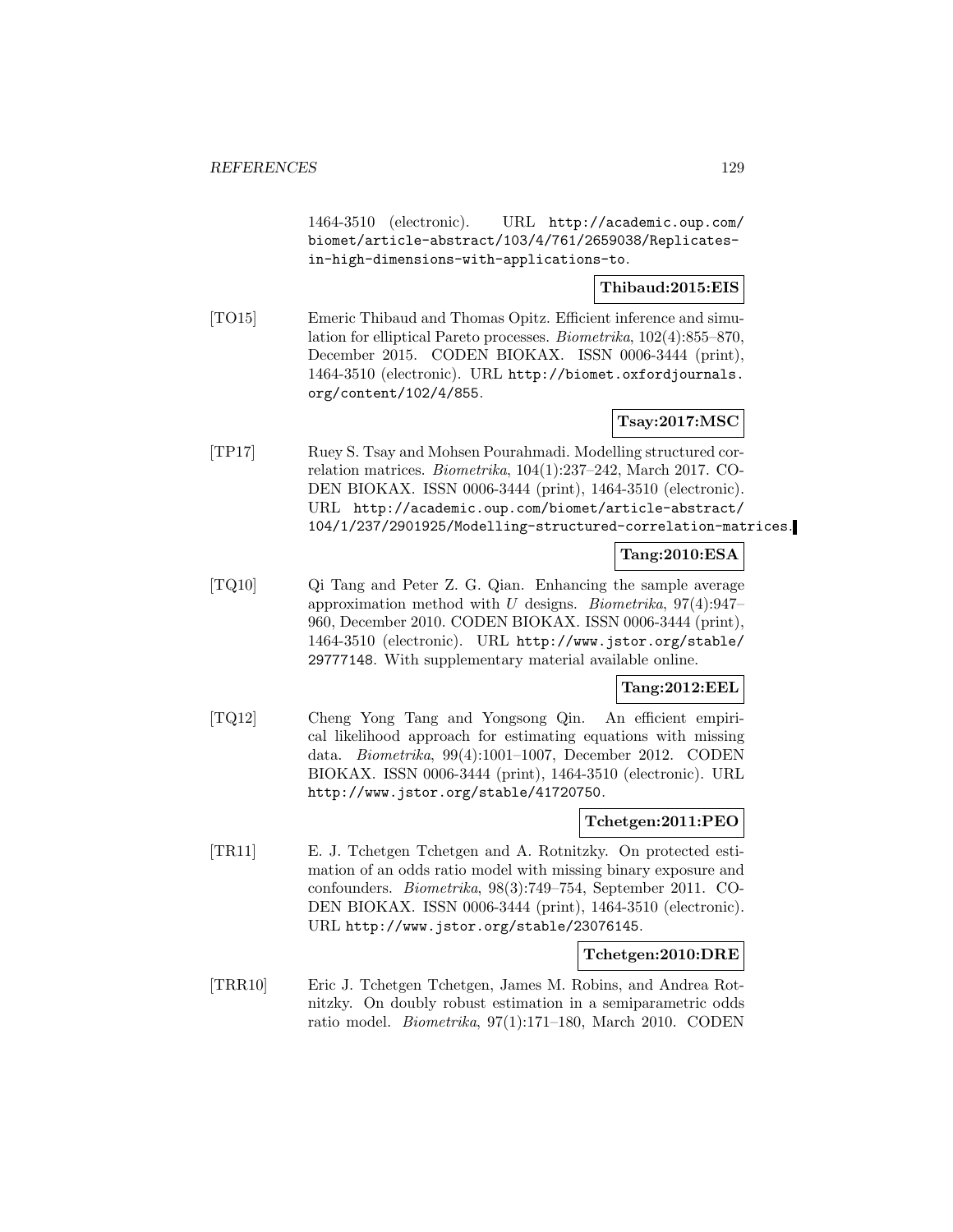1464-3510 (electronic). URL http://academic.oup.com/biomet/article-abstract/103/4/761/2659038/Replicates-in-high-dimensions-with-applications-to.

**Thibaud:2015:EIS**

[TO15] Emeric Thibaud and Thomas Opitz. Efficient inference and simulation for elliptical Pareto processes. *Biometrika*, 102(4):855–870, December 2015. CODEN BIOKAX. ISSN 0006-3444 (print), 1464-3510 (electronic). URL http://biomet.oxfordjournals.org/content/102/4/855.

**Tsay:2017:MSC**

[TP17] Ruey S. Tsay and Mohsen Pourahmadi. Modelling structured correlation matrices. *Biometrika*, 104(1):237–242, March 2017. CODEN BIOKAX. ISSN 0006-3444 (print), 1464-3510 (electronic). URL http://academic.oup.com/biomet/article-abstract/104/1/237/2901925/Modelling-structured-correlation-matrices.

**Tang:2010:ESA**

[TQ10] Qi Tang and Peter Z. G. Qian. Enhancing the sample average approximation method with $U$ designs. *Biometrika*, 97(4):947–960, December 2010. CODEN BIOKAX. ISSN 0006-3444 (print), 1464-3510 (electronic). URL http://www.jstor.org/stable/29777148. With supplementary material available online.

**Tang:2012:EEL**

[TQ12] Cheng Yong Tang and Yongsong Qin. An efficient empirical likelihood approach for estimating equations with missing data. *Biometrika*, 99(4):1001–1007, December 2012. CODEN BIOKAX. ISSN 0006-3444 (print), 1464-3510 (electronic). URL http://www.jstor.org/stable/41720750.

**Tchetgen:2011:PEO**

[TR11] E. J. Tchetgen Tchetgen and A. Rotnitzky. On protected estimation of an odds ratio model with missing binary exposure and confounders. *Biometrika*, 98(3):749–754, September 2011. CODEN BIOKAX. ISSN 0006-3444 (print), 1464-3510 (electronic). URL http://www.jstor.org/stable/23076145.

**Tchetgen:2010:DRE**

[TRR10] Eric J. Tchetgen Tchetgen, James M. Robins, and Andrea Rotnitzky. On doubly robust estimation in a semiparametric odds ratio model. *Biometrika*, 97(1):171–180, March 2010. CODEN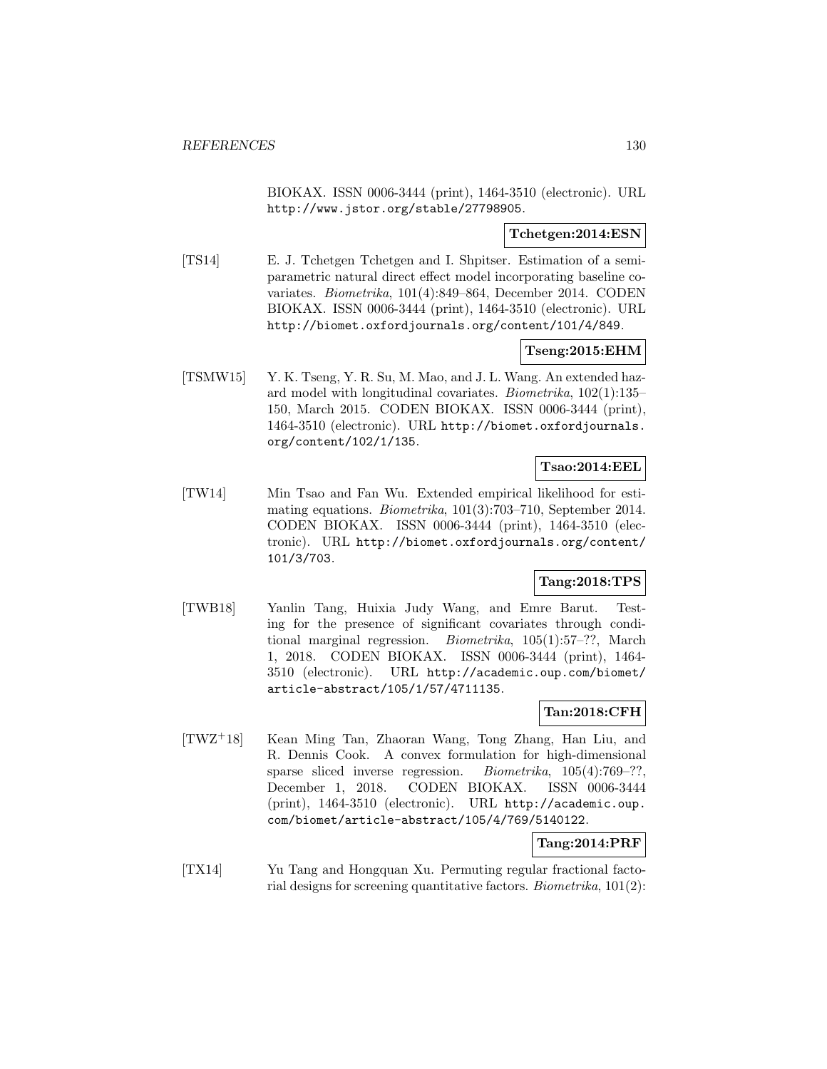BIOKAX. ISSN 0006-3444 (print), 1464-3510 (electronic). URL http://www.jstor.org/stable/27798905.

**Tchetgen:2014:ESN**

[TS14] E. J. Tchetgen Tchetgen and I. Shpitser. Estimation of a semiparametric natural direct effect model incorporating baseline covariates. *Biometrika*, 101(4):849–864, December 2014. CODEN BIOKAX. ISSN 0006-3444 (print), 1464-3510 (electronic). URL http://biomet.oxfordjournals.org/content/101/4/849.

**Tseng:2015:EHM**

[TSMW15] Y. K. Tseng, Y. R. Su, M. Mao, and J. L. Wang. An extended hazard model with longitudinal covariates. *Biometrika*, 102(1):135–150, March 2015. CODEN BIOKAX. ISSN 0006-3444 (print), 1464-3510 (electronic). URL http://biomet.oxfordjournals.org/content/102/1/135.

**Tsao:2014:EEL**

[TW14] Min Tsao and Fan Wu. Extended empirical likelihood for estimating equations. *Biometrika*, 101(3):703–710, September 2014. CODEN BIOKAX. ISSN 0006-3444 (print), 1464-3510 (electronic). URL http://biomet.oxfordjournals.org/content/101/3/703.

**Tang:2018:TPS**

[TWB18] Yanlin Tang, Huixia Judy Wang, and Emre Barut. Testing for the presence of significant covariates through conditional marginal regression. *Biometrika*, 105(1):57–??, March 1, 2018. CODEN BIOKAX. ISSN 0006-3444 (print), 1464-3510 (electronic). URL http://academic.oup.com/biomet/article-abstract/105/1/57/4711135.

**Tan:2018:CFH**

[TWZ+18] Kean Ming Tan, Zhaoran Wang, Tong Zhang, Han Liu, and R. Dennis Cook. A convex formulation for high-dimensional sparse sliced inverse regression. *Biometrika*, 105(4):769–??, December 1, 2018. CODEN BIOKAX. ISSN 0006-3444 (print), 1464-3510 (electronic). URL http://academic.oup.com/biomet/article-abstract/105/4/769/5140122.

**Tang:2014:PRF**

[TX14] Yu Tang and Hongquan Xu. Permuting regular fractional factorial designs for screening quantitative factors. *Biometrika*, 101(2):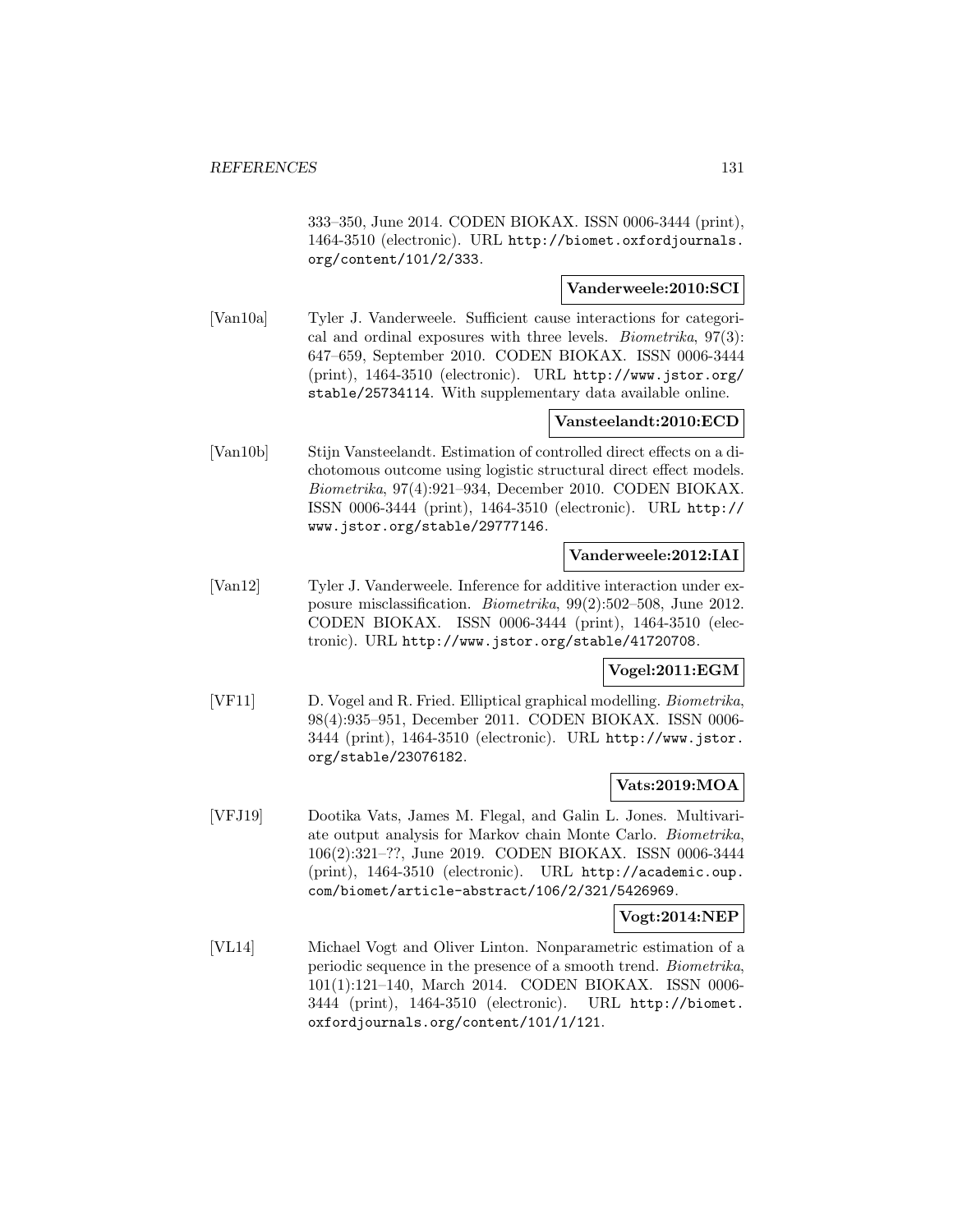333–350, June 2014. CODEN BIOKAX. ISSN 0006-3444 (print), 1464-3510 (electronic). URL http://biomet.oxfordjournals.org/content/101/2/333.

**Vanderweele:2010:SCI**

[Van10a] Tyler J. Vanderweele. Sufficient cause interactions for categorical and ordinal exposures with three levels. *Biometrika*, 97(3): 647–659, September 2010. CODEN BIOKAX. ISSN 0006-3444 (print), 1464-3510 (electronic). URL http://www.jstor.org/stable/25734114. With supplementary data available online.

**Vansteelandt:2010:ECD**

[Van10b] Stijn Vansteelandt. Estimation of controlled direct effects on a dichotomous outcome using logistic structural direct effect models. *Biometrika*, 97(4):921–934, December 2010. CODEN BIOKAX. ISSN 0006-3444 (print), 1464-3510 (electronic). URL http://www.jstor.org/stable/29777146.

**Vanderweele:2012:IAI**

[Van12] Tyler J. Vanderweele. Inference for additive interaction under exposure misclassification. *Biometrika*, 99(2):502–508, June 2012. CODEN BIOKAX. ISSN 0006-3444 (print), 1464-3510 (electronic). URL http://www.jstor.org/stable/41720708.

**Vogel:2011:EGM**

[VF11] D. Vogel and R. Fried. Elliptical graphical modelling. *Biometrika*, 98(4):935–951, December 2011. CODEN BIOKAX. ISSN 0006-3444 (print), 1464-3510 (electronic). URL http://www.jstor.org/stable/23076182.

**Vats:2019:MOA**

[VFJ19] Dootika Vats, James M. Flegal, and Galin L. Jones. Multivariate output analysis for Markov chain Monte Carlo. *Biometrika*, 106(2):321–??, June 2019. CODEN BIOKAX. ISSN 0006-3444 (print), 1464-3510 (electronic). URL http://academic.oup.com/biomet/article-abstract/106/2/321/5426969.

**Vogt:2014:NEP**

[VL14] Michael Vogt and Oliver Linton. Nonparametric estimation of a periodic sequence in the presence of a smooth trend. *Biometrika*, 101(1):121–140, March 2014. CODEN BIOKAX. ISSN 0006-3444 (print), 1464-3510 (electronic). URL http://biomet.oxfordjournals.org/content/101/1/121.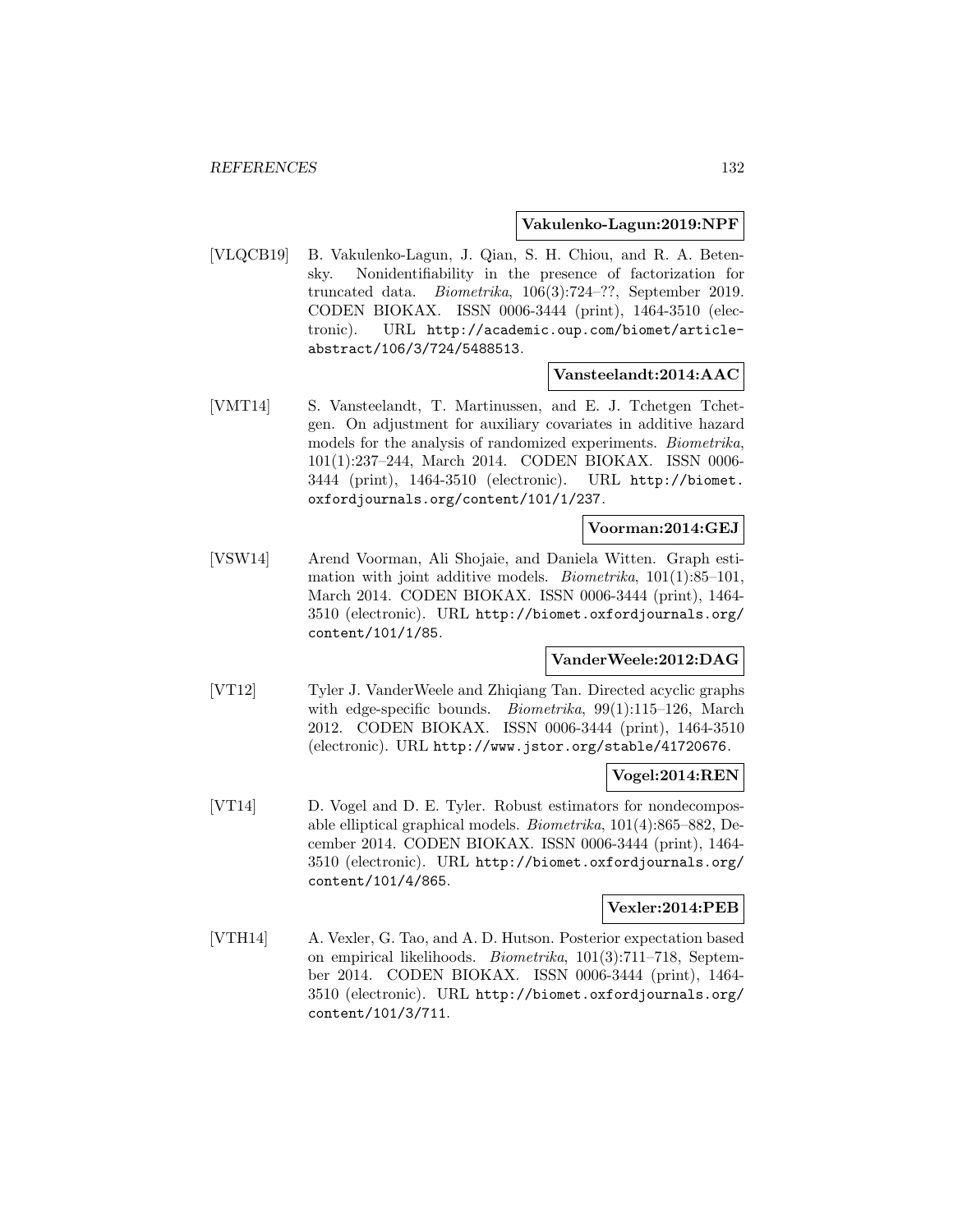**Vakulenko-Lagun:2019:NPF**

[VLQCB19] B. Vakulenko-Lagun, J. Qian, S. H. Chiou, and R. A. Betensky. Nonidentifiability in the presence of factorization for truncated data. *Biometrika*, 106(3):724–??, September 2019. CODEN BIOKAX. ISSN 0006-3444 (print), 1464-3510 (electronic). URL http://academic.oup.com/biomet/article-abstract/106/3/724/5488513.

**Vansteelandt:2014:AAC**

[VMT14] S. Vansteelandt, T. Martinussen, and E. J. Tchetgen Tchetgen. On adjustment for auxiliary covariates in additive hazard models for the analysis of randomized experiments. *Biometrika*, 101(1):237–244, March 2014. CODEN BIOKAX. ISSN 0006-3444 (print), 1464-3510 (electronic). URL http://biomet.oxfordjournals.org/content/101/1/237.

**Voorman:2014:GEJ**

[VSW14] Arend Voorman, Ali Shojaie, and Daniela Witten. Graph estimation with joint additive models. *Biometrika*, 101(1):85–101, March 2014. CODEN BIOKAX. ISSN 0006-3444 (print), 1464-3510 (electronic). URL http://biomet.oxfordjournals.org/content/101/1/85.

**VanderWeele:2012:DAG**

[VT12] Tyler J. VanderWeele and Zhiqiang Tan. Directed acyclic graphs with edge-specific bounds. *Biometrika*, 99(1):115–126, March 2012. CODEN BIOKAX. ISSN 0006-3444 (print), 1464-3510 (electronic). URL http://www.jstor.org/stable/41720676.

**Vogel:2014:REN**

[VT14] D. Vogel and D. E. Tyler. Robust estimators for nondecomposable elliptical graphical models. *Biometrika*, 101(4):865–882, December 2014. CODEN BIOKAX. ISSN 0006-3444 (print), 1464-3510 (electronic). URL http://biomet.oxfordjournals.org/content/101/4/865.

**Vexler:2014:PEB**

[VTH14] A. Vexler, G. Tao, and A. D. Hutson. Posterior expectation based on empirical likelihoods. *Biometrika*, 101(3):711–718, September 2014. CODEN BIOKAX. ISSN 0006-3444 (print), 1464-3510 (electronic). URL http://biomet.oxfordjournals.org/content/101/3/711.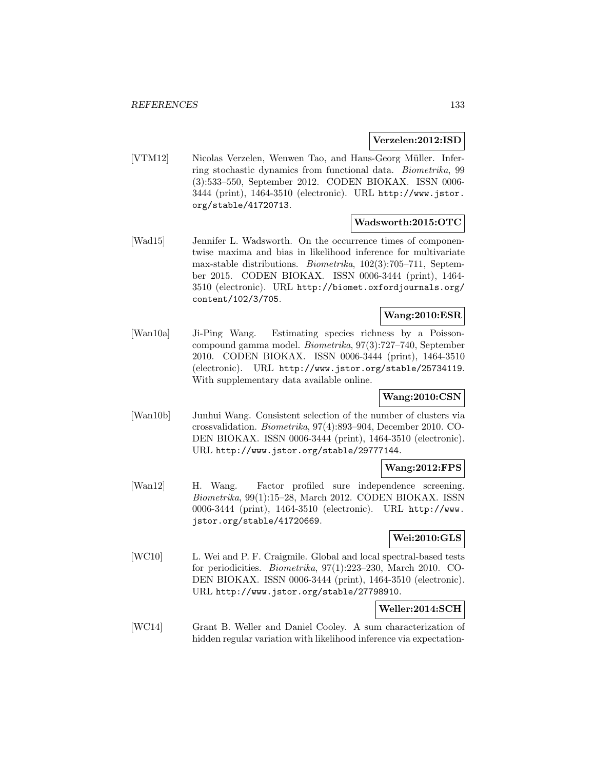**Verzelen:2012:ISD**

[VTM12] Nicolas Verzelen, Wenwen Tao, and Hans-Georg Müller. Inferring stochastic dynamics from functional data. *Biometrika*, 99 (3):533–550, September 2012. CODEN BIOKAX. ISSN 0006-3444 (print), 1464-3510 (electronic). URL http://www.jstor.org/stable/41720713.

**Wadsworth:2015:OTC**

[Wad15] Jennifer L. Wadsworth. On the occurrence times of componentwise maxima and bias in likelihood inference for multivariate max-stable distributions. *Biometrika*, 102(3):705–711, September 2015. CODEN BIOKAX. ISSN 0006-3444 (print), 1464-3510 (electronic). URL http://biomet.oxfordjournals.org/content/102/3/705.

**Wang:2010:ESR**

[Wan10a] Ji-Ping Wang. Estimating species richness by a Poisson-compound gamma model. *Biometrika*, 97(3):727–740, September 2010. CODEN BIOKAX. ISSN 0006-3444 (print), 1464-3510 (electronic). URL http://www.jstor.org/stable/25734119. With supplementary data available online.

**Wang:2010:CSN**

[Wan10b] Junhui Wang. Consistent selection of the number of clusters via crossvalidation. *Biometrika*, 97(4):893–904, December 2010. CODEN BIOKAX. ISSN 0006-3444 (print), 1464-3510 (electronic). URL http://www.jstor.org/stable/29777144.

**Wang:2012:FPS**

[Wan12] H. Wang. Factor profiled sure independence screening. *Biometrika*, 99(1):15–28, March 2012. CODEN BIOKAX. ISSN 0006-3444 (print), 1464-3510 (electronic). URL http://www.jstor.org/stable/41720669.

**Wei:2010:GLS**

[WC10] L. Wei and P. F. Craigmile. Global and local spectral-based tests for periodicities. *Biometrika*, 97(1):223–230, March 2010. CODEN BIOKAX. ISSN 0006-3444 (print), 1464-3510 (electronic). URL http://www.jstor.org/stable/27798910.

**Weller:2014:SCH**

[WC14] Grant B. Weller and Daniel Cooley. A sum characterization of hidden regular variation with likelihood inference via expectation-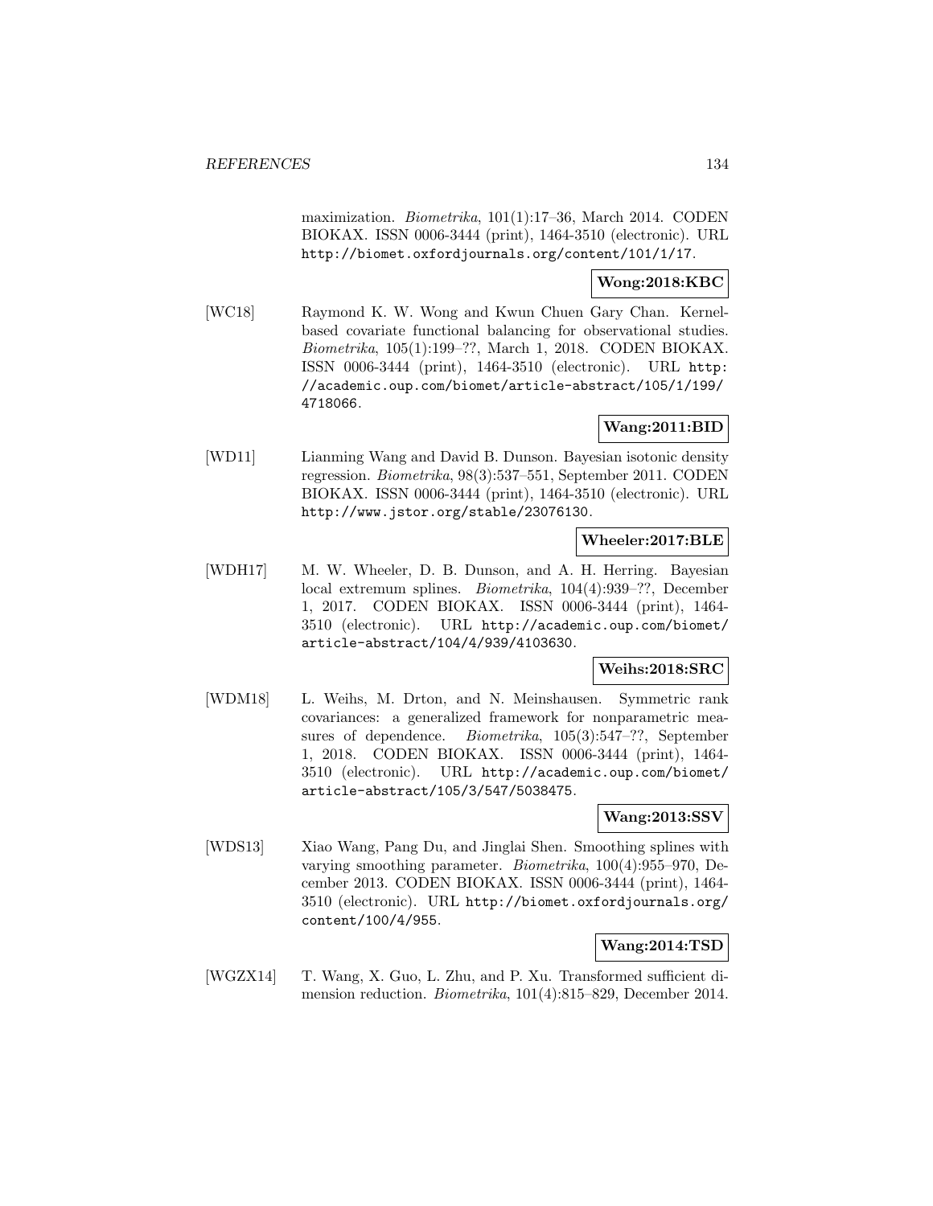maximization. *Biometrika*, 101(1):17–36, March 2014. CODEN BIOKAX. ISSN 0006-3444 (print), 1464-3510 (electronic). URL http://biomet.oxfordjournals.org/content/101/1/17.

**Wong:2018:KBC**

[WC18] Raymond K. W. Wong and Kwun Chuen Gary Chan. Kernel-based covariate functional balancing for observational studies. *Biometrika*, 105(1):199–??, March 1, 2018. CODEN BIOKAX. ISSN 0006-3444 (print), 1464-3510 (electronic). URL http://academic.oup.com/biomet/article-abstract/105/1/199/4718066.

**Wang:2011:BID**

[WD11] Lianming Wang and David B. Dunson. Bayesian isotonic density regression. *Biometrika*, 98(3):537–551, September 2011. CODEN BIOKAX. ISSN 0006-3444 (print), 1464-3510 (electronic). URL http://www.jstor.org/stable/23076130.

**Wheeler:2017:BLE**

[WDH17] M. W. Wheeler, D. B. Dunson, and A. H. Herring. Bayesian local extremum splines. *Biometrika*, 104(4):939–??, December 1, 2017. CODEN BIOKAX. ISSN 0006-3444 (print), 1464-3510 (electronic). URL http://academic.oup.com/biomet/article-abstract/104/4/939/4103630.

**Weihs:2018:SRC**

[WDM18] L. Weihs, M. Drton, and N. Meinshausen. Symmetric rank covariances: a generalized framework for nonparametric measures of dependence. *Biometrika*, 105(3):547–??, September 1, 2018. CODEN BIOKAX. ISSN 0006-3444 (print), 1464-3510 (electronic). URL http://academic.oup.com/biomet/article-abstract/105/3/547/5038475.

**Wang:2013:SSV**

[WDS13] Xiao Wang, Pang Du, and Jinglai Shen. Smoothing splines with varying smoothing parameter. *Biometrika*, 100(4):955–970, December 2013. CODEN BIOKAX. ISSN 0006-3444 (print), 1464-3510 (electronic). URL http://biomet.oxfordjournals.org/content/100/4/955.

**Wang:2014:TSD**

[WGZX14] T. Wang, X. Guo, L. Zhu, and P. Xu. Transformed sufficient dimension reduction. *Biometrika*, 101(4):815–829, December 2014.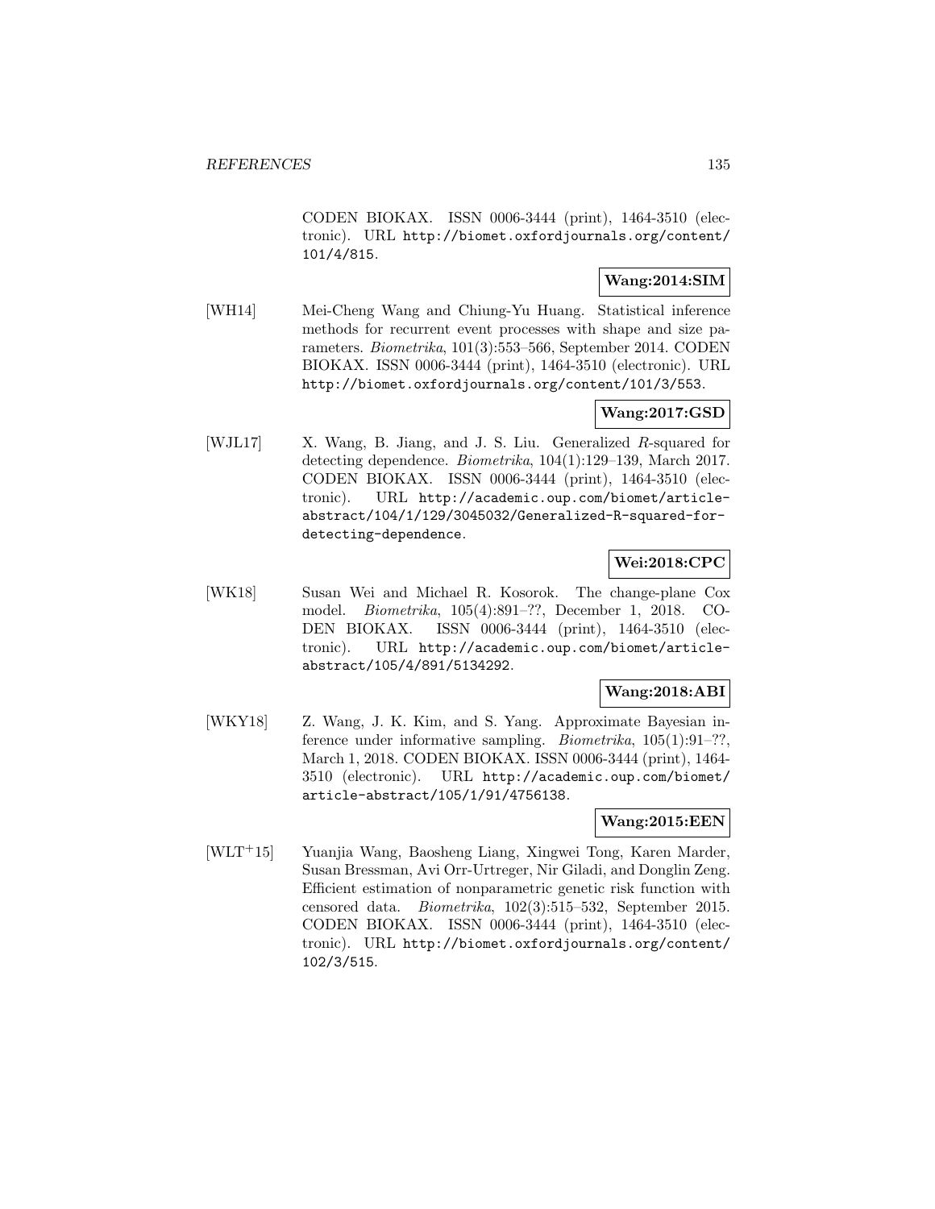CODEN BIOKAX. ISSN 0006-3444 (print), 1464-3510 (electronic). URL http://biomet.oxfordjournals.org/content/101/4/815.

**Wang:2014:SIM**

[WH14] Mei-Cheng Wang and Chiung-Yu Huang. Statistical inference methods for recurrent event processes with shape and size parameters. *Biometrika*, 101(3):553–566, September 2014. CODEN BIOKAX. ISSN 0006-3444 (print), 1464-3510 (electronic). URL http://biomet.oxfordjournals.org/content/101/3/553.

**Wang:2017:GSD**

[WJL17] X. Wang, B. Jiang, and J. S. Liu. Generalized $R$-squared for detecting dependence. *Biometrika*, 104(1):129–139, March 2017. CODEN BIOKAX. ISSN 0006-3444 (print), 1464-3510 (electronic). URL http://academic.oup.com/biomet/article-abstract/104/1/129/3045032/Generalized-R-squared-for-detecting-dependence.

**Wei:2018:CPC**

[WK18] Susan Wei and Michael R. Kosorok. The change-plane Cox model. *Biometrika*, 105(4):891–??, December 1, 2018. CODEN BIOKAX. ISSN 0006-3444 (print), 1464-3510 (electronic). URL http://academic.oup.com/biomet/article-abstract/105/4/891/5134292.

**Wang:2018:ABI**

[WKY18] Z. Wang, J. K. Kim, and S. Yang. Approximate Bayesian inference under informative sampling. *Biometrika*, 105(1):91–??, March 1, 2018. CODEN BIOKAX. ISSN 0006-3444 (print), 1464-3510 (electronic). URL http://academic.oup.com/biomet/article-abstract/105/1/91/4756138.

**Wang:2015:EEN**

[WLT+15] Yuanjia Wang, Baosheng Liang, Xingwei Tong, Karen Marder, Susan Bressman, Avi Orr-Urtreger, Nir Giladi, and Donglin Zeng. Efficient estimation of nonparametric genetic risk function with censored data. *Biometrika*, 102(3):515–532, September 2015. CODEN BIOKAX. ISSN 0006-3444 (print), 1464-3510 (electronic). URL http://biomet.oxfordjournals.org/content/102/3/515.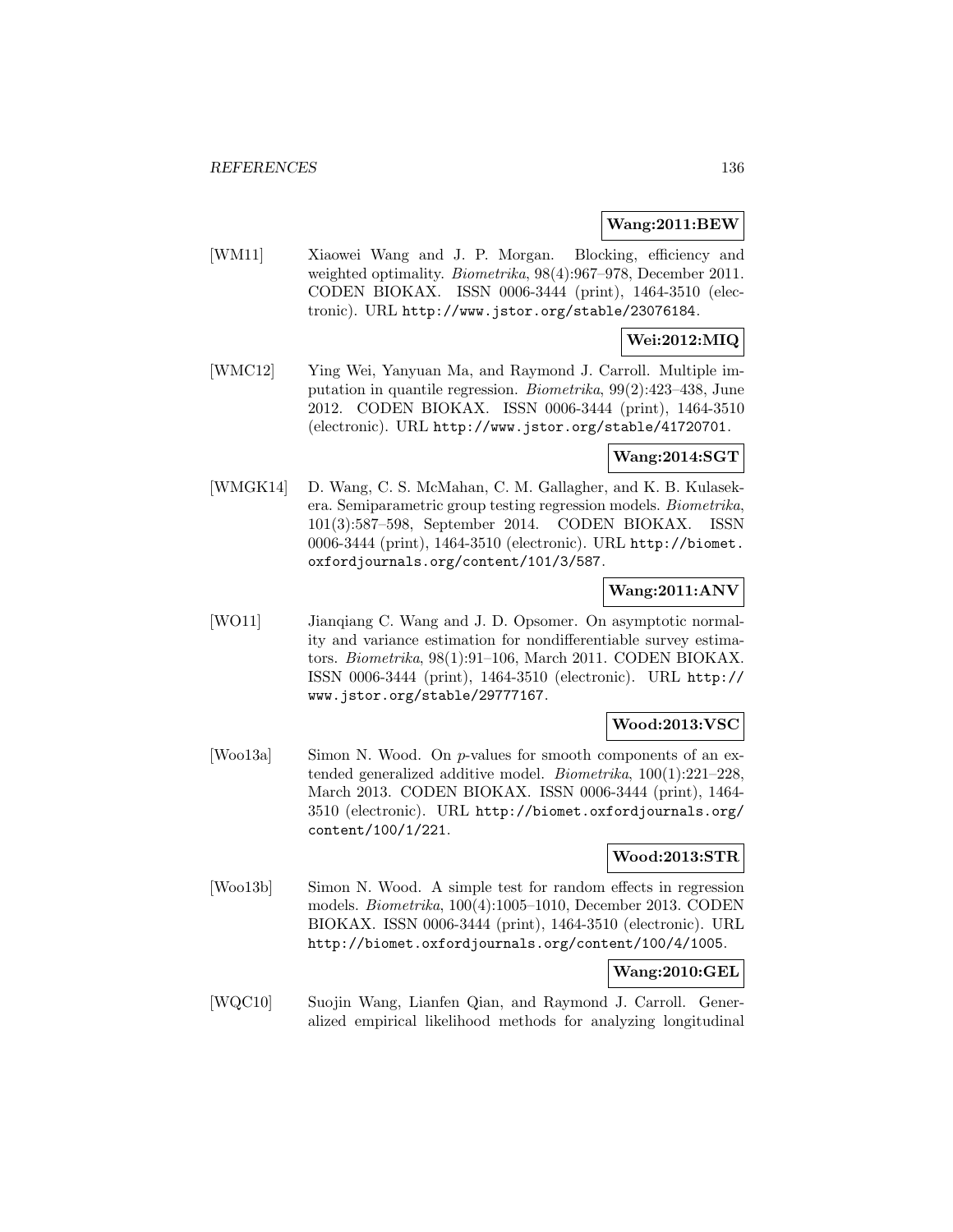**Wang:2011:BEW**

[WM11] Xiaowei Wang and J. P. Morgan. Blocking, efficiency and weighted optimality. *Biometrika*, 98(4):967–978, December 2011. CODEN BIOKAX. ISSN 0006-3444 (print), 1464-3510 (electronic). URL http://www.jstor.org/stable/23076184.

**Wei:2012:MIQ**

[WMC12] Ying Wei, Yanyuan Ma, and Raymond J. Carroll. Multiple imputation in quantile regression. *Biometrika*, 99(2):423–438, June 2012. CODEN BIOKAX. ISSN 0006-3444 (print), 1464-3510 (electronic). URL http://www.jstor.org/stable/41720701.

**Wang:2014:SGT**

[WMGK14] D. Wang, C. S. McMahan, C. M. Gallagher, and K. B. Kulasekera. Semiparametric group testing regression models. *Biometrika*, 101(3):587–598, September 2014. CODEN BIOKAX. ISSN 0006-3444 (print), 1464-3510 (electronic). URL http://biomet.oxfordjournals.org/content/101/3/587.

**Wang:2011:ANV**

[WO11] Jianqiang C. Wang and J. D. Opsomer. On asymptotic normality and variance estimation for nondifferentiable survey estimators. *Biometrika*, 98(1):91–106, March 2011. CODEN BIOKAX. ISSN 0006-3444 (print), 1464-3510 (electronic). URL http://www.jstor.org/stable/29777167.

**Wood:2013:VSC**

[Woo13a] Simon N. Wood. On $p$-values for smooth components of an extended generalized additive model. *Biometrika*, 100(1):221–228, March 2013. CODEN BIOKAX. ISSN 0006-3444 (print), 1464-3510 (electronic). URL http://biomet.oxfordjournals.org/content/100/1/221.

**Wood:2013:STR**

[Woo13b] Simon N. Wood. A simple test for random effects in regression models. *Biometrika*, 100(4):1005–1010, December 2013. CODEN BIOKAX. ISSN 0006-3444 (print), 1464-3510 (electronic). URL http://biomet.oxfordjournals.org/content/100/4/1005.

**Wang:2010:GEL**

[WQC10] Suojin Wang, Lianfen Qian, and Raymond J. Carroll. Generalized empirical likelihood methods for analyzing longitudinal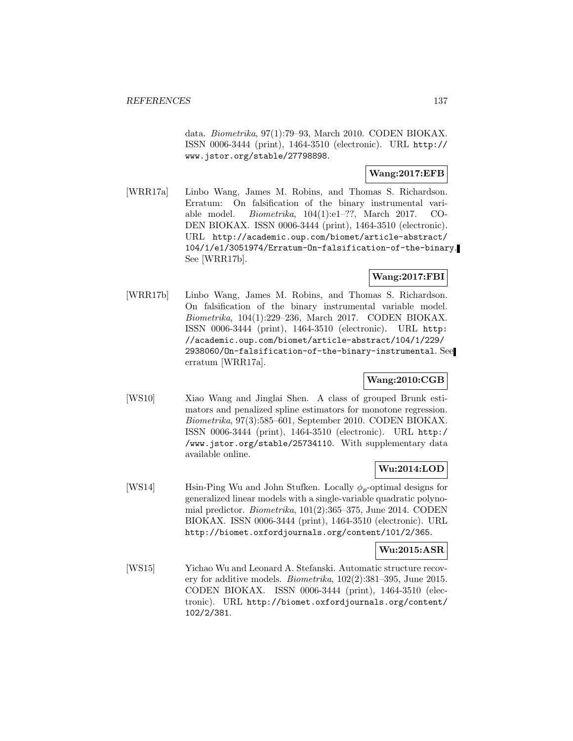data. *Biometrika*, 97(1):79–93, March 2010. CODEN BIOKAX. ISSN 0006-3444 (print), 1464-3510 (electronic). URL http://www.jstor.org/stable/27798898.

**Wang:2017:EFB**

[WRR17a] Linbo Wang, James M. Robins, and Thomas S. Richardson. Erratum: On falsification of the binary instrumental variable model. *Biometrika*, 104(1):e1–??, March 2017. CODEN BIOKAX. ISSN 0006-3444 (print), 1464-3510 (electronic). URL http://academic.oup.com/biomet/article-abstract/104/1/e1/3051974/Erratum-On-falsification-of-the-binary. See [WRR17b].

**Wang:2017:FBI**

[WRR17b] Linbo Wang, James M. Robins, and Thomas S. Richardson. On falsification of the binary instrumental variable model. *Biometrika*, 104(1):229–236, March 2017. CODEN BIOKAX. ISSN 0006-3444 (print), 1464-3510 (electronic). URL http://academic.oup.com/biomet/article-abstract/104/1/229/2938060/On-falsification-of-the-binary-instrumental. See erratum [WRR17a].

**Wang:2010:CGB**

[WS10] Xiao Wang and Jinglai Shen. A class of grouped Brunk estimators and penalized spline estimators for monotone regression. *Biometrika*, 97(3):585–601, September 2010. CODEN BIOKAX. ISSN 0006-3444 (print), 1464-3510 (electronic). URL http://www.jstor.org/stable/25734110. With supplementary data available online.

**Wu:2014:LOD**

[WS14] Hsin-Ping Wu and John Stufken. Locally $\phi_p$-optimal designs for generalized linear models with a single-variable quadratic polynomial predictor. *Biometrika*, 101(2):365–375, June 2014. CODEN BIOKAX. ISSN 0006-3444 (print), 1464-3510 (electronic). URL http://biomet.oxfordjournals.org/content/101/2/365.

**Wu:2015:ASR**

[WS15] Yichao Wu and Leonard A. Stefanski. Automatic structure recovery for additive models. *Biometrika*, 102(2):381–395, June 2015. CODEN BIOKAX. ISSN 0006-3444 (print), 1464-3510 (electronic). URL http://biomet.oxfordjournals.org/content/102/2/381.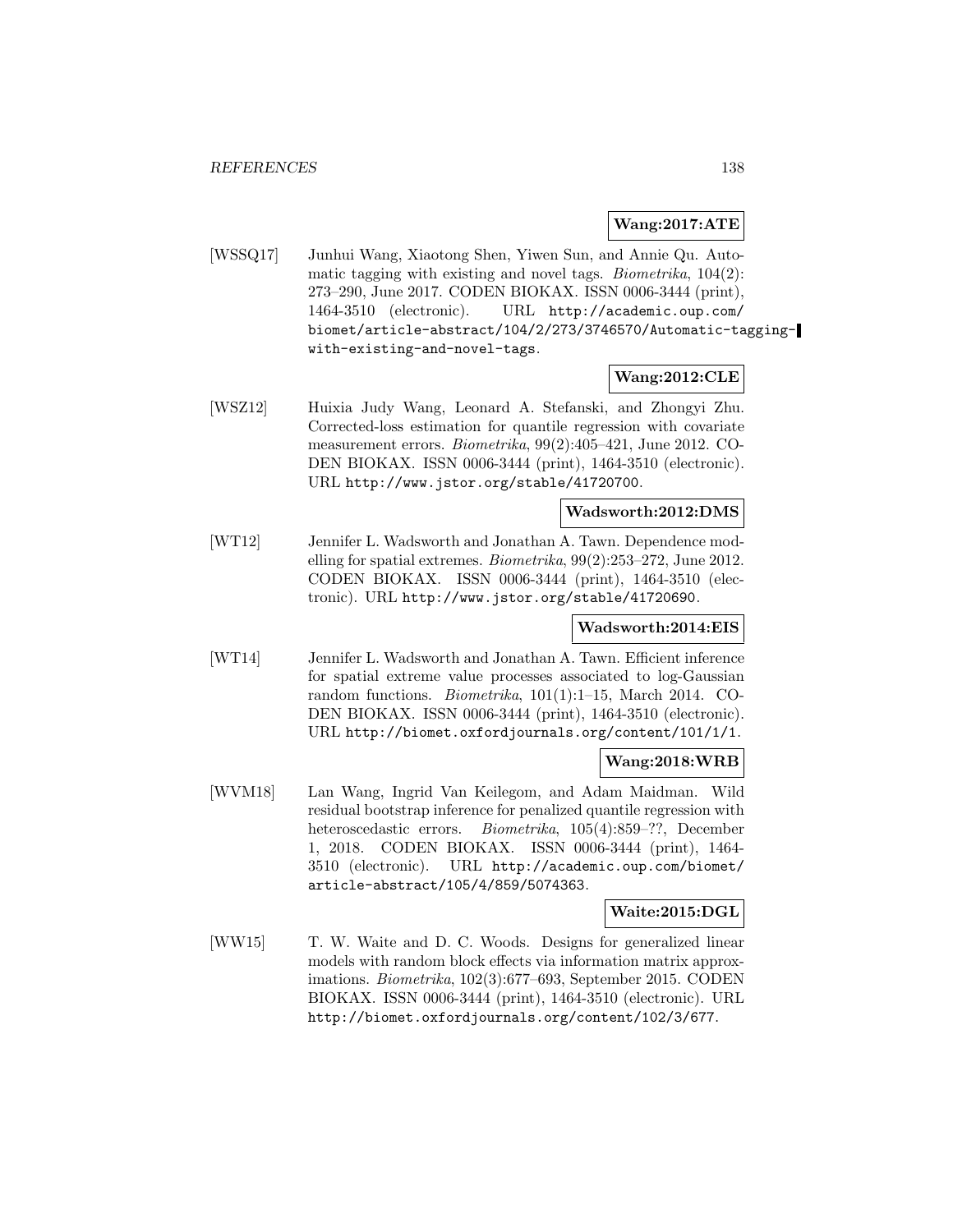**Wang:2017:ATE**

[WSSQ17] Junhui Wang, Xiaotong Shen, Yiwen Sun, and Annie Qu. Automatic tagging with existing and novel tags. *Biometrika*, 104(2): 273–290, June 2017. CODEN BIOKAX. ISSN 0006-3444 (print), 1464-3510 (electronic). URL `http://academic.oup.com/biomet/article-abstract/104/2/273/3746570/Automatic-tagging-with-existing-and-novel-tags`.

**Wang:2012:CLE**

[WSZ12] Huixia Judy Wang, Leonard A. Stefanski, and Zhongyi Zhu. Corrected-loss estimation for quantile regression with covariate measurement errors. *Biometrika*, 99(2):405–421, June 2012. CODEN BIOKAX. ISSN 0006-3444 (print), 1464-3510 (electronic). URL `http://www.jstor.org/stable/41720700`.

**Wadsworth:2012:DMS**

[WT12] Jennifer L. Wadsworth and Jonathan A. Tawn. Dependence modelling for spatial extremes. *Biometrika*, 99(2):253–272, June 2012. CODEN BIOKAX. ISSN 0006-3444 (print), 1464-3510 (electronic). URL `http://www.jstor.org/stable/41720690`.

**Wadsworth:2014:EIS**

[WT14] Jennifer L. Wadsworth and Jonathan A. Tawn. Efficient inference for spatial extreme value processes associated to log-Gaussian random functions. *Biometrika*, 101(1):1–15, March 2014. CODEN BIOKAX. ISSN 0006-3444 (print), 1464-3510 (electronic). URL `http://biomet.oxfordjournals.org/content/101/1/1`.

**Wang:2018:WRB**

[WVM18] Lan Wang, Ingrid Van Keilegom, and Adam Maidman. Wild residual bootstrap inference for penalized quantile regression with heteroscedastic errors. *Biometrika*, 105(4):859–??, December 1, 2018. CODEN BIOKAX. ISSN 0006-3444 (print), 1464-3510 (electronic). URL `http://academic.oup.com/biomet/article-abstract/105/4/859/5074363`.

**Waite:2015:DGL**

[WW15] T. W. Waite and D. C. Woods. Designs for generalized linear models with random block effects via information matrix approximations. *Biometrika*, 102(3):677–693, September 2015. CODEN BIOKAX. ISSN 0006-3444 (print), 1464-3510 (electronic). URL `http://biomet.oxfordjournals.org/content/102/3/677`.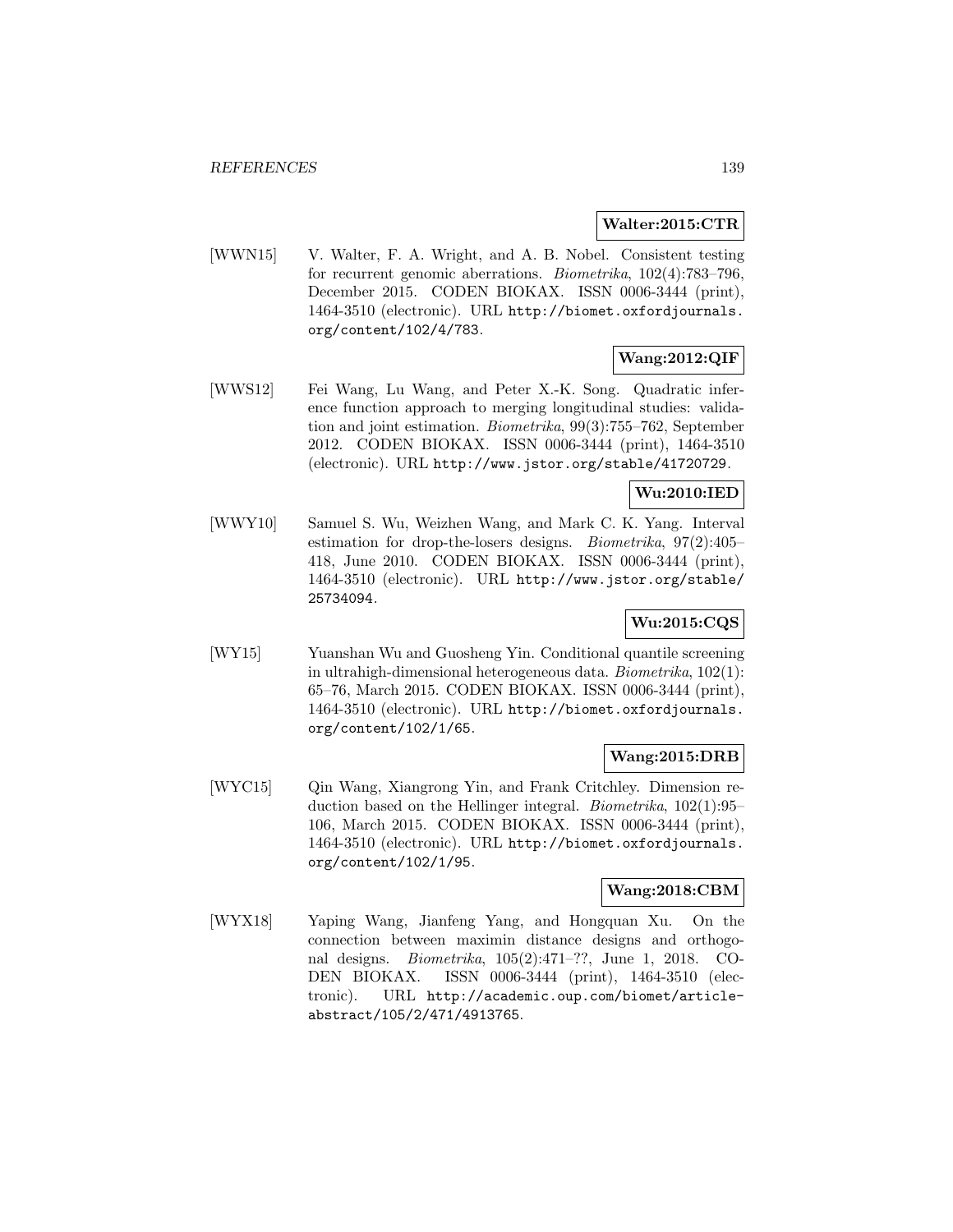**Walter:2015:CTR**

[WWN15] V. Walter, F. A. Wright, and A. B. Nobel. Consistent testing for recurrent genomic aberrations. *Biometrika*, 102(4):783–796, December 2015. CODEN BIOKAX. ISSN 0006-3444 (print), 1464-3510 (electronic). URL http://biomet.oxfordjournals.org/content/102/4/783.

**Wang:2012:QIF**

[WWS12] Fei Wang, Lu Wang, and Peter X.-K. Song. Quadratic inference function approach to merging longitudinal studies: validation and joint estimation. *Biometrika*, 99(3):755–762, September 2012. CODEN BIOKAX. ISSN 0006-3444 (print), 1464-3510 (electronic). URL http://www.jstor.org/stable/41720729.

**Wu:2010:IED**

[WWY10] Samuel S. Wu, Weizhen Wang, and Mark C. K. Yang. Interval estimation for drop-the-losers designs. *Biometrika*, 97(2):405–418, June 2010. CODEN BIOKAX. ISSN 0006-3444 (print), 1464-3510 (electronic). URL http://www.jstor.org/stable/25734094.

**Wu:2015:CQS**

[WY15] Yuanshan Wu and Guosheng Yin. Conditional quantile screening in ultrahigh-dimensional heterogeneous data. *Biometrika*, 102(1): 65–76, March 2015. CODEN BIOKAX. ISSN 0006-3444 (print), 1464-3510 (electronic). URL http://biomet.oxfordjournals.org/content/102/1/65.

**Wang:2015:DRB**

[WYC15] Qin Wang, Xiangrong Yin, and Frank Critchley. Dimension reduction based on the Hellinger integral. *Biometrika*, 102(1):95–106, March 2015. CODEN BIOKAX. ISSN 0006-3444 (print), 1464-3510 (electronic). URL http://biomet.oxfordjournals.org/content/102/1/95.

**Wang:2018:CBM**

[WYX18] Yaping Wang, Jianfeng Yang, and Hongquan Xu. On the connection between maximin distance designs and orthogonal designs. *Biometrika*, 105(2):471–??, June 1, 2018. CODEN BIOKAX. ISSN 0006-3444 (print), 1464-3510 (electronic). URL http://academic.oup.com/biomet/article-abstract/105/2/471/4913765.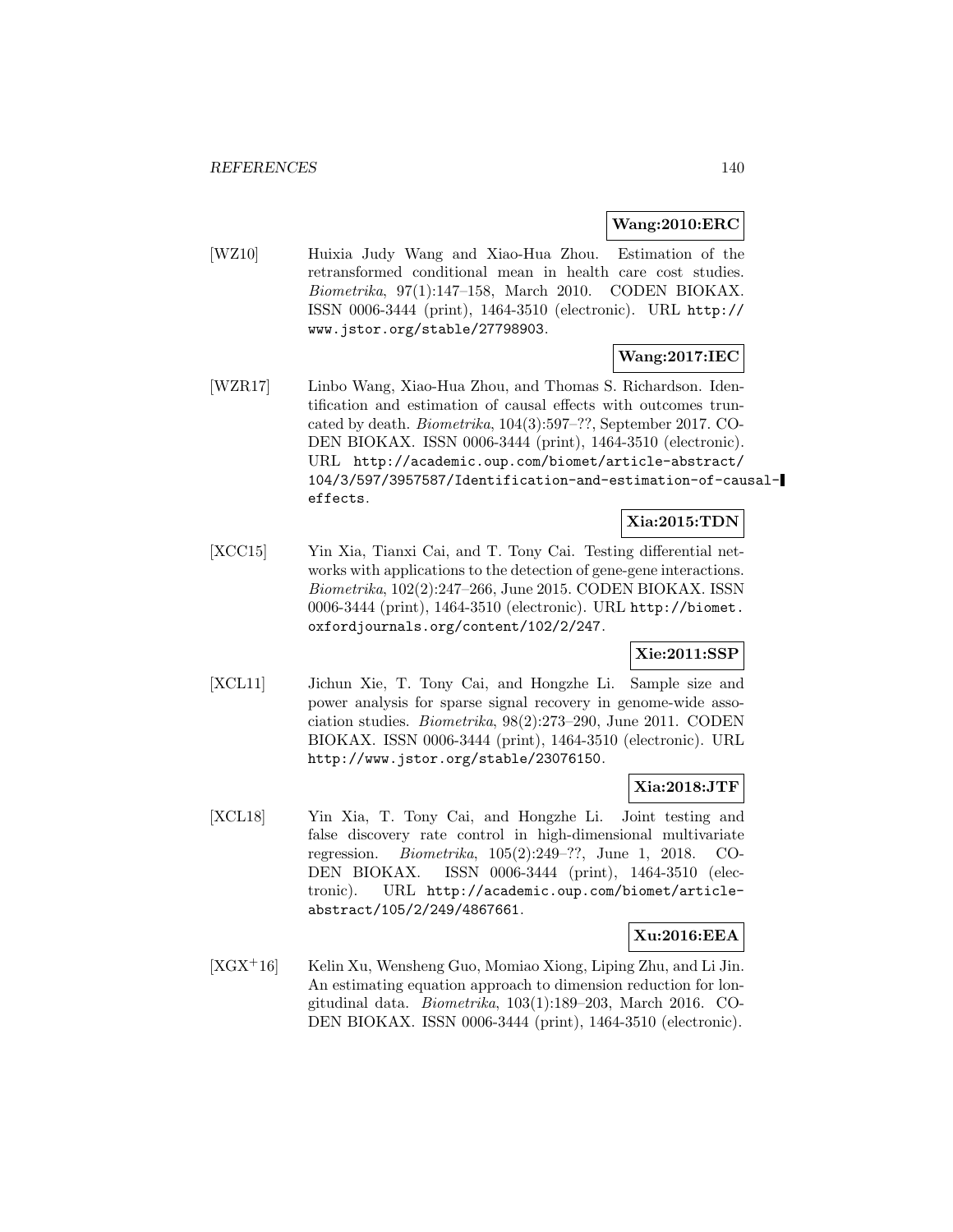**Wang:2010:ERC**

[WZ10] Huixia Judy Wang and Xiao-Hua Zhou. Estimation of the retransformed conditional mean in health care cost studies. *Biometrika*, 97(1):147–158, March 2010. CODEN BIOKAX. ISSN 0006-3444 (print), 1464-3510 (electronic). URL http://www.jstor.org/stable/27798903.

**Wang:2017:IEC**

[WZR17] Linbo Wang, Xiao-Hua Zhou, and Thomas S. Richardson. Identification and estimation of causal effects with outcomes truncated by death. *Biometrika*, 104(3):597–??, September 2017. CODEN BIOKAX. ISSN 0006-3444 (print), 1464-3510 (electronic). URL http://academic.oup.com/biomet/article-abstract/104/3/597/3957587/Identification-and-estimation-of-causal-effects.

**Xia:2015:TDN**

[XCC15] Yin Xia, Tianxi Cai, and T. Tony Cai. Testing differential networks with applications to the detection of gene-gene interactions. *Biometrika*, 102(2):247–266, June 2015. CODEN BIOKAX. ISSN 0006-3444 (print), 1464-3510 (electronic). URL http://biomet.oxfordjournals.org/content/102/2/247.

**Xie:2011:SSP**

[XCL11] Jichun Xie, T. Tony Cai, and Hongzhe Li. Sample size and power analysis for sparse signal recovery in genome-wide association studies. *Biometrika*, 98(2):273–290, June 2011. CODEN BIOKAX. ISSN 0006-3444 (print), 1464-3510 (electronic). URL http://www.jstor.org/stable/23076150.

**Xia:2018:JTF**

[XCL18] Yin Xia, T. Tony Cai, and Hongzhe Li. Joint testing and false discovery rate control in high-dimensional multivariate regression. *Biometrika*, 105(2):249–??, June 1, 2018. CODEN BIOKAX. ISSN 0006-3444 (print), 1464-3510 (electronic). URL http://academic.oup.com/biomet/article-abstract/105/2/249/4867661.

**Xu:2016:EEA**

[XGX+16] Kelin Xu, Wensheng Guo, Momiao Xiong, Liping Zhu, and Li Jin. An estimating equation approach to dimension reduction for longitudinal data. *Biometrika*, 103(1):189–203, March 2016. CODEN BIOKAX. ISSN 0006-3444 (print), 1464-3510 (electronic).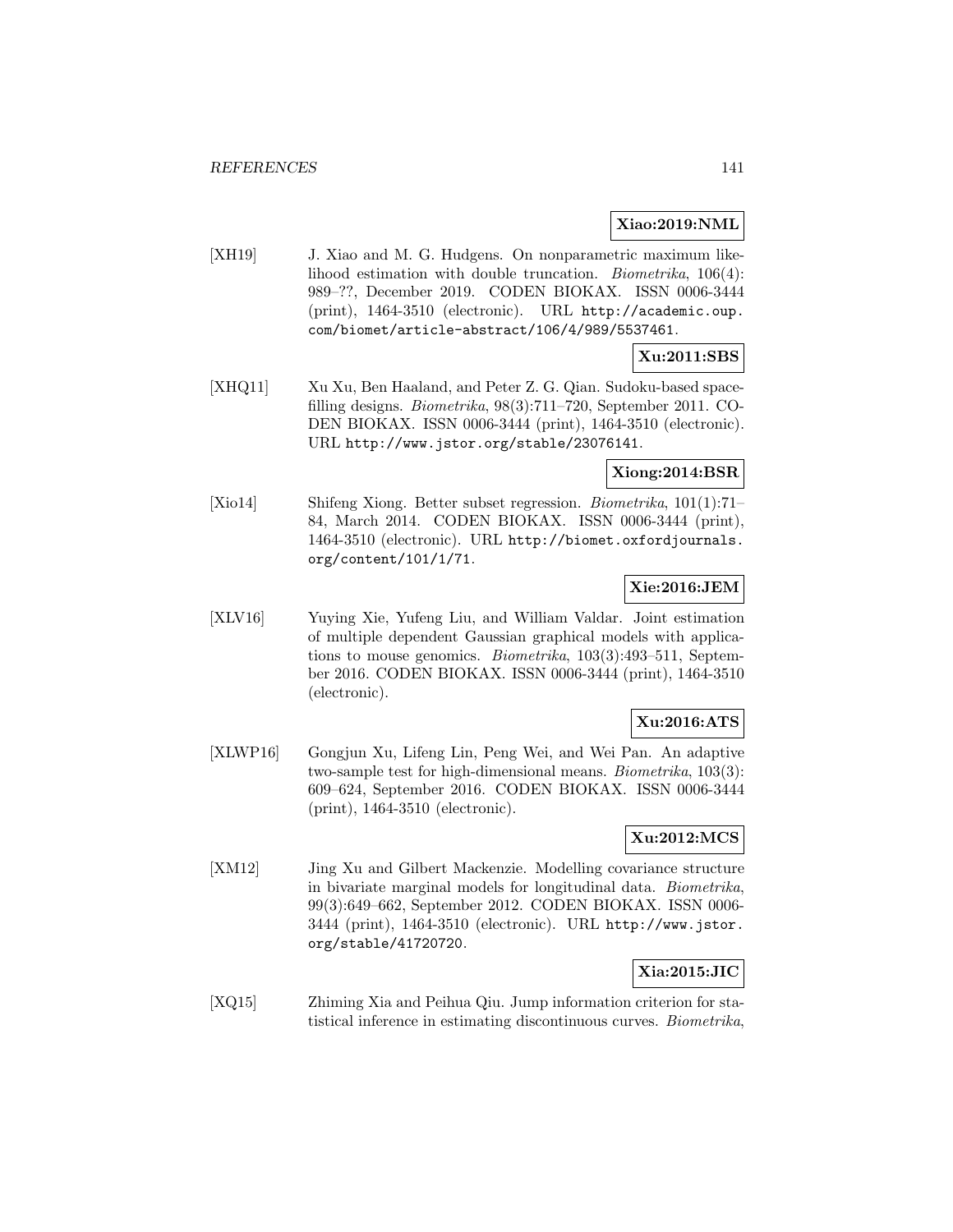**Xiao:2019:NML**

[XH19] J. Xiao and M. G. Hudgens. On nonparametric maximum likelihood estimation with double truncation. *Biometrika*, 106(4): 989–??, December 2019. CODEN BIOKAX. ISSN 0006-3444 (print), 1464-3510 (electronic). URL http://academic.oup.com/biomet/article-abstract/106/4/989/5537461.

**Xu:2011:SBS**

[XHQ11] Xu Xu, Ben Haaland, and Peter Z. G. Qian. Sudoku-based space-filling designs. *Biometrika*, 98(3):711–720, September 2011. CODEN BIOKAX. ISSN 0006-3444 (print), 1464-3510 (electronic). URL http://www.jstor.org/stable/23076141.

**Xiong:2014:BSR**

[Xio14] Shifeng Xiong. Better subset regression. *Biometrika*, 101(1):71–84, March 2014. CODEN BIOKAX. ISSN 0006-3444 (print), 1464-3510 (electronic). URL http://biomet.oxfordjournals.org/content/101/1/71.

**Xie:2016:JEM**

[XLV16] Yuying Xie, Yufeng Liu, and William Valdar. Joint estimation of multiple dependent Gaussian graphical models with applications to mouse genomics. *Biometrika*, 103(3):493–511, September 2016. CODEN BIOKAX. ISSN 0006-3444 (print), 1464-3510 (electronic).

**Xu:2016:ATS**

[XLWP16] Gongjun Xu, Lifeng Lin, Peng Wei, and Wei Pan. An adaptive two-sample test for high-dimensional means. *Biometrika*, 103(3): 609–624, September 2016. CODEN BIOKAX. ISSN 0006-3444 (print), 1464-3510 (electronic).

**Xu:2012:MCS**

[XM12] Jing Xu and Gilbert Mackenzie. Modelling covariance structure in bivariate marginal models for longitudinal data. *Biometrika*, 99(3):649–662, September 2012. CODEN BIOKAX. ISSN 0006-3444 (print), 1464-3510 (electronic). URL http://www.jstor.org/stable/41720720.

**Xia:2015:JIC**

[XQ15] Zhiming Xia and Peihua Qiu. Jump information criterion for statistical inference in estimating discontinuous curves. *Biometrika*,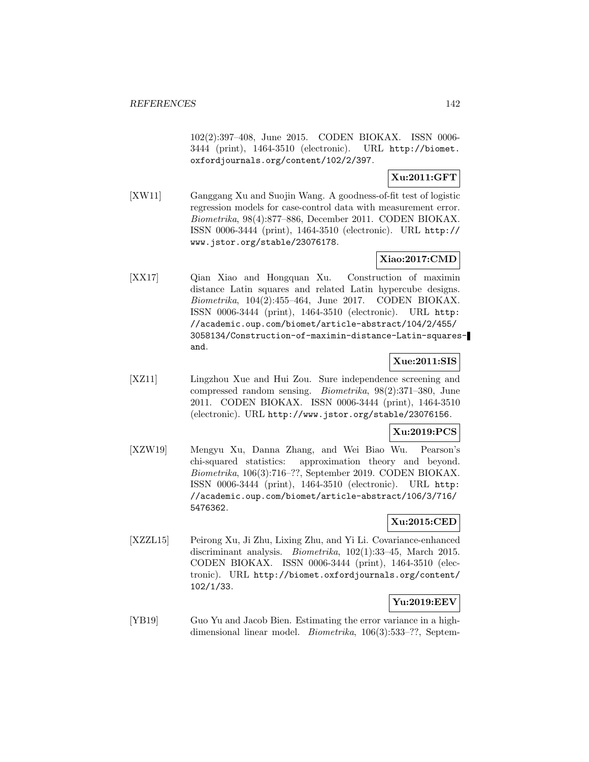102(2):397–408, June 2015. CODEN BIOKAX. ISSN 0006-3444 (print), 1464-3510 (electronic). URL http://biomet.oxfordjournals.org/content/102/2/397.

**Xu:2011:GFT**

[XW11] Ganggang Xu and Suojin Wang. A goodness-of-fit test of logistic regression models for case-control data with measurement error. *Biometrika*, 98(4):877–886, December 2011. CODEN BIOKAX. ISSN 0006-3444 (print), 1464-3510 (electronic). URL http://www.jstor.org/stable/23076178.

**Xiao:2017:CMD**

[XX17] Qian Xiao and Hongquan Xu. Construction of maximin distance Latin squares and related Latin hypercube designs. *Biometrika*, 104(2):455–464, June 2017. CODEN BIOKAX. ISSN 0006-3444 (print), 1464-3510 (electronic). URL http://academic.oup.com/biomet/article-abstract/104/2/455/3058134/Construction-of-maximin-distance-Latin-squares-and.

**Xue:2011:SIS**

[XZ11] Lingzhou Xue and Hui Zou. Sure independence screening and compressed random sensing. *Biometrika*, 98(2):371–380, June 2011. CODEN BIOKAX. ISSN 0006-3444 (print), 1464-3510 (electronic). URL http://www.jstor.org/stable/23076156.

**Xu:2019:PCS**

[XZW19] Mengyu Xu, Danna Zhang, and Wei Biao Wu. Pearson's chi-squared statistics: approximation theory and beyond. *Biometrika*, 106(3):716–??, September 2019. CODEN BIOKAX. ISSN 0006-3444 (print), 1464-3510 (electronic). URL http://academic.oup.com/biomet/article-abstract/106/3/716/5476362.

**Xu:2015:CED**

[XZZL15] Peirong Xu, Ji Zhu, Lixing Zhu, and Yi Li. Covariance-enhanced discriminant analysis. *Biometrika*, 102(1):33–45, March 2015. CODEN BIOKAX. ISSN 0006-3444 (print), 1464-3510 (electronic). URL http://biomet.oxfordjournals.org/content/102/1/33.

**Yu:2019:EEV**

[YB19] Guo Yu and Jacob Bien. Estimating the error variance in a high-dimensional linear model. *Biometrika*, 106(3):533–??, Septem-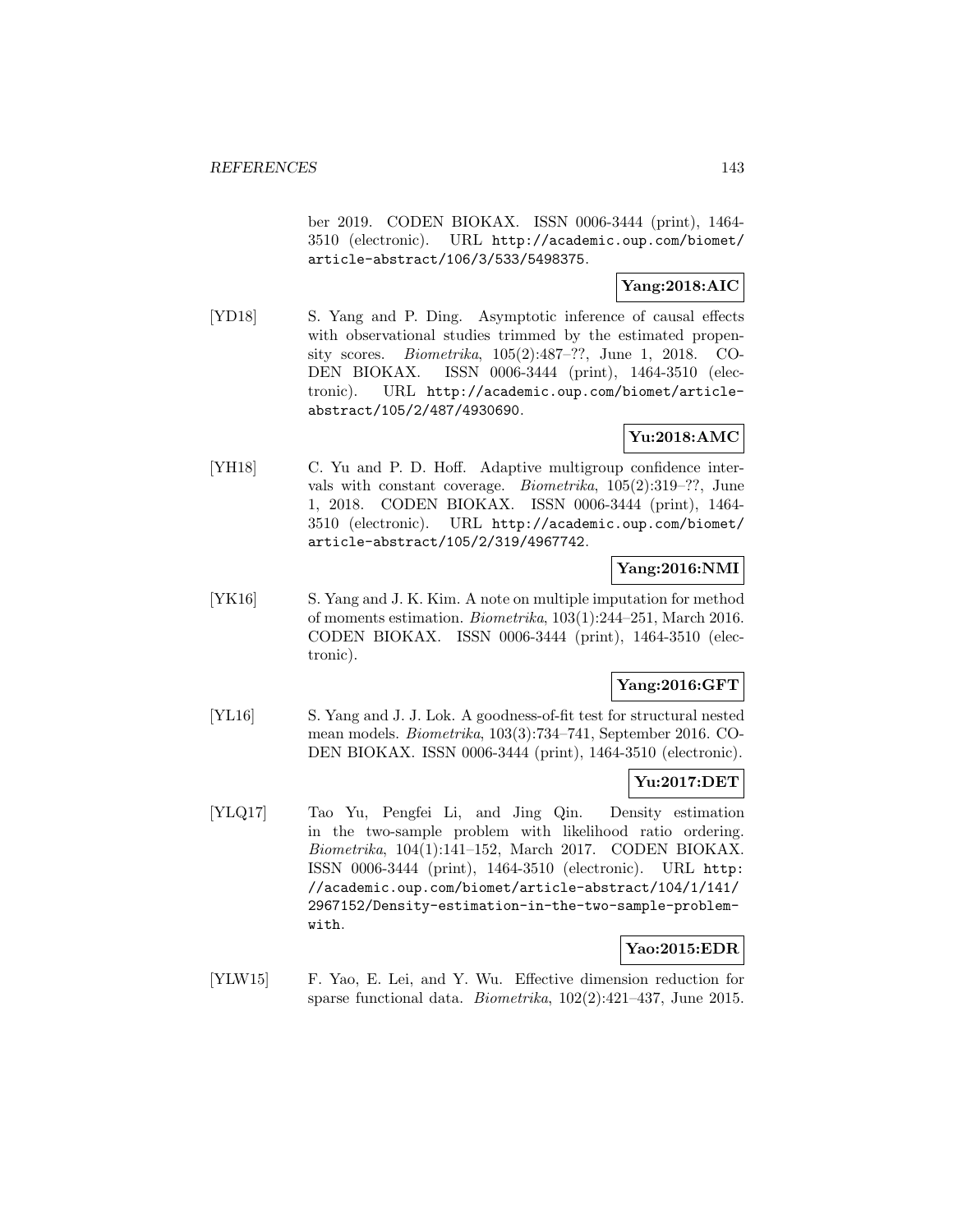ber 2019. CODEN BIOKAX. ISSN 0006-3444 (print), 1464-3510 (electronic). URL http://academic.oup.com/biomet/article-abstract/106/3/533/5498375.

**Yang:2018:AIC**

[YD18] S. Yang and P. Ding. Asymptotic inference of causal effects with observational studies trimmed by the estimated propensity scores. *Biometrika*, 105(2):487–??, June 1, 2018. CODEN BIOKAX. ISSN 0006-3444 (print), 1464-3510 (electronic). URL http://academic.oup.com/biomet/article-abstract/105/2/487/4930690.

**Yu:2018:AMC**

[YH18] C. Yu and P. D. Hoff. Adaptive multigroup confidence intervals with constant coverage. *Biometrika*, 105(2):319–??, June 1, 2018. CODEN BIOKAX. ISSN 0006-3444 (print), 1464-3510 (electronic). URL http://academic.oup.com/biomet/article-abstract/105/2/319/4967742.

**Yang:2016:NMI**

[YK16] S. Yang and J. K. Kim. A note on multiple imputation for method of moments estimation. *Biometrika*, 103(1):244–251, March 2016. CODEN BIOKAX. ISSN 0006-3444 (print), 1464-3510 (electronic).

**Yang:2016:GFT**

[YL16] S. Yang and J. J. Lok. A goodness-of-fit test for structural nested mean models. *Biometrika*, 103(3):734–741, September 2016. CODEN BIOKAX. ISSN 0006-3444 (print), 1464-3510 (electronic).

**Yu:2017:DET**

[YLQ17] Tao Yu, Pengfei Li, and Jing Qin. Density estimation in the two-sample problem with likelihood ratio ordering. *Biometrika*, 104(1):141–152, March 2017. CODEN BIOKAX. ISSN 0006-3444 (print), 1464-3510 (electronic). URL http://academic.oup.com/biomet/article-abstract/104/1/141/2967152/Density-estimation-in-the-two-sample-problem-with.

**Yao:2015:EDR**

[YLW15] F. Yao, E. Lei, and Y. Wu. Effective dimension reduction for sparse functional data. *Biometrika*, 102(2):421–437, June 2015.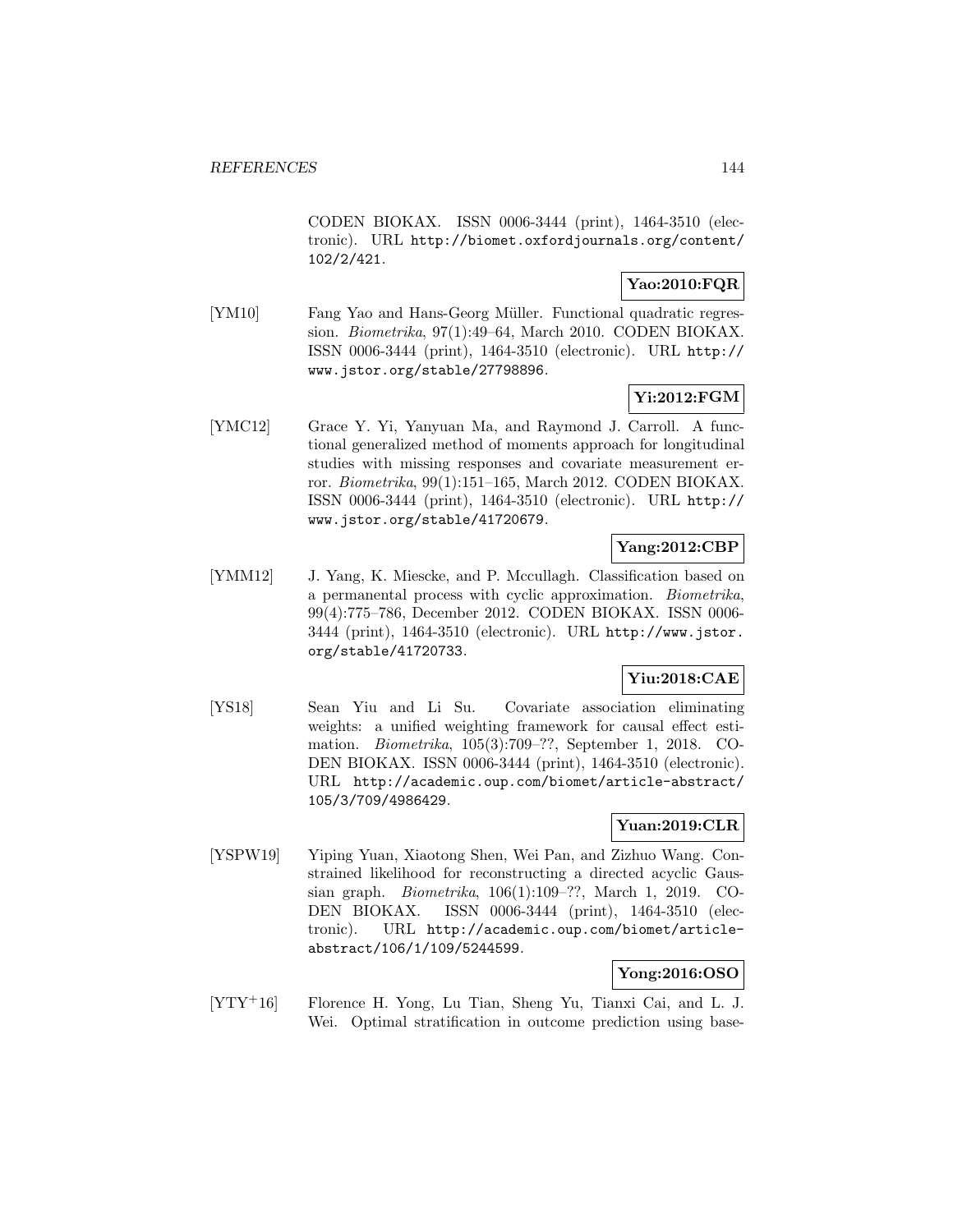CODEN BIOKAX. ISSN 0006-3444 (print), 1464-3510 (electronic). URL http://biomet.oxfordjournals.org/content/102/2/421.

**Yao:2010:FQR**

[YM10] Fang Yao and Hans-Georg Müller. Functional quadratic regression. *Biometrika*, 97(1):49–64, March 2010. CODEN BIOKAX. ISSN 0006-3444 (print), 1464-3510 (electronic). URL http://www.jstor.org/stable/27798896.

**Yi:2012:FGM**

[YMC12] Grace Y. Yi, Yanyuan Ma, and Raymond J. Carroll. A functional generalized method of moments approach for longitudinal studies with missing responses and covariate measurement error. *Biometrika*, 99(1):151–165, March 2012. CODEN BIOKAX. ISSN 0006-3444 (print), 1464-3510 (electronic). URL http://www.jstor.org/stable/41720679.

**Yang:2012:CBP**

[YMM12] J. Yang, K. Miescke, and P. Mccullagh. Classification based on a permanental process with cyclic approximation. *Biometrika*, 99(4):775–786, December 2012. CODEN BIOKAX. ISSN 0006-3444 (print), 1464-3510 (electronic). URL http://www.jstor.org/stable/41720733.

**Yiu:2018:CAE**

[YS18] Sean Yiu and Li Su. Covariate association eliminating weights: a unified weighting framework for causal effect estimation. *Biometrika*, 105(3):709–??, September 1, 2018. CODEN BIOKAX. ISSN 0006-3444 (print), 1464-3510 (electronic). URL http://academic.oup.com/biomet/article-abstract/105/3/709/4986429.

**Yuan:2019:CLR**

[YSPW19] Yiping Yuan, Xiaotong Shen, Wei Pan, and Zizhuo Wang. Constrained likelihood for reconstructing a directed acyclic Gaussian graph. *Biometrika*, 106(1):109–??, March 1, 2019. CODEN BIOKAX. ISSN 0006-3444 (print), 1464-3510 (electronic). URL http://academic.oup.com/biomet/article-abstract/106/1/109/5244599.

**Yong:2016:OSO**

[YTY+16] Florence H. Yong, Lu Tian, Sheng Yu, Tianxi Cai, and L. J. Wei. Optimal stratification in outcome prediction using base-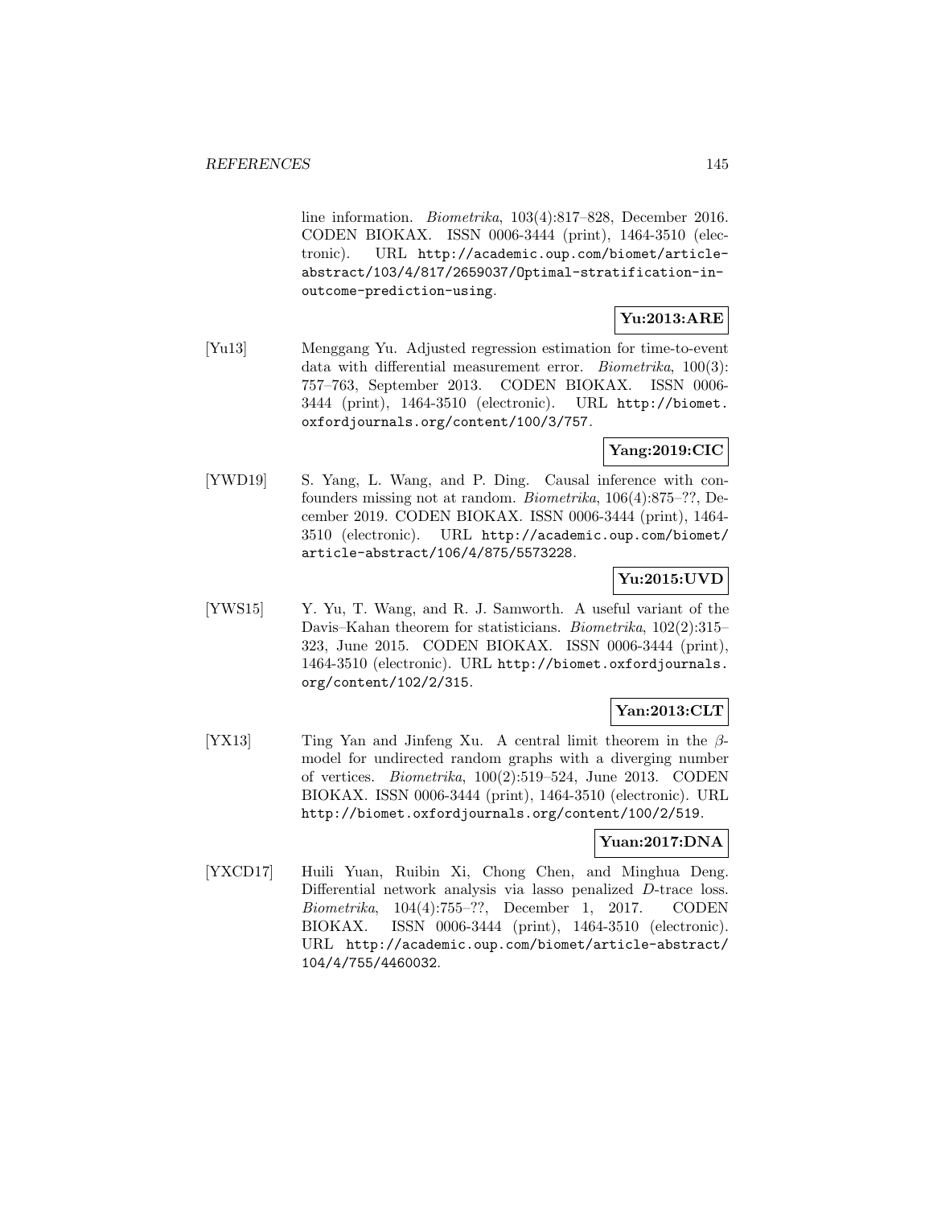line information. *Biometrika*, 103(4):817–828, December 2016. CODEN BIOKAX. ISSN 0006-3444 (print), 1464-3510 (electronic). URL http://academic.oup.com/biomet/article-abstract/103/4/817/2659037/Optimal-stratification-in-outcome-prediction-using.

**Yu:2013:ARE**

[Yu13] Menggang Yu. Adjusted regression estimation for time-to-event data with differential measurement error. *Biometrika*, 100(3): 757–763, September 2013. CODEN BIOKAX. ISSN 0006-3444 (print), 1464-3510 (electronic). URL http://biomet.oxfordjournals.org/content/100/3/757.

**Yang:2019:CIC**

[YWD19] S. Yang, L. Wang, and P. Ding. Causal inference with confounders missing not at random. *Biometrika*, 106(4):875–??, December 2019. CODEN BIOKAX. ISSN 0006-3444 (print), 1464-3510 (electronic). URL http://academic.oup.com/biomet/article-abstract/106/4/875/5573228.

**Yu:2015:UVD**

[YWS15] Y. Yu, T. Wang, and R. J. Samworth. A useful variant of the Davis–Kahan theorem for statisticians. *Biometrika*, 102(2):315–323, June 2015. CODEN BIOKAX. ISSN 0006-3444 (print), 1464-3510 (electronic). URL http://biomet.oxfordjournals.org/content/102/2/315.

**Yan:2013:CLT**

[YX13] Ting Yan and Jinfeng Xu. A central limit theorem in the $\beta$-model for undirected random graphs with a diverging number of vertices. *Biometrika*, 100(2):519–524, June 2013. CODEN BIOKAX. ISSN 0006-3444 (print), 1464-3510 (electronic). URL http://biomet.oxfordjournals.org/content/100/2/519.

**Yuan:2017:DNA**

[YXCD17] Huili Yuan, Ruibin Xi, Chong Chen, and Minghua Deng. Differential network analysis via lasso penalized $D$-trace loss. *Biometrika*, 104(4):755–??, December 1, 2017. CODEN BIOKAX. ISSN 0006-3444 (print), 1464-3510 (electronic). URL http://academic.oup.com/biomet/article-abstract/104/4/755/4460032.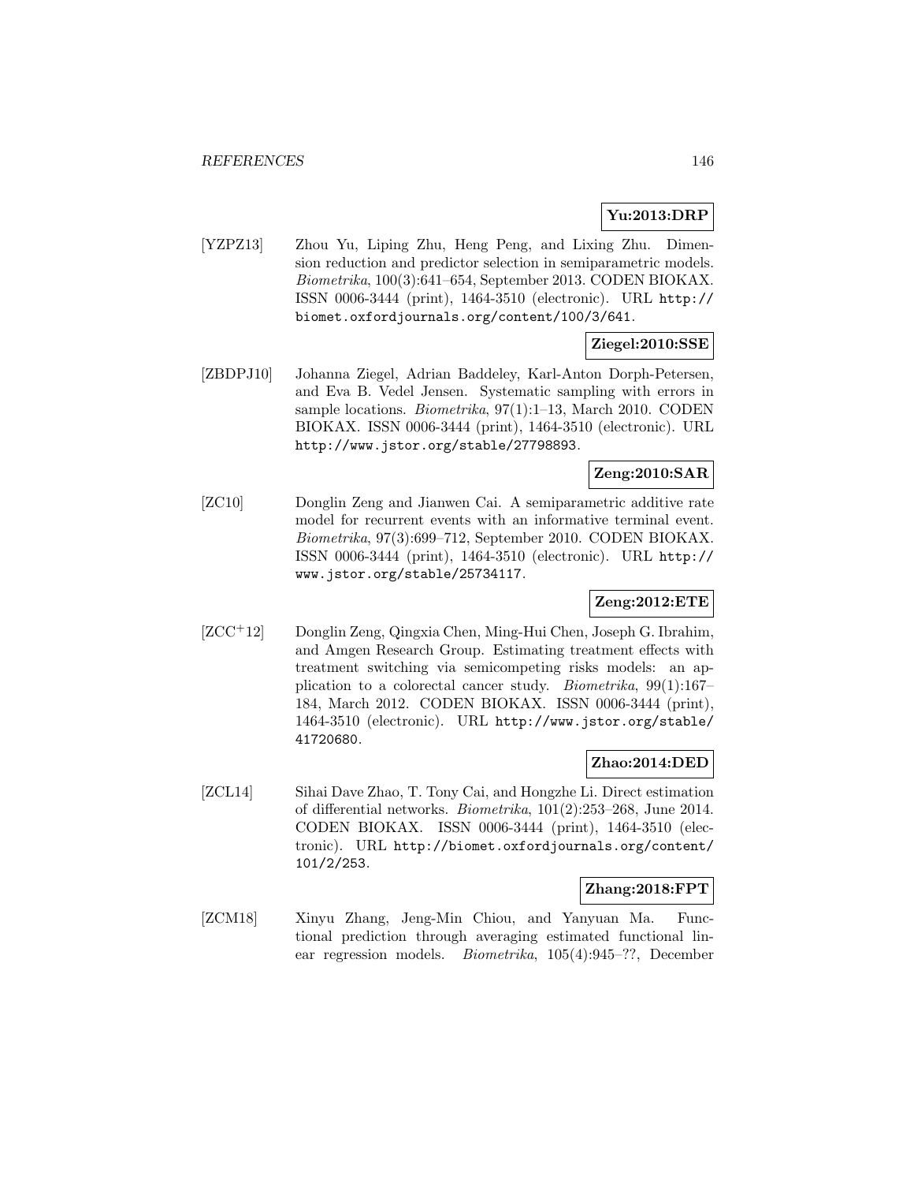**Yu:2013:DRP**

[YZPZ13] Zhou Yu, Liping Zhu, Heng Peng, and Lixing Zhu. Dimension reduction and predictor selection in semiparametric models. *Biometrika*, 100(3):641–654, September 2013. CODEN BIOKAX. ISSN 0006-3444 (print), 1464-3510 (electronic). URL http://biomet.oxfordjournals.org/content/100/3/641.

**Ziegel:2010:SSE**

[ZBDPJ10] Johanna Ziegel, Adrian Baddeley, Karl-Anton Dorph-Petersen, and Eva B. Vedel Jensen. Systematic sampling with errors in sample locations. *Biometrika*, 97(1):1–13, March 2010. CODEN BIOKAX. ISSN 0006-3444 (print), 1464-3510 (electronic). URL http://www.jstor.org/stable/27798893.

**Zeng:2010:SAR**

[ZC10] Donglin Zeng and Jianwen Cai. A semiparametric additive rate model for recurrent events with an informative terminal event. *Biometrika*, 97(3):699–712, September 2010. CODEN BIOKAX. ISSN 0006-3444 (print), 1464-3510 (electronic). URL http://www.jstor.org/stable/25734117.

**Zeng:2012:ETE**

[ZCC+12] Donglin Zeng, Qingxia Chen, Ming-Hui Chen, Joseph G. Ibrahim, and Amgen Research Group. Estimating treatment effects with treatment switching via semicompeting risks models: an application to a colorectal cancer study. *Biometrika*, 99(1):167–184, March 2012. CODEN BIOKAX. ISSN 0006-3444 (print), 1464-3510 (electronic). URL http://www.jstor.org/stable/41720680.

**Zhao:2014:DED**

[ZCL14] Sihai Dave Zhao, T. Tony Cai, and Hongzhe Li. Direct estimation of differential networks. *Biometrika*, 101(2):253–268, June 2014. CODEN BIOKAX. ISSN 0006-3444 (print), 1464-3510 (electronic). URL http://biomet.oxfordjournals.org/content/101/2/253.

**Zhang:2018:FPT**

[ZCM18] Xinyu Zhang, Jeng-Min Chiou, and Yanyuan Ma. Functional prediction through averaging estimated functional linear regression models. *Biometrika*, 105(4):945–??, December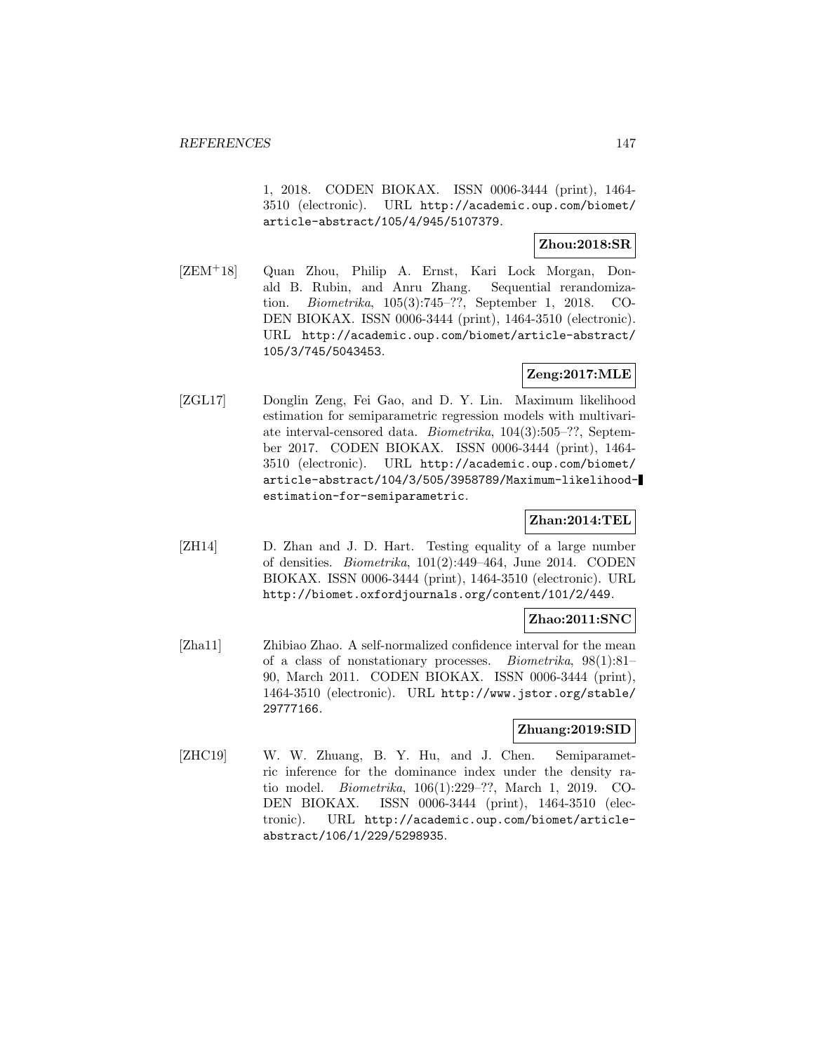1, 2018. CODEN BIOKAX. ISSN 0006-3444 (print), 1464-3510 (electronic). URL http://academic.oup.com/biomet/article-abstract/105/4/945/5107379.

**Zhou:2018:SR**

[ZEM+18] Quan Zhou, Philip A. Ernst, Kari Lock Morgan, Donald B. Rubin, and Anru Zhang. Sequential rerandomization. *Biometrika*, 105(3):745–??, September 1, 2018. CODEN BIOKAX. ISSN 0006-3444 (print), 1464-3510 (electronic). URL http://academic.oup.com/biomet/article-abstract/105/3/745/5043453.

**Zeng:2017:MLE**

[ZGL17] Donglin Zeng, Fei Gao, and D. Y. Lin. Maximum likelihood estimation for semiparametric regression models with multivariate interval-censored data. *Biometrika*, 104(3):505–??, September 2017. CODEN BIOKAX. ISSN 0006-3444 (print), 1464-3510 (electronic). URL http://academic.oup.com/biomet/article-abstract/104/3/505/3958789/Maximum-likelihood-estimation-for-semiparametric.

**Zhan:2014:TEL**

[ZH14] D. Zhan and J. D. Hart. Testing equality of a large number of densities. *Biometrika*, 101(2):449–464, June 2014. CODEN BIOKAX. ISSN 0006-3444 (print), 1464-3510 (electronic). URL http://biomet.oxfordjournals.org/content/101/2/449.

**Zhao:2011:SNC**

[Zha11] Zhibiao Zhao. A self-normalized confidence interval for the mean of a class of nonstationary processes. *Biometrika*, 98(1):81–90, March 2011. CODEN BIOKAX. ISSN 0006-3444 (print), 1464-3510 (electronic). URL http://www.jstor.org/stable/29777166.

**Zhuang:2019:SID**

[ZHC19] W. W. Zhuang, B. Y. Hu, and J. Chen. Semiparametric inference for the dominance index under the density ratio model. *Biometrika*, 106(1):229–??, March 1, 2019. CODEN BIOKAX. ISSN 0006-3444 (print), 1464-3510 (electronic). URL http://academic.oup.com/biomet/article-abstract/106/1/229/5298935.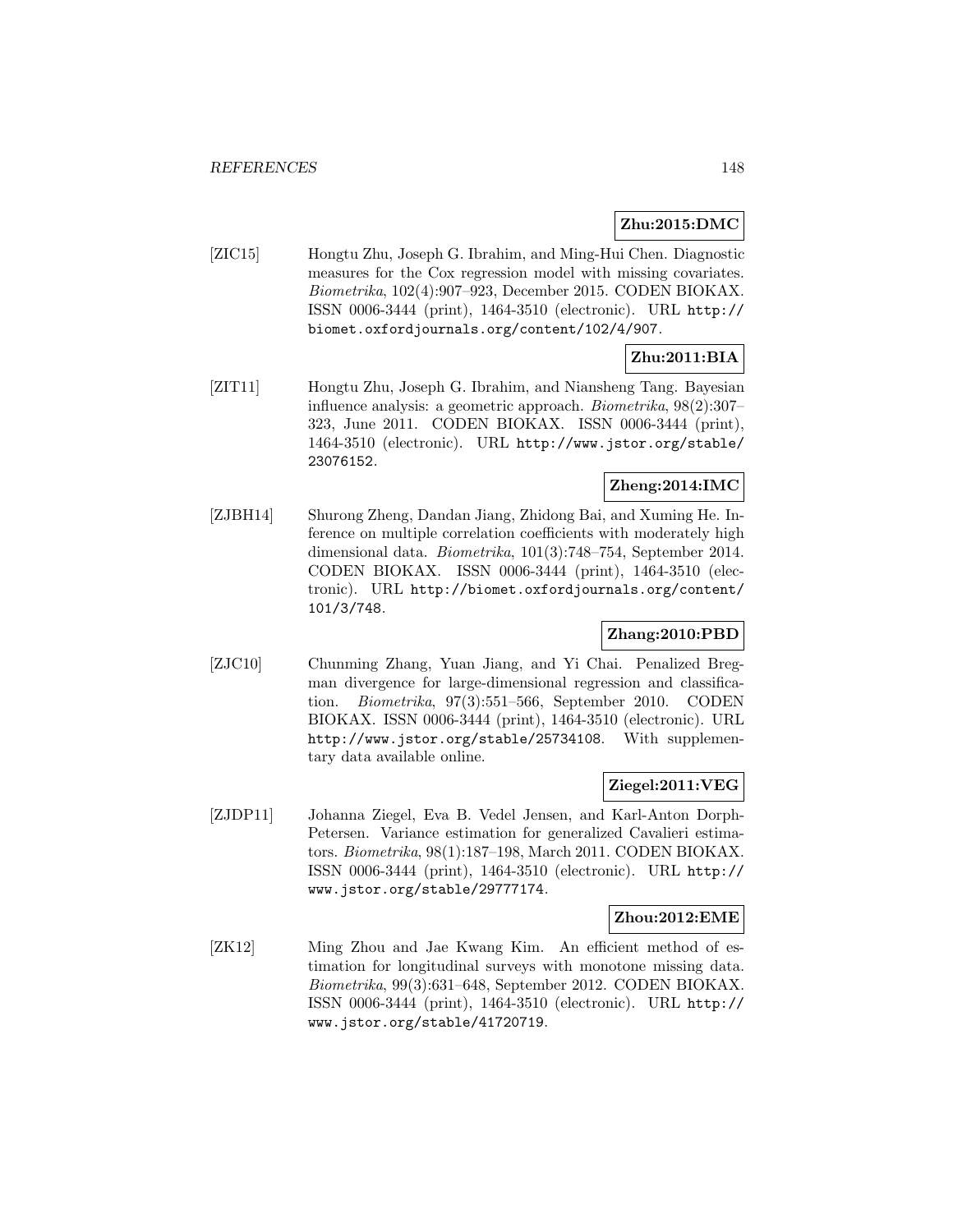**Zhu:2015:DMC**

[ZIC15] Hongtu Zhu, Joseph G. Ibrahim, and Ming-Hui Chen. Diagnostic measures for the Cox regression model with missing covariates. *Biometrika*, 102(4):907–923, December 2015. CODEN BIOKAX. ISSN 0006-3444 (print), 1464-3510 (electronic). URL http://biomet.oxfordjournals.org/content/102/4/907.

**Zhu:2011:BIA**

[ZIT11] Hongtu Zhu, Joseph G. Ibrahim, and Niansheng Tang. Bayesian influence analysis: a geometric approach. *Biometrika*, 98(2):307–323, June 2011. CODEN BIOKAX. ISSN 0006-3444 (print), 1464-3510 (electronic). URL http://www.jstor.org/stable/23076152.

**Zheng:2014:IMC**

[ZJBH14] Shurong Zheng, Dandan Jiang, Zhidong Bai, and Xuming He. Inference on multiple correlation coefficients with moderately high dimensional data. *Biometrika*, 101(3):748–754, September 2014. CODEN BIOKAX. ISSN 0006-3444 (print), 1464-3510 (electronic). URL http://biomet.oxfordjournals.org/content/101/3/748.

**Zhang:2010:PBD**

[ZJC10] Chunming Zhang, Yuan Jiang, and Yi Chai. Penalized Bregman divergence for large-dimensional regression and classification. *Biometrika*, 97(3):551–566, September 2010. CODEN BIOKAX. ISSN 0006-3444 (print), 1464-3510 (electronic). URL http://www.jstor.org/stable/25734108. With supplementary data available online.

**Ziegel:2011:VEG**

[ZJDP11] Johanna Ziegel, Eva B. Vedel Jensen, and Karl-Anton Dorph-Petersen. Variance estimation for generalized Cavalieri estimators. *Biometrika*, 98(1):187–198, March 2011. CODEN BIOKAX. ISSN 0006-3444 (print), 1464-3510 (electronic). URL http://www.jstor.org/stable/29777174.

**Zhou:2012:EME**

[ZK12] Ming Zhou and Jae Kwang Kim. An efficient method of estimation for longitudinal surveys with monotone missing data. *Biometrika*, 99(3):631–648, September 2012. CODEN BIOKAX. ISSN 0006-3444 (print), 1464-3510 (electronic). URL http://www.jstor.org/stable/41720719.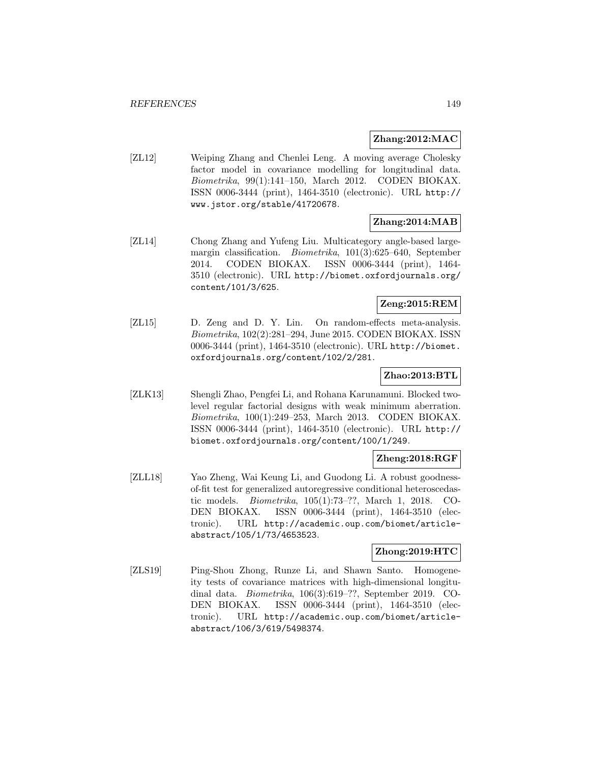**Zhang:2012:MAC**

[ZL12] Weiping Zhang and Chenlei Leng. A moving average Cholesky factor model in covariance modelling for longitudinal data. *Biometrika*, 99(1):141–150, March 2012. CODEN BIOKAX. ISSN 0006-3444 (print), 1464-3510 (electronic). URL http://www.jstor.org/stable/41720678.

**Zhang:2014:MAB**

[ZL14] Chong Zhang and Yufeng Liu. Multicategory angle-based large-margin classification. *Biometrika*, 101(3):625–640, September 2014. CODEN BIOKAX. ISSN 0006-3444 (print), 1464-3510 (electronic). URL http://biomet.oxfordjournals.org/content/101/3/625.

**Zeng:2015:REM**

[ZL15] D. Zeng and D. Y. Lin. On random-effects meta-analysis. *Biometrika*, 102(2):281–294, June 2015. CODEN BIOKAX. ISSN 0006-3444 (print), 1464-3510 (electronic). URL http://biomet.oxfordjournals.org/content/102/2/281.

**Zhao:2013:BTL**

[ZLK13] Shengli Zhao, Pengfei Li, and Rohana Karunamuni. Blocked two-level regular factorial designs with weak minimum aberration. *Biometrika*, 100(1):249–253, March 2013. CODEN BIOKAX. ISSN 0006-3444 (print), 1464-3510 (electronic). URL http://biomet.oxfordjournals.org/content/100/1/249.

**Zheng:2018:RGF**

[ZLL18] Yao Zheng, Wai Keung Li, and Guodong Li. A robust goodness-of-fit test for generalized autoregressive conditional heteroscedastic models. *Biometrika*, 105(1):73–??, March 1, 2018. CODEN BIOKAX. ISSN 0006-3444 (print), 1464-3510 (electronic). URL http://academic.oup.com/biomet/article-abstract/105/1/73/4653523.

**Zhong:2019:HTC**

[ZLS19] Ping-Shou Zhong, Runze Li, and Shawn Santo. Homogeneity tests of covariance matrices with high-dimensional longitudinal data. *Biometrika*, 106(3):619–??, September 2019. CODEN BIOKAX. ISSN 0006-3444 (print), 1464-3510 (electronic). URL http://academic.oup.com/biomet/article-abstract/106/3/619/5498374.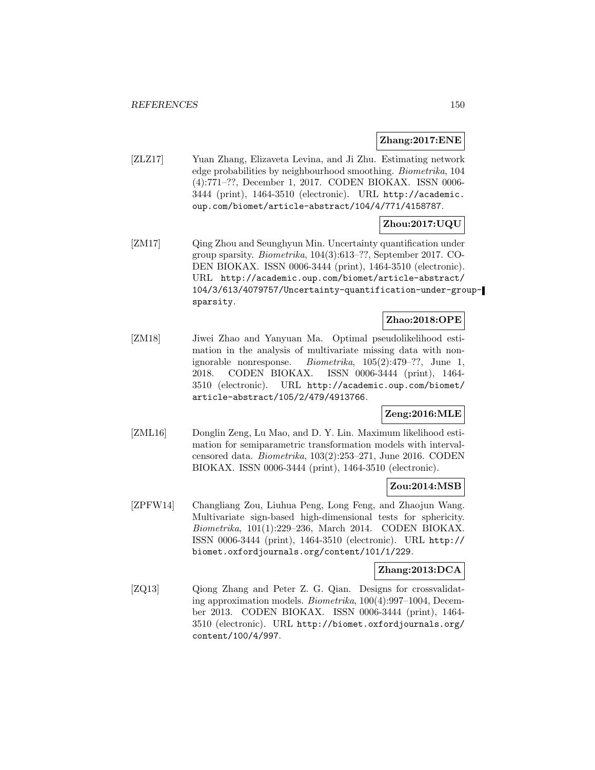**Zhang:2017:ENE**

[ZLZ17] Yuan Zhang, Elizaveta Levina, and Ji Zhu. Estimating network edge probabilities by neighbourhood smoothing. *Biometrika*, 104 (4):771–??, December 1, 2017. CODEN BIOKAX. ISSN 0006-3444 (print), 1464-3510 (electronic). URL http://academic.oup.com/biomet/article-abstract/104/4/771/4158787.

**Zhou:2017:UQU**

[ZM17] Qing Zhou and Seunghyun Min. Uncertainty quantification under group sparsity. *Biometrika*, 104(3):613–??, September 2017. CODEN BIOKAX. ISSN 0006-3444 (print), 1464-3510 (electronic). URL http://academic.oup.com/biomet/article-abstract/104/3/613/4079757/Uncertainty-quantification-under-group-sparsity.

**Zhao:2018:OPE**

[ZM18] Jiwei Zhao and Yanyuan Ma. Optimal pseudolikelihood estimation in the analysis of multivariate missing data with nonignorable nonresponse. *Biometrika*, 105(2):479–??, June 1, 2018. CODEN BIOKAX. ISSN 0006-3444 (print), 1464-3510 (electronic). URL http://academic.oup.com/biomet/article-abstract/105/2/479/4913766.

**Zeng:2016:MLE**

[ZML16] Donglin Zeng, Lu Mao, and D. Y. Lin. Maximum likelihood estimation for semiparametric transformation models with interval-censored data. *Biometrika*, 103(2):253–271, June 2016. CODEN BIOKAX. ISSN 0006-3444 (print), 1464-3510 (electronic).

**Zou:2014:MSB**

[ZPFW14] Changliang Zou, Liuhua Peng, Long Feng, and Zhaojun Wang. Multivariate sign-based high-dimensional tests for sphericity. *Biometrika*, 101(1):229–236, March 2014. CODEN BIOKAX. ISSN 0006-3444 (print), 1464-3510 (electronic). URL http://biomet.oxfordjournals.org/content/101/1/229.

**Zhang:2013:DCA**

[ZQ13] Qiong Zhang and Peter Z. G. Qian. Designs for crossvalidating approximation models. *Biometrika*, 100(4):997–1004, December 2013. CODEN BIOKAX. ISSN 0006-3444 (print), 1464-3510 (electronic). URL http://biomet.oxfordjournals.org/content/100/4/997.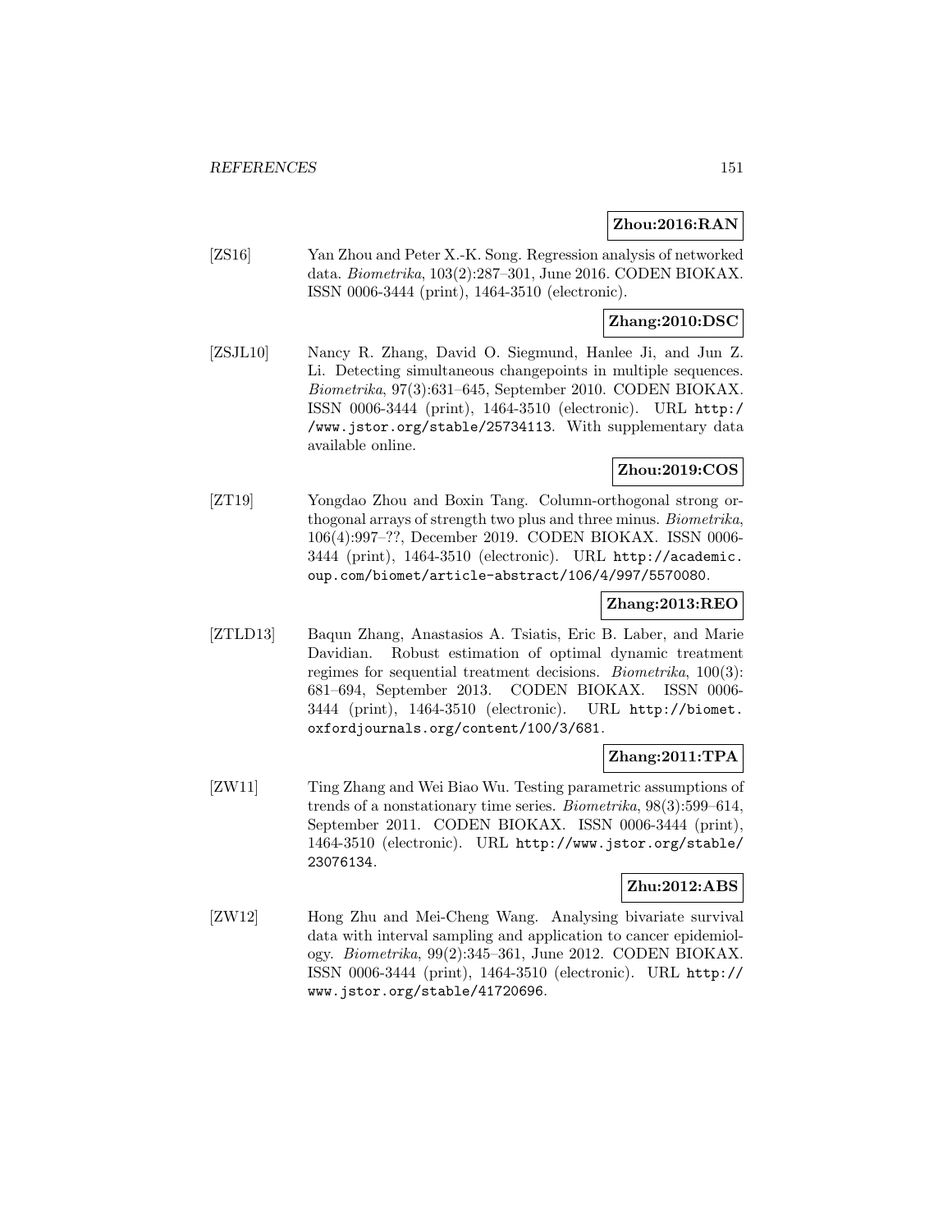**Zhou:2016:RAN**

[ZS16] Yan Zhou and Peter X.-K. Song. Regression analysis of networked data. *Biometrika*, 103(2):287–301, June 2016. CODEN BIOKAX. ISSN 0006-3444 (print), 1464-3510 (electronic).

**Zhang:2010:DSC**

[ZSJL10] Nancy R. Zhang, David O. Siegmund, Hanlee Ji, and Jun Z. Li. Detecting simultaneous changepoints in multiple sequences. *Biometrika*, 97(3):631–645, September 2010. CODEN BIOKAX. ISSN 0006-3444 (print), 1464-3510 (electronic). URL http://www.jstor.org/stable/25734113. With supplementary data available online.

**Zhou:2019:COS**

[ZT19] Yongdao Zhou and Boxin Tang. Column-orthogonal strong orthogonal arrays of strength two plus and three minus. *Biometrika*, 106(4):997–??, December 2019. CODEN BIOKAX. ISSN 0006-3444 (print), 1464-3510 (electronic). URL http://academic.oup.com/biomet/article-abstract/106/4/997/5570080.

**Zhang:2013:REO**

[ZTLD13] Baqun Zhang, Anastasios A. Tsiatis, Eric B. Laber, and Marie Davidian. Robust estimation of optimal dynamic treatment regimes for sequential treatment decisions. *Biometrika*, 100(3): 681–694, September 2013. CODEN BIOKAX. ISSN 0006-3444 (print), 1464-3510 (electronic). URL http://biomet.oxfordjournals.org/content/100/3/681.

**Zhang:2011:TPA**

[ZW11] Ting Zhang and Wei Biao Wu. Testing parametric assumptions of trends of a nonstationary time series. *Biometrika*, 98(3):599–614, September 2011. CODEN BIOKAX. ISSN 0006-3444 (print), 1464-3510 (electronic). URL http://www.jstor.org/stable/23076134.

**Zhu:2012:ABS**

[ZW12] Hong Zhu and Mei-Cheng Wang. Analysing bivariate survival data with interval sampling and application to cancer epidemiology. *Biometrika*, 99(2):345–361, June 2012. CODEN BIOKAX. ISSN 0006-3444 (print), 1464-3510 (electronic). URL http://www.jstor.org/stable/41720696.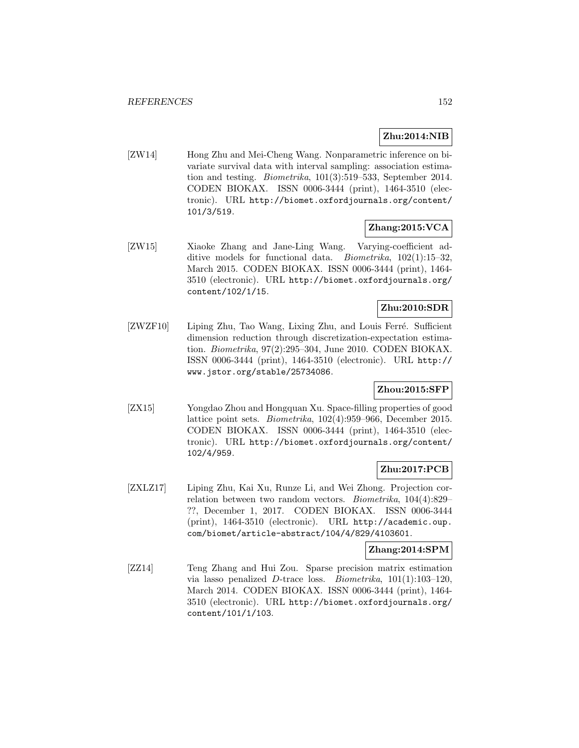**Zhu:2014:NIB**

[ZW14] Hong Zhu and Mei-Cheng Wang. Nonparametric inference on bivariate survival data with interval sampling: association estimation and testing. *Biometrika*, 101(3):519–533, September 2014. CODEN BIOKAX. ISSN 0006-3444 (print), 1464-3510 (electronic). URL `http://biomet.oxfordjournals.org/content/101/3/519`.

**Zhang:2015:VCA**

[ZW15] Xiaoke Zhang and Jane-Ling Wang. Varying-coefficient additive models for functional data. *Biometrika*, 102(1):15–32, March 2015. CODEN BIOKAX. ISSN 0006-3444 (print), 1464-3510 (electronic). URL `http://biomet.oxfordjournals.org/content/102/1/15`.

**Zhu:2010:SDR**

[ZWZF10] Liping Zhu, Tao Wang, Lixing Zhu, and Louis Ferré. Sufficient dimension reduction through discretization-expectation estimation. *Biometrika*, 97(2):295–304, June 2010. CODEN BIOKAX. ISSN 0006-3444 (print), 1464-3510 (electronic). URL `http://www.jstor.org/stable/25734086`.

**Zhou:2015:SFP**

[ZX15] Yongdao Zhou and Hongquan Xu. Space-filling properties of good lattice point sets. *Biometrika*, 102(4):959–966, December 2015. CODEN BIOKAX. ISSN 0006-3444 (print), 1464-3510 (electronic). URL `http://biomet.oxfordjournals.org/content/102/4/959`.

**Zhu:2017:PCB**

[ZXLZ17] Liping Zhu, Kai Xu, Runze Li, and Wei Zhong. Projection correlation between two random vectors. *Biometrika*, 104(4):829–??, December 1, 2017. CODEN BIOKAX. ISSN 0006-3444 (print), 1464-3510 (electronic). URL `http://academic.oup.com/biomet/article-abstract/104/4/829/4103601`.

**Zhang:2014:SPM**

[ZZ14] Teng Zhang and Hui Zou. Sparse precision matrix estimation via lasso penalized $D$-trace loss. *Biometrika*, 101(1):103–120, March 2014. CODEN BIOKAX. ISSN 0006-3444 (print), 1464-3510 (electronic). URL `http://biomet.oxfordjournals.org/content/101/1/103`.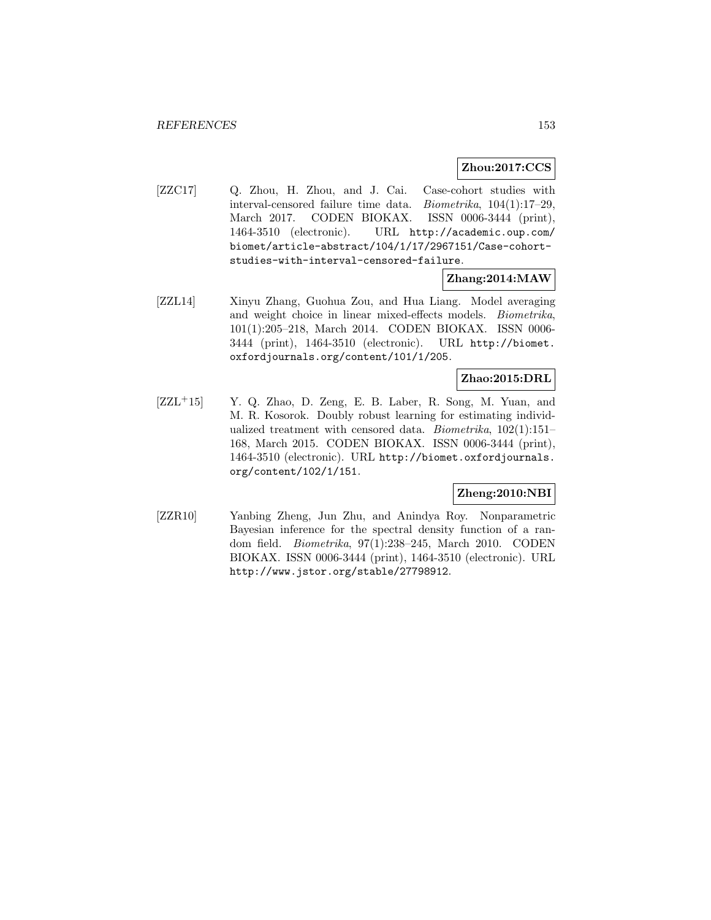**Zhou:2017:CCS**

[ZZC17] Q. Zhou, H. Zhou, and J. Cai. Case-cohort studies with interval-censored failure time data. *Biometrika*, 104(1):17–29, March 2017. CODEN BIOKAX. ISSN 0006-3444 (print), 1464-3510 (electronic). URL http://academic.oup.com/biomet/article-abstract/104/1/17/2967151/Case-cohort-studies-with-interval-censored-failure.

**Zhang:2014:MAW**

[ZZL14] Xinyu Zhang, Guohua Zou, and Hua Liang. Model averaging and weight choice in linear mixed-effects models. *Biometrika*, 101(1):205–218, March 2014. CODEN BIOKAX. ISSN 0006-3444 (print), 1464-3510 (electronic). URL http://biomet.oxfordjournals.org/content/101/1/205.

**Zhao:2015:DRL**

[ZZL+15] Y. Q. Zhao, D. Zeng, E. B. Laber, R. Song, M. Yuan, and M. R. Kosorok. Doubly robust learning for estimating individualized treatment with censored data. *Biometrika*, 102(1):151–168, March 2015. CODEN BIOKAX. ISSN 0006-3444 (print), 1464-3510 (electronic). URL http://biomet.oxfordjournals.org/content/102/1/151.

**Zheng:2010:NBI**

[ZZR10] Yanbing Zheng, Jun Zhu, and Anindya Roy. Nonparametric Bayesian inference for the spectral density function of a random field. *Biometrika*, 97(1):238–245, March 2010. CODEN BIOKAX. ISSN 0006-3444 (print), 1464-3510 (electronic). URL http://www.jstor.org/stable/27798912.